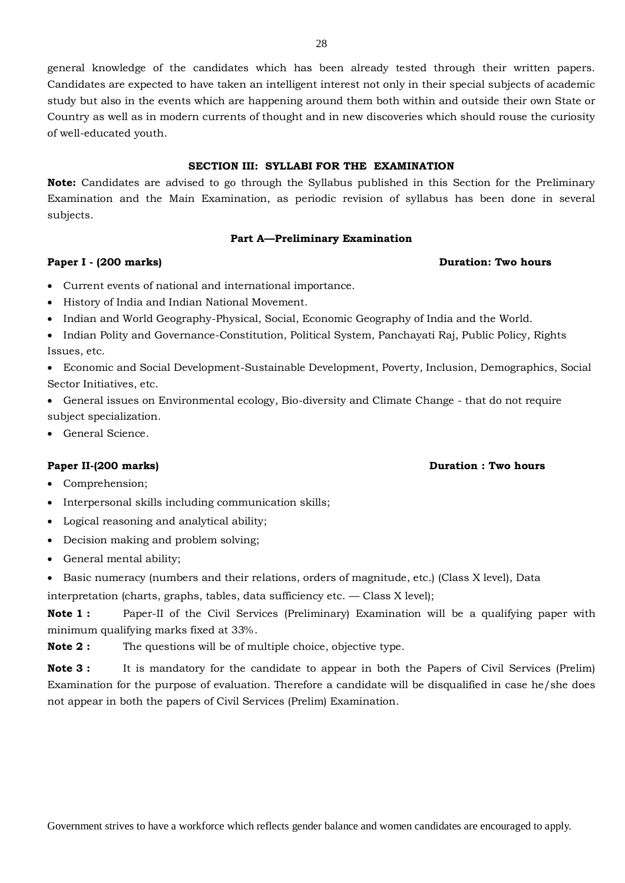general knowledge of the candidates which has been already tested through their written papers. Candidates are expected to have taken an intelligent interest not only in their special subjects of academic study but also in the events which are happening around them both within and outside their own State or Country as well as in modern currents of thought and in new discoveries which should rouse the curiosity of well-educated youth.

## SECTION III: SYLLABI FOR THE EXAMINATION

**Note:** Candidates are advised to go through the Syllabus published in this Section for the Preliminary Examination and the Main Examination, as periodic revision of syllabus has been done in several subjects.

### Part A—Preliminary Examination

**Paper I - (200 marks)** **Duration: Two hours**

- Current events of national and international importance.
- History of India and Indian National Movement.
- Indian and World Geography-Physical, Social, Economic Geography of India and the World.
- Indian Polity and Governance-Constitution, Political System, Panchayati Raj, Public Policy, Rights Issues, etc.
- Economic and Social Development-Sustainable Development, Poverty, Inclusion, Demographics, Social Sector Initiatives, etc.
- General issues on Environmental ecology, Bio-diversity and Climate Change - that do not require subject specialization.
- General Science.

**Paper II-(200 marks)** **Duration : Two hours**

- Comprehension;
- Interpersonal skills including communication skills;
- Logical reasoning and analytical ability;
- Decision making and problem solving;
- General mental ability;
- Basic numeracy (numbers and their relations, orders of magnitude, etc.) (Class X level), Data interpretation (charts, graphs, tables, data sufficiency etc. — Class X level);

**Note 1 :** Paper-II of the Civil Services (Preliminary) Examination will be a qualifying paper with minimum qualifying marks fixed at 33%.

**Note 2 :** The questions will be of multiple choice, objective type.

**Note 3 :** It is mandatory for the candidate to appear in both the Papers of Civil Services (Prelim) Examination for the purpose of evaluation. Therefore a candidate will be disqualified in case he/she does not appear in both the papers of Civil Services (Prelim) Examination.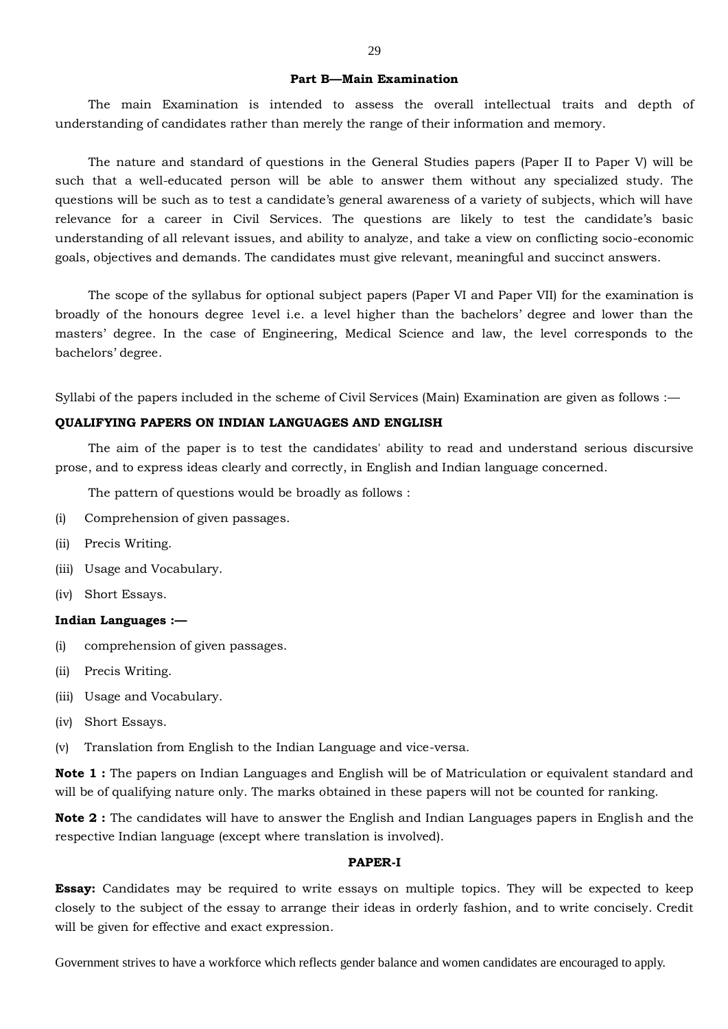## Part B—Main Examination

The main Examination is intended to assess the overall intellectual traits and depth of understanding of candidates rather than merely the range of their information and memory.

The nature and standard of questions in the General Studies papers (Paper II to Paper V) will be such that a well-educated person will be able to answer them without any specialized study. The questions will be such as to test a candidate's general awareness of a variety of subjects, which will have relevance for a career in Civil Services. The questions are likely to test the candidate's basic understanding of all relevant issues, and ability to analyze, and take a view on conflicting socio-economic goals, objectives and demands. The candidates must give relevant, meaningful and succinct answers.

The scope of the syllabus for optional subject papers (Paper VI and Paper VII) for the examination is broadly of the honours degree 1evel i.e. a level higher than the bachelors' degree and lower than the masters' degree. In the case of Engineering, Medical Science and law, the level corresponds to the bachelors' degree.

Syllabi of the papers included in the scheme of Civil Services (Main) Examination are given as follows :—

**QUALIFYING PAPERS ON INDIAN LANGUAGES AND ENGLISH**

The aim of the paper is to test the candidates' ability to read and understand serious discursive prose, and to express ideas clearly and correctly, in English and Indian language concerned.

The pattern of questions would be broadly as follows :

(i) Comprehension of given passages.

(ii) Precis Writing.

(iii) Usage and Vocabulary.

(iv) Short Essays.

**Indian Languages :—**

(i) comprehension of given passages.

(ii) Precis Writing.

(iii) Usage and Vocabulary.

(iv) Short Essays.

(v) Translation from English to the Indian Language and vice-versa.

**Note 1 :** The papers on Indian Languages and English will be of Matriculation or equivalent standard and will be of qualifying nature only. The marks obtained in these papers will not be counted for ranking.

**Note 2 :** The candidates will have to answer the English and Indian Languages papers in English and the respective Indian language (except where translation is involved).

### PAPER-I

**Essay:** Candidates may be required to write essays on multiple topics. They will be expected to keep closely to the subject of the essay to arrange their ideas in orderly fashion, and to write concisely. Credit will be given for effective and exact expression.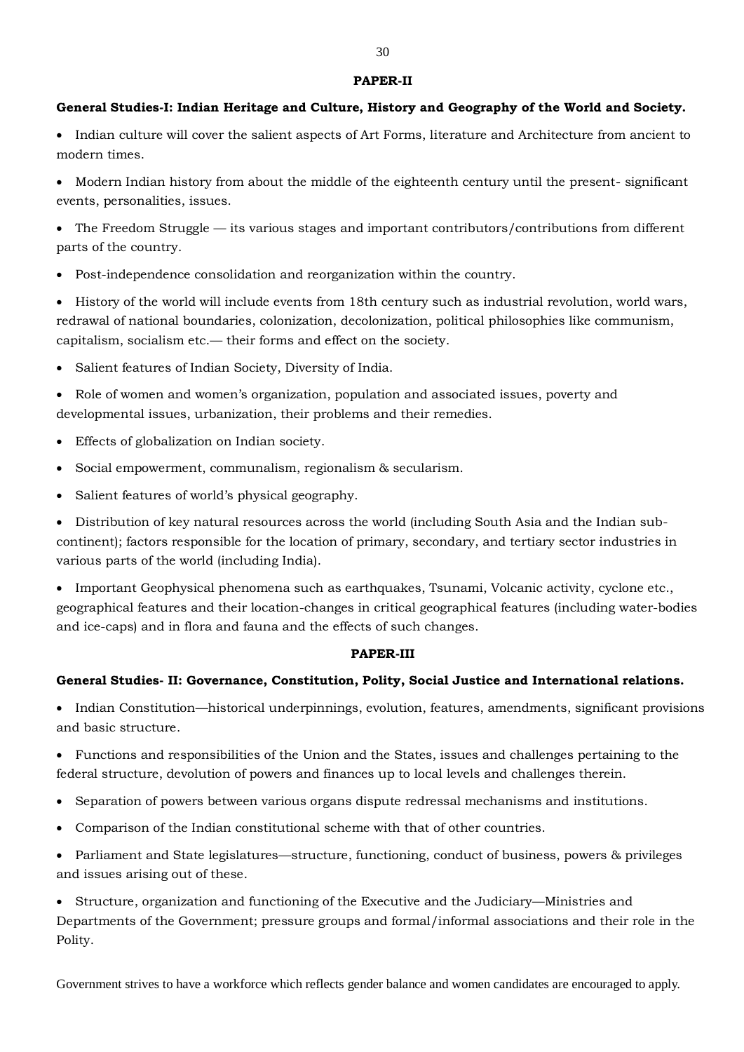## PAPER-II

**General Studies-I: Indian Heritage and Culture, History and Geography of the World and Society.**

- Indian culture will cover the salient aspects of Art Forms, literature and Architecture from ancient to modern times.
- Modern Indian history from about the middle of the eighteenth century until the present- significant events, personalities, issues.
- The Freedom Struggle — its various stages and important contributors/contributions from different parts of the country.
- Post-independence consolidation and reorganization within the country.
- History of the world will include events from 18th century such as industrial revolution, world wars, redrawal of national boundaries, colonization, decolonization, political philosophies like communism, capitalism, socialism etc.— their forms and effect on the society.
- Salient features of Indian Society, Diversity of India.
- Role of women and women's organization, population and associated issues, poverty and developmental issues, urbanization, their problems and their remedies.
- Effects of globalization on Indian society.
- Social empowerment, communalism, regionalism & secularism.
- Salient features of world's physical geography.
- Distribution of key natural resources across the world (including South Asia and the Indian sub-continent); factors responsible for the location of primary, secondary, and tertiary sector industries in various parts of the world (including India).
- Important Geophysical phenomena such as earthquakes, Tsunami, Volcanic activity, cyclone etc., geographical features and their location-changes in critical geographical features (including water-bodies and ice-caps) and in flora and fauna and the effects of such changes.

## PAPER-III

**General Studies- II: Governance, Constitution, Polity, Social Justice and International relations.**

- Indian Constitution—historical underpinnings, evolution, features, amendments, significant provisions and basic structure.
- Functions and responsibilities of the Union and the States, issues and challenges pertaining to the federal structure, devolution of powers and finances up to local levels and challenges therein.
- Separation of powers between various organs dispute redressal mechanisms and institutions.
- Comparison of the Indian constitutional scheme with that of other countries.
- Parliament and State legislatures—structure, functioning, conduct of business, powers & privileges and issues arising out of these.
- Structure, organization and functioning of the Executive and the Judiciary—Ministries and Departments of the Government; pressure groups and formal/informal associations and their role in the Polity.

Government strives to have a workforce which reflects gender balance and women candidates are encouraged to apply.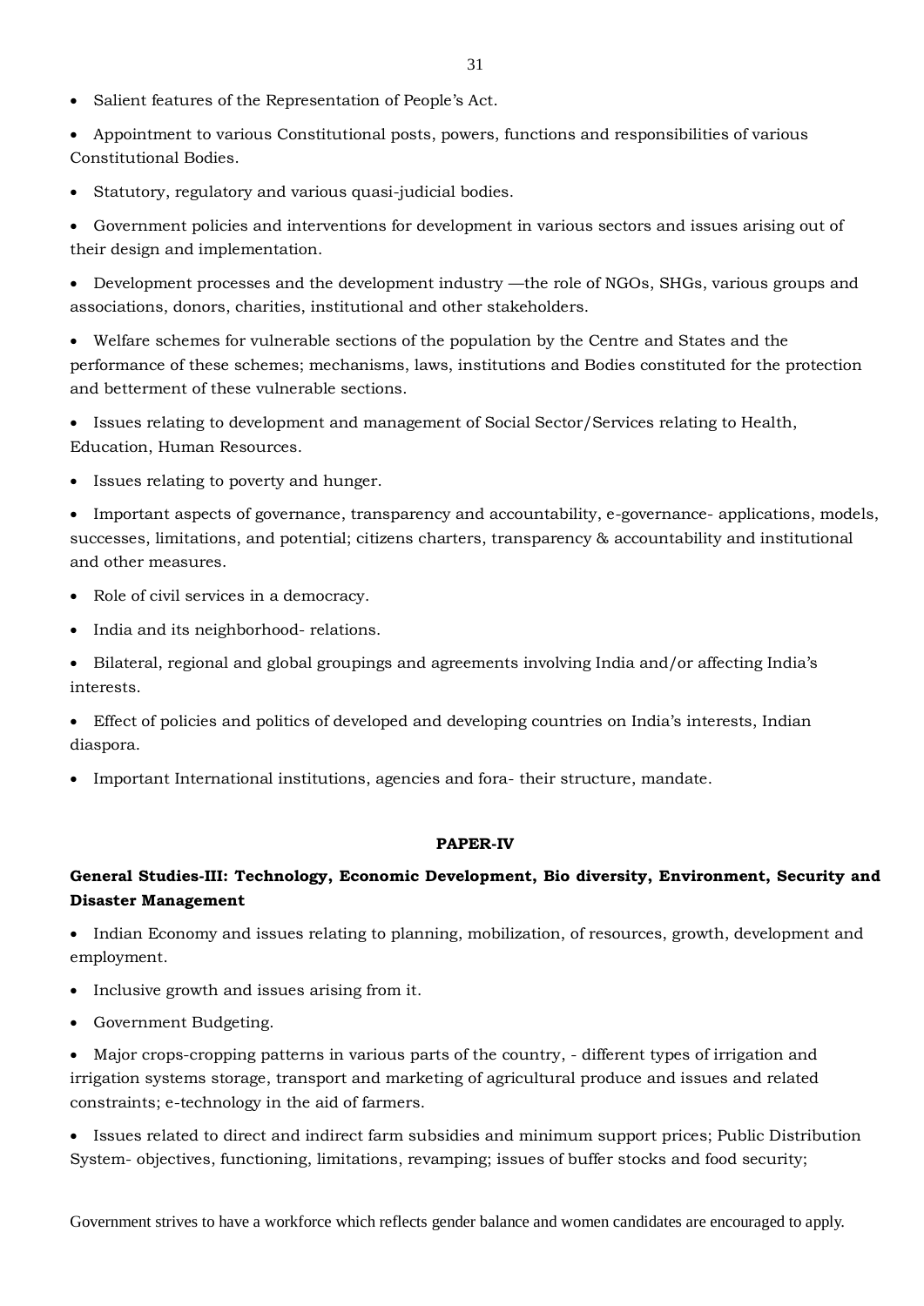- Salient features of the Representation of People's Act.
- Appointment to various Constitutional posts, powers, functions and responsibilities of various Constitutional Bodies.
- Statutory, regulatory and various quasi-judicial bodies.
- Government policies and interventions for development in various sectors and issues arising out of their design and implementation.
- Development processes and the development industry —the role of NGOs, SHGs, various groups and associations, donors, charities, institutional and other stakeholders.
- Welfare schemes for vulnerable sections of the population by the Centre and States and the performance of these schemes; mechanisms, laws, institutions and Bodies constituted for the protection and betterment of these vulnerable sections.
- Issues relating to development and management of Social Sector/Services relating to Health, Education, Human Resources.
- Issues relating to poverty and hunger.
- Important aspects of governance, transparency and accountability, e-governance- applications, models, successes, limitations, and potential; citizens charters, transparency & accountability and institutional and other measures.
- Role of civil services in a democracy.
- India and its neighborhood- relations.
- Bilateral, regional and global groupings and agreements involving India and/or affecting India's interests.
- Effect of policies and politics of developed and developing countries on India's interests, Indian diaspora.
- Important International institutions, agencies and fora- their structure, mandate.

**PAPER-IV**

**General Studies-III: Technology, Economic Development, Bio diversity, Environment, Security and Disaster Management**

- Indian Economy and issues relating to planning, mobilization, of resources, growth, development and employment.
- Inclusive growth and issues arising from it.
- Government Budgeting.
- Major crops-cropping patterns in various parts of the country, - different types of irrigation and irrigation systems storage, transport and marketing of agricultural produce and issues and related constraints; e-technology in the aid of farmers.
- Issues related to direct and indirect farm subsidies and minimum support prices; Public Distribution System- objectives, functioning, limitations, revamping; issues of buffer stocks and food security;

Government strives to have a workforce which reflects gender balance and women candidates are encouraged to apply.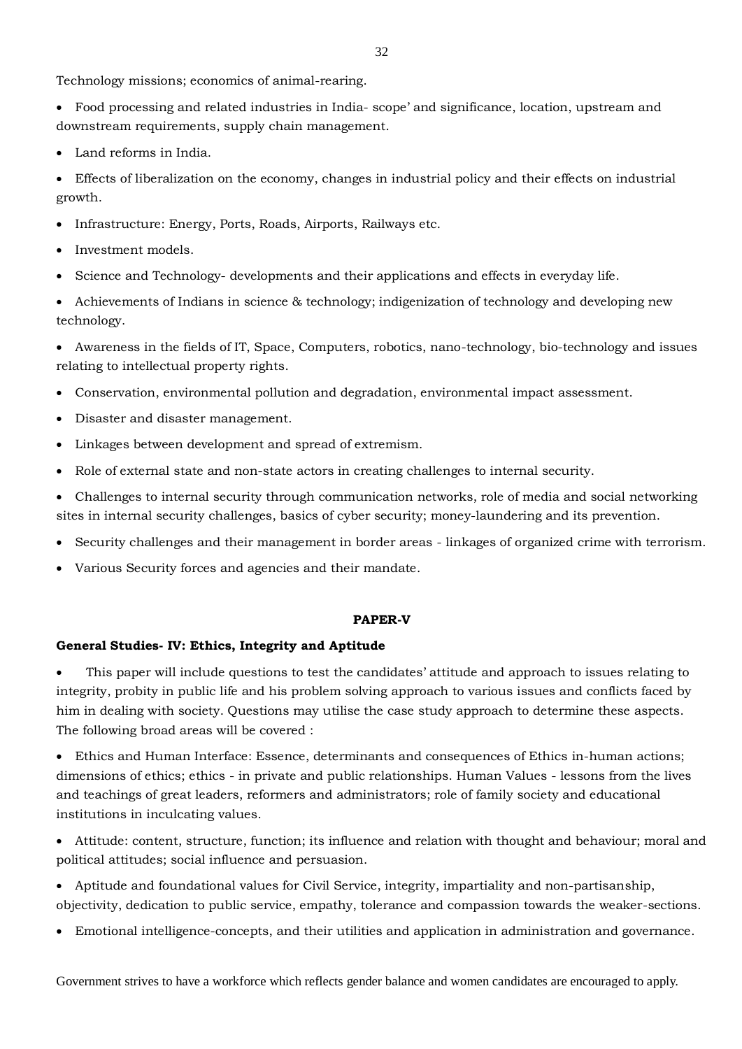Technology missions; economics of animal-rearing.

- Food processing and related industries in India- scope' and significance, location, upstream and downstream requirements, supply chain management.
- Land reforms in India.
- Effects of liberalization on the economy, changes in industrial policy and their effects on industrial growth.
- Infrastructure: Energy, Ports, Roads, Airports, Railways etc.
- Investment models.
- Science and Technology- developments and their applications and effects in everyday life.
- Achievements of Indians in science & technology; indigenization of technology and developing new technology.
- Awareness in the fields of IT, Space, Computers, robotics, nano-technology, bio-technology and issues relating to intellectual property rights.
- Conservation, environmental pollution and degradation, environmental impact assessment.
- Disaster and disaster management.
- Linkages between development and spread of extremism.
- Role of external state and non-state actors in creating challenges to internal security.
- Challenges to internal security through communication networks, role of media and social networking sites in internal security challenges, basics of cyber security; money-laundering and its prevention.
- Security challenges and their management in border areas - linkages of organized crime with terrorism.
- Various Security forces and agencies and their mandate.

## PAPER-V

### General Studies- IV: Ethics, Integrity and Aptitude

- This paper will include questions to test the candidates' attitude and approach to issues relating to integrity, probity in public life and his problem solving approach to various issues and conflicts faced by him in dealing with society. Questions may utilise the case study approach to determine these aspects. The following broad areas will be covered :
- Ethics and Human Interface: Essence, determinants and consequences of Ethics in-human actions; dimensions of ethics; ethics - in private and public relationships. Human Values - lessons from the lives and teachings of great leaders, reformers and administrators; role of family society and educational institutions in inculcating values.
- Attitude: content, structure, function; its influence and relation with thought and behaviour; moral and political attitudes; social influence and persuasion.
- Aptitude and foundational values for Civil Service, integrity, impartiality and non-partisanship, objectivity, dedication to public service, empathy, tolerance and compassion towards the weaker-sections.
- Emotional intelligence-concepts, and their utilities and application in administration and governance.

Government strives to have a workforce which reflects gender balance and women candidates are encouraged to apply.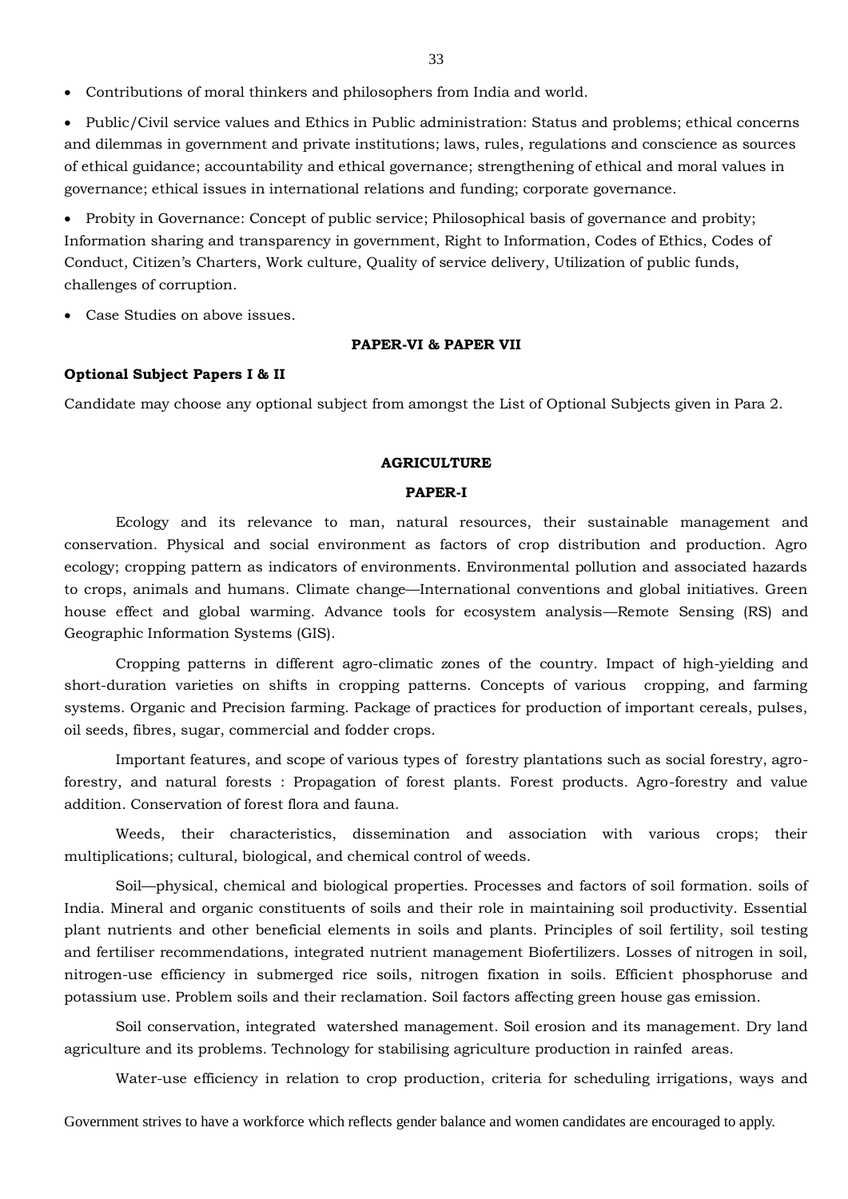- Contributions of moral thinkers and philosophers from India and world.
- Public/Civil service values and Ethics in Public administration: Status and problems; ethical concerns and dilemmas in government and private institutions; laws, rules, regulations and conscience as sources of ethical guidance; accountability and ethical governance; strengthening of ethical and moral values in governance; ethical issues in international relations and funding; corporate governance.
- Probity in Governance: Concept of public service; Philosophical basis of governance and probity; Information sharing and transparency in government, Right to Information, Codes of Ethics, Codes of Conduct, Citizen's Charters, Work culture, Quality of service delivery, Utilization of public funds, challenges of corruption.
- Case Studies on above issues.

**PAPER-VI & PAPER VII**

**Optional Subject Papers I & II**

Candidate may choose any optional subject from amongst the List of Optional Subjects given in Para 2.

## AGRICULTURE

### PAPER-I

Ecology and its relevance to man, natural resources, their sustainable management and conservation. Physical and social environment as factors of crop distribution and production. Agro ecology; cropping pattern as indicators of environments. Environmental pollution and associated hazards to crops, animals and humans. Climate change—International conventions and global initiatives. Green house effect and global warming. Advance tools for ecosystem analysis—Remote Sensing (RS) and Geographic Information Systems (GIS).

Cropping patterns in different agro-climatic zones of the country. Impact of high-yielding and short-duration varieties on shifts in cropping patterns. Concepts of various cropping, and farming systems. Organic and Precision farming. Package of practices for production of important cereals, pulses, oil seeds, fibres, sugar, commercial and fodder crops.

Important features, and scope of various types of forestry plantations such as social forestry, agro-forestry, and natural forests : Propagation of forest plants. Forest products. Agro-forestry and value addition. Conservation of forest flora and fauna.

Weeds, their characteristics, dissemination and association with various crops; their multiplications; cultural, biological, and chemical control of weeds.

Soil—physical, chemical and biological properties. Processes and factors of soil formation. soils of India. Mineral and organic constituents of soils and their role in maintaining soil productivity. Essential plant nutrients and other beneficial elements in soils and plants. Principles of soil fertility, soil testing and fertiliser recommendations, integrated nutrient management Biofertilizers. Losses of nitrogen in soil, nitrogen-use efficiency in submerged rice soils, nitrogen fixation in soils. Efficient phosphoruse and potassium use. Problem soils and their reclamation. Soil factors affecting green house gas emission.

Soil conservation, integrated watershed management. Soil erosion and its management. Dry land agriculture and its problems. Technology for stabilising agriculture production in rainfed areas.

Water-use efficiency in relation to crop production, criteria for scheduling irrigations, ways and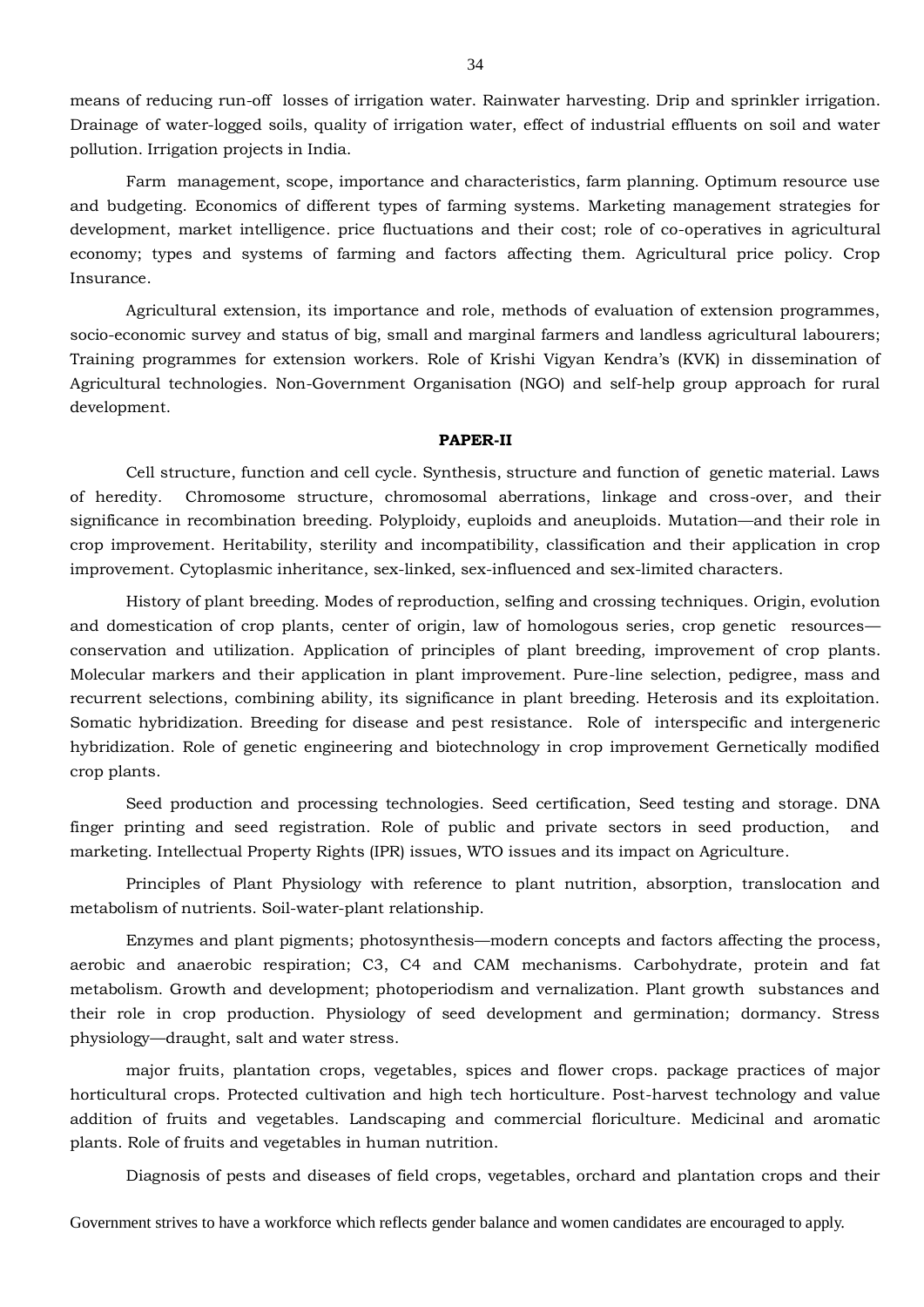means of reducing run-off losses of irrigation water. Rainwater harvesting. Drip and sprinkler irrigation. Drainage of water-logged soils, quality of irrigation water, effect of industrial effluents on soil and water pollution. Irrigation projects in India.

Farm management, scope, importance and characteristics, farm planning. Optimum resource use and budgeting. Economics of different types of farming systems. Marketing management strategies for development, market intelligence. price fluctuations and their cost; role of co-operatives in agricultural economy; types and systems of farming and factors affecting them. Agricultural price policy. Crop Insurance.

Agricultural extension, its importance and role, methods of evaluation of extension programmes, socio-economic survey and status of big, small and marginal farmers and landless agricultural labourers; Training programmes for extension workers. Role of Krishi Vigyan Kendra's (KVK) in dissemination of Agricultural technologies. Non-Government Organisation (NGO) and self-help group approach for rural development.

**PAPER-II**

Cell structure, function and cell cycle. Synthesis, structure and function of genetic material. Laws of heredity. Chromosome structure, chromosomal aberrations, linkage and cross-over, and their significance in recombination breeding. Polyploidy, euploids and aneuploids. Mutation—and their role in crop improvement. Heritability, sterility and incompatibility, classification and their application in crop improvement. Cytoplasmic inheritance, sex-linked, sex-influenced and sex-limited characters.

History of plant breeding. Modes of reproduction, selfing and crossing techniques. Origin, evolution and domestication of crop plants, center of origin, law of homologous series, crop genetic resources—conservation and utilization. Application of principles of plant breeding, improvement of crop plants. Molecular markers and their application in plant improvement. Pure-line selection, pedigree, mass and recurrent selections, combining ability, its significance in plant breeding. Heterosis and its exploitation. Somatic hybridization. Breeding for disease and pest resistance. Role of interspecific and intergeneric hybridization. Role of genetic engineering and biotechnology in crop improvement Gernetically modified crop plants.

Seed production and processing technologies. Seed certification, Seed testing and storage. DNA finger printing and seed registration. Role of public and private sectors in seed production, and marketing. Intellectual Property Rights (IPR) issues, WTO issues and its impact on Agriculture.

Principles of Plant Physiology with reference to plant nutrition, absorption, translocation and metabolism of nutrients. Soil-water-plant relationship.

Enzymes and plant pigments; photosynthesis—modern concepts and factors affecting the process, aerobic and anaerobic respiration; C3, C4 and CAM mechanisms. Carbohydrate, protein and fat metabolism. Growth and development; photoperiodism and vernalization. Plant growth substances and their role in crop production. Physiology of seed development and germination; dormancy. Stress physiology—draught, salt and water stress.

major fruits, plantation crops, vegetables, spices and flower crops. package practices of major horticultural crops. Protected cultivation and high tech horticulture. Post-harvest technology and value addition of fruits and vegetables. Landscaping and commercial floriculture. Medicinal and aromatic plants. Role of fruits and vegetables in human nutrition.

Diagnosis of pests and diseases of field crops, vegetables, orchard and plantation crops and their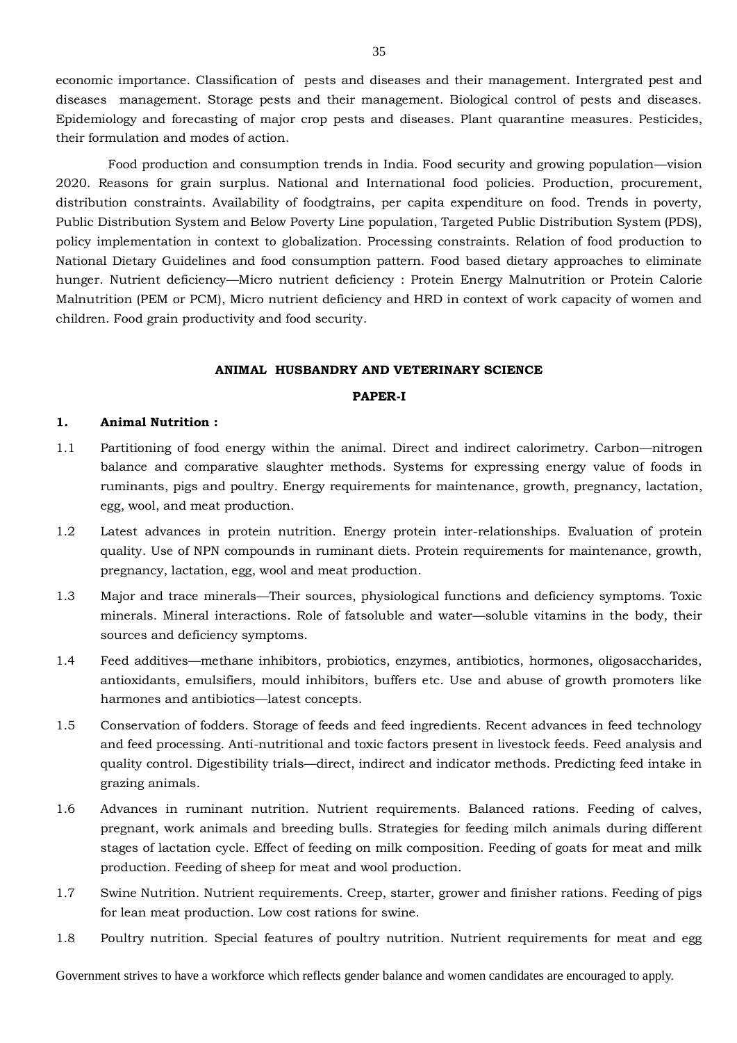economic importance. Classification of pests and diseases and their management. Intergrated pest and diseases management. Storage pests and their management. Biological control of pests and diseases. Epidemiology and forecasting of major crop pests and diseases. Plant quarantine measures. Pesticides, their formulation and modes of action.

Food production and consumption trends in India. Food security and growing population—vision 2020. Reasons for grain surplus. National and International food policies. Production, procurement, distribution constraints. Availability of foodgtrains, per capita expenditure on food. Trends in poverty, Public Distribution System and Below Poverty Line population, Targeted Public Distribution System (PDS), policy implementation in context to globalization. Processing constraints. Relation of food production to National Dietary Guidelines and food consumption pattern. Food based dietary approaches to eliminate hunger. Nutrient deficiency—Micro nutrient deficiency : Protein Energy Malnutrition or Protein Calorie Malnutrition (PEM or PCM), Micro nutrient deficiency and HRD in context of work capacity of women and children. Food grain productivity and food security.

## ANIMAL HUSBANDRY AND VETERINARY SCIENCE

### PAPER-I

**1. Animal Nutrition :**

1.1 Partitioning of food energy within the animal. Direct and indirect calorimetry. Carbon—nitrogen balance and comparative slaughter methods. Systems for expressing energy value of foods in ruminants, pigs and poultry. Energy requirements for maintenance, growth, pregnancy, lactation, egg, wool, and meat production.

1.2 Latest advances in protein nutrition. Energy protein inter-relationships. Evaluation of protein quality. Use of NPN compounds in ruminant diets. Protein requirements for maintenance, growth, pregnancy, lactation, egg, wool and meat production.

1.3 Major and trace minerals—Their sources, physiological functions and deficiency symptoms. Toxic minerals. Mineral interactions. Role of fatsoluble and water—soluble vitamins in the body, their sources and deficiency symptoms.

1.4 Feed additives—methane inhibitors, probiotics, enzymes, antibiotics, hormones, oligosaccharides, antioxidants, emulsifiers, mould inhibitors, buffers etc. Use and abuse of growth promoters like harmones and antibiotics—latest concepts.

1.5 Conservation of fodders. Storage of feeds and feed ingredients. Recent advances in feed technology and feed processing. Anti-nutritional and toxic factors present in livestock feeds. Feed analysis and quality control. Digestibility trials—direct, indirect and indicator methods. Predicting feed intake in grazing animals.

1.6 Advances in ruminant nutrition. Nutrient requirements. Balanced rations. Feeding of calves, pregnant, work animals and breeding bulls. Strategies for feeding milch animals during different stages of lactation cycle. Effect of feeding on milk composition. Feeding of goats for meat and milk production. Feeding of sheep for meat and wool production.

1.7 Swine Nutrition. Nutrient requirements. Creep, starter, grower and finisher rations. Feeding of pigs for lean meat production. Low cost rations for swine.

1.8 Poultry nutrition. Special features of poultry nutrition. Nutrient requirements for meat and egg

Government strives to have a workforce which reflects gender balance and women candidates are encouraged to apply.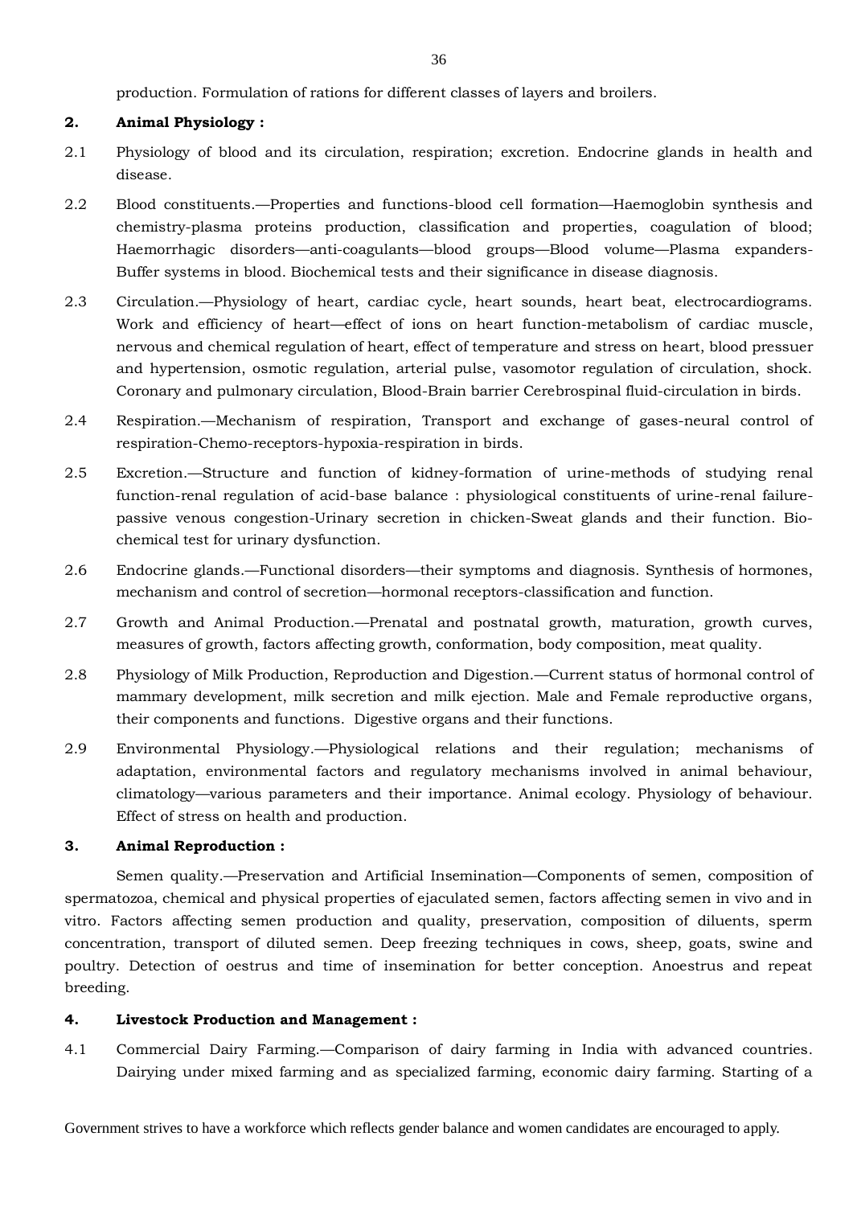production. Formulation of rations for different classes of layers and broilers.

**2. Animal Physiology :**

2.1 Physiology of blood and its circulation, respiration; excretion. Endocrine glands in health and disease.

2.2 Blood constituents.—Properties and functions-blood cell formation—Haemoglobin synthesis and chemistry-plasma proteins production, classification and properties, coagulation of blood; Haemorrhagic disorders—anti-coagulants—blood groups—Blood volume—Plasma expanders-Buffer systems in blood. Biochemical tests and their significance in disease diagnosis.

2.3 Circulation.—Physiology of heart, cardiac cycle, heart sounds, heart beat, electrocardiograms. Work and efficiency of heart—effect of ions on heart function-metabolism of cardiac muscle, nervous and chemical regulation of heart, effect of temperature and stress on heart, blood pressuer and hypertension, osmotic regulation, arterial pulse, vasomotor regulation of circulation, shock. Coronary and pulmonary circulation, Blood-Brain barrier Cerebrospinal fluid-circulation in birds.

2.4 Respiration.—Mechanism of respiration, Transport and exchange of gases-neural control of respiration-Chemo-receptors-hypoxia-respiration in birds.

2.5 Excretion.—Structure and function of kidney-formation of urine-methods of studying renal function-renal regulation of acid-base balance : physiological constituents of urine-renal failure-passive venous congestion-Urinary secretion in chicken-Sweat glands and their function. Bio-chemical test for urinary dysfunction.

2.6 Endocrine glands.—Functional disorders—their symptoms and diagnosis. Synthesis of hormones, mechanism and control of secretion—hormonal receptors-classification and function.

2.7 Growth and Animal Production.—Prenatal and postnatal growth, maturation, growth curves, measures of growth, factors affecting growth, conformation, body composition, meat quality.

2.8 Physiology of Milk Production, Reproduction and Digestion.—Current status of hormonal control of mammary development, milk secretion and milk ejection. Male and Female reproductive organs, their components and functions. Digestive organs and their functions.

2.9 Environmental Physiology.—Physiological relations and their regulation; mechanisms of adaptation, environmental factors and regulatory mechanisms involved in animal behaviour, climatology—various parameters and their importance. Animal ecology. Physiology of behaviour. Effect of stress on health and production.

**3. Animal Reproduction :**

Semen quality.—Preservation and Artificial Insemination—Components of semen, composition of spermatozoa, chemical and physical properties of ejaculated semen, factors affecting semen in vivo and in vitro. Factors affecting semen production and quality, preservation, composition of diluents, sperm concentration, transport of diluted semen. Deep freezing techniques in cows, sheep, goats, swine and poultry. Detection of oestrus and time of insemination for better conception. Anoestrus and repeat breeding.

**4. Livestock Production and Management :**

4.1 Commercial Dairy Farming.—Comparison of dairy farming in India with advanced countries. Dairying under mixed farming and as specialized farming, economic dairy farming. Starting of a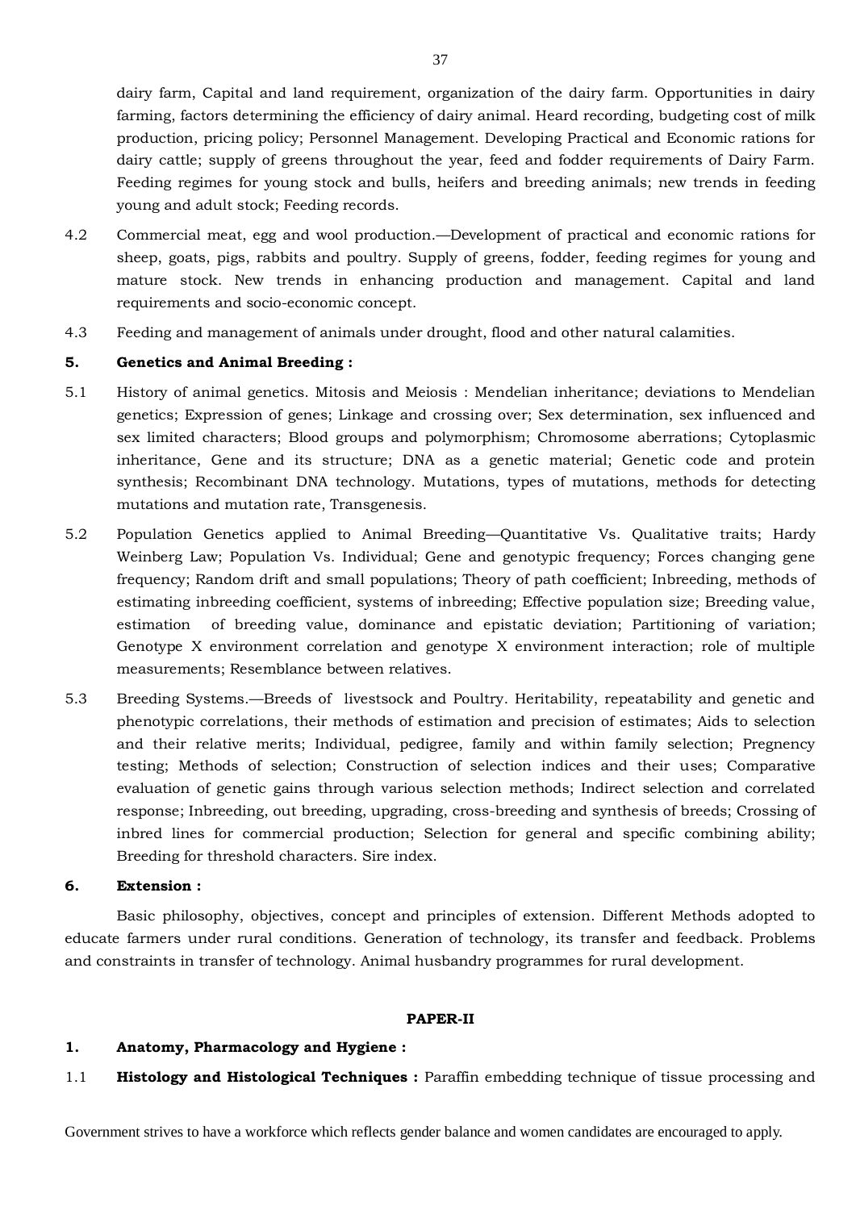dairy farm, Capital and land requirement, organization of the dairy farm. Opportunities in dairy farming, factors determining the efficiency of dairy animal. Heard recording, budgeting cost of milk production, pricing policy; Personnel Management. Developing Practical and Economic rations for dairy cattle; supply of greens throughout the year, feed and fodder requirements of Dairy Farm. Feeding regimes for young stock and bulls, heifers and breeding animals; new trends in feeding young and adult stock; Feeding records.

4.2 Commercial meat, egg and wool production.—Development of practical and economic rations for sheep, goats, pigs, rabbits and poultry. Supply of greens, fodder, feeding regimes for young and mature stock. New trends in enhancing production and management. Capital and land requirements and socio-economic concept.

4.3 Feeding and management of animals under drought, flood and other natural calamities.

**5. Genetics and Animal Breeding :**

5.1 History of animal genetics. Mitosis and Meiosis : Mendelian inheritance; deviations to Mendelian genetics; Expression of genes; Linkage and crossing over; Sex determination, sex influenced and sex limited characters; Blood groups and polymorphism; Chromosome aberrations; Cytoplasmic inheritance, Gene and its structure; DNA as a genetic material; Genetic code and protein synthesis; Recombinant DNA technology. Mutations, types of mutations, methods for detecting mutations and mutation rate, Transgenesis.

5.2 Population Genetics applied to Animal Breeding—Quantitative Vs. Qualitative traits; Hardy Weinberg Law; Population Vs. Individual; Gene and genotypic frequency; Forces changing gene frequency; Random drift and small populations; Theory of path coefficient; Inbreeding, methods of estimating inbreeding coefficient, systems of inbreeding; Effective population size; Breeding value, estimation of breeding value, dominance and epistatic deviation; Partitioning of variation; Genotype X environment correlation and genotype X environment interaction; role of multiple measurements; Resemblance between relatives.

5.3 Breeding Systems.—Breeds of livestsock and Poultry. Heritability, repeatability and genetic and phenotypic correlations, their methods of estimation and precision of estimates; Aids to selection and their relative merits; Individual, pedigree, family and within family selection; Pregnency testing; Methods of selection; Construction of selection indices and their uses; Comparative evaluation of genetic gains through various selection methods; Indirect selection and correlated response; Inbreeding, out breeding, upgrading, cross-breeding and synthesis of breeds; Crossing of inbred lines for commercial production; Selection for general and specific combining ability; Breeding for threshold characters. Sire index.

**6. Extension :**

Basic philosophy, objectives, concept and principles of extension. Different Methods adopted to educate farmers under rural conditions. Generation of technology, its transfer and feedback. Problems and constraints in transfer of technology. Animal husbandry programmes for rural development.

**PAPER-II**

**1. Anatomy, Pharmacology and Hygiene :**

1.1 **Histology and Histological Techniques :** Paraffin embedding technique of tissue processing and

Government strives to have a workforce which reflects gender balance and women candidates are encouraged to apply.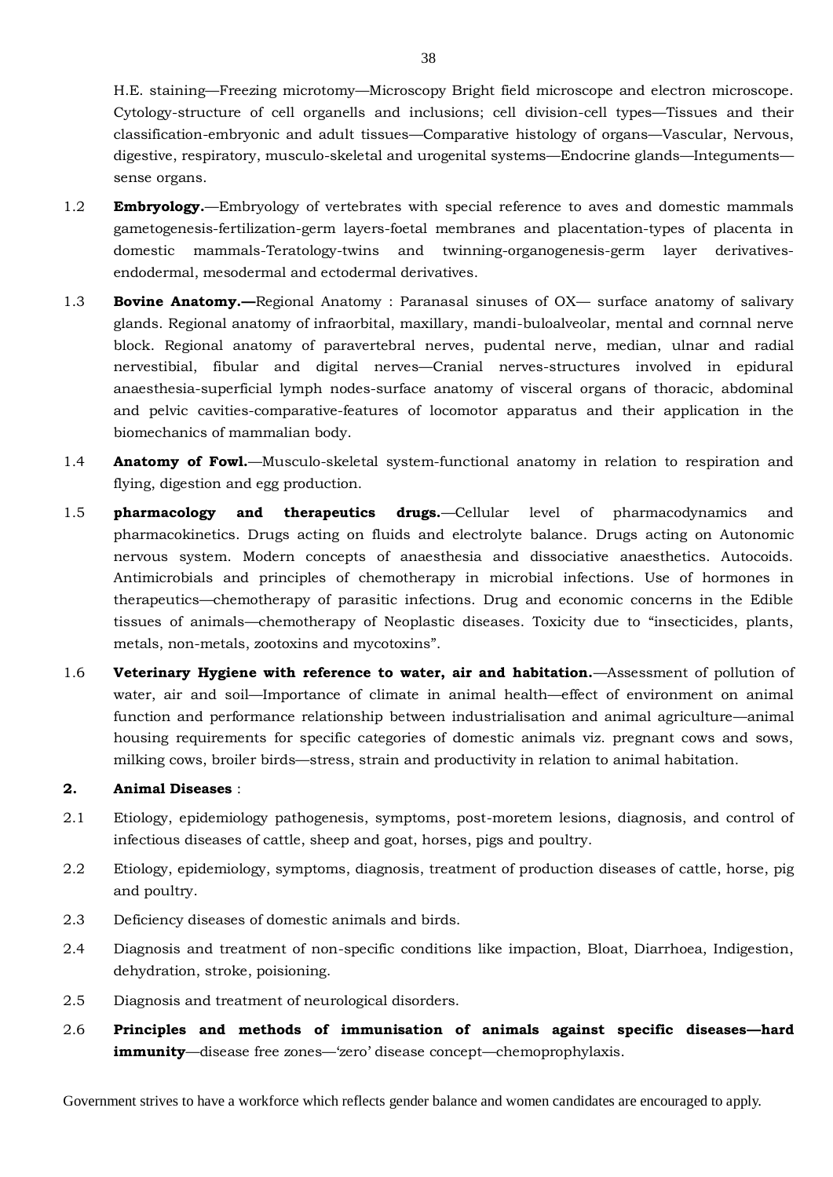H.E. staining—Freezing microtomy—Microscopy Bright field microscope and electron microscope. Cytology-structure of cell organells and inclusions; cell division-cell types—Tissues and their classification-embryonic and adult tissues—Comparative histology of organs—Vascular, Nervous, digestive, respiratory, musculo-skeletal and urogenital systems—Endocrine glands—Integuments—sense organs.

1.2 **Embryology.**—Embryology of vertebrates with special reference to aves and domestic mammals gametogenesis-fertilization-germ layers-foetal membranes and placentation-types of placenta in domestic mammals-Teratology-twins and twinning-organogenesis-germ layer derivatives-endodermal, mesodermal and ectodermal derivatives.

1.3 **Bovine Anatomy.—**Regional Anatomy : Paranasal sinuses of OX— surface anatomy of salivary glands. Regional anatomy of infraorbital, maxillary, mandi-buloalveolar, mental and cornnal nerve block. Regional anatomy of paravertebral nerves, pudental nerve, median, ulnar and radial nervestibial, fibular and digital nerves—Cranial nerves-structures involved in epidural anaesthesia-superficial lymph nodes-surface anatomy of visceral organs of thoracic, abdominal and pelvic cavities-comparative-features of locomotor apparatus and their application in the biomechanics of mammalian body.

1.4 **Anatomy of Fowl.**—Musculo-skeletal system-functional anatomy in relation to respiration and flying, digestion and egg production.

1.5 **pharmacology and therapeutics drugs.**—Cellular level of pharmacodynamics and pharmacokinetics. Drugs acting on fluids and electrolyte balance. Drugs acting on Autonomic nervous system. Modern concepts of anaesthesia and dissociative anaesthetics. Autocoids. Antimicrobials and principles of chemotherapy in microbial infections. Use of hormones in therapeutics—chemotherapy of parasitic infections. Drug and economic concerns in the Edible tissues of animals—chemotherapy of Neoplastic diseases. Toxicity due to "insecticides, plants, metals, non-metals, zootoxins and mycotoxins".

1.6 **Veterinary Hygiene with reference to water, air and habitation.**—Assessment of pollution of water, air and soil—Importance of climate in animal health—effect of environment on animal function and performance relationship between industrialisation and animal agriculture—animal housing requirements for specific categories of domestic animals viz. pregnant cows and sows, milking cows, broiler birds—stress, strain and productivity in relation to animal habitation.

**2. Animal Diseases** :

2.1 Etiology, epidemiology pathogenesis, symptoms, post-moretem lesions, diagnosis, and control of infectious diseases of cattle, sheep and goat, horses, pigs and poultry.

2.2 Etiology, epidemiology, symptoms, diagnosis, treatment of production diseases of cattle, horse, pig and poultry.

2.3 Deficiency diseases of domestic animals and birds.

2.4 Diagnosis and treatment of non-specific conditions like impaction, Bloat, Diarrhoea, Indigestion, dehydration, stroke, poisioning.

2.5 Diagnosis and treatment of neurological disorders.

2.6 **Principles and methods of immunisation of animals against specific diseases—hard immunity**—disease free zones—'zero' disease concept—chemoprophylaxis.

Government strives to have a workforce which reflects gender balance and women candidates are encouraged to apply.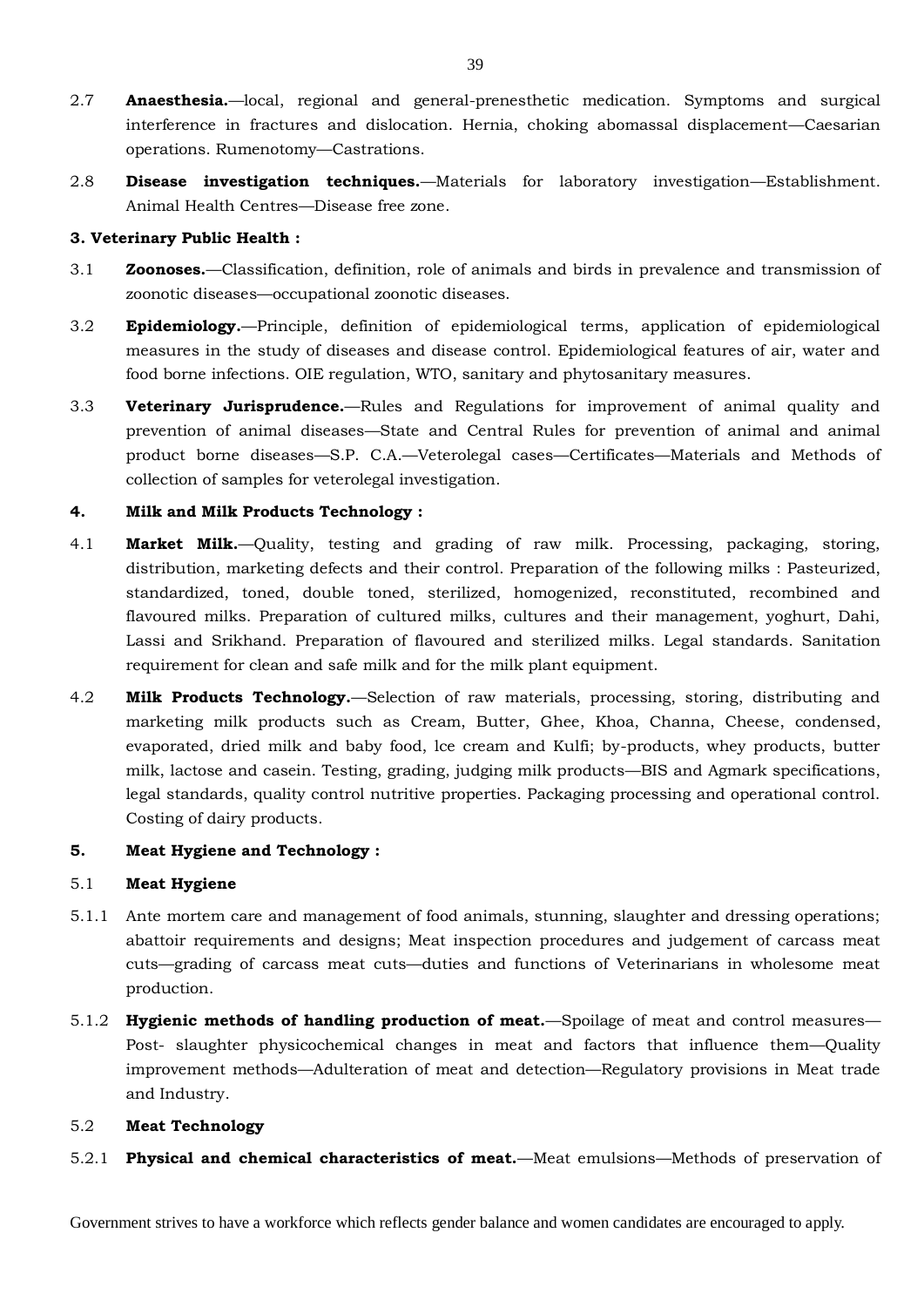2.7 **Anaesthesia.**—local, regional and general-prenesthetic medication. Symptoms and surgical interference in fractures and dislocation. Hernia, choking abomassal displacement—Caesarian operations. Rumenotomy—Castrations.

2.8 **Disease investigation techniques.**—Materials for laboratory investigation—Establishment. Animal Health Centres—Disease free zone.

**3. Veterinary Public Health :**

3.1 **Zoonoses.**—Classification, definition, role of animals and birds in prevalence and transmission of zoonotic diseases—occupational zoonotic diseases.

3.2 **Epidemiology.**—Principle, definition of epidemiological terms, application of epidemiological measures in the study of diseases and disease control. Epidemiological features of air, water and food borne infections. OIE regulation, WTO, sanitary and phytosanitary measures.

3.3 **Veterinary Jurisprudence.**—Rules and Regulations for improvement of animal quality and prevention of animal diseases—State and Central Rules for prevention of animal and animal product borne diseases—S.P. C.A.—Veterolegal cases—Certificates—Materials and Methods of collection of samples for veterolegal investigation.

**4. Milk and Milk Products Technology :**

4.1 **Market Milk.**—Quality, testing and grading of raw milk. Processing, packaging, storing, distribution, marketing defects and their control. Preparation of the following milks : Pasteurized, standardized, toned, double toned, sterilized, homogenized, reconstituted, recombined and flavoured milks. Preparation of cultured milks, cultures and their management, yoghurt, Dahi, Lassi and Srikhand. Preparation of flavoured and sterilized milks. Legal standards. Sanitation requirement for clean and safe milk and for the milk plant equipment.

4.2 **Milk Products Technology.**—Selection of raw materials, processing, storing, distributing and marketing milk products such as Cream, Butter, Ghee, Khoa, Channa, Cheese, condensed, evaporated, dried milk and baby food, lce cream and Kulfi; by-products, whey products, butter milk, lactose and casein. Testing, grading, judging milk products—BIS and Agmark specifications, legal standards, quality control nutritive properties. Packaging processing and operational control. Costing of dairy products.

**5. Meat Hygiene and Technology :**

5.1 **Meat Hygiene**

5.1.1 Ante mortem care and management of food animals, stunning, slaughter and dressing operations; abattoir requirements and designs; Meat inspection procedures and judgement of carcass meat cuts—grading of carcass meat cuts—duties and functions of Veterinarians in wholesome meat production.

5.1.2 **Hygienic methods of handling production of meat.**—Spoilage of meat and control measures—Post- slaughter physicochemical changes in meat and factors that influence them—Quality improvement methods—Adulteration of meat and detection—Regulatory provisions in Meat trade and Industry.

5.2 **Meat Technology**

5.2.1 **Physical and chemical characteristics of meat.**—Meat emulsions—Methods of preservation of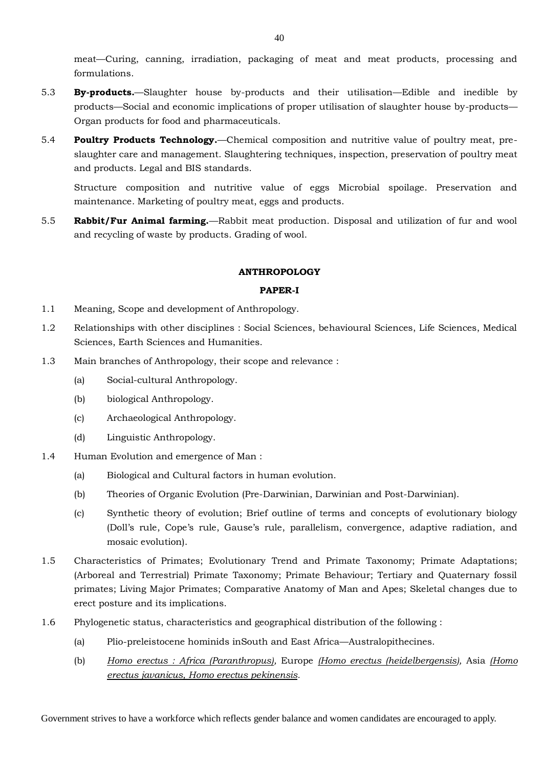meat—Curing, canning, irradiation, packaging of meat and meat products, processing and formulations.

5.3 **By-products.**—Slaughter house by-products and their utilisation—Edible and inedible by products—Social and economic implications of proper utilisation of slaughter house by-products—Organ products for food and pharmaceuticals.

5.4 **Poultry Products Technology.**—Chemical composition and nutritive value of poultry meat, pre-slaughter care and management. Slaughtering techniques, inspection, preservation of poultry meat and products. Legal and BIS standards.

Structure composition and nutritive value of eggs Microbial spoilage. Preservation and maintenance. Marketing of poultry meat, eggs and products.

5.5 **Rabbit/Fur Animal farming.**—Rabbit meat production. Disposal and utilization of fur and wool and recycling of waste by products. Grading of wool.

## ANTHROPOLOGY

### PAPER-I

1.1 Meaning, Scope and development of Anthropology.

1.2 Relationships with other disciplines : Social Sciences, behavioural Sciences, Life Sciences, Medical Sciences, Earth Sciences and Humanities.

1.3 Main branches of Anthropology, their scope and relevance :

- (a) Social-cultural Anthropology.
- (b) biological Anthropology.
- (c) Archaeological Anthropology.
- (d) Linguistic Anthropology.

1.4 Human Evolution and emergence of Man :

- (a) Biological and Cultural factors in human evolution.
- (b) Theories of Organic Evolution (Pre-Darwinian, Darwinian and Post-Darwinian).
- (c) Synthetic theory of evolution; Brief outline of terms and concepts of evolutionary biology (Doll's rule, Cope's rule, Gause's rule, parallelism, convergence, adaptive radiation, and mosaic evolution).

1.5 Characteristics of Primates; Evolutionary Trend and Primate Taxonomy; Primate Adaptations; (Arboreal and Terrestrial) Primate Taxonomy; Primate Behaviour; Tertiary and Quaternary fossil primates; Living Major Primates; Comparative Anatomy of Man and Apes; Skeletal changes due to erect posture and its implications.

1.6 Phylogenetic status, characteristics and geographical distribution of the following :

- (a) Plio-preleistocene hominids inSouth and East Africa—Australopithecines.
- (b) *Homo erectus : Africa (Paranthropus),* Europe *(Homo erectus (heidelbergensis),* Asia *(Homo erectus javanicus, Homo erectus pekinensis*.

Government strives to have a workforce which reflects gender balance and women candidates are encouraged to apply.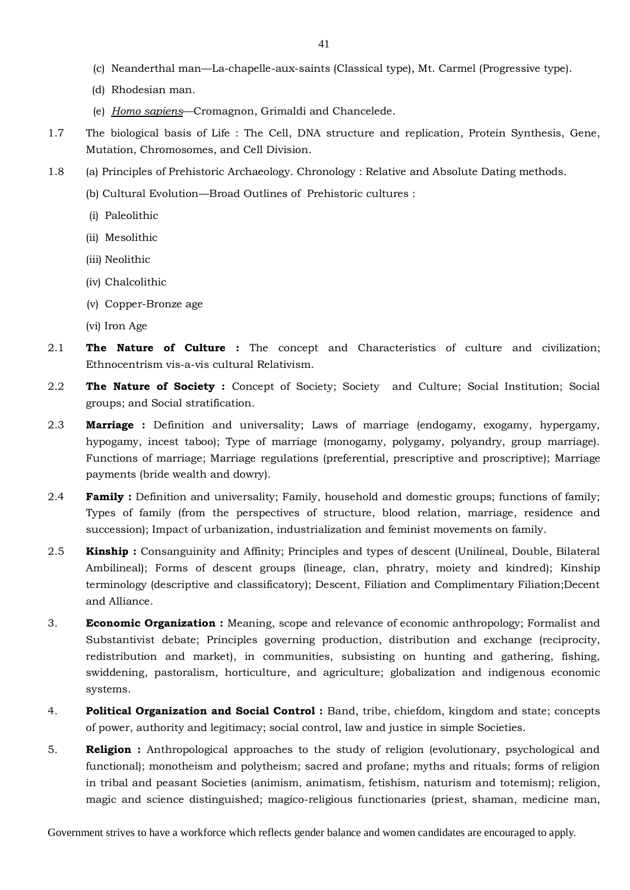(c) Neanderthal man—La-chapelle-aux-saints (Classical type), Mt. Carmel (Progressive type).

(d) Rhodesian man.

(e) *Homo sapiens*—Cromagnon, Grimaldi and Chancelede.

1.7 The biological basis of Life : The Cell, DNA structure and replication, Protein Synthesis, Gene, Mutation, Chromosomes, and Cell Division.

1.8 (a) Principles of Prehistoric Archaeology. Chronology : Relative and Absolute Dating methods.

(b) Cultural Evolution—Broad Outlines of Prehistoric cultures :

(i) Paleolithic

(ii) Mesolithic

(iii) Neolithic

(iv) Chalcolithic

(v) Copper-Bronze age

(vi) Iron Age

2.1 **The Nature of Culture :** The concept and Characteristics of culture and civilization; Ethnocentrism vis-a-vis cultural Relativism.

2.2 **The Nature of Society :** Concept of Society; Society and Culture; Social Institution; Social groups; and Social stratification.

2.3 **Marriage :** Definition and universality; Laws of marriage (endogamy, exogamy, hypergamy, hypogamy, incest taboo); Type of marriage (monogamy, polygamy, polyandry, group marriage). Functions of marriage; Marriage regulations (preferential, prescriptive and proscriptive); Marriage payments (bride wealth and dowry).

2.4 **Family :** Definition and universality; Family, household and domestic groups; functions of family; Types of family (from the perspectives of structure, blood relation, marriage, residence and succession); Impact of urbanization, industrialization and feminist movements on family.

2.5 **Kinship :** Consanguinity and Affinity; Principles and types of descent (Unilineal, Double, Bilateral Ambilineal); Forms of descent groups (lineage, clan, phratry, moiety and kindred); Kinship terminology (descriptive and classificatory); Descent, Filiation and Complimentary Filiation;Decent and Alliance.

3. **Economic Organization :** Meaning, scope and relevance of economic anthropology; Formalist and Substantivist debate; Principles governing production, distribution and exchange (reciprocity, redistribution and market), in communities, subsisting on hunting and gathering, fishing, swiddening, pastoralism, horticulture, and agriculture; globalization and indigenous economic systems.

4. **Political Organization and Social Control :** Band, tribe, chiefdom, kingdom and state; concepts of power, authority and legitimacy; social control, law and justice in simple Societies.

5. **Religion :** Anthropological approaches to the study of religion (evolutionary, psychological and functional); monotheism and polytheism; sacred and profane; myths and rituals; forms of religion in tribal and peasant Societies (animism, animatism, fetishism, naturism and totemism); religion, magic and science distinguished; magico-religious functionaries (priest, shaman, medicine man,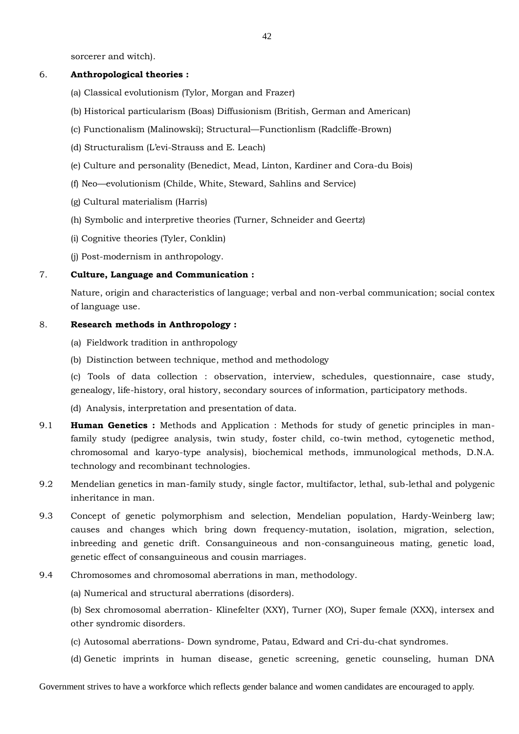sorcerer and witch).

6. **Anthropological theories :**

(a) Classical evolutionism (Tylor, Morgan and Frazer)

(b) Historical particularism (Boas) Diffusionism (British, German and American)

(c) Functionalism (Malinowski); Structural—Functionlism (Radcliffe-Brown)

(d) Structuralism (L'evi-Strauss and E. Leach)

(e) Culture and personality (Benedict, Mead, Linton, Kardiner and Cora-du Bois)

(f) Neo—evolutionism (Childe, White, Steward, Sahlins and Service)

(g) Cultural materialism (Harris)

(h) Symbolic and interpretive theories (Turner, Schneider and Geertz)

(i) Cognitive theories (Tyler, Conklin)

(j) Post-modernism in anthropology.

7. **Culture, Language and Communication :**

Nature, origin and characteristics of language; verbal and non-verbal communication; social contex of language use.

8. **Research methods in Anthropology :**

(a) Fieldwork tradition in anthropology

(b) Distinction between technique, method and methodology

(c) Tools of data collection : observation, interview, schedules, questionnaire, case study, genealogy, life-history, oral history, secondary sources of information, participatory methods.

(d) Analysis, interpretation and presentation of data.

9.1 **Human Genetics :** Methods and Application : Methods for study of genetic principles in man-family study (pedigree analysis, twin study, foster child, co-twin method, cytogenetic method, chromosomal and karyo-type analysis), biochemical methods, immunological methods, D.N.A. technology and recombinant technologies.

9.2 Mendelian genetics in man-family study, single factor, multifactor, lethal, sub-lethal and polygenic inheritance in man.

9.3 Concept of genetic polymorphism and selection, Mendelian population, Hardy-Weinberg law; causes and changes which bring down frequency-mutation, isolation, migration, selection, inbreeding and genetic drift. Consanguineous and non-consanguineous mating, genetic load, genetic effect of consanguineous and cousin marriages.

9.4 Chromosomes and chromosomal aberrations in man, methodology.

(a) Numerical and structural aberrations (disorders).

(b) Sex chromosomal aberration- Klinefelter (XXY), Turner (XO), Super female (XXX), intersex and other syndromic disorders.

(c) Autosomal aberrations- Down syndrome, Patau, Edward and Cri-du-chat syndromes.

(d) Genetic imprints in human disease, genetic screening, genetic counseling, human DNA

Government strives to have a workforce which reflects gender balance and women candidates are encouraged to apply.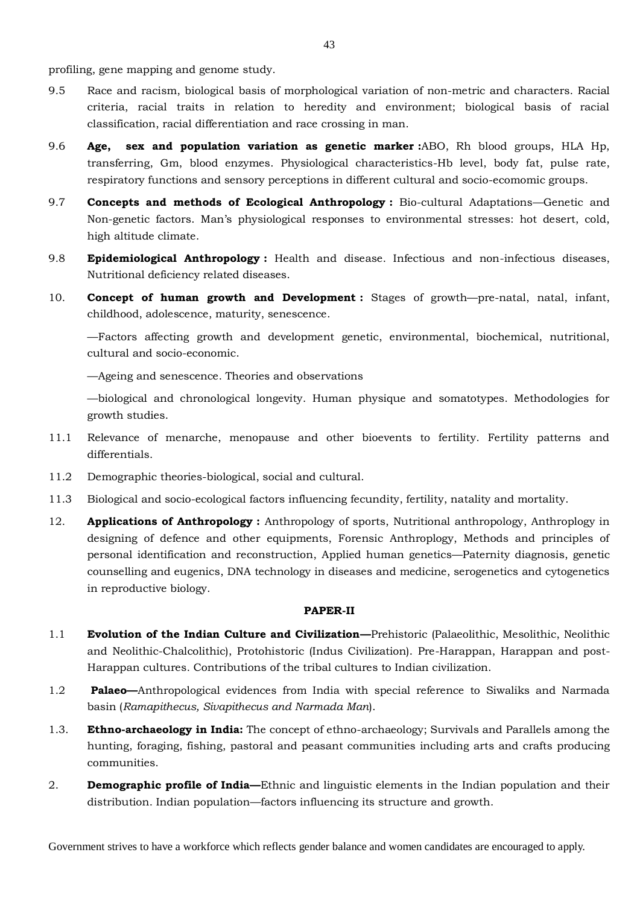profiling, gene mapping and genome study.

9.5 Race and racism, biological basis of morphological variation of non-metric and characters. Racial criteria, racial traits in relation to heredity and environment; biological basis of racial classification, racial differentiation and race crossing in man.

9.6 **Age, sex and population variation as genetic marker :**ABO, Rh blood groups, HLA Hp, transferring, Gm, blood enzymes. Physiological characteristics-Hb level, body fat, pulse rate, respiratory functions and sensory perceptions in different cultural and socio-ecomomic groups.

9.7 **Concepts and methods of Ecological Anthropology :** Bio-cultural Adaptations—Genetic and Non-genetic factors. Man's physiological responses to environmental stresses: hot desert, cold, high altitude climate.

9.8 **Epidemiological Anthropology :** Health and disease. Infectious and non-infectious diseases, Nutritional deficiency related diseases.

10. **Concept of human growth and Development :** Stages of growth—pre-natal, natal, infant, childhood, adolescence, maturity, senescence.

—Factors affecting growth and development genetic, environmental, biochemical, nutritional, cultural and socio-economic.

—Ageing and senescence. Theories and observations

—biological and chronological longevity. Human physique and somatotypes. Methodologies for growth studies.

11.1 Relevance of menarche, menopause and other bioevents to fertility. Fertility patterns and differentials.

11.2 Demographic theories-biological, social and cultural.

11.3 Biological and socio-ecological factors influencing fecundity, fertility, natality and mortality.

12. **Applications of Anthropology :** Anthropology of sports, Nutritional anthropology, Anthroplogy in designing of defence and other equipments, Forensic Anthroplogy, Methods and principles of personal identification and reconstruction, Applied human genetics—Paternity diagnosis, genetic counselling and eugenics, DNA technology in diseases and medicine, serogenetics and cytogenetics in reproductive biology.

**PAPER-II**

1.1 **Evolution of the Indian Culture and Civilization—**Prehistoric (Palaeolithic, Mesolithic, Neolithic and Neolithic-Chalcolithic), Protohistoric (Indus Civilization). Pre-Harappan, Harappan and post-Harappan cultures. Contributions of the tribal cultures to Indian civilization.

1.2 **Palaeo—**Anthropological evidences from India with special reference to Siwaliks and Narmada basin (*Ramapithecus, Sivapithecus and Narmada Man*).

1.3. **Ethno-archaeology in India:** The concept of ethno-archaeology; Survivals and Parallels among the hunting, foraging, fishing, pastoral and peasant communities including arts and crafts producing communities.

2. **Demographic profile of India—**Ethnic and linguistic elements in the Indian population and their distribution. Indian population—factors influencing its structure and growth.

Government strives to have a workforce which reflects gender balance and women candidates are encouraged to apply.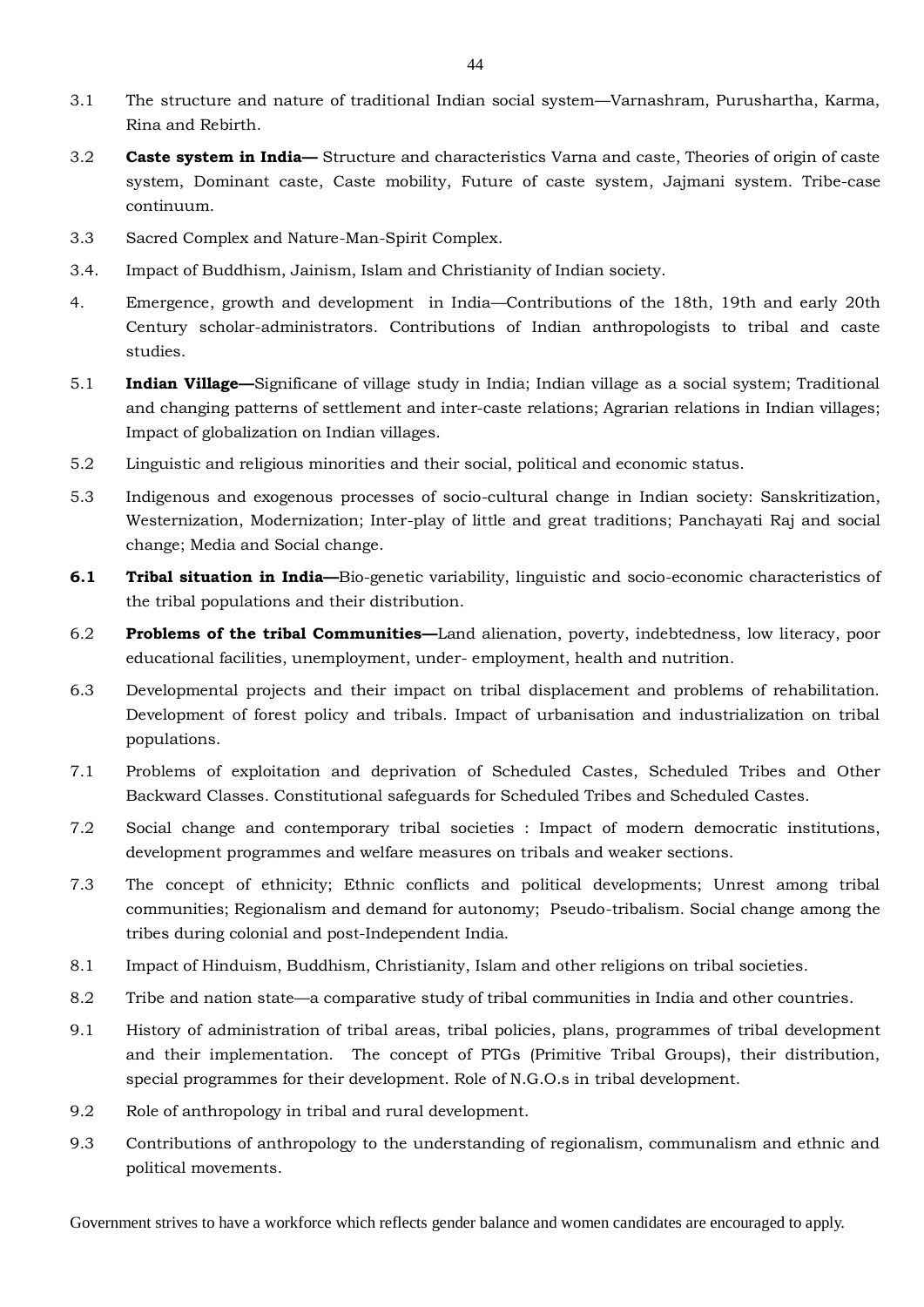3.1 The structure and nature of traditional Indian social system—Varnashram, Purushartha, Karma, Rina and Rebirth.

3.2 **Caste system in India—** Structure and characteristics Varna and caste, Theories of origin of caste system, Dominant caste, Caste mobility, Future of caste system, Jajmani system. Tribe-case continuum.

3.3 Sacred Complex and Nature-Man-Spirit Complex.

3.4. Impact of Buddhism, Jainism, Islam and Christianity of Indian society.

4. Emergence, growth and development in India—Contributions of the 18th, 19th and early 20th Century scholar-administrators. Contributions of Indian anthropologists to tribal and caste studies.

5.1 **Indian Village—**Significane of village study in India; Indian village as a social system; Traditional and changing patterns of settlement and inter-caste relations; Agrarian relations in Indian villages; Impact of globalization on Indian villages.

5.2 Linguistic and religious minorities and their social, political and economic status.

5.3 Indigenous and exogenous processes of socio-cultural change in Indian society: Sanskritization, Westernization, Modernization; Inter-play of little and great traditions; Panchayati Raj and social change; Media and Social change.

**6.1** **Tribal situation in India—**Bio-genetic variability, linguistic and socio-economic characteristics of the tribal populations and their distribution.

6.2 **Problems of the tribal Communities—**Land alienation, poverty, indebtedness, low literacy, poor educational facilities, unemployment, under- employment, health and nutrition.

6.3 Developmental projects and their impact on tribal displacement and problems of rehabilitation. Development of forest policy and tribals. Impact of urbanisation and industrialization on tribal populations.

7.1 Problems of exploitation and deprivation of Scheduled Castes, Scheduled Tribes and Other Backward Classes. Constitutional safeguards for Scheduled Tribes and Scheduled Castes.

7.2 Social change and contemporary tribal societies : Impact of modern democratic institutions, development programmes and welfare measures on tribals and weaker sections.

7.3 The concept of ethnicity; Ethnic conflicts and political developments; Unrest among tribal communities; Regionalism and demand for autonomy; Pseudo-tribalism. Social change among the tribes during colonial and post-Independent India.

8.1 Impact of Hinduism, Buddhism, Christianity, Islam and other religions on tribal societies.

8.2 Tribe and nation state—a comparative study of tribal communities in India and other countries.

9.1 History of administration of tribal areas, tribal policies, plans, programmes of tribal development and their implementation. The concept of PTGs (Primitive Tribal Groups), their distribution, special programmes for their development. Role of N.G.O.s in tribal development.

9.2 Role of anthropology in tribal and rural development.

9.3 Contributions of anthropology to the understanding of regionalism, communalism and ethnic and political movements.

Government strives to have a workforce which reflects gender balance and women candidates are encouraged to apply.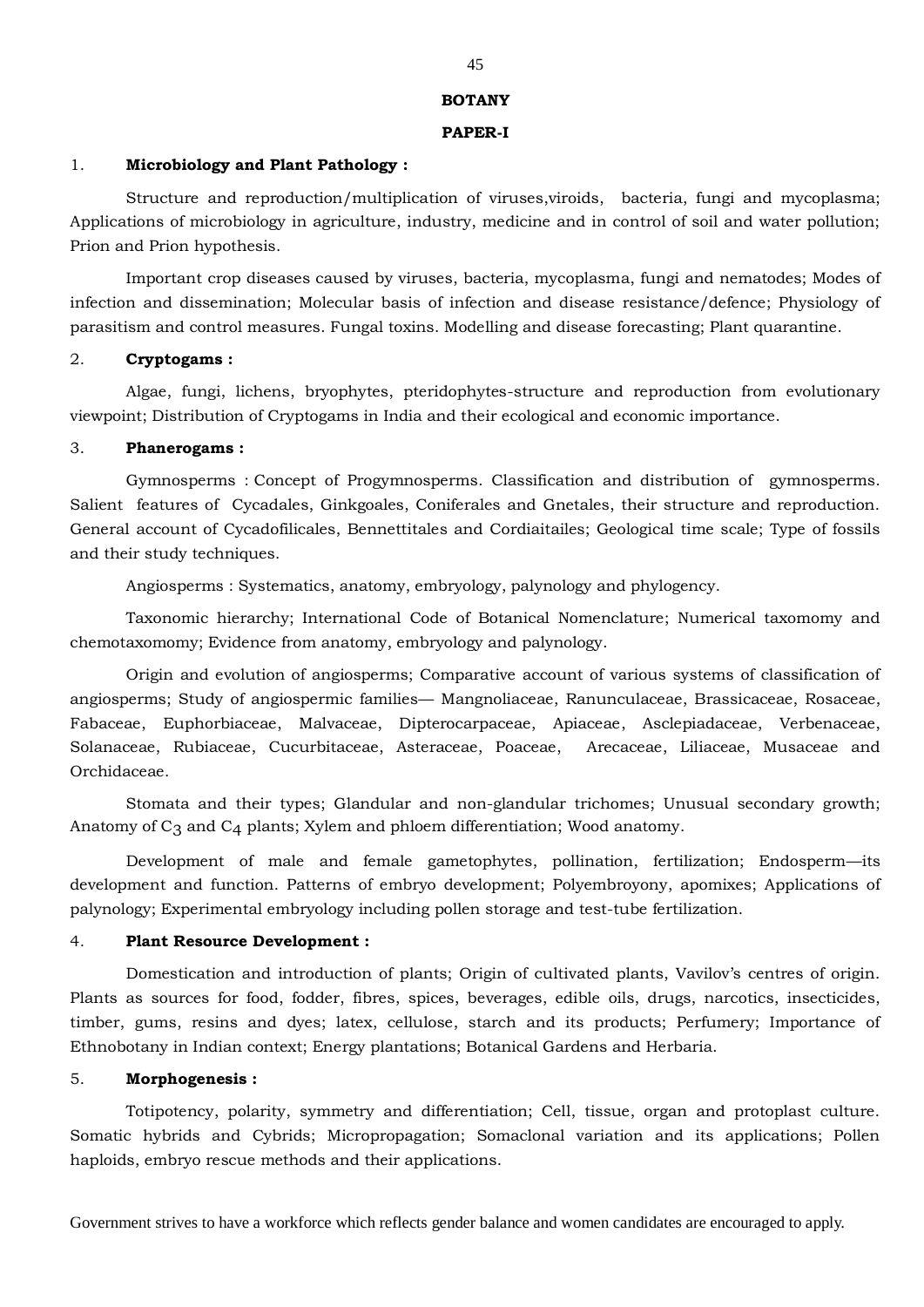# BOTANY

## PAPER-I

### 1. Microbiology and Plant Pathology :

Structure and reproduction/multiplication of viruses,viroids, bacteria, fungi and mycoplasma; Applications of microbiology in agriculture, industry, medicine and in control of soil and water pollution; Prion and Prion hypothesis.

Important crop diseases caused by viruses, bacteria, mycoplasma, fungi and nematodes; Modes of infection and dissemination; Molecular basis of infection and disease resistance/defence; Physiology of parasitism and control measures. Fungal toxins. Modelling and disease forecasting; Plant quarantine.

### 2. Cryptogams :

Algae, fungi, lichens, bryophytes, pteridophytes-structure and reproduction from evolutionary viewpoint; Distribution of Cryptogams in India and their ecological and economic importance.

### 3. Phanerogams :

Gymnosperms : Concept of Progymnosperms. Classification and distribution of gymnosperms. Salient features of Cycadales, Ginkgoales, Coniferales and Gnetales, their structure and reproduction. General account of Cycadofilicales, Bennettitales and Cordiaitailes; Geological time scale; Type of fossils and their study techniques.

Angiosperms : Systematics, anatomy, embryology, palynology and phylogency.

Taxonomic hierarchy; International Code of Botanical Nomenclature; Numerical taxomomy and chemotaxomomy; Evidence from anatomy, embryology and palynology.

Origin and evolution of angiosperms; Comparative account of various systems of classification of angiosperms; Study of angiospermic families— Mangnoliaceae, Ranunculaceae, Brassicaceae, Rosaceae, Fabaceae, Euphorbiaceae, Malvaceae, Dipterocarpaceae, Apiaceae, Asclepiadaceae, Verbenaceae, Solanaceae, Rubiaceae, Cucurbitaceae, Asteraceae, Poaceae, Arecaceae, Liliaceae, Musaceae and Orchidaceae.

Stomata and their types; Glandular and non-glandular trichomes; Unusual secondary growth; Anatomy of $C_3$ and $C_4$ plants; Xylem and phloem differentiation; Wood anatomy.

Development of male and female gametophytes, pollination, fertilization; Endosperm—its development and function. Patterns of embryo development; Polyembroyony, apomixes; Applications of palynology; Experimental embryology including pollen storage and test-tube fertilization.

### 4. Plant Resource Development :

Domestication and introduction of plants; Origin of cultivated plants, Vavilov's centres of origin. Plants as sources for food, fodder, fibres, spices, beverages, edible oils, drugs, narcotics, insecticides, timber, gums, resins and dyes; latex, cellulose, starch and its products; Perfumery; Importance of Ethnobotany in Indian context; Energy plantations; Botanical Gardens and Herbaria.

### 5. Morphogenesis :

Totipotency, polarity, symmetry and differentiation; Cell, tissue, organ and protoplast culture. Somatic hybrids and Cybrids; Micropropagation; Somaclonal variation and its applications; Pollen haploids, embryo rescue methods and their applications.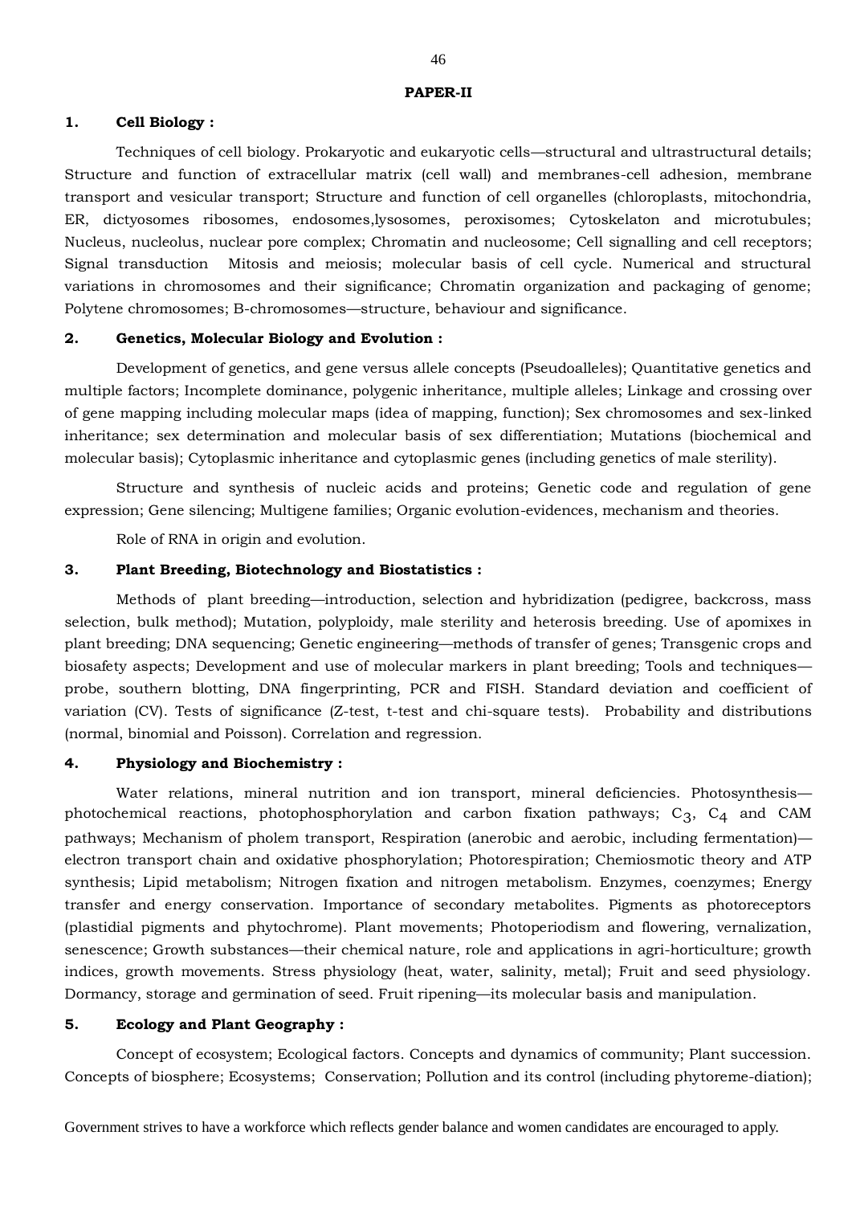**PAPER-II**

**1. Cell Biology :**

Techniques of cell biology. Prokaryotic and eukaryotic cells—structural and ultrastructural details; Structure and function of extracellular matrix (cell wall) and membranes-cell adhesion, membrane transport and vesicular transport; Structure and function of cell organelles (chloroplasts, mitochondria, ER, dictyosomes ribosomes, endosomes,lysosomes, peroxisomes; Cytoskelaton and microtubules; Nucleus, nucleolus, nuclear pore complex; Chromatin and nucleosome; Cell signalling and cell receptors; Signal transduction Mitosis and meiosis; molecular basis of cell cycle. Numerical and structural variations in chromosomes and their significance; Chromatin organization and packaging of genome; Polytene chromosomes; B-chromosomes—structure, behaviour and significance.

**2. Genetics, Molecular Biology and Evolution :**

Development of genetics, and gene versus allele concepts (Pseudoalleles); Quantitative genetics and multiple factors; Incomplete dominance, polygenic inheritance, multiple alleles; Linkage and crossing over of gene mapping including molecular maps (idea of mapping, function); Sex chromosomes and sex-linked inheritance; sex determination and molecular basis of sex differentiation; Mutations (biochemical and molecular basis); Cytoplasmic inheritance and cytoplasmic genes (including genetics of male sterility).

Structure and synthesis of nucleic acids and proteins; Genetic code and regulation of gene expression; Gene silencing; Multigene families; Organic evolution-evidences, mechanism and theories.

Role of RNA in origin and evolution.

**3. Plant Breeding, Biotechnology and Biostatistics :**

Methods of plant breeding—introduction, selection and hybridization (pedigree, backcross, mass selection, bulk method); Mutation, polyploidy, male sterility and heterosis breeding. Use of apomixes in plant breeding; DNA sequencing; Genetic engineering—methods of transfer of genes; Transgenic crops and biosafety aspects; Development and use of molecular markers in plant breeding; Tools and techniques—probe, southern blotting, DNA fingerprinting, PCR and FISH. Standard deviation and coefficient of variation (CV). Tests of significance (Z-test, t-test and chi-square tests). Probability and distributions (normal, binomial and Poisson). Correlation and regression.

**4. Physiology and Biochemistry :**

Water relations, mineral nutrition and ion transport, mineral deficiencies. Photosynthesis—photochemical reactions, photophosphorylation and carbon fixation pathways; $C_3$, $C_4$ and CAM pathways; Mechanism of pholem transport, Respiration (anerobic and aerobic, including fermentation)—electron transport chain and oxidative phosphorylation; Photorespiration; Chemiosmotic theory and ATP synthesis; Lipid metabolism; Nitrogen fixation and nitrogen metabolism. Enzymes, coenzymes; Energy transfer and energy conservation. Importance of secondary metabolites. Pigments as photoreceptors (plastidial pigments and phytochrome). Plant movements; Photoperiodism and flowering, vernalization, senescence; Growth substances—their chemical nature, role and applications in agri-horticulture; growth indices, growth movements. Stress physiology (heat, water, salinity, metal); Fruit and seed physiology. Dormancy, storage and germination of seed. Fruit ripening—its molecular basis and manipulation.

**5. Ecology and Plant Geography :**

Concept of ecosystem; Ecological factors. Concepts and dynamics of community; Plant succession. Concepts of biosphere; Ecosystems; Conservation; Pollution and its control (including phytoreme-diation);

Government strives to have a workforce which reflects gender balance and women candidates are encouraged to apply.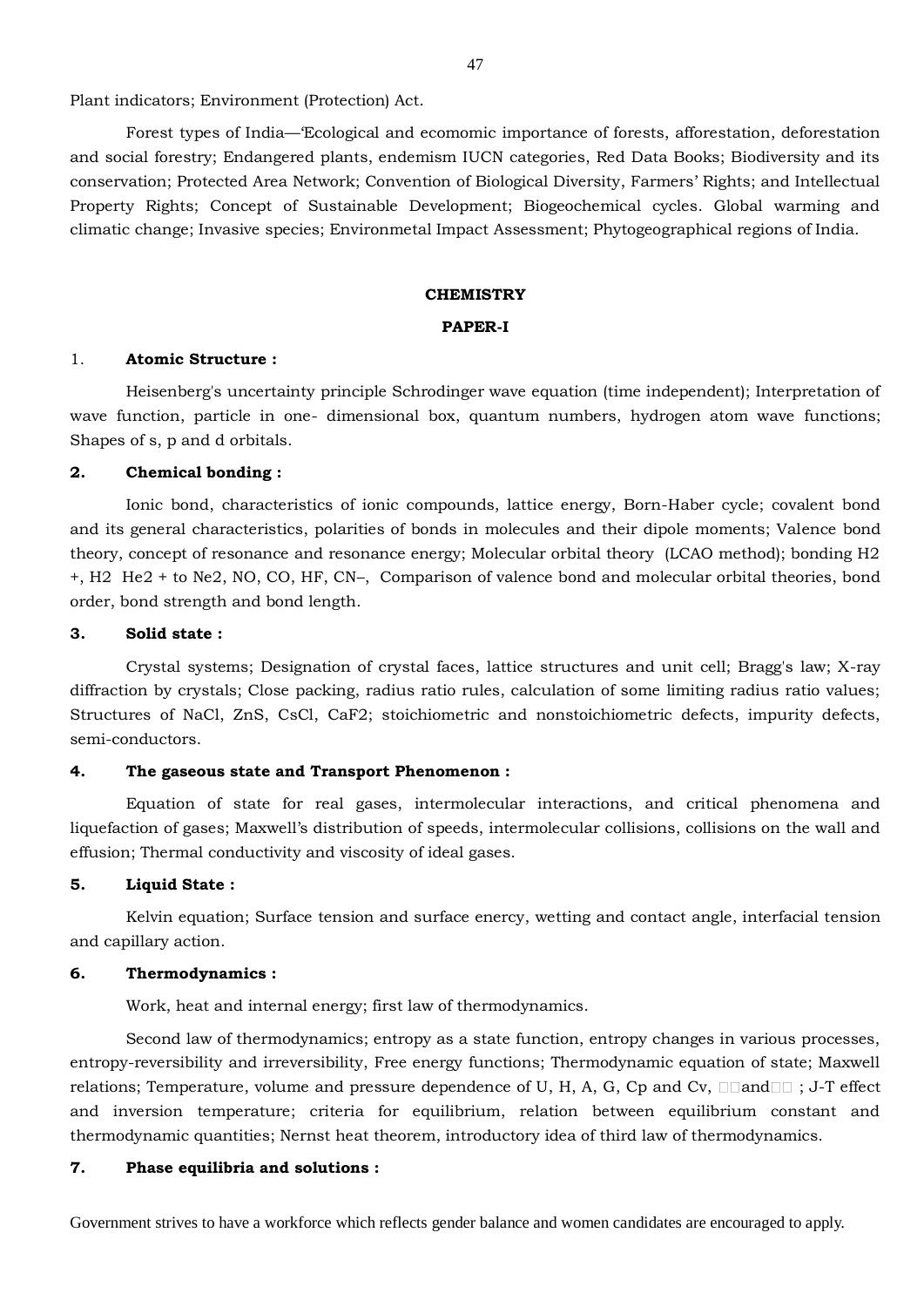Plant indicators; Environment (Protection) Act.

Forest types of India—'Ecological and ecomomic importance of forests, afforestation, deforestation and social forestry; Endangered plants, endemism IUCN categories, Red Data Books; Biodiversity and its conservation; Protected Area Network; Convention of Biological Diversity, Farmers' Rights; and Intellectual Property Rights; Concept of Sustainable Development; Biogeochemical cycles. Global warming and climatic change; Invasive species; Environmetal Impact Assessment; Phytogeographical regions of India.

## CHEMISTRY

### PAPER-I

**1. Atomic Structure :**

Heisenberg's uncertainty principle Schrodinger wave equation (time independent); Interpretation of wave function, particle in one- dimensional box, quantum numbers, hydrogen atom wave functions; Shapes of s, p and d orbitals.

**2. Chemical bonding :**

Ionic bond, characteristics of ionic compounds, lattice energy, Born-Haber cycle; covalent bond and its general characteristics, polarities of bonds in molecules and their dipole moments; Valence bond theory, concept of resonance and resonance energy; Molecular orbital theory (LCAO method); bonding $H_2^+$, $H_2$ $He_2^+$ to $Ne_2$, NO, CO, HF, $CN^-$, Comparison of valence bond and molecular orbital theories, bond order, bond strength and bond length.

**3. Solid state :**

Crystal systems; Designation of crystal faces, lattice structures and unit cell; Bragg's law; X-ray diffraction by crystals; Close packing, radius ratio rules, calculation of some limiting radius ratio values; Structures of NaCl, ZnS, CsCl, $CaF_2$; stoichiometric and nonstoichiometric defects, impurity defects, semi-conductors.

**4. The gaseous state and Transport Phenomenon :**

Equation of state for real gases, intermolecular interactions, and critical phenomena and liquefaction of gases; Maxwell's distribution of speeds, intermolecular collisions, collisions on the wall and effusion; Thermal conductivity and viscosity of ideal gases.

**5. Liquid State :**

Kelvin equation; Surface tension and surface enercy, wetting and contact angle, interfacial tension and capillary action.

**6. Thermodynamics :**

Work, heat and internal energy; first law of thermodynamics.

Second law of thermodynamics; entropy as a state function, entropy changes in various processes, entropy-reversibility and irreversibility, Free energy functions; Thermodynamic equation of state; Maxwell relations; Temperature, volume and pressure dependence of U, H, A, G, Cp and Cv, □□and□□ ; J-T effect and inversion temperature; criteria for equilibrium, relation between equilibrium constant and thermodynamic quantities; Nernst heat theorem, introductory idea of third law of thermodynamics.

**7. Phase equilibria and solutions :**

Government strives to have a workforce which reflects gender balance and women candidates are encouraged to apply.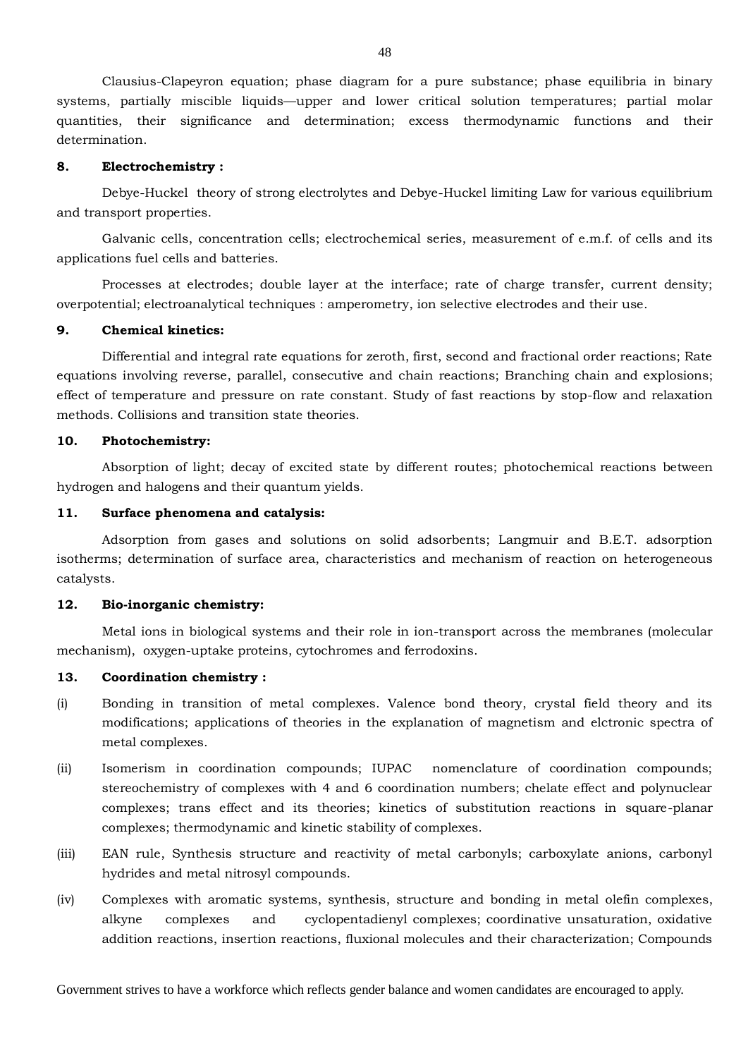Clausius-Clapeyron equation; phase diagram for a pure substance; phase equilibria in binary systems, partially miscible liquids—upper and lower critical solution temperatures; partial molar quantities, their significance and determination; excess thermodynamic functions and their determination.

**8. Electrochemistry :**

Debye-Huckel theory of strong electrolytes and Debye-Huckel limiting Law for various equilibrium and transport properties.

Galvanic cells, concentration cells; electrochemical series, measurement of e.m.f. of cells and its applications fuel cells and batteries.

Processes at electrodes; double layer at the interface; rate of charge transfer, current density; overpotential; electroanalytical techniques : amperometry, ion selective electrodes and their use.

**9. Chemical kinetics:**

Differential and integral rate equations for zeroth, first, second and fractional order reactions; Rate equations involving reverse, parallel, consecutive and chain reactions; Branching chain and explosions; effect of temperature and pressure on rate constant. Study of fast reactions by stop-flow and relaxation methods. Collisions and transition state theories.

**10. Photochemistry:**

Absorption of light; decay of excited state by different routes; photochemical reactions between hydrogen and halogens and their quantum yields.

**11. Surface phenomena and catalysis:**

Adsorption from gases and solutions on solid adsorbents; Langmuir and B.E.T. adsorption isotherms; determination of surface area, characteristics and mechanism of reaction on heterogeneous catalysts.

**12. Bio-inorganic chemistry:**

Metal ions in biological systems and their role in ion-transport across the membranes (molecular mechanism), oxygen-uptake proteins, cytochromes and ferrodoxins.

**13. Coordination chemistry :**

(i) Bonding in transition of metal complexes. Valence bond theory, crystal field theory and its modifications; applications of theories in the explanation of magnetism and elctronic spectra of metal complexes.

(ii) Isomerism in coordination compounds; IUPAC nomenclature of coordination compounds; stereochemistry of complexes with 4 and 6 coordination numbers; chelate effect and polynuclear complexes; trans effect and its theories; kinetics of substitution reactions in square-planar complexes; thermodynamic and kinetic stability of complexes.

(iii) EAN rule, Synthesis structure and reactivity of metal carbonyls; carboxylate anions, carbonyl hydrides and metal nitrosyl compounds.

(iv) Complexes with aromatic systems, synthesis, structure and bonding in metal olefin complexes, alkyne complexes and cyclopentadienyl complexes; coordinative unsaturation, oxidative addition reactions, insertion reactions, fluxional molecules and their characterization; Compounds

Government strives to have a workforce which reflects gender balance and women candidates are encouraged to apply.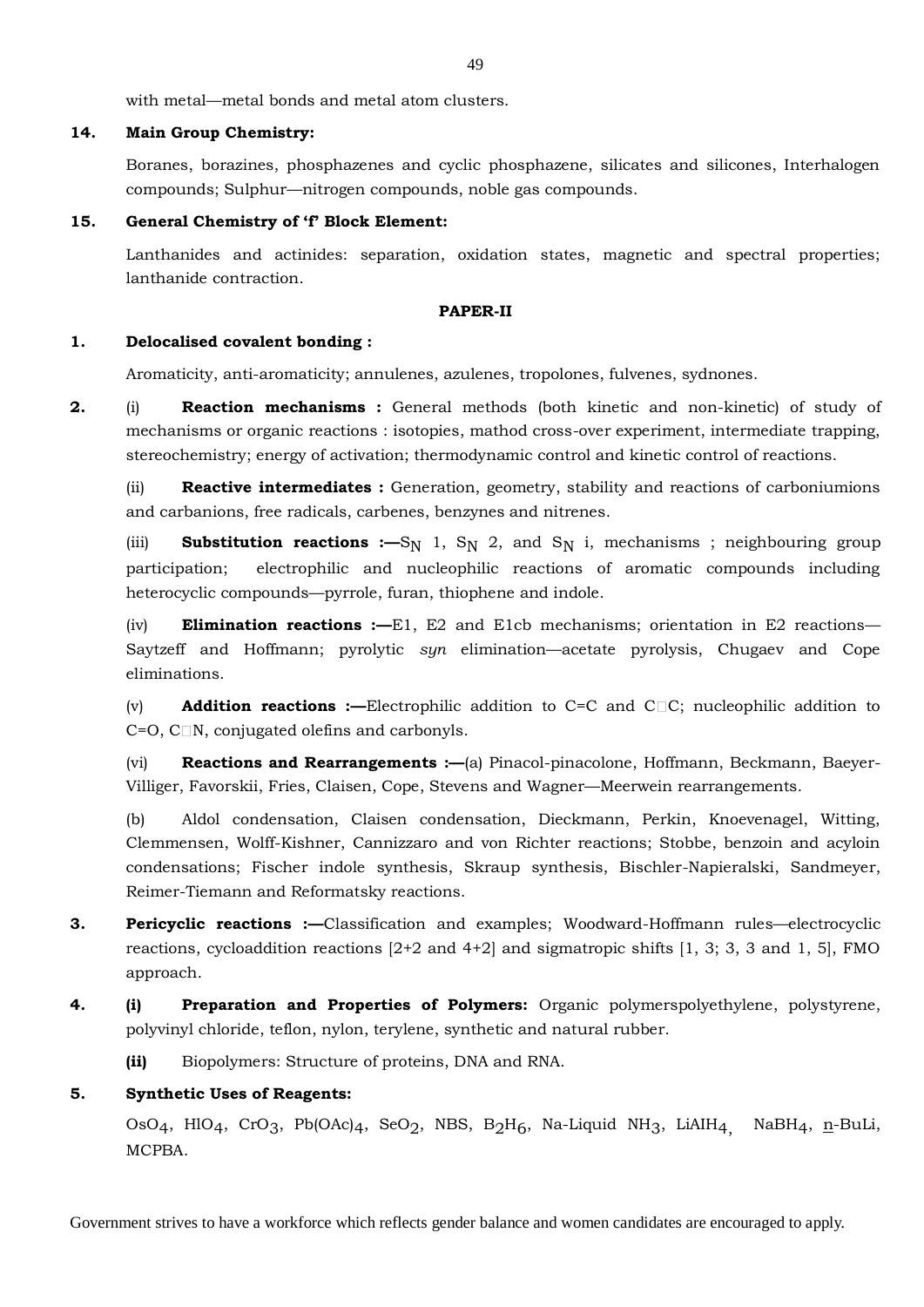with metal—metal bonds and metal atom clusters.

**14. Main Group Chemistry:**

Boranes, borazines, phosphazenes and cyclic phosphazene, silicates and silicones, Interhalogen compounds; Sulphur—nitrogen compounds, noble gas compounds.

**15. General Chemistry of 'f' Block Element:**

Lanthanides and actinides: separation, oxidation states, magnetic and spectral properties; lanthanide contraction.

## PAPER-II

**1. Delocalised covalent bonding :**

Aromaticity, anti-aromaticity; annulenes, azulenes, tropolones, fulvenes, sydnones.

**2.** (i) **Reaction mechanisms :** General methods (both kinetic and non-kinetic) of study of mechanisms or organic reactions : isotopies, mathod cross-over experiment, intermediate trapping, stereochemistry; energy of activation; thermodynamic control and kinetic control of reactions.

(ii) **Reactive intermediates :** Generation, geometry, stability and reactions of carboniumions and carbanions, free radicals, carbenes, benzynes and nitrenes.

(iii) **Substitution reactions :—**$S_N$ 1, $S_N$ 2, and $S_N$ i, mechanisms ; neighbouring group participation; electrophilic and nucleophilic reactions of aromatic compounds including heterocyclic compounds—pyrrole, furan, thiophene and indole.

(iv) **Elimination reactions :—**E1, E2 and E1cb mechanisms; orientation in E2 reactions—Saytzeff and Hoffmann; pyrolytic *syn* elimination—acetate pyrolysis, Chugaev and Cope eliminations.

(v) **Addition reactions :—**Electrophilic addition to C=C and C□C; nucleophilic addition to C=O, C□N, conjugated olefins and carbonyls.

(vi) **Reactions and Rearrangements :—**(a) Pinacol-pinacolone, Hoffmann, Beckmann, Baeyer-Villiger, Favorskii, Fries, Claisen, Cope, Stevens and Wagner—Meerwein rearrangements.

(b) Aldol condensation, Claisen condensation, Dieckmann, Perkin, Knoevenagel, Witting, Clemmensen, Wolff-Kishner, Cannizzaro and von Richter reactions; Stobbe, benzoin and acyloin condensations; Fischer indole synthesis, Skraup synthesis, Bischler-Napieralski, Sandmeyer, Reimer-Tiemann and Reformatsky reactions.

**3. Pericyclic reactions :—**Classification and examples; Woodward-Hoffmann rules—electrocyclic reactions, cycloaddition reactions [2+2 and 4+2] and sigmatropic shifts [1, 3; 3, 3 and 1, 5], FMO approach.

**4.** **(i) Preparation and Properties of Polymers:** Organic polymerspolyethylene, polystyrene, polyvinyl chloride, teflon, nylon, terylene, synthetic and natural rubber.

**(ii)** Biopolymers: Structure of proteins, DNA and RNA.

**5. Synthetic Uses of Reagents:**

$OsO_4$, $HIO_4$, $CrO_3$, $Pb(OAc)_4$, $SeO_2$, NBS, $B_2H_6$, Na-Liquid $NH_3$, $LiAlH_4$, $NaBH_4$, n-BuLi, MCPBA.

Government strives to have a workforce which reflects gender balance and women candidates are encouraged to apply.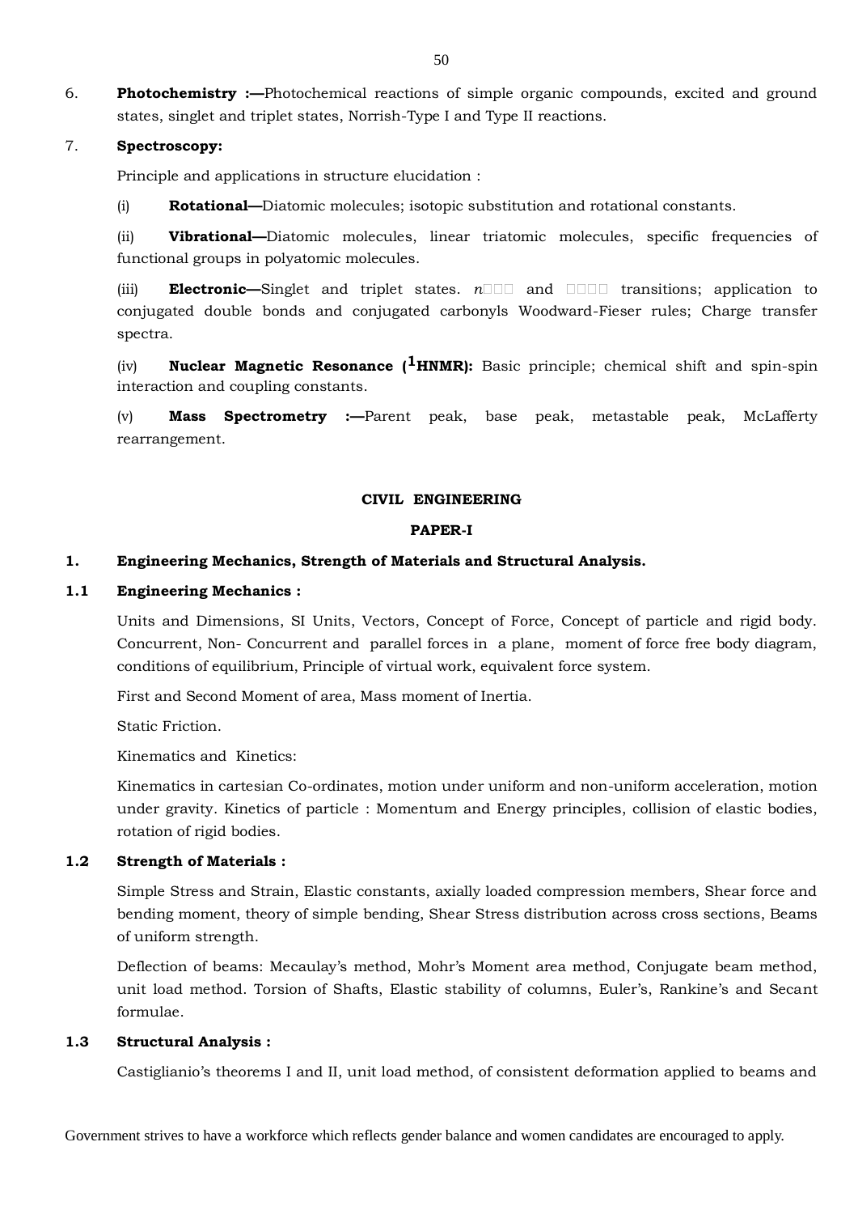6. **Photochemistry :—**Photochemical reactions of simple organic compounds, excited and ground states, singlet and triplet states, Norrish-Type I and Type II reactions.

7. **Spectroscopy:**

   Principle and applications in structure elucidation :

   (i) **Rotational—**Diatomic molecules; isotopic substitution and rotational constants.

   (ii) **Vibrational—**Diatomic molecules, linear triatomic molecules, specific frequencies of functional groups in polyatomic molecules.

   (iii) **Electronic—**Singlet and triplet states. *n*□□□ and □□□□ transitions; application to conjugated double bonds and conjugated carbonyls Woodward-Fieser rules; Charge transfer spectra.

   (iv) **Nuclear Magnetic Resonance ($^{1}$HNMR):** Basic principle; chemical shift and spin-spin interaction and coupling constants.

   (v) **Mass Spectrometry :—**Parent peak, base peak, metastable peak, McLafferty rearrangement.

## CIVIL ENGINEERING

### PAPER-I

### 1. Engineering Mechanics, Strength of Materials and Structural Analysis.

#### 1.1 Engineering Mechanics :

Units and Dimensions, SI Units, Vectors, Concept of Force, Concept of particle and rigid body. Concurrent, Non- Concurrent and parallel forces in a plane, moment of force free body diagram, conditions of equilibrium, Principle of virtual work, equivalent force system.

First and Second Moment of area, Mass moment of Inertia.

Static Friction.

Kinematics and Kinetics:

Kinematics in cartesian Co-ordinates, motion under uniform and non-uniform acceleration, motion under gravity. Kinetics of particle : Momentum and Energy principles, collision of elastic bodies, rotation of rigid bodies.

#### 1.2 Strength of Materials :

Simple Stress and Strain, Elastic constants, axially loaded compression members, Shear force and bending moment, theory of simple bending, Shear Stress distribution across cross sections, Beams of uniform strength.

Deflection of beams: Mecaulay's method, Mohr's Moment area method, Conjugate beam method, unit load method. Torsion of Shafts, Elastic stability of columns, Euler's, Rankine's and Secant formulae.

#### 1.3 Structural Analysis :

Castiglianio's theorems I and II, unit load method, of consistent deformation applied to beams and

Government strives to have a workforce which reflects gender balance and women candidates are encouraged to apply.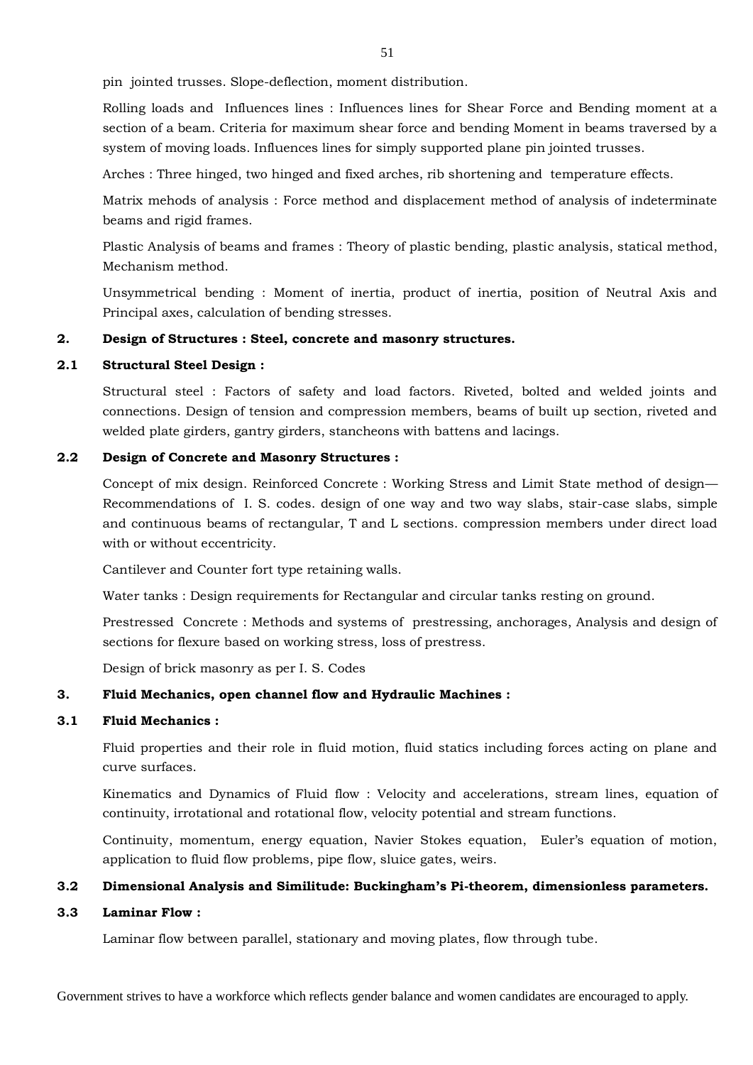pin jointed trusses. Slope-deflection, moment distribution.

Rolling loads and Influences lines : Influences lines for Shear Force and Bending moment at a section of a beam. Criteria for maximum shear force and bending Moment in beams traversed by a system of moving loads. Influences lines for simply supported plane pin jointed trusses.

Arches : Three hinged, two hinged and fixed arches, rib shortening and temperature effects.

Matrix mehods of analysis : Force method and displacement method of analysis of indeterminate beams and rigid frames.

Plastic Analysis of beams and frames : Theory of plastic bending, plastic analysis, statical method, Mechanism method.

Unsymmetrical bending : Moment of inertia, product of inertia, position of Neutral Axis and Principal axes, calculation of bending stresses.

**2. Design of Structures : Steel, concrete and masonry structures.**

**2.1 Structural Steel Design :**

Structural steel : Factors of safety and load factors. Riveted, bolted and welded joints and connections. Design of tension and compression members, beams of built up section, riveted and welded plate girders, gantry girders, stancheons with battens and lacings.

**2.2 Design of Concrete and Masonry Structures :**

Concept of mix design. Reinforced Concrete : Working Stress and Limit State method of design—Recommendations of I. S. codes. design of one way and two way slabs, stair-case slabs, simple and continuous beams of rectangular, T and L sections. compression members under direct load with or without eccentricity.

Cantilever and Counter fort type retaining walls.

Water tanks : Design requirements for Rectangular and circular tanks resting on ground.

Prestressed Concrete : Methods and systems of prestressing, anchorages, Analysis and design of sections for flexure based on working stress, loss of prestress.

Design of brick masonry as per I. S. Codes

**3. Fluid Mechanics, open channel flow and Hydraulic Machines :**

**3.1 Fluid Mechanics :**

Fluid properties and their role in fluid motion, fluid statics including forces acting on plane and curve surfaces.

Kinematics and Dynamics of Fluid flow : Velocity and accelerations, stream lines, equation of continuity, irrotational and rotational flow, velocity potential and stream functions.

Continuity, momentum, energy equation, Navier Stokes equation, Euler's equation of motion, application to fluid flow problems, pipe flow, sluice gates, weirs.

**3.2 Dimensional Analysis and Similitude: Buckingham's Pi-theorem, dimensionless parameters.**

**3.3 Laminar Flow :**

Laminar flow between parallel, stationary and moving plates, flow through tube.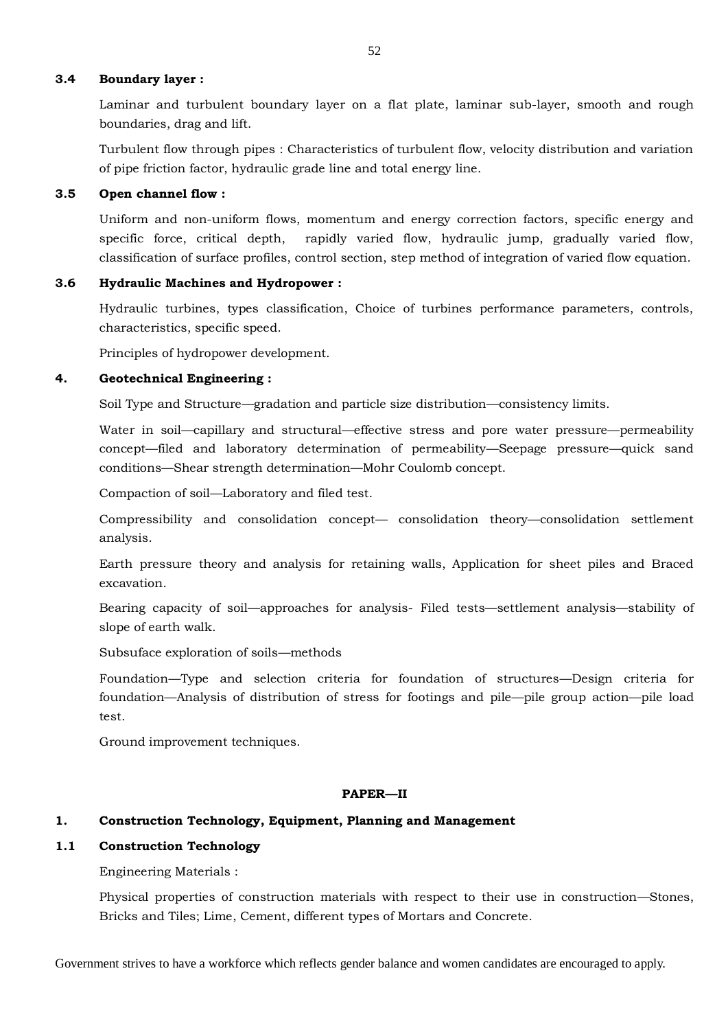### 3.4 Boundary layer :

Laminar and turbulent boundary layer on a flat plate, laminar sub-layer, smooth and rough boundaries, drag and lift.

Turbulent flow through pipes : Characteristics of turbulent flow, velocity distribution and variation of pipe friction factor, hydraulic grade line and total energy line.

### 3.5 Open channel flow :

Uniform and non-uniform flows, momentum and energy correction factors, specific energy and specific force, critical depth, rapidly varied flow, hydraulic jump, gradually varied flow, classification of surface profiles, control section, step method of integration of varied flow equation.

### 3.6 Hydraulic Machines and Hydropower :

Hydraulic turbines, types classification, Choice of turbines performance parameters, controls, characteristics, specific speed.

Principles of hydropower development.

## 4. Geotechnical Engineering :

Soil Type and Structure—gradation and particle size distribution—consistency limits.

Water in soil—capillary and structural—effective stress and pore water pressure—permeability concept—filed and laboratory determination of permeability—Seepage pressure—quick sand conditions—Shear strength determination—Mohr Coulomb concept.

Compaction of soil—Laboratory and filed test.

Compressibility and consolidation concept— consolidation theory—consolidation settlement analysis.

Earth pressure theory and analysis for retaining walls, Application for sheet piles and Braced excavation.

Bearing capacity of soil—approaches for analysis- Filed tests—settlement analysis—stability of slope of earth walk.

Subsuface exploration of soils—methods

Foundation—Type and selection criteria for foundation of structures—Design criteria for foundation—Analysis of distribution of stress for footings and pile—pile group action—pile load test.

Ground improvement techniques.

# PAPER—II

## 1. Construction Technology, Equipment, Planning and Management

### 1.1 Construction Technology

Engineering Materials :

Physical properties of construction materials with respect to their use in construction—Stones, Bricks and Tiles; Lime, Cement, different types of Mortars and Concrete.

Government strives to have a workforce which reflects gender balance and women candidates are encouraged to apply.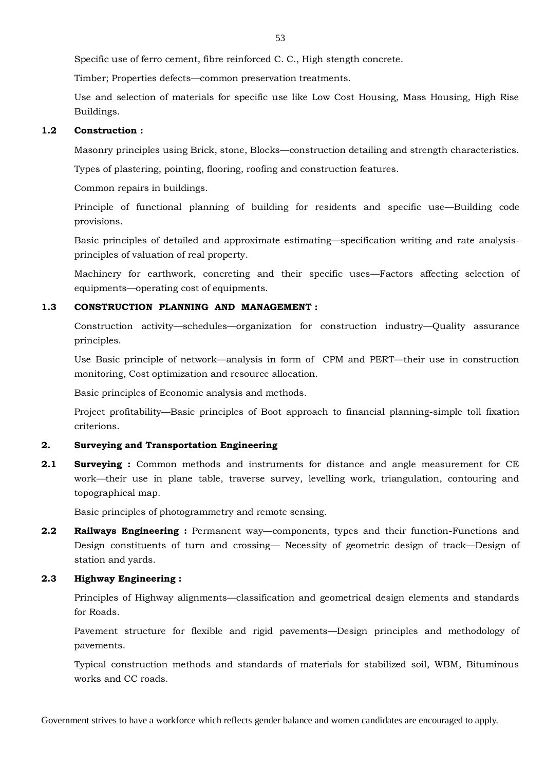Specific use of ferro cement, fibre reinforced C. C., High stength concrete.

Timber; Properties defects—common preservation treatments.

Use and selection of materials for specific use like Low Cost Housing, Mass Housing, High Rise Buildings.

**1.2 Construction :**

Masonry principles using Brick, stone, Blocks—construction detailing and strength characteristics.

Types of plastering, pointing, flooring, roofing and construction features.

Common repairs in buildings.

Principle of functional planning of building for residents and specific use—Building code provisions.

Basic principles of detailed and approximate estimating—specification writing and rate analysis-principles of valuation of real property.

Machinery for earthwork, concreting and their specific uses—Factors affecting selection of equipments—operating cost of equipments.

**1.3 CONSTRUCTION PLANNING AND MANAGEMENT :**

Construction activity—schedules—organization for construction industry—Quality assurance principles.

Use Basic principle of network—analysis in form of CPM and PERT—their use in construction monitoring, Cost optimization and resource allocation.

Basic principles of Economic analysis and methods.

Project profitability—Basic principles of Boot approach to financial planning-simple toll fixation criterions.

**2. Surveying and Transportation Engineering**

**2.1 Surveying :** Common methods and instruments for distance and angle measurement for CE work—their use in plane table, traverse survey, levelling work, triangulation, contouring and topographical map.

Basic principles of photogrammetry and remote sensing.

**2.2 Railways Engineering :** Permanent way—components, types and their function-Functions and Design constituents of turn and crossing— Necessity of geometric design of track—Design of station and yards.

**2.3 Highway Engineering :**

Principles of Highway alignments—classification and geometrical design elements and standards for Roads.

Pavement structure for flexible and rigid pavements—Design principles and methodology of pavements.

Typical construction methods and standards of materials for stabilized soil, WBM, Bituminous works and CC roads.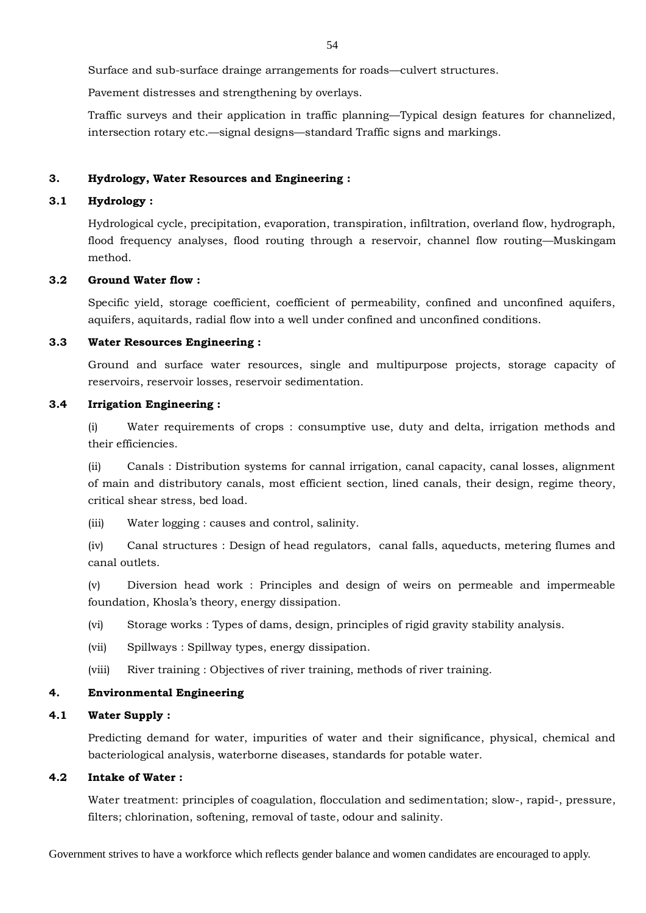Surface and sub-surface drainge arrangements for roads—culvert structures.

Pavement distresses and strengthening by overlays.

Traffic surveys and their application in traffic planning—Typical design features for channelized, intersection rotary etc.—signal designs—standard Traffic signs and markings.

### 3. Hydrology, Water Resources and Engineering :

#### 3.1 Hydrology :

Hydrological cycle, precipitation, evaporation, transpiration, infiltration, overland flow, hydrograph, flood frequency analyses, flood routing through a reservoir, channel flow routing—Muskingam method.

#### 3.2 Ground Water flow :

Specific yield, storage coefficient, coefficient of permeability, confined and unconfined aquifers, aquifers, aquitards, radial flow into a well under confined and unconfined conditions.

#### 3.3 Water Resources Engineering :

Ground and surface water resources, single and multipurpose projects, storage capacity of reservoirs, reservoir losses, reservoir sedimentation.

#### 3.4 Irrigation Engineering :

(i) Water requirements of crops : consumptive use, duty and delta, irrigation methods and their efficiencies.

(ii) Canals : Distribution systems for cannal irrigation, canal capacity, canal losses, alignment of main and distributory canals, most efficient section, lined canals, their design, regime theory, critical shear stress, bed load.

(iii) Water logging : causes and control, salinity.

(iv) Canal structures : Design of head regulators, canal falls, aqueducts, metering flumes and canal outlets.

(v) Diversion head work : Principles and design of weirs on permeable and impermeable foundation, Khosla's theory, energy dissipation.

(vi) Storage works : Types of dams, design, principles of rigid gravity stability analysis.

(vii) Spillways : Spillway types, energy dissipation.

(viii) River training : Objectives of river training, methods of river training.

### 4. Environmental Engineering

#### 4.1 Water Supply :

Predicting demand for water, impurities of water and their significance, physical, chemical and bacteriological analysis, waterborne diseases, standards for potable water.

#### 4.2 Intake of Water :

Water treatment: principles of coagulation, flocculation and sedimentation; slow-, rapid-, pressure, filters; chlorination, softening, removal of taste, odour and salinity.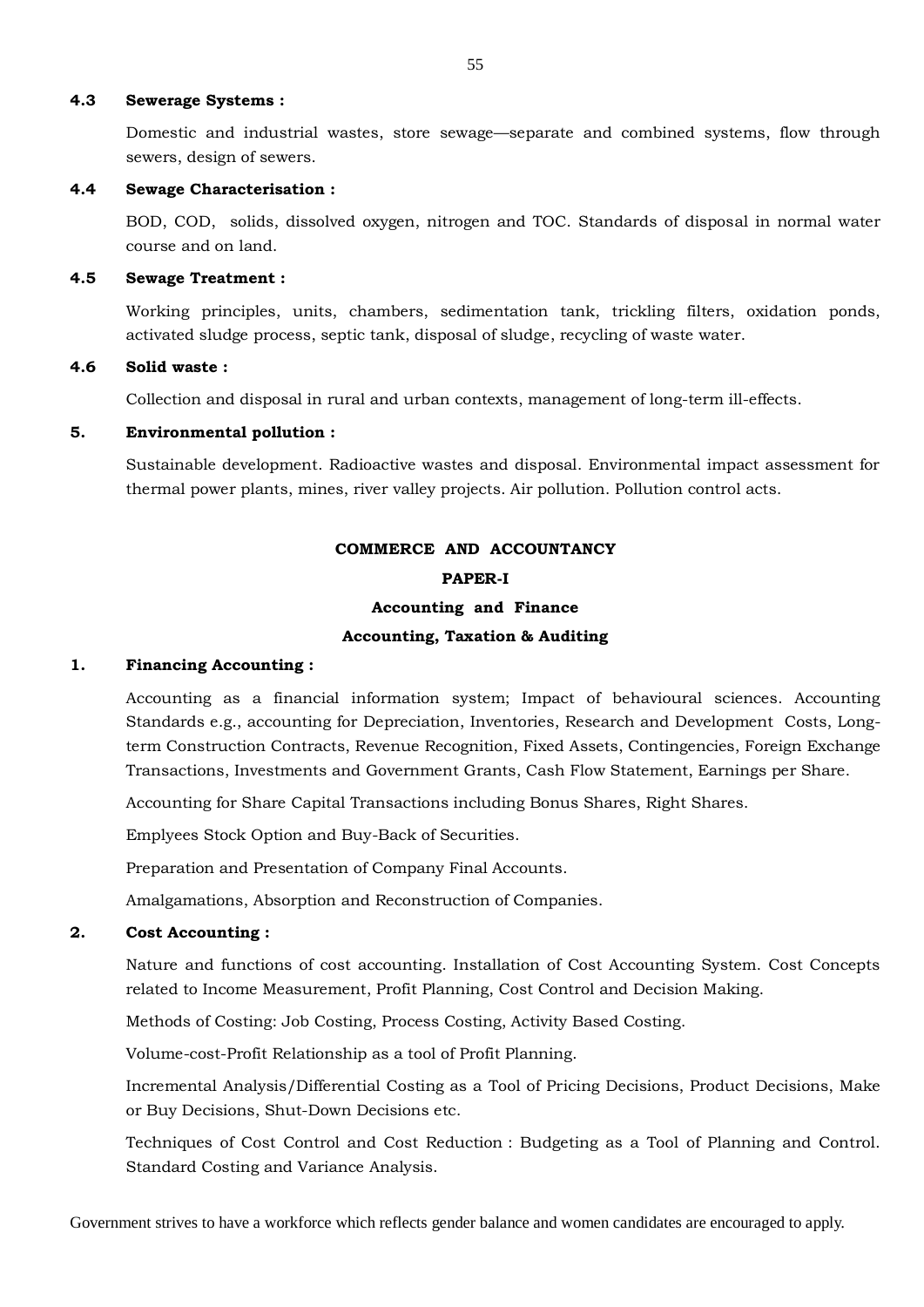**4.3 Sewerage Systems :**

Domestic and industrial wastes, store sewage—separate and combined systems, flow through sewers, design of sewers.

**4.4 Sewage Characterisation :**

BOD, COD, solids, dissolved oxygen, nitrogen and TOC. Standards of disposal in normal water course and on land.

**4.5 Sewage Treatment :**

Working principles, units, chambers, sedimentation tank, trickling filters, oxidation ponds, activated sludge process, septic tank, disposal of sludge, recycling of waste water.

**4.6 Solid waste :**

Collection and disposal in rural and urban contexts, management of long-term ill-effects.

**5. Environmental pollution :**

Sustainable development. Radioactive wastes and disposal. Environmental impact assessment for thermal power plants, mines, river valley projects. Air pollution. Pollution control acts.

## COMMERCE AND ACCOUNTANCY

### PAPER-I

### Accounting and Finance

### Accounting, Taxation & Auditing

**1. Financing Accounting :**

Accounting as a financial information system; Impact of behavioural sciences. Accounting Standards e.g., accounting for Depreciation, Inventories, Research and Development Costs, Long-term Construction Contracts, Revenue Recognition, Fixed Assets, Contingencies, Foreign Exchange Transactions, Investments and Government Grants, Cash Flow Statement, Earnings per Share.

Accounting for Share Capital Transactions including Bonus Shares, Right Shares.

Emplyees Stock Option and Buy-Back of Securities.

Preparation and Presentation of Company Final Accounts.

Amalgamations, Absorption and Reconstruction of Companies.

**2. Cost Accounting :**

Nature and functions of cost accounting. Installation of Cost Accounting System. Cost Concepts related to Income Measurement, Profit Planning, Cost Control and Decision Making.

Methods of Costing: Job Costing, Process Costing, Activity Based Costing.

Volume-cost-Profit Relationship as a tool of Profit Planning.

Incremental Analysis/Differential Costing as a Tool of Pricing Decisions, Product Decisions, Make or Buy Decisions, Shut-Down Decisions etc.

Techniques of Cost Control and Cost Reduction : Budgeting as a Tool of Planning and Control. Standard Costing and Variance Analysis.

Government strives to have a workforce which reflects gender balance and women candidates are encouraged to apply.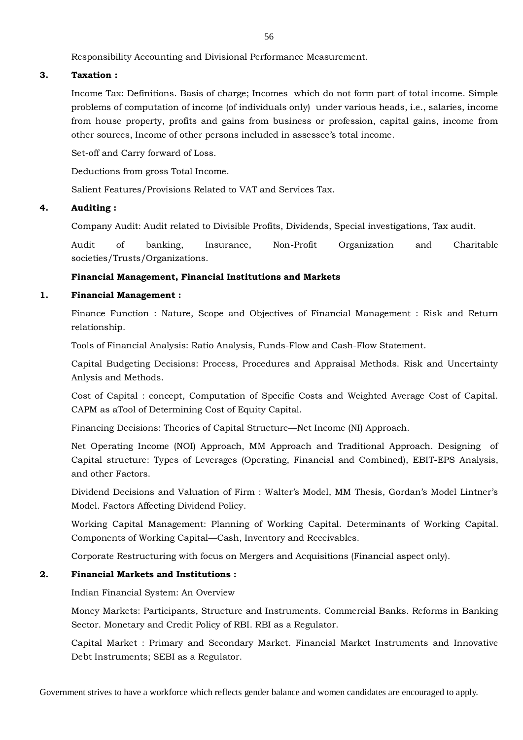Responsibility Accounting and Divisional Performance Measurement.

**3. Taxation :**

Income Tax: Definitions. Basis of charge; Incomes which do not form part of total income. Simple problems of computation of income (of individuals only) under various heads, i.e., salaries, income from house property, profits and gains from business or profession, capital gains, income from other sources, Income of other persons included in assessee's total income.

Set-off and Carry forward of Loss.

Deductions from gross Total Income.

Salient Features/Provisions Related to VAT and Services Tax.

**4. Auditing :**

Company Audit: Audit related to Divisible Profits, Dividends, Special investigations, Tax audit.

Audit of banking, Insurance, Non-Profit Organization and Charitable societies/Trusts/Organizations.

**Financial Management, Financial Institutions and Markets**

**1. Financial Management :**

Finance Function : Nature, Scope and Objectives of Financial Management : Risk and Return relationship.

Tools of Financial Analysis: Ratio Analysis, Funds-Flow and Cash-Flow Statement.

Capital Budgeting Decisions: Process, Procedures and Appraisal Methods. Risk and Uncertainty Anlysis and Methods.

Cost of Capital : concept, Computation of Specific Costs and Weighted Average Cost of Capital. CAPM as aTool of Determining Cost of Equity Capital.

Financing Decisions: Theories of Capital Structure—Net Income (NI) Approach.

Net Operating Income (NOI) Approach, MM Approach and Traditional Approach. Designing of Capital structure: Types of Leverages (Operating, Financial and Combined), EBIT-EPS Analysis, and other Factors.

Dividend Decisions and Valuation of Firm : Walter's Model, MM Thesis, Gordan's Model Lintner's Model. Factors Affecting Dividend Policy.

Working Capital Management: Planning of Working Capital. Determinants of Working Capital. Components of Working Capital—Cash, Inventory and Receivables.

Corporate Restructuring with focus on Mergers and Acquisitions (Financial aspect only).

**2. Financial Markets and Institutions :**

Indian Financial System: An Overview

Money Markets: Participants, Structure and Instruments. Commercial Banks. Reforms in Banking Sector. Monetary and Credit Policy of RBI. RBI as a Regulator.

Capital Market : Primary and Secondary Market. Financial Market Instruments and Innovative Debt Instruments; SEBI as a Regulator.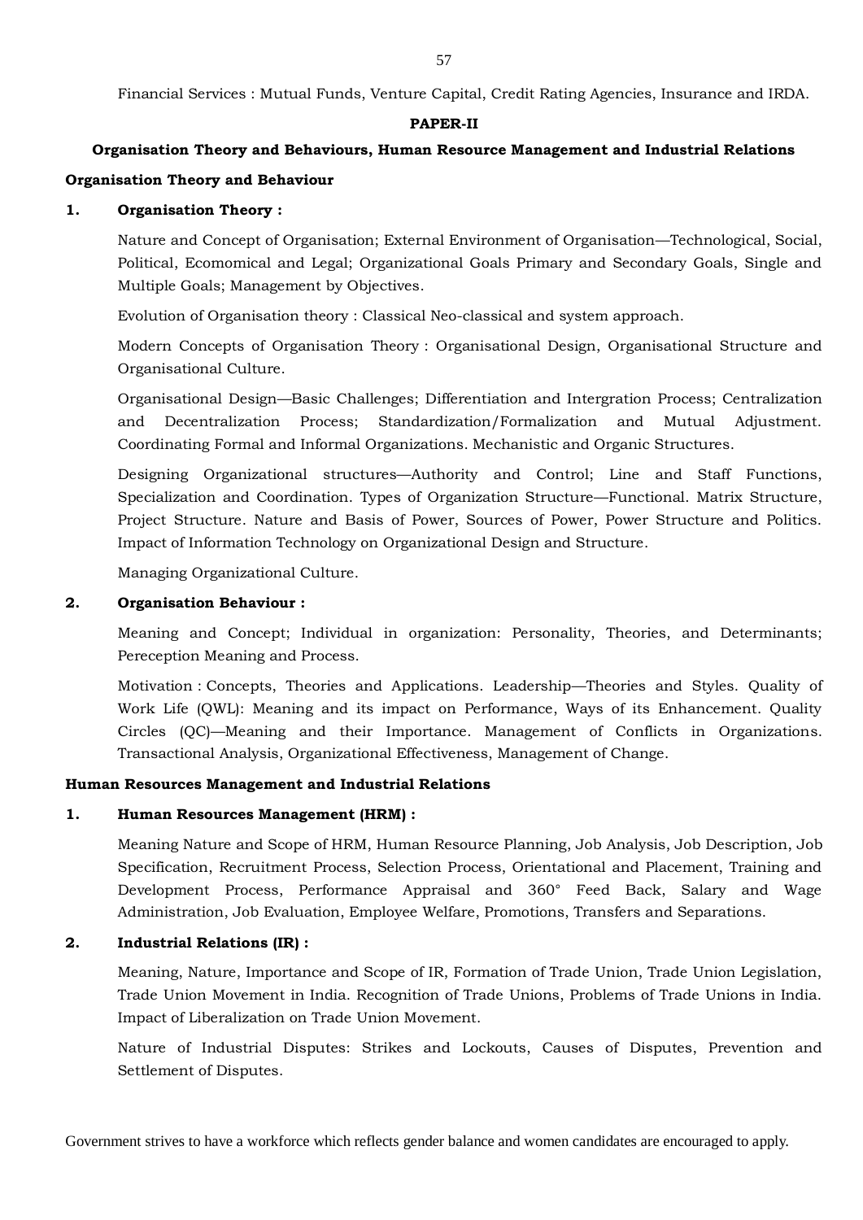Financial Services : Mutual Funds, Venture Capital, Credit Rating Agencies, Insurance and IRDA.

## PAPER-II

### Organisation Theory and Behaviours, Human Resource Management and Industrial Relations

#### Organisation Theory and Behaviour

**1. Organisation Theory :**

Nature and Concept of Organisation; External Environment of Organisation—Technological, Social, Political, Ecomomical and Legal; Organizational Goals Primary and Secondary Goals, Single and Multiple Goals; Management by Objectives.

Evolution of Organisation theory : Classical Neo-classical and system approach.

Modern Concepts of Organisation Theory : Organisational Design, Organisational Structure and Organisational Culture.

Organisational Design—Basic Challenges; Differentiation and Intergration Process; Centralization and Decentralization Process; Standardization/Formalization and Mutual Adjustment. Coordinating Formal and Informal Organizations. Mechanistic and Organic Structures.

Designing Organizational structures—Authority and Control; Line and Staff Functions, Specialization and Coordination. Types of Organization Structure—Functional. Matrix Structure, Project Structure. Nature and Basis of Power, Sources of Power, Power Structure and Politics. Impact of Information Technology on Organizational Design and Structure.

Managing Organizational Culture.

**2. Organisation Behaviour :**

Meaning and Concept; Individual in organization: Personality, Theories, and Determinants; Pereception Meaning and Process.

Motivation : Concepts, Theories and Applications. Leadership—Theories and Styles. Quality of Work Life (QWL): Meaning and its impact on Performance, Ways of its Enhancement. Quality Circles (QC)—Meaning and their Importance. Management of Conflicts in Organizations. Transactional Analysis, Organizational Effectiveness, Management of Change.

#### Human Resources Management and Industrial Relations

**1. Human Resources Management (HRM) :**

Meaning Nature and Scope of HRM, Human Resource Planning, Job Analysis, Job Description, Job Specification, Recruitment Process, Selection Process, Orientational and Placement, Training and Development Process, Performance Appraisal and 360° Feed Back, Salary and Wage Administration, Job Evaluation, Employee Welfare, Promotions, Transfers and Separations.

**2. Industrial Relations (IR) :**

Meaning, Nature, Importance and Scope of IR, Formation of Trade Union, Trade Union Legislation, Trade Union Movement in India. Recognition of Trade Unions, Problems of Trade Unions in India. Impact of Liberalization on Trade Union Movement.

Nature of Industrial Disputes: Strikes and Lockouts, Causes of Disputes, Prevention and Settlement of Disputes.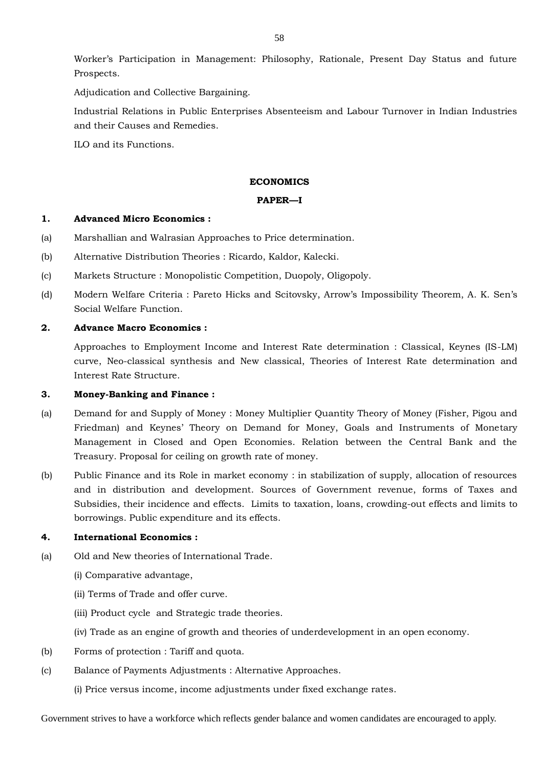Worker's Participation in Management: Philosophy, Rationale, Present Day Status and future Prospects.

Adjudication and Collective Bargaining.

Industrial Relations in Public Enterprises Absenteeism and Labour Turnover in Indian Industries and their Causes and Remedies.

ILO and its Functions.

## ECONOMICS

### PAPER—I

**1. Advanced Micro Economics :**

(a) Marshallian and Walrasian Approaches to Price determination.

(b) Alternative Distribution Theories : Ricardo, Kaldor, Kalecki.

(c) Markets Structure : Monopolistic Competition, Duopoly, Oligopoly.

(d) Modern Welfare Criteria : Pareto Hicks and Scitovsky, Arrow's Impossibility Theorem, A. K. Sen's Social Welfare Function.

**2. Advance Macro Economics :**

Approaches to Employment Income and Interest Rate determination : Classical, Keynes (IS-LM) curve, Neo-classical synthesis and New classical, Theories of Interest Rate determination and Interest Rate Structure.

**3. Money-Banking and Finance :**

(a) Demand for and Supply of Money : Money Multiplier Quantity Theory of Money (Fisher, Pigou and Friedman) and Keynes' Theory on Demand for Money, Goals and Instruments of Monetary Management in Closed and Open Economies. Relation between the Central Bank and the Treasury. Proposal for ceiling on growth rate of money.

(b) Public Finance and its Role in market economy : in stabilization of supply, allocation of resources and in distribution and development. Sources of Government revenue, forms of Taxes and Subsidies, their incidence and effects. Limits to taxation, loans, crowding-out effects and limits to borrowings. Public expenditure and its effects.

**4. International Economics :**

(a) Old and New theories of International Trade.

(i) Comparative advantage,

(ii) Terms of Trade and offer curve.

(iii) Product cycle and Strategic trade theories.

(iv) Trade as an engine of growth and theories of underdevelopment in an open economy.

(b) Forms of protection : Tariff and quota.

(c) Balance of Payments Adjustments : Alternative Approaches.

(i) Price versus income, income adjustments under fixed exchange rates.

Government strives to have a workforce which reflects gender balance and women candidates are encouraged to apply.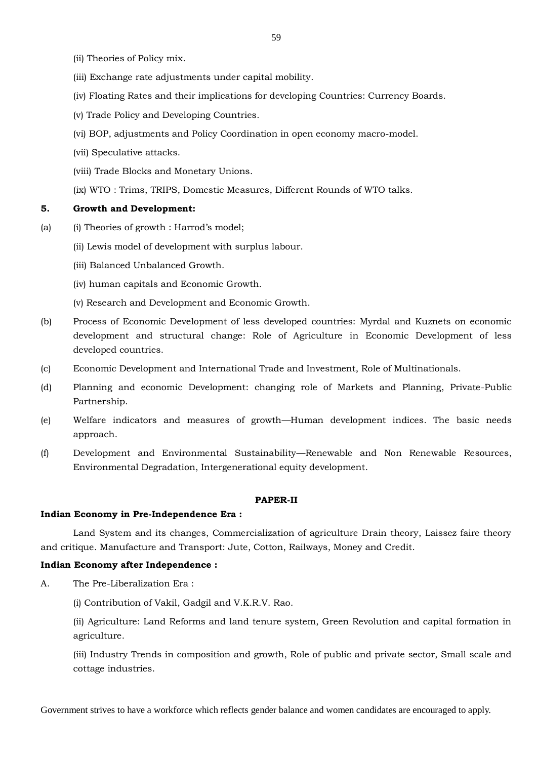(ii) Theories of Policy mix.

(iii) Exchange rate adjustments under capital mobility.

(iv) Floating Rates and their implications for developing Countries: Currency Boards.

(v) Trade Policy and Developing Countries.

(vi) BOP, adjustments and Policy Coordination in open economy macro-model.

(vii) Speculative attacks.

(viii) Trade Blocks and Monetary Unions.

(ix) WTO : Trims, TRIPS, Domestic Measures, Different Rounds of WTO talks.

**5. Growth and Development:**

(a) (i) Theories of growth : Harrod's model;

(ii) Lewis model of development with surplus labour.

(iii) Balanced Unbalanced Growth.

(iv) human capitals and Economic Growth.

(v) Research and Development and Economic Growth.

(b) Process of Economic Development of less developed countries: Myrdal and Kuznets on economic development and structural change: Role of Agriculture in Economic Development of less developed countries.

(c) Economic Development and International Trade and Investment, Role of Multinationals.

(d) Planning and economic Development: changing role of Markets and Planning, Private-Public Partnership.

(e) Welfare indicators and measures of growth—Human development indices. The basic needs approach.

(f) Development and Environmental Sustainability—Renewable and Non Renewable Resources, Environmental Degradation, Intergenerational equity development.

**PAPER-II**

**Indian Economy in Pre-Independence Era :**

Land System and its changes, Commercialization of agriculture Drain theory, Laissez faire theory and critique. Manufacture and Transport: Jute, Cotton, Railways, Money and Credit.

**Indian Economy after Independence :**

A. The Pre-Liberalization Era :

(i) Contribution of Vakil, Gadgil and V.K.R.V. Rao.

(ii) Agriculture: Land Reforms and land tenure system, Green Revolution and capital formation in agriculture.

(iii) Industry Trends in composition and growth, Role of public and private sector, Small scale and cottage industries.

Government strives to have a workforce which reflects gender balance and women candidates are encouraged to apply.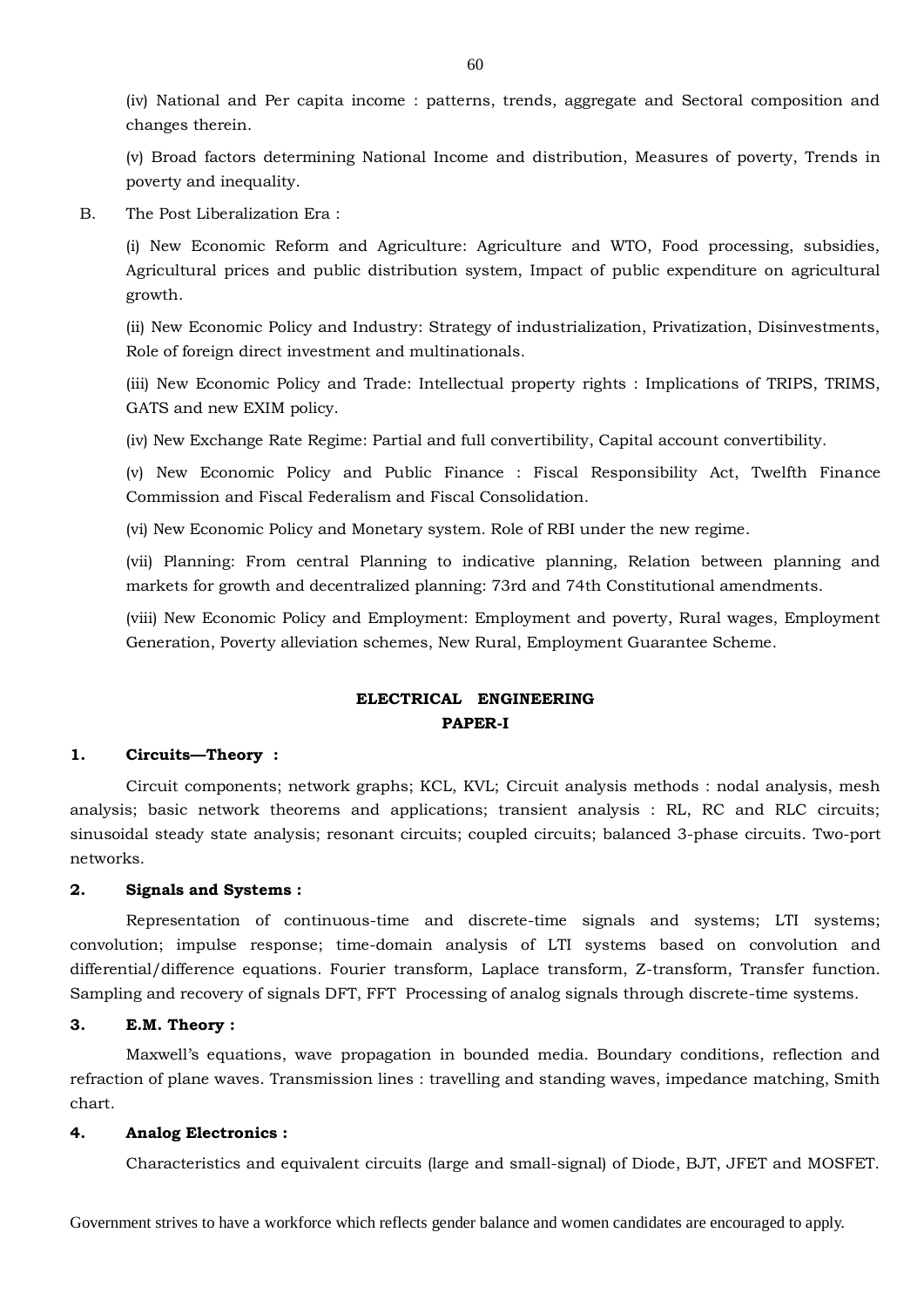(iv) National and Per capita income : patterns, trends, aggregate and Sectoral composition and changes therein.

(v) Broad factors determining National Income and distribution, Measures of poverty, Trends in poverty and inequality.

B. The Post Liberalization Era :

(i) New Economic Reform and Agriculture: Agriculture and WTO, Food processing, subsidies, Agricultural prices and public distribution system, Impact of public expenditure on agricultural growth.

(ii) New Economic Policy and Industry: Strategy of industrialization, Privatization, Disinvestments, Role of foreign direct investment and multinationals.

(iii) New Economic Policy and Trade: Intellectual property rights : Implications of TRIPS, TRIMS, GATS and new EXIM policy.

(iv) New Exchange Rate Regime: Partial and full convertibility, Capital account convertibility.

(v) New Economic Policy and Public Finance : Fiscal Responsibility Act, Twelfth Finance Commission and Fiscal Federalism and Fiscal Consolidation.

(vi) New Economic Policy and Monetary system. Role of RBI under the new regime.

(vii) Planning: From central Planning to indicative planning, Relation between planning and markets for growth and decentralized planning: 73rd and 74th Constitutional amendments.

(viii) New Economic Policy and Employment: Employment and poverty, Rural wages, Employment Generation, Poverty alleviation schemes, New Rural, Employment Guarantee Scheme.

## ELECTRICAL ENGINEERING

### PAPER-I

**1. Circuits—Theory :**

Circuit components; network graphs; KCL, KVL; Circuit analysis methods : nodal analysis, mesh analysis; basic network theorems and applications; transient analysis : RL, RC and RLC circuits; sinusoidal steady state analysis; resonant circuits; coupled circuits; balanced 3-phase circuits. Two-port networks.

**2. Signals and Systems :**

Representation of continuous-time and discrete-time signals and systems; LTI systems; convolution; impulse response; time-domain analysis of LTI systems based on convolution and differential/difference equations. Fourier transform, Laplace transform, Z-transform, Transfer function. Sampling and recovery of signals DFT, FFT Processing of analog signals through discrete-time systems.

**3. E.M. Theory :**

Maxwell's equations, wave propagation in bounded media. Boundary conditions, reflection and refraction of plane waves. Transmission lines : travelling and standing waves, impedance matching, Smith chart.

**4. Analog Electronics :**

Characteristics and equivalent circuits (large and small-signal) of Diode, BJT, JFET and MOSFET.

Government strives to have a workforce which reflects gender balance and women candidates are encouraged to apply.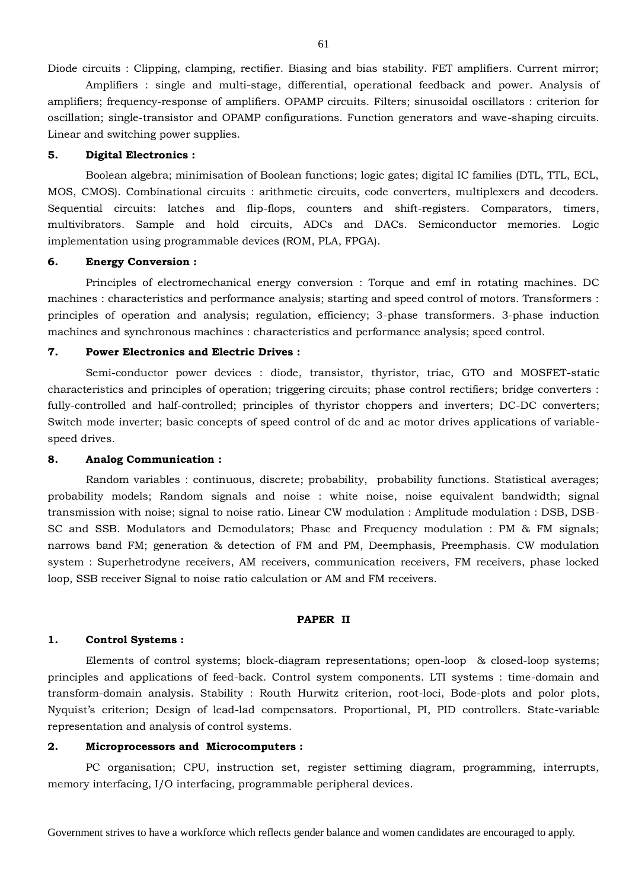Diode circuits : Clipping, clamping, rectifier. Biasing and bias stability. FET amplifiers. Current mirror;

Amplifiers : single and multi-stage, differential, operational feedback and power. Analysis of amplifiers; frequency-response of amplifiers. OPAMP circuits. Filters; sinusoidal oscillators : criterion for oscillation; single-transistor and OPAMP configurations. Function generators and wave-shaping circuits. Linear and switching power supplies.

**5. Digital Electronics :**

Boolean algebra; minimisation of Boolean functions; logic gates; digital IC families (DTL, TTL, ECL, MOS, CMOS). Combinational circuits : arithmetic circuits, code converters, multiplexers and decoders. Sequential circuits: latches and flip-flops, counters and shift-registers. Comparators, timers, multivibrators. Sample and hold circuits, ADCs and DACs. Semiconductor memories. Logic implementation using programmable devices (ROM, PLA, FPGA).

**6. Energy Conversion :**

Principles of electromechanical energy conversion : Torque and emf in rotating machines. DC machines : characteristics and performance analysis; starting and speed control of motors. Transformers : principles of operation and analysis; regulation, efficiency; 3-phase transformers. 3-phase induction machines and synchronous machines : characteristics and performance analysis; speed control.

**7. Power Electronics and Electric Drives :**

Semi-conductor power devices : diode, transistor, thyristor, triac, GTO and MOSFET-static characteristics and principles of operation; triggering circuits; phase control rectifiers; bridge converters : fully-controlled and half-controlled; principles of thyristor choppers and inverters; DC-DC converters; Switch mode inverter; basic concepts of speed control of dc and ac motor drives applications of variable-speed drives.

**8. Analog Communication :**

Random variables : continuous, discrete; probability, probability functions. Statistical averages; probability models; Random signals and noise : white noise, noise equivalent bandwidth; signal transmission with noise; signal to noise ratio. Linear CW modulation : Amplitude modulation : DSB, DSB-SC and SSB. Modulators and Demodulators; Phase and Frequency modulation : PM & FM signals; narrows band FM; generation & detection of FM and PM, Deemphasis, Preemphasis. CW modulation system : Superhetrodyne receivers, AM receivers, communication receivers, FM receivers, phase locked loop, SSB receiver Signal to noise ratio calculation or AM and FM receivers.

## PAPER II

**1. Control Systems :**

Elements of control systems; block-diagram representations; open-loop & closed-loop systems; principles and applications of feed-back. Control system components. LTI systems : time-domain and transform-domain analysis. Stability : Routh Hurwitz criterion, root-loci, Bode-plots and polor plots, Nyquist's criterion; Design of lead-lad compensators. Proportional, PI, PID controllers. State-variable representation and analysis of control systems.

**2. Microprocessors and Microcomputers :**

PC organisation; CPU, instruction set, register settiming diagram, programming, interrupts, memory interfacing, I/O interfacing, programmable peripheral devices.

Government strives to have a workforce which reflects gender balance and women candidates are encouraged to apply.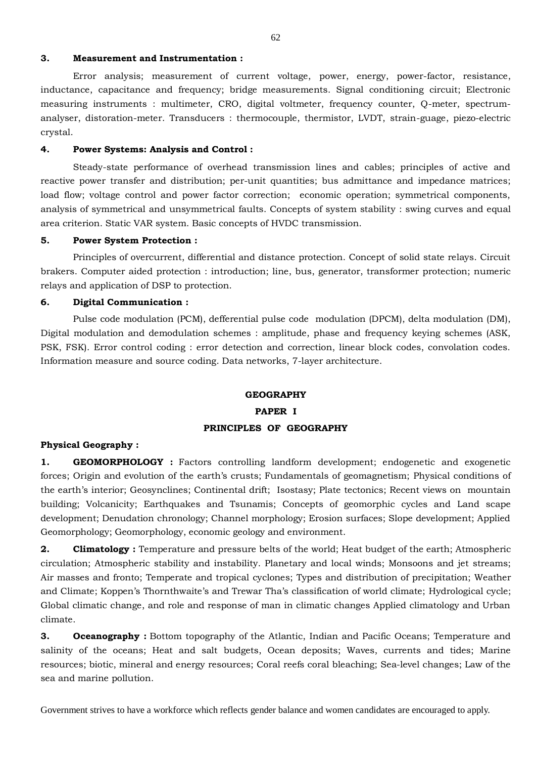**3. Measurement and Instrumentation :**

Error analysis; measurement of current voltage, power, energy, power-factor, resistance, inductance, capacitance and frequency; bridge measurements. Signal conditioning circuit; Electronic measuring instruments : multimeter, CRO, digital voltmeter, frequency counter, Q-meter, spectrum-analyser, distoration-meter. Transducers : thermocouple, thermistor, LVDT, strain-guage, piezo-electric crystal.

**4. Power Systems: Analysis and Control :**

Steady-state performance of overhead transmission lines and cables; principles of active and reactive power transfer and distribution; per-unit quantities; bus admittance and impedance matrices; load flow; voltage control and power factor correction; economic operation; symmetrical components, analysis of symmetrical and unsymmetrical faults. Concepts of system stability : swing curves and equal area criterion. Static VAR system. Basic concepts of HVDC transmission.

**5. Power System Protection :**

Principles of overcurrent, differential and distance protection. Concept of solid state relays. Circuit brakers. Computer aided protection : introduction; line, bus, generator, transformer protection; numeric relays and application of DSP to protection.

**6. Digital Communication :**

Pulse code modulation (PCM), defferential pulse code modulation (DPCM), delta modulation (DM), Digital modulation and demodulation schemes : amplitude, phase and frequency keying schemes (ASK, PSK, FSK). Error control coding : error detection and correction, linear block codes, convolation codes. Information measure and source coding. Data networks, 7-layer architecture.

## GEOGRAPHY

## PAPER I

## PRINCIPLES OF GEOGRAPHY

**Physical Geography :**

**1. GEOMORPHOLOGY :** Factors controlling landform development; endogenetic and exogenetic forces; Origin and evolution of the earth's crusts; Fundamentals of geomagnetism; Physical conditions of the earth's interior; Geosynclines; Continental drift; Isostasy; Plate tectonics; Recent views on mountain building; Volcanicity; Earthquakes and Tsunamis; Concepts of geomorphic cycles and Land scape development; Denudation chronology; Channel morphology; Erosion surfaces; Slope development; Applied Geomorphology; Geomorphology, economic geology and environment.

**2. Climatology :** Temperature and pressure belts of the world; Heat budget of the earth; Atmospheric circulation; Atmospheric stability and instability. Planetary and local winds; Monsoons and jet streams; Air masses and fronto; Temperate and tropical cyclones; Types and distribution of precipitation; Weather and Climate; Koppen's Thornthwaite's and Trewar Tha's classification of world climate; Hydrological cycle; Global climatic change, and role and response of man in climatic changes Applied climatology and Urban climate.

**3. Oceanography :** Bottom topography of the Atlantic, Indian and Pacific Oceans; Temperature and salinity of the oceans; Heat and salt budgets, Ocean deposits; Waves, currents and tides; Marine resources; biotic, mineral and energy resources; Coral reefs coral bleaching; Sea-level changes; Law of the sea and marine pollution.

Government strives to have a workforce which reflects gender balance and women candidates are encouraged to apply.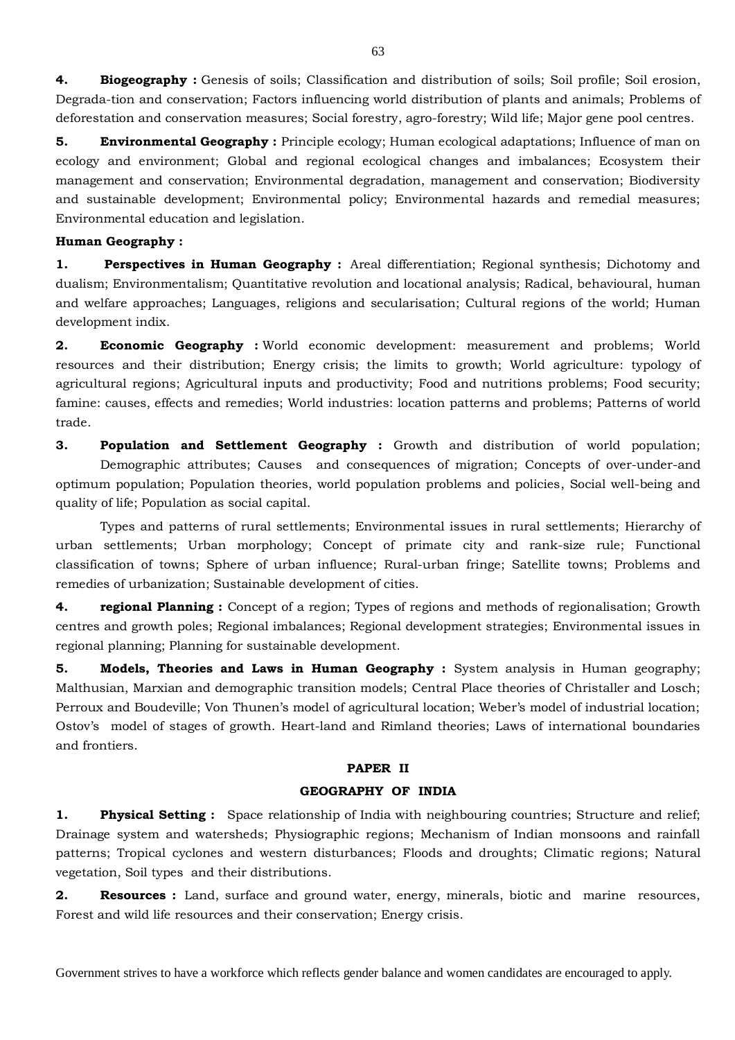**4. Biogeography :** Genesis of soils; Classification and distribution of soils; Soil profile; Soil erosion, Degrada-tion and conservation; Factors influencing world distribution of plants and animals; Problems of deforestation and conservation measures; Social forestry, agro-forestry; Wild life; Major gene pool centres.

**5. Environmental Geography :** Principle ecology; Human ecological adaptations; Influence of man on ecology and environment; Global and regional ecological changes and imbalances; Ecosystem their management and conservation; Environmental degradation, management and conservation; Biodiversity and sustainable development; Environmental policy; Environmental hazards and remedial measures; Environmental education and legislation.

**Human Geography :**

**1. Perspectives in Human Geography :** Areal differentiation; Regional synthesis; Dichotomy and dualism; Environmentalism; Quantitative revolution and locational analysis; Radical, behavioural, human and welfare approaches; Languages, religions and secularisation; Cultural regions of the world; Human development indix.

**2. Economic Geography :** World economic development: measurement and problems; World resources and their distribution; Energy crisis; the limits to growth; World agriculture: typology of agricultural regions; Agricultural inputs and productivity; Food and nutritions problems; Food security; famine: causes, effects and remedies; World industries: location patterns and problems; Patterns of world trade.

**3. Population and Settlement Geography :** Growth and distribution of world population; Demographic attributes; Causes and consequences of migration; Concepts of over-under-and optimum population; Population theories, world population problems and policies, Social well-being and quality of life; Population as social capital.

Types and patterns of rural settlements; Environmental issues in rural settlements; Hierarchy of urban settlements; Urban morphology; Concept of primate city and rank-size rule; Functional classification of towns; Sphere of urban influence; Rural-urban fringe; Satellite towns; Problems and remedies of urbanization; Sustainable development of cities.

**4. regional Planning :** Concept of a region; Types of regions and methods of regionalisation; Growth centres and growth poles; Regional imbalances; Regional development strategies; Environmental issues in regional planning; Planning for sustainable development.

**5. Models, Theories and Laws in Human Geography :** System analysis in Human geography; Malthusian, Marxian and demographic transition models; Central Place theories of Christaller and Losch; Perroux and Boudeville; Von Thunen's model of agricultural location; Weber's model of industrial location; Ostov's model of stages of growth. Heart-land and Rimland theories; Laws of international boundaries and frontiers.

## PAPER II

## GEOGRAPHY OF INDIA

**1. Physical Setting :** Space relationship of India with neighbouring countries; Structure and relief; Drainage system and watersheds; Physiographic regions; Mechanism of Indian monsoons and rainfall patterns; Tropical cyclones and western disturbances; Floods and droughts; Climatic regions; Natural vegetation, Soil types and their distributions.

**2. Resources :** Land, surface and ground water, energy, minerals, biotic and marine resources, Forest and wild life resources and their conservation; Energy crisis.

Government strives to have a workforce which reflects gender balance and women candidates are encouraged to apply.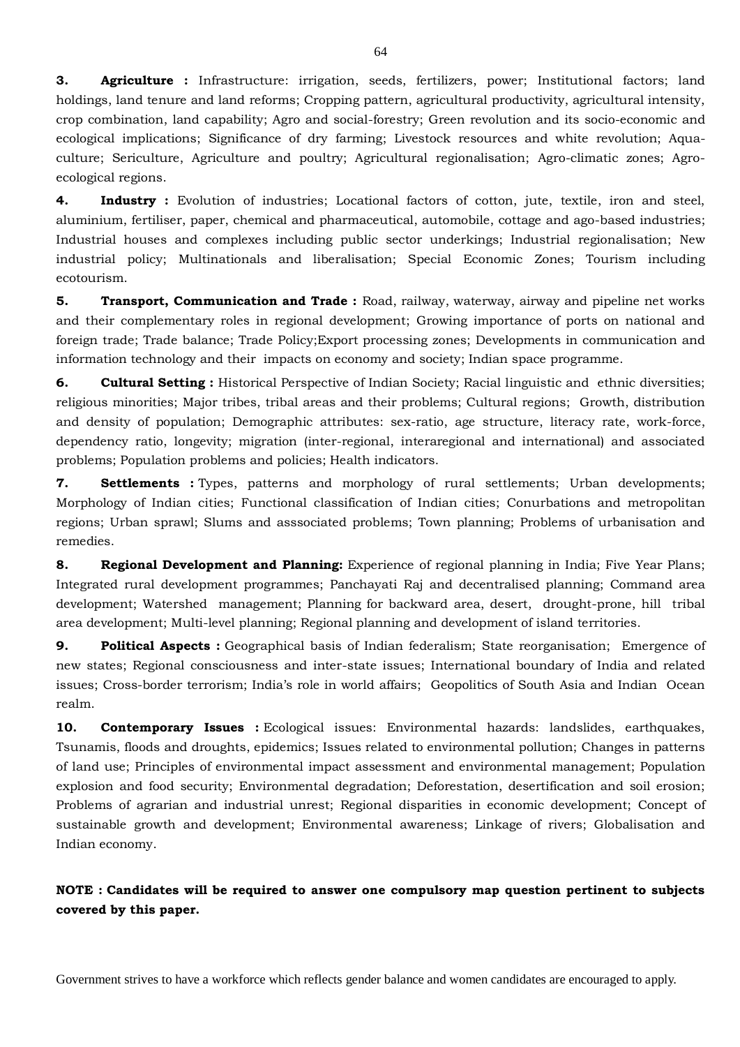**3. Agriculture :** Infrastructure: irrigation, seeds, fertilizers, power; Institutional factors; land holdings, land tenure and land reforms; Cropping pattern, agricultural productivity, agricultural intensity, crop combination, land capability; Agro and social-forestry; Green revolution and its socio-economic and ecological implications; Significance of dry farming; Livestock resources and white revolution; Aqua-culture; Sericulture, Agriculture and poultry; Agricultural regionalisation; Agro-climatic zones; Agro-ecological regions.

**4. Industry :** Evolution of industries; Locational factors of cotton, jute, textile, iron and steel, aluminium, fertiliser, paper, chemical and pharmaceutical, automobile, cottage and ago-based industries; Industrial houses and complexes including public sector underkings; Industrial regionalisation; New industrial policy; Multinationals and liberalisation; Special Economic Zones; Tourism including ecotourism.

**5. Transport, Communication and Trade :** Road, railway, waterway, airway and pipeline net works and their complementary roles in regional development; Growing importance of ports on national and foreign trade; Trade balance; Trade Policy;Export processing zones; Developments in communication and information technology and their impacts on economy and society; Indian space programme.

**6. Cultural Setting :** Historical Perspective of Indian Society; Racial linguistic and ethnic diversities; religious minorities; Major tribes, tribal areas and their problems; Cultural regions; Growth, distribution and density of population; Demographic attributes: sex-ratio, age structure, literacy rate, work-force, dependency ratio, longevity; migration (inter-regional, interaregional and international) and associated problems; Population problems and policies; Health indicators.

**7. Settlements :** Types, patterns and morphology of rural settlements; Urban developments; Morphology of Indian cities; Functional classification of Indian cities; Conurbations and metropolitan regions; Urban sprawl; Slums and asssociated problems; Town planning; Problems of urbanisation and remedies.

**8. Regional Development and Planning:** Experience of regional planning in India; Five Year Plans; Integrated rural development programmes; Panchayati Raj and decentralised planning; Command area development; Watershed management; Planning for backward area, desert, drought-prone, hill tribal area development; Multi-level planning; Regional planning and development of island territories.

**9. Political Aspects :** Geographical basis of Indian federalism; State reorganisation; Emergence of new states; Regional consciousness and inter-state issues; International boundary of India and related issues; Cross-border terrorism; India's role in world affairs; Geopolitics of South Asia and Indian Ocean realm.

**10. Contemporary Issues :** Ecological issues: Environmental hazards: landslides, earthquakes, Tsunamis, floods and droughts, epidemics; Issues related to environmental pollution; Changes in patterns of land use; Principles of environmental impact assessment and environmental management; Population explosion and food security; Environmental degradation; Deforestation, desertification and soil erosion; Problems of agrarian and industrial unrest; Regional disparities in economic development; Concept of sustainable growth and development; Environmental awareness; Linkage of rivers; Globalisation and Indian economy.

**NOTE : Candidates will be required to answer one compulsory map question pertinent to subjects covered by this paper.**

Government strives to have a workforce which reflects gender balance and women candidates are encouraged to apply.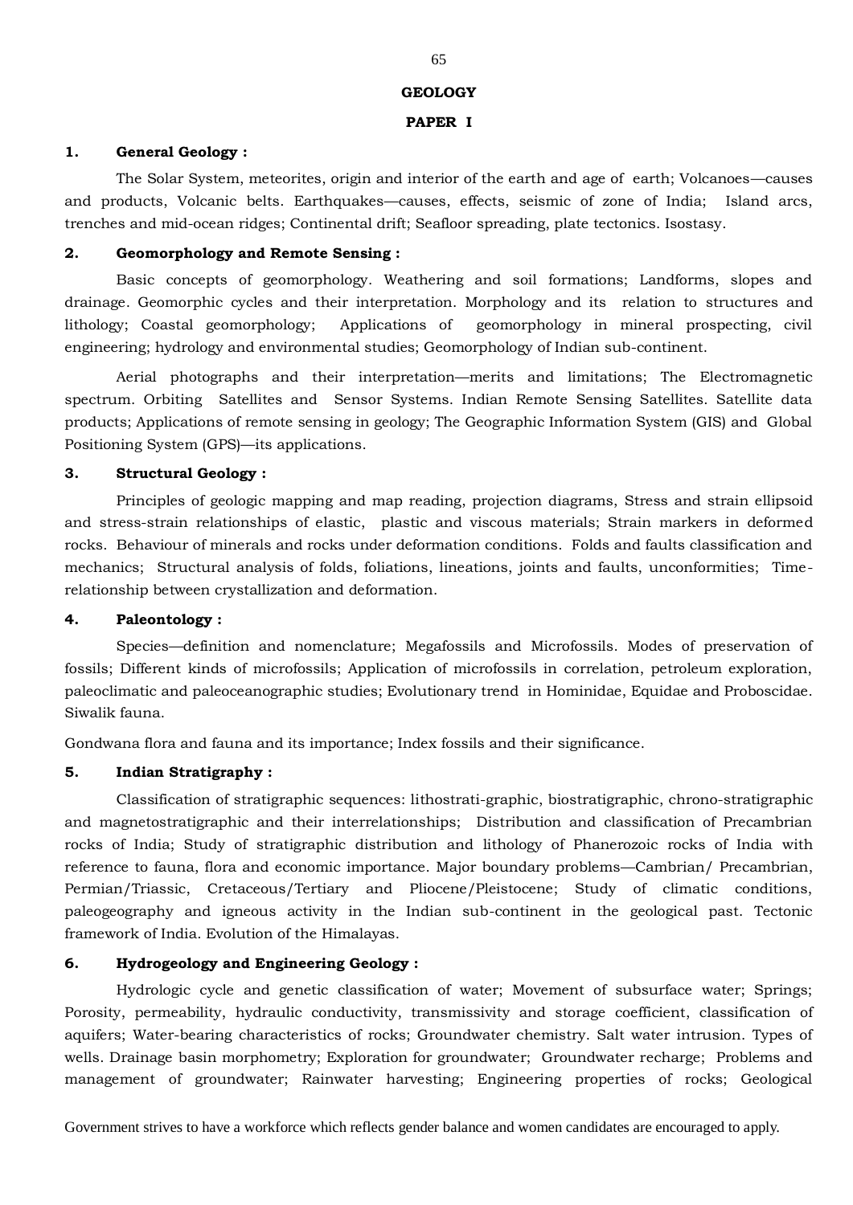# GEOLOGY

## PAPER I

### 1. General Geology :

The Solar System, meteorites, origin and interior of the earth and age of earth; Volcanoes—causes and products, Volcanic belts. Earthquakes—causes, effects, seismic of zone of India; Island arcs, trenches and mid-ocean ridges; Continental drift; Seafloor spreading, plate tectonics. Isostasy.

### 2. Geomorphology and Remote Sensing :

Basic concepts of geomorphology. Weathering and soil formations; Landforms, slopes and drainage. Geomorphic cycles and their interpretation. Morphology and its relation to structures and lithology; Coastal geomorphology; Applications of geomorphology in mineral prospecting, civil engineering; hydrology and environmental studies; Geomorphology of Indian sub-continent.

Aerial photographs and their interpretation—merits and limitations; The Electromagnetic spectrum. Orbiting Satellites and Sensor Systems. Indian Remote Sensing Satellites. Satellite data products; Applications of remote sensing in geology; The Geographic Information System (GIS) and Global Positioning System (GPS)—its applications.

### 3. Structural Geology :

Principles of geologic mapping and map reading, projection diagrams, Stress and strain ellipsoid and stress-strain relationships of elastic, plastic and viscous materials; Strain markers in deformed rocks. Behaviour of minerals and rocks under deformation conditions. Folds and faults classification and mechanics; Structural analysis of folds, foliations, lineations, joints and faults, unconformities; Time-relationship between crystallization and deformation.

### 4. Paleontology :

Species—definition and nomenclature; Megafossils and Microfossils. Modes of preservation of fossils; Different kinds of microfossils; Application of microfossils in correlation, petroleum exploration, paleoclimatic and paleoceanographic studies; Evolutionary trend in Hominidae, Equidae and Proboscidae. Siwalik fauna.

Gondwana flora and fauna and its importance; Index fossils and their significance.

### 5. Indian Stratigraphy :

Classification of stratigraphic sequences: lithostrati-graphic, biostratigraphic, chrono-stratigraphic and magnetostratigraphic and their interrelationships; Distribution and classification of Precambrian rocks of India; Study of stratigraphic distribution and lithology of Phanerozoic rocks of India with reference to fauna, flora and economic importance. Major boundary problems—Cambrian/ Precambrian, Permian/Triassic, Cretaceous/Tertiary and Pliocene/Pleistocene; Study of climatic conditions, paleogeography and igneous activity in the Indian sub-continent in the geological past. Tectonic framework of India. Evolution of the Himalayas.

### 6. Hydrogeology and Engineering Geology :

Hydrologic cycle and genetic classification of water; Movement of subsurface water; Springs; Porosity, permeability, hydraulic conductivity, transmissivity and storage coefficient, classification of aquifers; Water-bearing characteristics of rocks; Groundwater chemistry. Salt water intrusion. Types of wells. Drainage basin morphometry; Exploration for groundwater; Groundwater recharge; Problems and management of groundwater; Rainwater harvesting; Engineering properties of rocks; Geological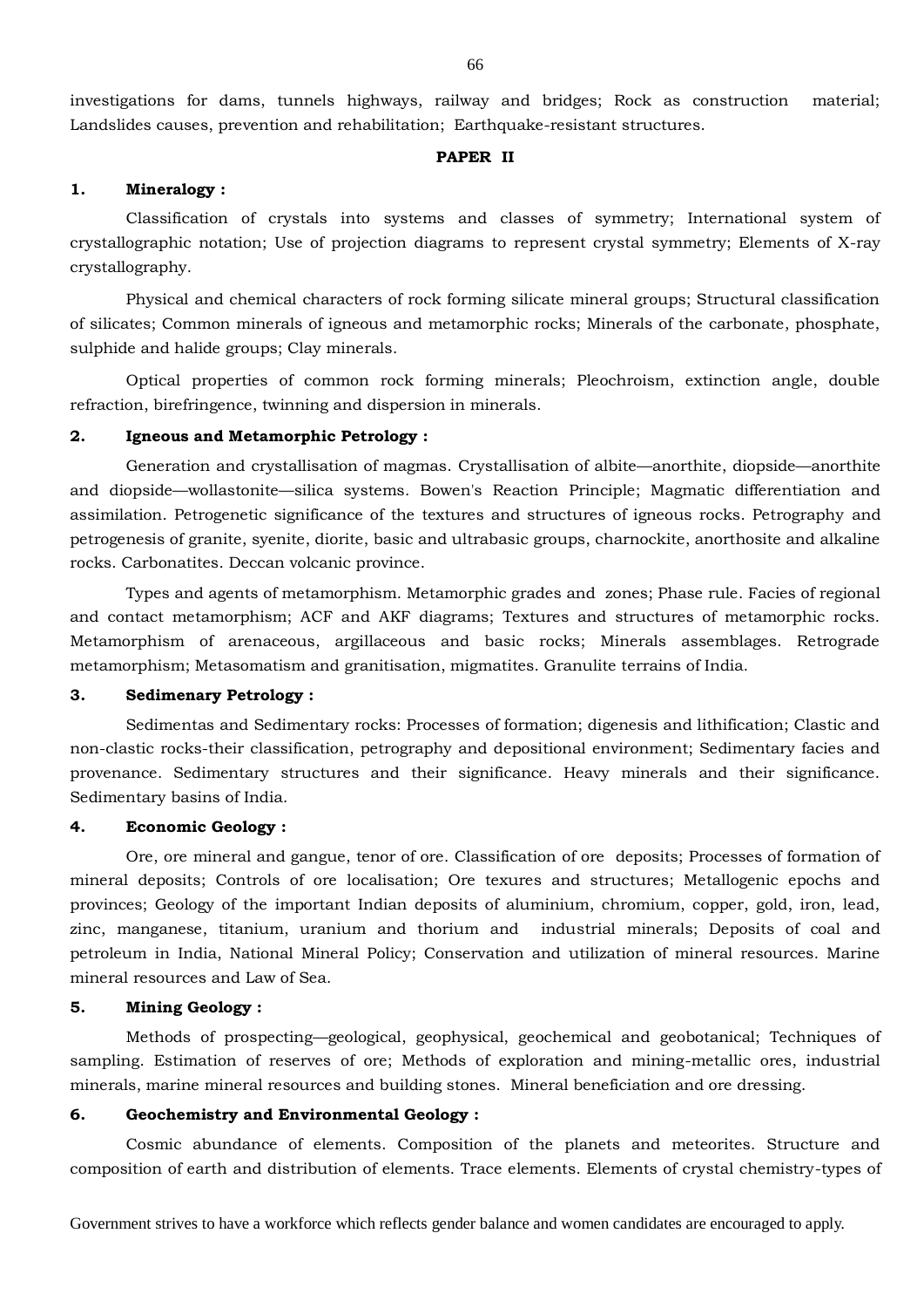investigations for dams, tunnels highways, railway and bridges; Rock as construction material; Landslides causes, prevention and rehabilitation; Earthquake-resistant structures.

## PAPER II

### 1. Mineralogy :

Classification of crystals into systems and classes of symmetry; International system of crystallographic notation; Use of projection diagrams to represent crystal symmetry; Elements of X-ray crystallography.

Physical and chemical characters of rock forming silicate mineral groups; Structural classification of silicates; Common minerals of igneous and metamorphic rocks; Minerals of the carbonate, phosphate, sulphide and halide groups; Clay minerals.

Optical properties of common rock forming minerals; Pleochroism, extinction angle, double refraction, birefringence, twinning and dispersion in minerals.

### 2. Igneous and Metamorphic Petrology :

Generation and crystallisation of magmas. Crystallisation of albite—anorthite, diopside—anorthite and diopside—wollastonite—silica systems. Bowen's Reaction Principle; Magmatic differentiation and assimilation. Petrogenetic significance of the textures and structures of igneous rocks. Petrography and petrogenesis of granite, syenite, diorite, basic and ultrabasic groups, charnockite, anorthosite and alkaline rocks. Carbonatites. Deccan volcanic province.

Types and agents of metamorphism. Metamorphic grades and zones; Phase rule. Facies of regional and contact metamorphism; ACF and AKF diagrams; Textures and structures of metamorphic rocks. Metamorphism of arenaceous, argillaceous and basic rocks; Minerals assemblages. Retrograde metamorphism; Metasomatism and granitisation, migmatites. Granulite terrains of India.

### 3. Sedimenary Petrology :

Sedimentas and Sedimentary rocks: Processes of formation; digenesis and lithification; Clastic and non-clastic rocks-their classification, petrography and depositional environment; Sedimentary facies and provenance. Sedimentary structures and their significance. Heavy minerals and their significance. Sedimentary basins of India.

### 4. Economic Geology :

Ore, ore mineral and gangue, tenor of ore. Classification of ore deposits; Processes of formation of mineral deposits; Controls of ore localisation; Ore texures and structures; Metallogenic epochs and provinces; Geology of the important Indian deposits of aluminium, chromium, copper, gold, iron, lead, zinc, manganese, titanium, uranium and thorium and industrial minerals; Deposits of coal and petroleum in India, National Mineral Policy; Conservation and utilization of mineral resources. Marine mineral resources and Law of Sea.

### 5. Mining Geology :

Methods of prospecting—geological, geophysical, geochemical and geobotanical; Techniques of sampling. Estimation of reserves of ore; Methods of exploration and mining-metallic ores, industrial minerals, marine mineral resources and building stones. Mineral beneficiation and ore dressing.

### 6. Geochemistry and Environmental Geology :

Cosmic abundance of elements. Composition of the planets and meteorites. Structure and composition of earth and distribution of elements. Trace elements. Elements of crystal chemistry-types of

Government strives to have a workforce which reflects gender balance and women candidates are encouraged to apply.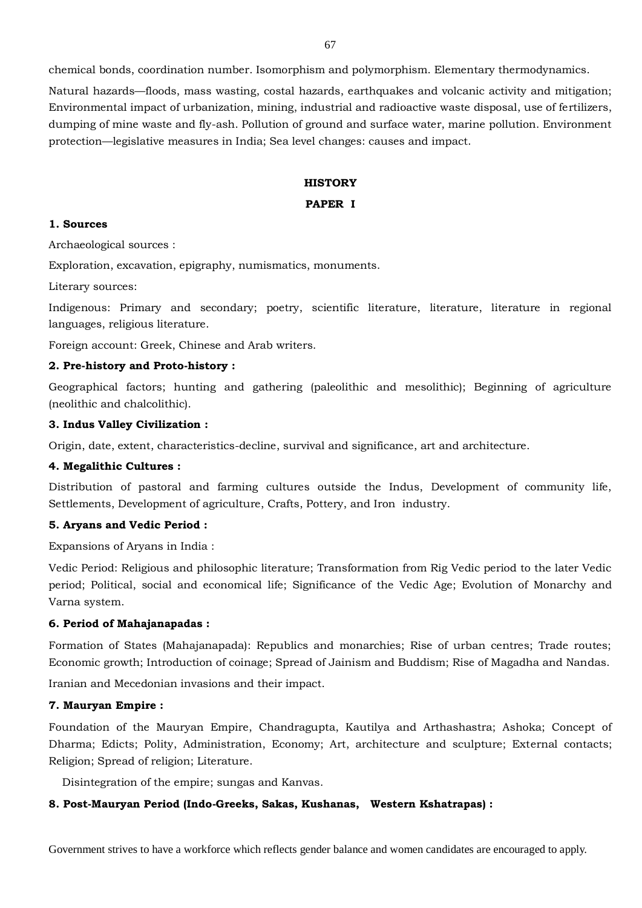chemical bonds, coordination number. Isomorphism and polymorphism. Elementary thermodynamics.

Natural hazards—floods, mass wasting, costal hazards, earthquakes and volcanic activity and mitigation; Environmental impact of urbanization, mining, industrial and radioactive waste disposal, use of fertilizers, dumping of mine waste and fly-ash. Pollution of ground and surface water, marine pollution. Environment protection—legislative measures in India; Sea level changes: causes and impact.

## HISTORY

### PAPER I

**1. Sources**

Archaeological sources :

Exploration, excavation, epigraphy, numismatics, monuments.

Literary sources:

Indigenous: Primary and secondary; poetry, scientific literature, literature, literature in regional languages, religious literature.

Foreign account: Greek, Chinese and Arab writers.

**2. Pre-history and Proto-history :**

Geographical factors; hunting and gathering (paleolithic and mesolithic); Beginning of agriculture (neolithic and chalcolithic).

**3. Indus Valley Civilization :**

Origin, date, extent, characteristics-decline, survival and significance, art and architecture.

**4. Megalithic Cultures :**

Distribution of pastoral and farming cultures outside the Indus, Development of community life, Settlements, Development of agriculture, Crafts, Pottery, and Iron industry.

**5. Aryans and Vedic Period :**

Expansions of Aryans in India :

Vedic Period: Religious and philosophic literature; Transformation from Rig Vedic period to the later Vedic period; Political, social and economical life; Significance of the Vedic Age; Evolution of Monarchy and Varna system.

**6. Period of Mahajanapadas :**

Formation of States (Mahajanapada): Republics and monarchies; Rise of urban centres; Trade routes; Economic growth; Introduction of coinage; Spread of Jainism and Buddhism; Rise of Magadha and Nandas.

Iranian and Mecedonian invasions and their impact.

**7. Mauryan Empire :**

Foundation of the Mauryan Empire, Chandragupta, Kautilya and Arthashastra; Ashoka; Concept of Dharma; Edicts; Polity, Administration, Economy; Art, architecture and sculpture; External contacts; Religion; Spread of religion; Literature.

Disintegration of the empire; sungas and Kanvas.

**8. Post-Mauryan Period (Indo-Greeks, Sakas, Kushanas, Western Kshatrapas) :**

Government strives to have a workforce which reflects gender balance and women candidates are encouraged to apply.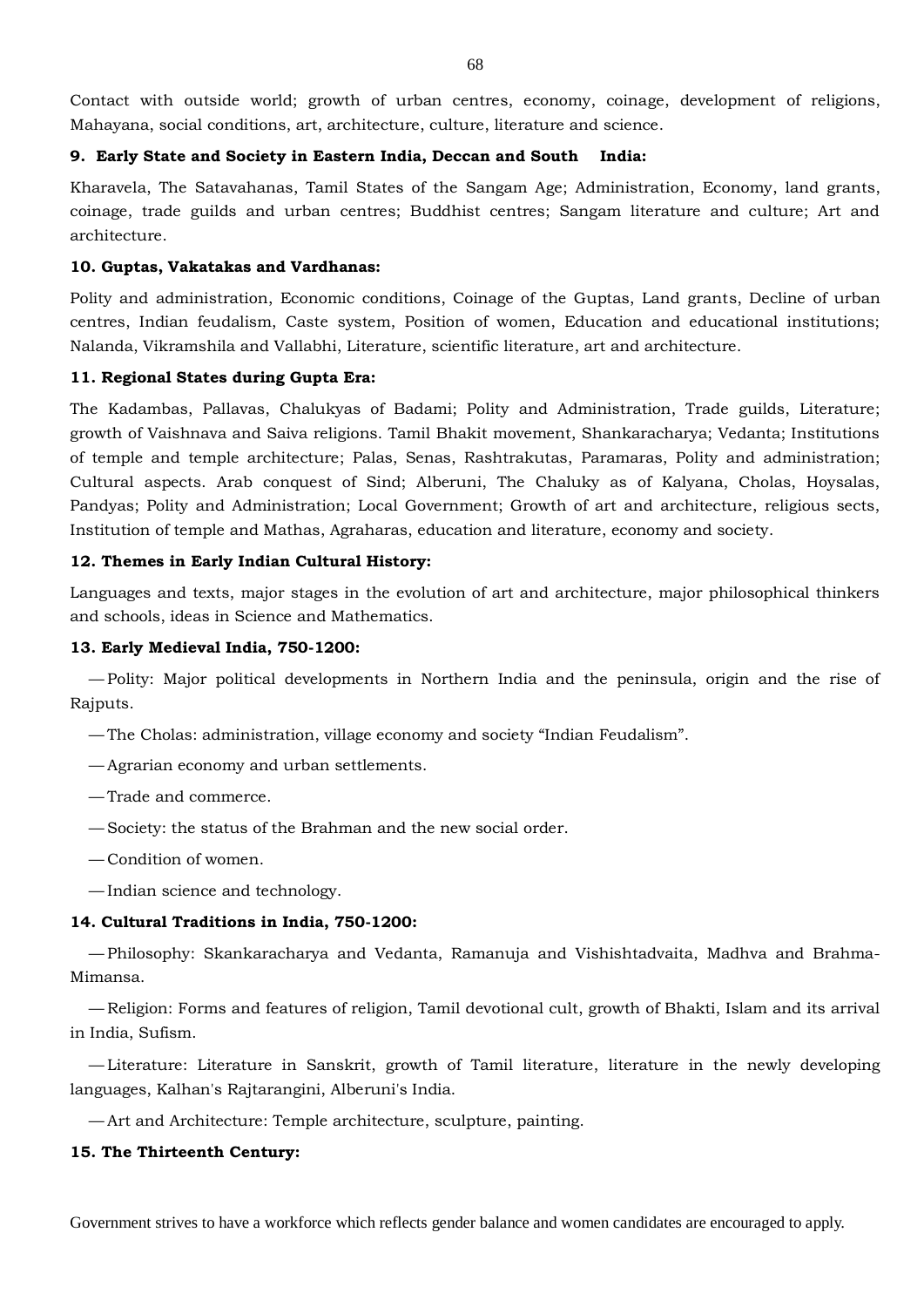Contact with outside world; growth of urban centres, economy, coinage, development of religions, Mahayana, social conditions, art, architecture, culture, literature and science.

**9. Early State and Society in Eastern India, Deccan and South India:**

Kharavela, The Satavahanas, Tamil States of the Sangam Age; Administration, Economy, land grants, coinage, trade guilds and urban centres; Buddhist centres; Sangam literature and culture; Art and architecture.

**10. Guptas, Vakatakas and Vardhanas:**

Polity and administration, Economic conditions, Coinage of the Guptas, Land grants, Decline of urban centres, Indian feudalism, Caste system, Position of women, Education and educational institutions; Nalanda, Vikramshila and Vallabhi, Literature, scientific literature, art and architecture.

**11. Regional States during Gupta Era:**

The Kadambas, Pallavas, Chalukyas of Badami; Polity and Administration, Trade guilds, Literature; growth of Vaishnava and Saiva religions. Tamil Bhakit movement, Shankaracharya; Vedanta; Institutions of temple and temple architecture; Palas, Senas, Rashtrakutas, Paramaras, Polity and administration; Cultural aspects. Arab conquest of Sind; Alberuni, The Chaluky as of Kalyana, Cholas, Hoysalas, Pandyas; Polity and Administration; Local Government; Growth of art and architecture, religious sects, Institution of temple and Mathas, Agraharas, education and literature, economy and society.

**12. Themes in Early Indian Cultural History:**

Languages and texts, major stages in the evolution of art and architecture, major philosophical thinkers and schools, ideas in Science and Mathematics.

**13. Early Medieval India, 750-1200:**

— Polity: Major political developments in Northern India and the peninsula, origin and the rise of Rajputs.

— The Cholas: administration, village economy and society "Indian Feudalism".

— Agrarian economy and urban settlements.

— Trade and commerce.

— Society: the status of the Brahman and the new social order.

— Condition of women.

— Indian science and technology.

**14. Cultural Traditions in India, 750-1200:**

— Philosophy: Skankaracharya and Vedanta, Ramanuja and Vishishtadvaita, Madhva and Brahma-Mimansa.

— Religion: Forms and features of religion, Tamil devotional cult, growth of Bhakti, Islam and its arrival in India, Sufism.

— Literature: Literature in Sanskrit, growth of Tamil literature, literature in the newly developing languages, Kalhan's Rajtarangini, Alberuni's India.

— Art and Architecture: Temple architecture, sculpture, painting.

**15. The Thirteenth Century:**

Government strives to have a workforce which reflects gender balance and women candidates are encouraged to apply.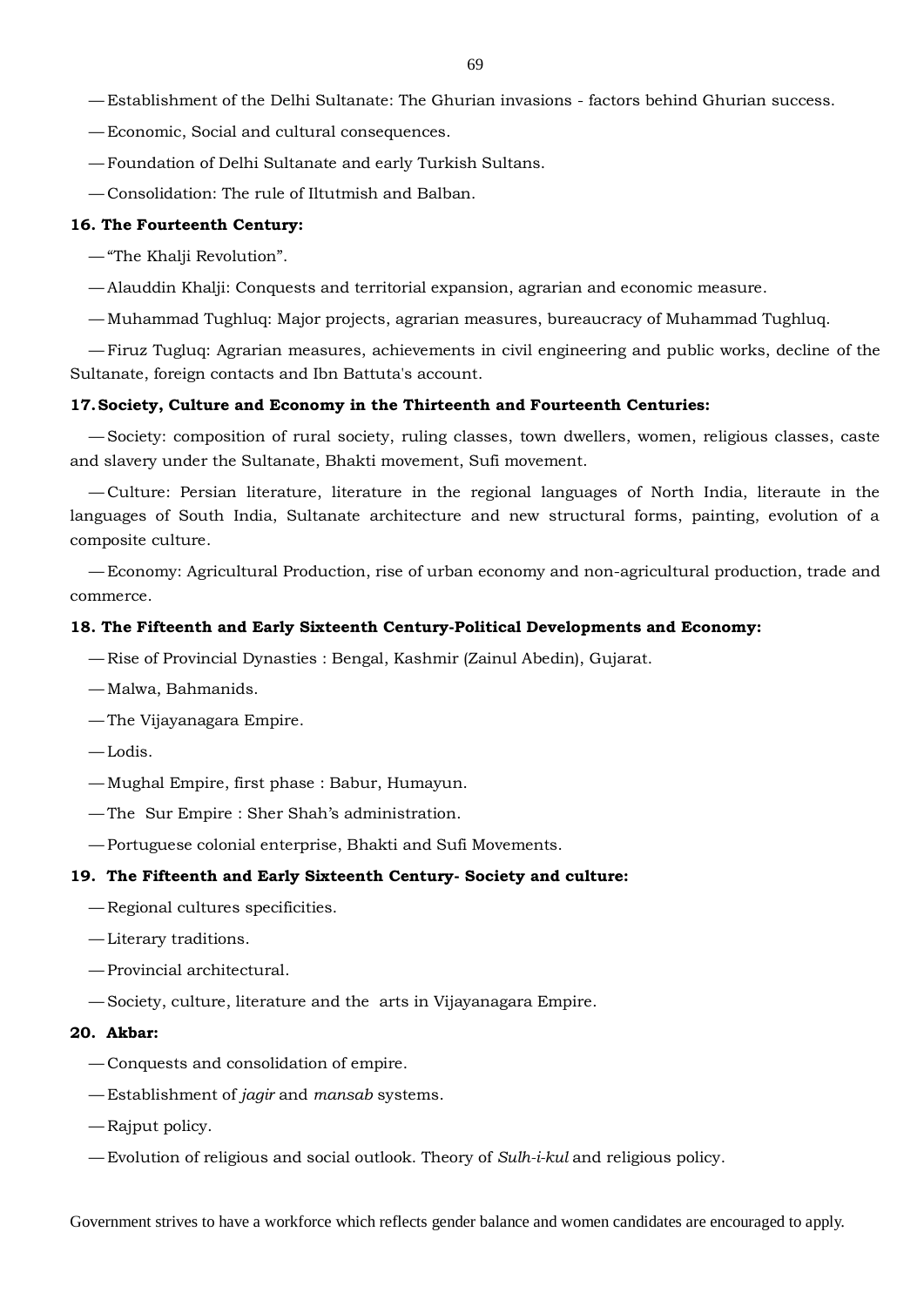— Establishment of the Delhi Sultanate: The Ghurian invasions - factors behind Ghurian success.

— Economic, Social and cultural consequences.

— Foundation of Delhi Sultanate and early Turkish Sultans.

— Consolidation: The rule of Iltutmish and Balban.

**16. The Fourteenth Century:**

— "The Khalji Revolution".

— Alauddin Khalji: Conquests and territorial expansion, agrarian and economic measure.

— Muhammad Tughluq: Major projects, agrarian measures, bureaucracy of Muhammad Tughluq.

— Firuz Tugluq: Agrarian measures, achievements in civil engineering and public works, decline of the Sultanate, foreign contacts and Ibn Battuta's account.

**17. Society, Culture and Economy in the Thirteenth and Fourteenth Centuries:**

— Society: composition of rural society, ruling classes, town dwellers, women, religious classes, caste and slavery under the Sultanate, Bhakti movement, Sufi movement.

— Culture: Persian literature, literature in the regional languages of North India, literaute in the languages of South India, Sultanate architecture and new structural forms, painting, evolution of a composite culture.

— Economy: Agricultural Production, rise of urban economy and non-agricultural production, trade and commerce.

**18. The Fifteenth and Early Sixteenth Century-Political Developments and Economy:**

— Rise of Provincial Dynasties : Bengal, Kashmir (Zainul Abedin), Gujarat.

— Malwa, Bahmanids.

— The Vijayanagara Empire.

— Lodis.

— Mughal Empire, first phase : Babur, Humayun.

— The Sur Empire : Sher Shah's administration.

— Portuguese colonial enterprise, Bhakti and Sufi Movements.

**19. The Fifteenth and Early Sixteenth Century- Society and culture:**

— Regional cultures specificities.

— Literary traditions.

— Provincial architectural.

— Society, culture, literature and the arts in Vijayanagara Empire.

**20. Akbar:**

— Conquests and consolidation of empire.

— Establishment of *jagir* and *mansab* systems.

— Rajput policy.

— Evolution of religious and social outlook. Theory of *Sulh-i-kul* and religious policy.

Government strives to have a workforce which reflects gender balance and women candidates are encouraged to apply.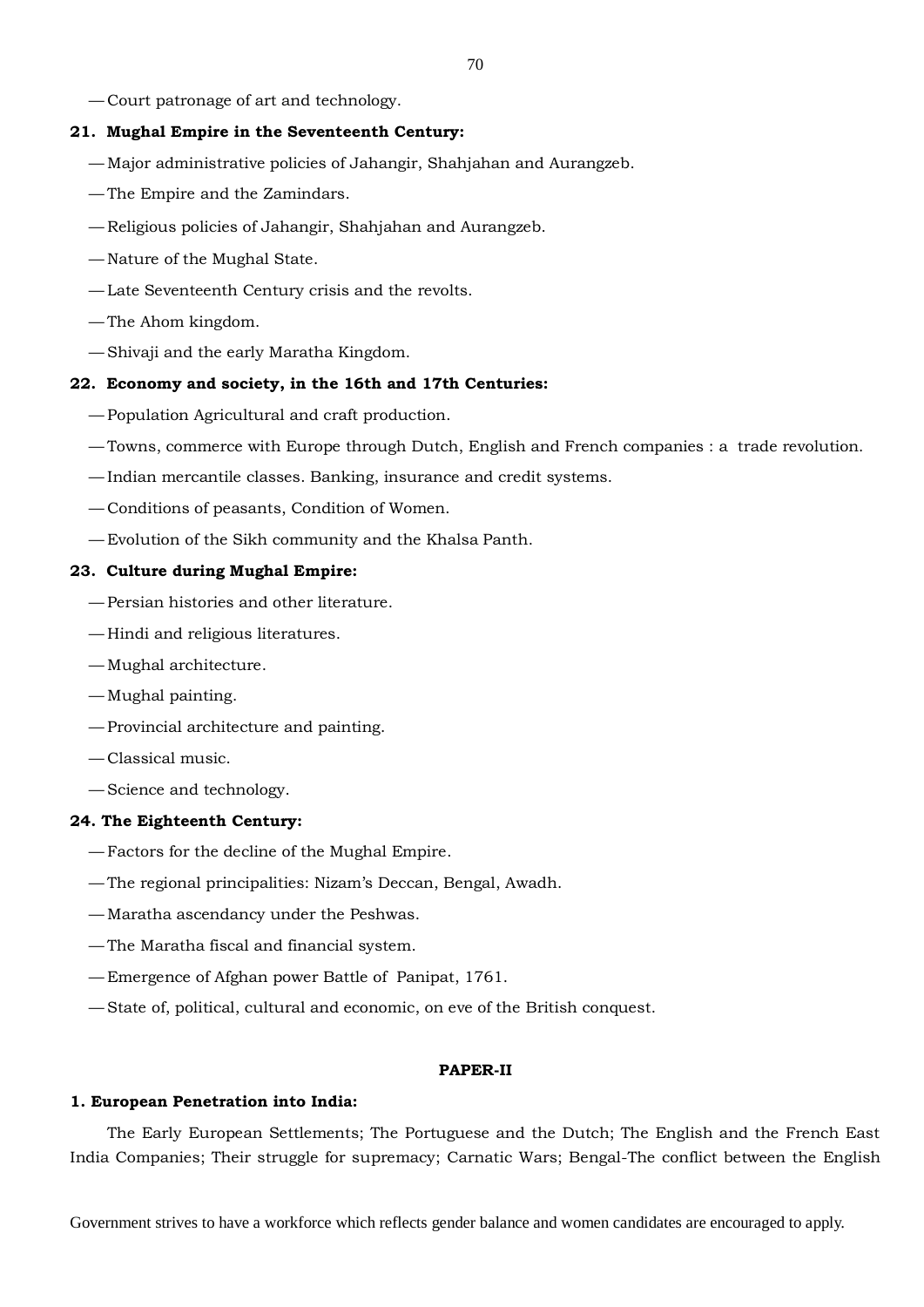— Court patronage of art and technology.

**21. Mughal Empire in the Seventeenth Century:**

— Major administrative policies of Jahangir, Shahjahan and Aurangzeb.

— The Empire and the Zamindars.

— Religious policies of Jahangir, Shahjahan and Aurangzeb.

— Nature of the Mughal State.

— Late Seventeenth Century crisis and the revolts.

— The Ahom kingdom.

— Shivaji and the early Maratha Kingdom.

**22. Economy and society, in the 16th and 17th Centuries:**

— Population Agricultural and craft production.

— Towns, commerce with Europe through Dutch, English and French companies : a trade revolution.

— Indian mercantile classes. Banking, insurance and credit systems.

— Conditions of peasants, Condition of Women.

— Evolution of the Sikh community and the Khalsa Panth.

**23. Culture during Mughal Empire:**

— Persian histories and other literature.

— Hindi and religious literatures.

— Mughal architecture.

— Mughal painting.

— Provincial architecture and painting.

— Classical music.

— Science and technology.

**24. The Eighteenth Century:**

— Factors for the decline of the Mughal Empire.

— The regional principalities: Nizam's Deccan, Bengal, Awadh.

— Maratha ascendancy under the Peshwas.

— The Maratha fiscal and financial system.

— Emergence of Afghan power Battle of Panipat, 1761.

— State of, political, cultural and economic, on eve of the British conquest.

**PAPER-II**

**1. European Penetration into India:**

The Early European Settlements; The Portuguese and the Dutch; The English and the French East India Companies; Their struggle for supremacy; Carnatic Wars; Bengal-The conflict between the English

Government strives to have a workforce which reflects gender balance and women candidates are encouraged to apply.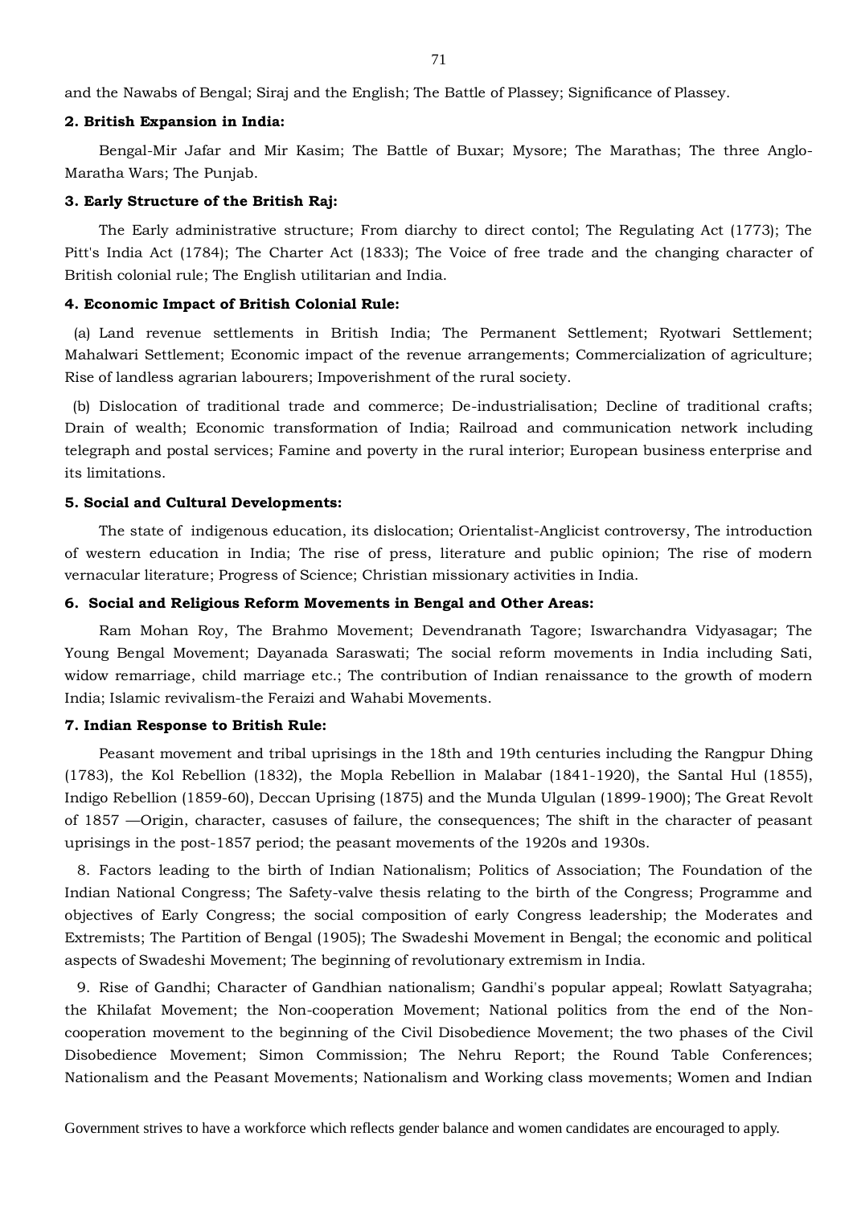and the Nawabs of Bengal; Siraj and the English; The Battle of Plassey; Significance of Plassey.

**2. British Expansion in India:**

Bengal-Mir Jafar and Mir Kasim; The Battle of Buxar; Mysore; The Marathas; The three Anglo-Maratha Wars; The Punjab.

**3. Early Structure of the British Raj:**

The Early administrative structure; From diarchy to direct contol; The Regulating Act (1773); The Pitt's India Act (1784); The Charter Act (1833); The Voice of free trade and the changing character of British colonial rule; The English utilitarian and India.

**4. Economic Impact of British Colonial Rule:**

(a) Land revenue settlements in British India; The Permanent Settlement; Ryotwari Settlement; Mahalwari Settlement; Economic impact of the revenue arrangements; Commercialization of agriculture; Rise of landless agrarian labourers; Impoverishment of the rural society.

(b) Dislocation of traditional trade and commerce; De-industrialisation; Decline of traditional crafts; Drain of wealth; Economic transformation of India; Railroad and communication network including telegraph and postal services; Famine and poverty in the rural interior; European business enterprise and its limitations.

**5. Social and Cultural Developments:**

The state of indigenous education, its dislocation; Orientalist-Anglicist controversy, The introduction of western education in India; The rise of press, literature and public opinion; The rise of modern vernacular literature; Progress of Science; Christian missionary activities in India.

**6. Social and Religious Reform Movements in Bengal and Other Areas:**

Ram Mohan Roy, The Brahmo Movement; Devendranath Tagore; Iswarchandra Vidyasagar; The Young Bengal Movement; Dayanada Saraswati; The social reform movements in India including Sati, widow remarriage, child marriage etc.; The contribution of Indian renaissance to the growth of modern India; Islamic revivalism-the Feraizi and Wahabi Movements.

**7. Indian Response to British Rule:**

Peasant movement and tribal uprisings in the 18th and 19th centuries including the Rangpur Dhing (1783), the Kol Rebellion (1832), the Mopla Rebellion in Malabar (1841-1920), the Santal Hul (1855), Indigo Rebellion (1859-60), Deccan Uprising (1875) and the Munda Ulgulan (1899-1900); The Great Revolt of 1857 —Origin, character, casuses of failure, the consequences; The shift in the character of peasant uprisings in the post-1857 period; the peasant movements of the 1920s and 1930s.

8. Factors leading to the birth of Indian Nationalism; Politics of Association; The Foundation of the Indian National Congress; The Safety-valve thesis relating to the birth of the Congress; Programme and objectives of Early Congress; the social composition of early Congress leadership; the Moderates and Extremists; The Partition of Bengal (1905); The Swadeshi Movement in Bengal; the economic and political aspects of Swadeshi Movement; The beginning of revolutionary extremism in India.

9. Rise of Gandhi; Character of Gandhian nationalism; Gandhi's popular appeal; Rowlatt Satyagraha; the Khilafat Movement; the Non-cooperation Movement; National politics from the end of the Non-cooperation movement to the beginning of the Civil Disobedience Movement; the two phases of the Civil Disobedience Movement; Simon Commission; The Nehru Report; the Round Table Conferences; Nationalism and the Peasant Movements; Nationalism and Working class movements; Women and Indian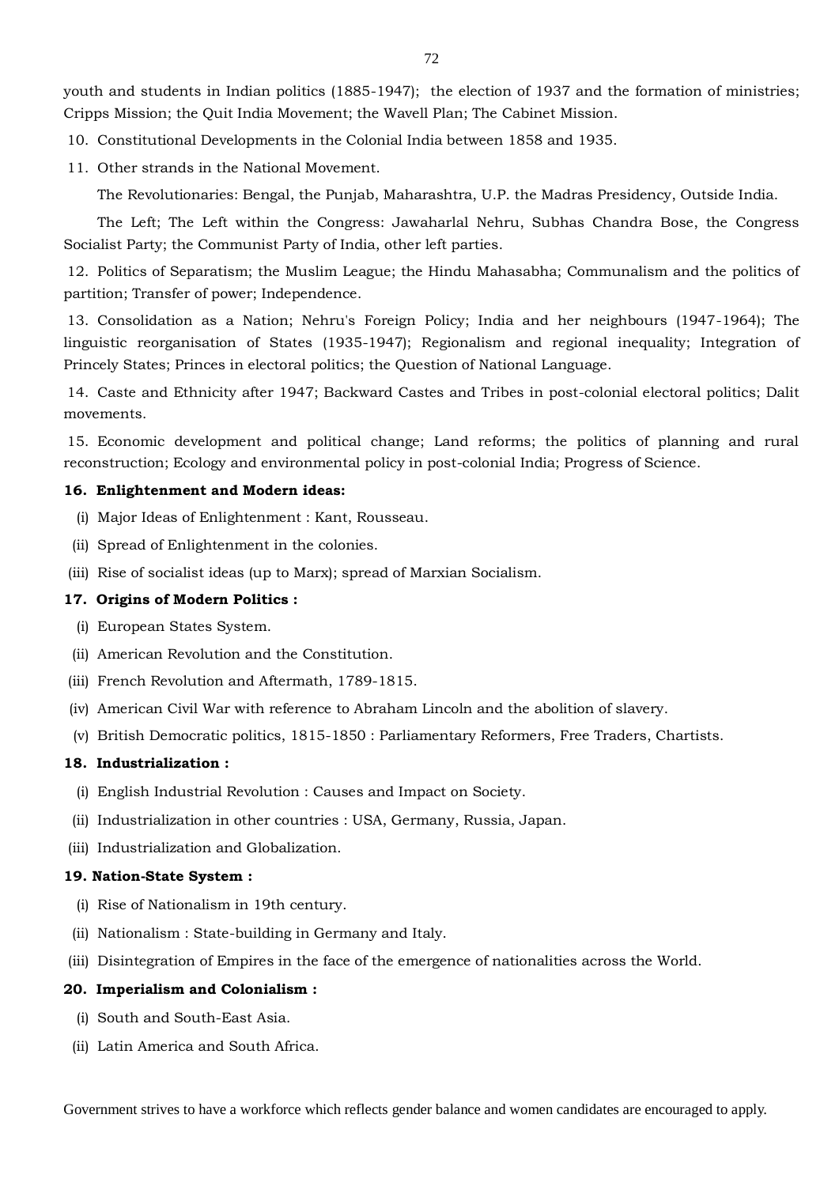youth and students in Indian politics (1885-1947); the election of 1937 and the formation of ministries; Cripps Mission; the Quit India Movement; the Wavell Plan; The Cabinet Mission.

10. Constitutional Developments in the Colonial India between 1858 and 1935.

11. Other strands in the National Movement.

The Revolutionaries: Bengal, the Punjab, Maharashtra, U.P. the Madras Presidency, Outside India.

The Left; The Left within the Congress: Jawaharlal Nehru, Subhas Chandra Bose, the Congress Socialist Party; the Communist Party of India, other left parties.

12. Politics of Separatism; the Muslim League; the Hindu Mahasabha; Communalism and the politics of partition; Transfer of power; Independence.

13. Consolidation as a Nation; Nehru's Foreign Policy; India and her neighbours (1947-1964); The linguistic reorganisation of States (1935-1947); Regionalism and regional inequality; Integration of Princely States; Princes in electoral politics; the Question of National Language.

14. Caste and Ethnicity after 1947; Backward Castes and Tribes in post-colonial electoral politics; Dalit movements.

15. Economic development and political change; Land reforms; the politics of planning and rural reconstruction; Ecology and environmental policy in post-colonial India; Progress of Science.

**16. Enlightenment and Modern ideas:**

(i) Major Ideas of Enlightenment : Kant, Rousseau.

(ii) Spread of Enlightenment in the colonies.

(iii) Rise of socialist ideas (up to Marx); spread of Marxian Socialism.

**17. Origins of Modern Politics :**

(i) European States System.

(ii) American Revolution and the Constitution.

(iii) French Revolution and Aftermath, 1789-1815.

(iv) American Civil War with reference to Abraham Lincoln and the abolition of slavery.

(v) British Democratic politics, 1815-1850 : Parliamentary Reformers, Free Traders, Chartists.

**18. Industrialization :**

(i) English Industrial Revolution : Causes and Impact on Society.

(ii) Industrialization in other countries : USA, Germany, Russia, Japan.

(iii) Industrialization and Globalization.

**19. Nation-State System :**

(i) Rise of Nationalism in 19th century.

(ii) Nationalism : State-building in Germany and Italy.

(iii) Disintegration of Empires in the face of the emergence of nationalities across the World.

**20. Imperialism and Colonialism :**

(i) South and South-East Asia.

(ii) Latin America and South Africa.

Government strives to have a workforce which reflects gender balance and women candidates are encouraged to apply.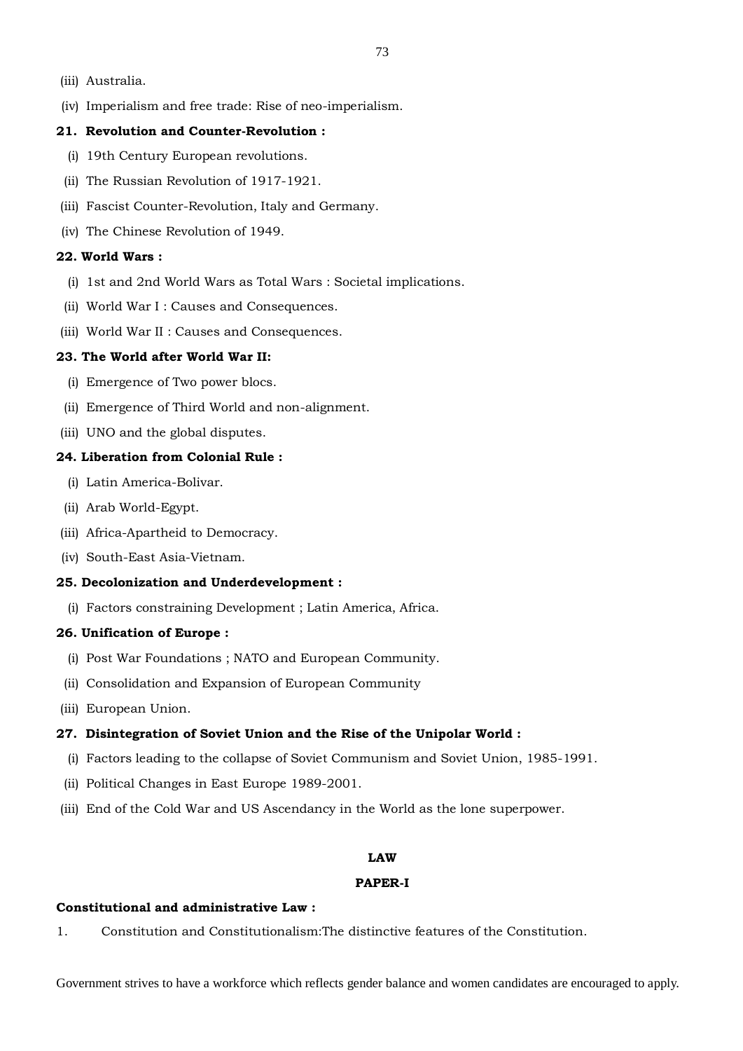(iii) Australia.

(iv) Imperialism and free trade: Rise of neo-imperialism.

**21. Revolution and Counter-Revolution :**

(i) 19th Century European revolutions.

(ii) The Russian Revolution of 1917-1921.

(iii) Fascist Counter-Revolution, Italy and Germany.

(iv) The Chinese Revolution of 1949.

**22. World Wars :**

(i) 1st and 2nd World Wars as Total Wars : Societal implications.

(ii) World War I : Causes and Consequences.

(iii) World War II : Causes and Consequences.

**23. The World after World War II:**

(i) Emergence of Two power blocs.

(ii) Emergence of Third World and non-alignment.

(iii) UNO and the global disputes.

**24. Liberation from Colonial Rule :**

(i) Latin America-Bolivar.

(ii) Arab World-Egypt.

(iii) Africa-Apartheid to Democracy.

(iv) South-East Asia-Vietnam.

**25. Decolonization and Underdevelopment :**

(i) Factors constraining Development ; Latin America, Africa.

**26. Unification of Europe :**

(i) Post War Foundations ; NATO and European Community.

(ii) Consolidation and Expansion of European Community

(iii) European Union.

**27. Disintegration of Soviet Union and the Rise of the Unipolar World :**

(i) Factors leading to the collapse of Soviet Communism and Soviet Union, 1985-1991.

(ii) Political Changes in East Europe 1989-2001.

(iii) End of the Cold War and US Ascendancy in the World as the lone superpower.

## LAW

### PAPER-I

**Constitutional and administrative Law :**

1. Constitution and Constitutionalism:The distinctive features of the Constitution.

Government strives to have a workforce which reflects gender balance and women candidates are encouraged to apply.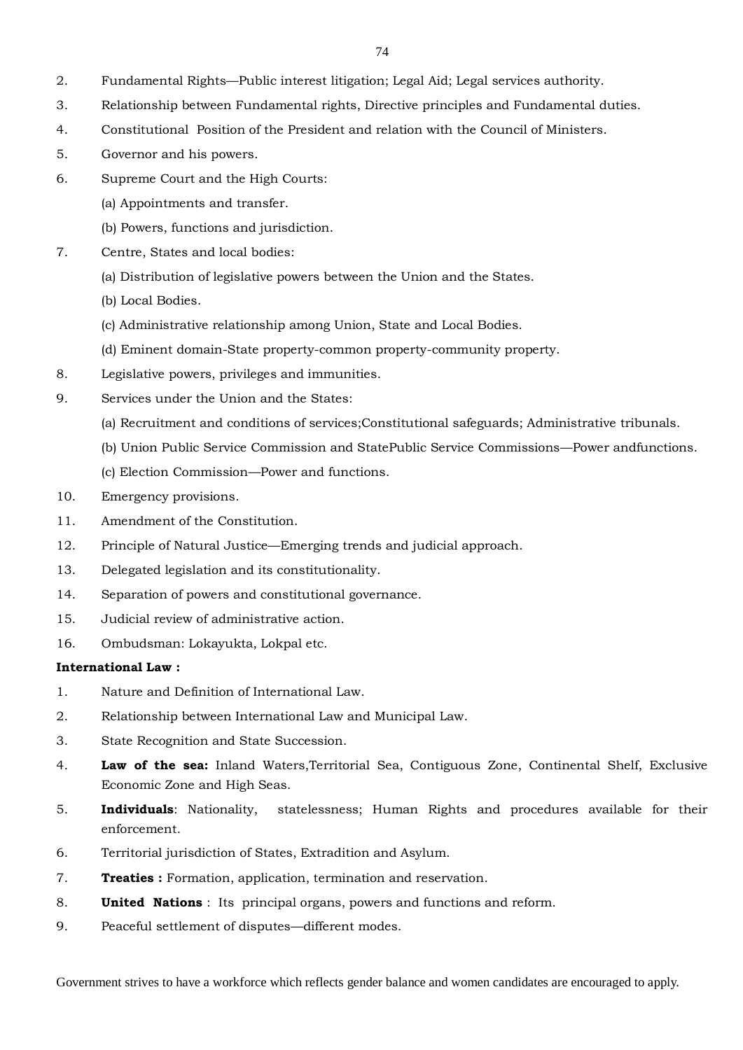2. Fundamental Rights—Public interest litigation; Legal Aid; Legal services authority.
3. Relationship between Fundamental rights, Directive principles and Fundamental duties.
4. Constitutional Position of the President and relation with the Council of Ministers.
5. Governor and his powers.
6. Supreme Court and the High Courts:
   (a) Appointments and transfer.
   (b) Powers, functions and jurisdiction.
7. Centre, States and local bodies:
   (a) Distribution of legislative powers between the Union and the States.
   (b) Local Bodies.
   (c) Administrative relationship among Union, State and Local Bodies.
   (d) Eminent domain-State property-common property-community property.
8. Legislative powers, privileges and immunities.
9. Services under the Union and the States:
   (a) Recruitment and conditions of services;Constitutional safeguards; Administrative tribunals.
   (b) Union Public Service Commission and StatePublic Service Commissions—Power andfunctions.
   (c) Election Commission—Power and functions.
10. Emergency provisions.
11. Amendment of the Constitution.
12. Principle of Natural Justice—Emerging trends and judicial approach.
13. Delegated legislation and its constitutionality.
14. Separation of powers and constitutional governance.
15. Judicial review of administrative action.
16. Ombudsman: Lokayukta, Lokpal etc.

**International Law :**

1. Nature and Definition of International Law.
2. Relationship between International Law and Municipal Law.
3. State Recognition and State Succession.
4. **Law of the sea:** Inland Waters,Territorial Sea, Contiguous Zone, Continental Shelf, Exclusive Economic Zone and High Seas.
5. **Individuals**: Nationality, statelessness; Human Rights and procedures available for their enforcement.
6. Territorial jurisdiction of States, Extradition and Asylum.
7. **Treaties :** Formation, application, termination and reservation.
8. **United Nations** : Its principal organs, powers and functions and reform.
9. Peaceful settlement of disputes—different modes.

Government strives to have a workforce which reflects gender balance and women candidates are encouraged to apply.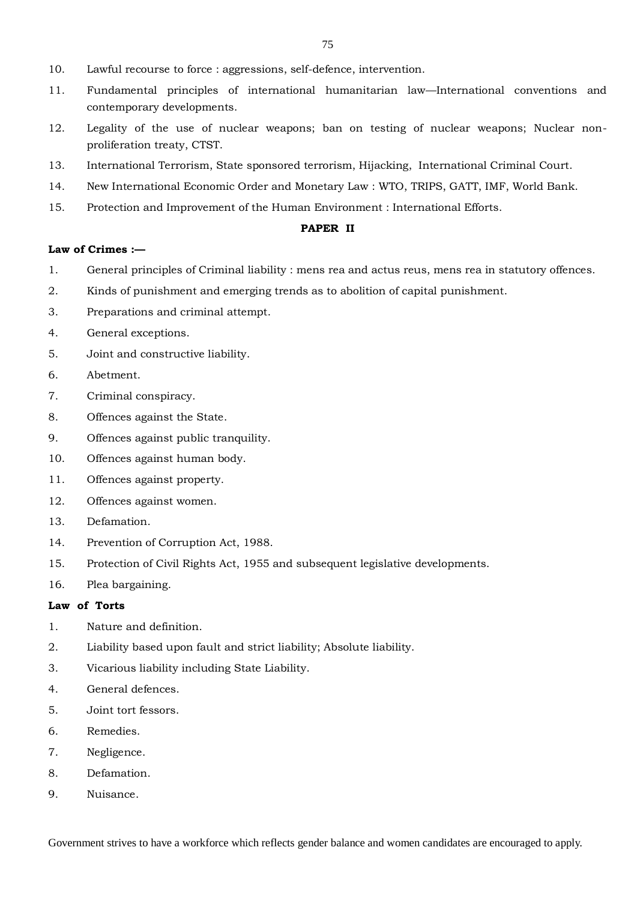10. Lawful recourse to force : aggressions, self-defence, intervention.
11. Fundamental principles of international humanitarian law—International conventions and contemporary developments.
12. Legality of the use of nuclear weapons; ban on testing of nuclear weapons; Nuclear non-proliferation treaty, CTST.
13. International Terrorism, State sponsored terrorism, Hijacking, International Criminal Court.
14. New International Economic Order and Monetary Law : WTO, TRIPS, GATT, IMF, World Bank.
15. Protection and Improvement of the Human Environment : International Efforts.

## PAPER II

**Law of Crimes :—**

1. General principles of Criminal liability : mens rea and actus reus, mens rea in statutory offences.
2. Kinds of punishment and emerging trends as to abolition of capital punishment.
3. Preparations and criminal attempt.
4. General exceptions.
5. Joint and constructive liability.
6. Abetment.
7. Criminal conspiracy.
8. Offences against the State.
9. Offences against public tranquility.
10. Offences against human body.
11. Offences against property.
12. Offences against women.
13. Defamation.
14. Prevention of Corruption Act, 1988.
15. Protection of Civil Rights Act, 1955 and subsequent legislative developments.
16. Plea bargaining.

**Law of Torts**

1. Nature and definition.
2. Liability based upon fault and strict liability; Absolute liability.
3. Vicarious liability including State Liability.
4. General defences.
5. Joint tort fessors.
6. Remedies.
7. Negligence.
8. Defamation.
9. Nuisance.

Government strives to have a workforce which reflects gender balance and women candidates are encouraged to apply.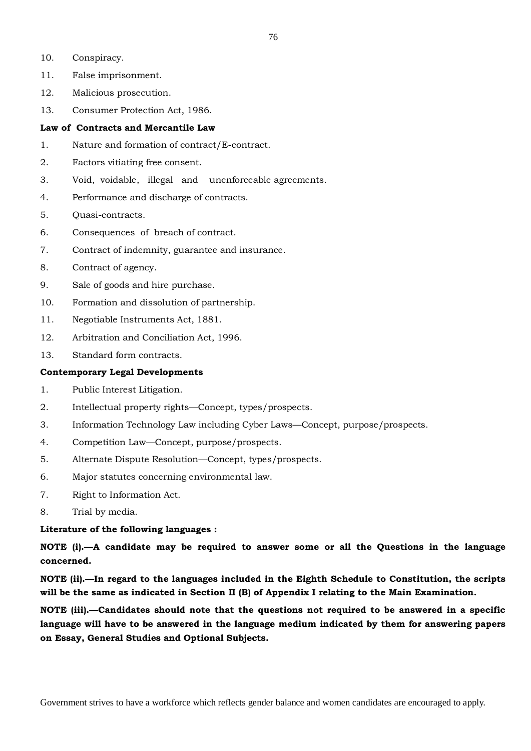10. Conspiracy.
11. False imprisonment.
12. Malicious prosecution.
13. Consumer Protection Act, 1986.

**Law of Contracts and Mercantile Law**

1. Nature and formation of contract/E-contract.
2. Factors vitiating free consent.
3. Void, voidable, illegal and unenforceable agreements.
4. Performance and discharge of contracts.
5. Quasi-contracts.
6. Consequences of breach of contract.
7. Contract of indemnity, guarantee and insurance.
8. Contract of agency.
9. Sale of goods and hire purchase.
10. Formation and dissolution of partnership.
11. Negotiable Instruments Act, 1881.
12. Arbitration and Conciliation Act, 1996.
13. Standard form contracts.

**Contemporary Legal Developments**

1. Public Interest Litigation.
2. Intellectual property rights—Concept, types/prospects.
3. Information Technology Law including Cyber Laws—Concept, purpose/prospects.
4. Competition Law—Concept, purpose/prospects.
5. Alternate Dispute Resolution—Concept, types/prospects.
6. Major statutes concerning environmental law.
7. Right to Information Act.
8. Trial by media.

**Literature of the following languages :**

**NOTE (i).—A candidate may be required to answer some or all the Questions in the language concerned.**

**NOTE (ii).—In regard to the languages included in the Eighth Schedule to Constitution, the scripts will be the same as indicated in Section II (B) of Appendix I relating to the Main Examination.**

**NOTE (iii).—Candidates should note that the questions not required to be answered in a specific language will have to be answered in the language medium indicated by them for answering papers on Essay, General Studies and Optional Subjects.**

Government strives to have a workforce which reflects gender balance and women candidates are encouraged to apply.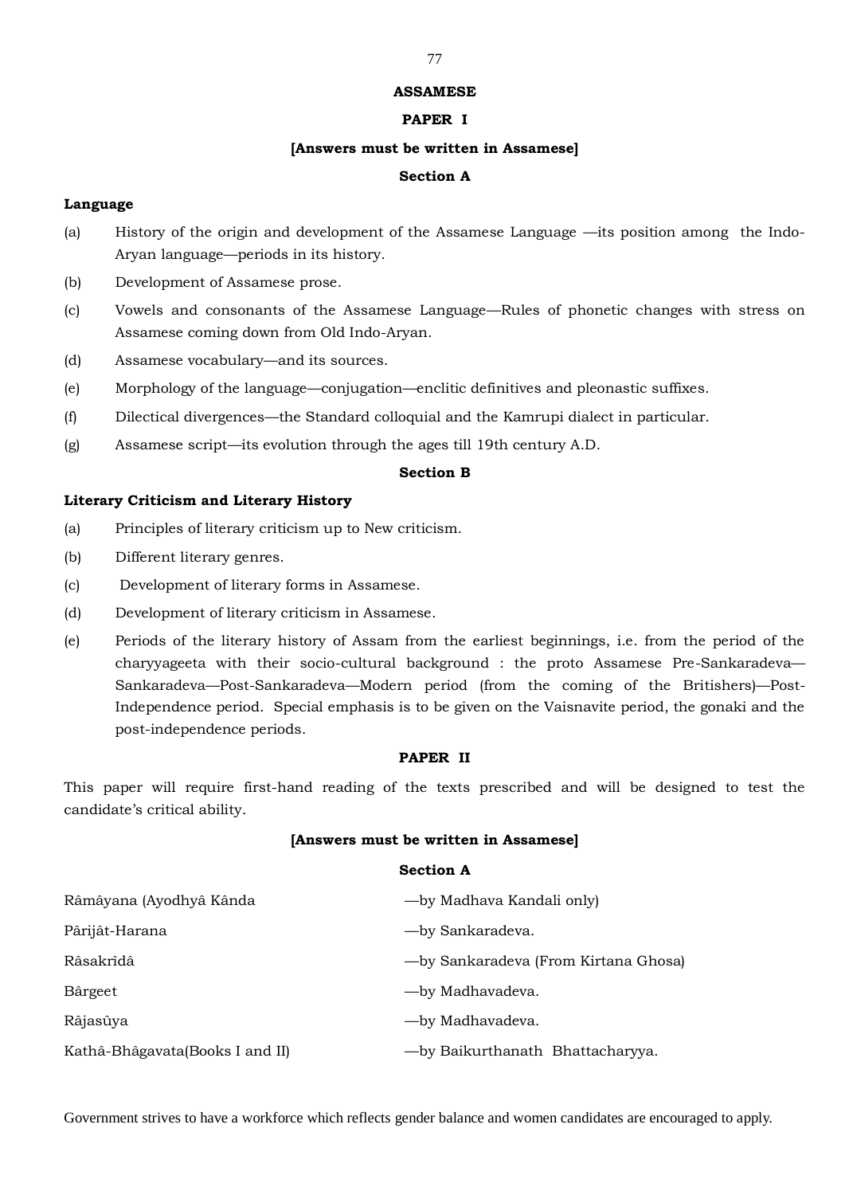# ASSAMESE

## PAPER I

**[Answers must be written in Assamese]**

### Section A

**Language**

(a) History of the origin and development of the Assamese Language —its position among the Indo-Aryan language—periods in its history.

(b) Development of Assamese prose.

(c) Vowels and consonants of the Assamese Language—Rules of phonetic changes with stress on Assamese coming down from Old Indo-Aryan.

(d) Assamese vocabulary—and its sources.

(e) Morphology of the language—conjugation—enclitic definitives and pleonastic suffixes.

(f) Dilectical divergences—the Standard colloquial and the Kamrupi dialect in particular.

(g) Assamese script—its evolution through the ages till 19th century A.D.

### Section B

**Literary Criticism and Literary History**

(a) Principles of literary criticism up to New criticism.

(b) Different literary genres.

(c) Development of literary forms in Assamese.

(d) Development of literary criticism in Assamese.

(e) Periods of the literary history of Assam from the earliest beginnings, i.e. from the period of the charyyageeta with their socio-cultural background : the proto Assamese Pre-Sankaradeva—Sankaradeva—Post-Sankaradeva—Modern period (from the coming of the Britishers)—Post-Independence period. Special emphasis is to be given on the Vaisnavite period, the gonaki and the post-independence periods.

## PAPER II

This paper will require first-hand reading of the texts prescribed and will be designed to test the candidate's critical ability.

**[Answers must be written in Assamese]**

### Section A

Râmâyana (Ayodhyâ Kânda —by Madhava Kandali only)

Pârijât-Harana —by Sankaradeva.

Râsakrîdâ —by Sankaradeva (From Kirtana Ghosa)

Bârgeet —by Madhavadeva.

Râjasûya —by Madhavadeva.

Kathâ-Bhâgavata(Books I and II) —by Baikurthanath Bhattacharyya.

Government strives to have a workforce which reflects gender balance and women candidates are encouraged to apply.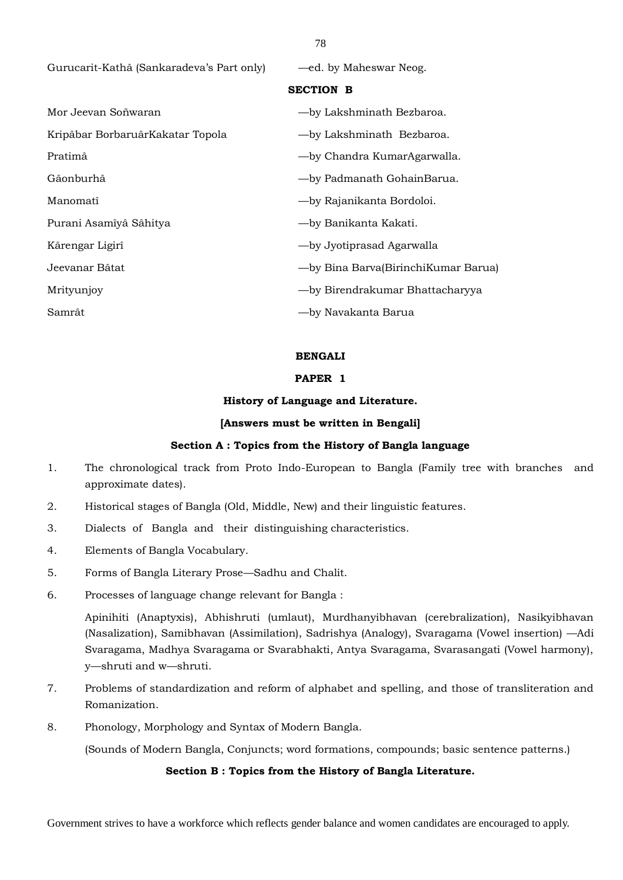Gurucarit-Kathâ (Sankaradeva's Part only) —ed. by Maheswar Neog.

**SECTION B**

Mor Jeevan Soñwaran —by Lakshminath Bezbaroa.

Kripâbar BorbaruârKakatar Topola —by Lakshminath Bezbaroa.

Pratimâ —by Chandra KumarAgarwalla.

Gâonburhâ —by Padmanath GohainBarua.

Manomatî —by Rajanikanta Bordoloi.

Purani Asamîyâ Sâhitya —by Banikanta Kakati.

Kârengar Ligirî —by Jyotiprasad Agarwalla

Jeevanar Bâtat —by Bina Barva(BirinchiKumar Barua)

Mrityunjoy —by Birendrakumar Bhattacharyya

Samrât —by Navakanta Barua

## BENGALI

### PAPER 1

### History of Language and Literature.

**[Answers must be written in Bengali]**

#### Section A : Topics from the History of Bangla language

1. The chronological track from Proto Indo-European to Bangla (Family tree with branches and approximate dates).
2. Historical stages of Bangla (Old, Middle, New) and their linguistic features.
3. Dialects of Bangla and their distinguishing characteristics.
4. Elements of Bangla Vocabulary.
5. Forms of Bangla Literary Prose—Sadhu and Chalit.
6. Processes of language change relevant for Bangla :

   Apinihiti (Anaptyxis), Abhishruti (umlaut), Murdhanyibhavan (cerebralization), Nasikyibhavan (Nasalization), Samibhavan (Assimilation), Sadrishya (Analogy), Svaragama (Vowel insertion) —Adi Svaragama, Madhya Svaragama or Svarabhakti, Antya Svaragama, Svarasangati (Vowel harmony), y—shruti and w—shruti.
7. Problems of standardization and reform of alphabet and spelling, and those of transliteration and Romanization.
8. Phonology, Morphology and Syntax of Modern Bangla.

   (Sounds of Modern Bangla, Conjuncts; word formations, compounds; basic sentence patterns.)

#### Section B : Topics from the History of Bangla Literature.

Government strives to have a workforce which reflects gender balance and women candidates are encouraged to apply.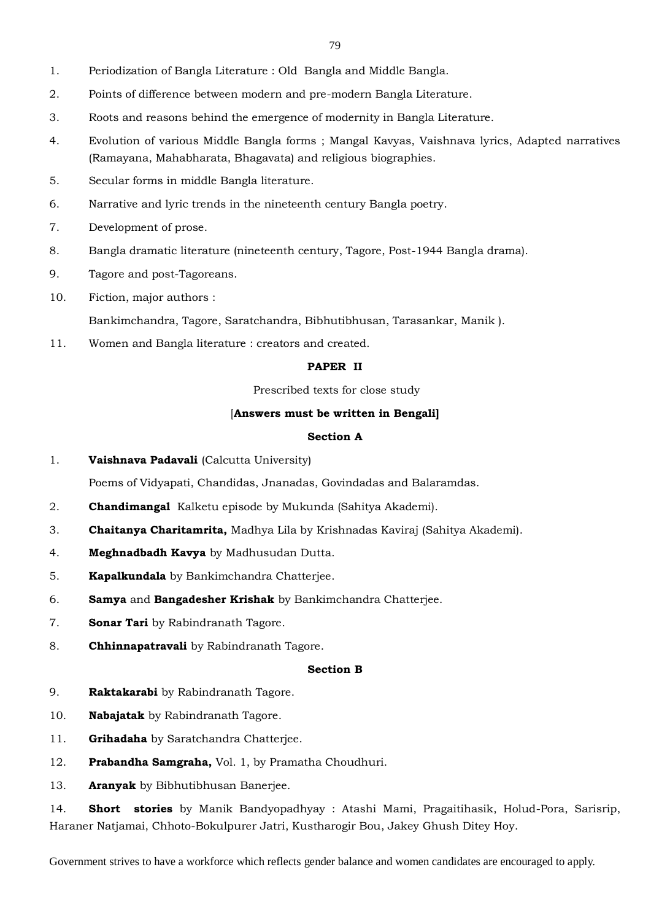1. Periodization of Bangla Literature : Old Bangla and Middle Bangla.
2. Points of difference between modern and pre-modern Bangla Literature.
3. Roots and reasons behind the emergence of modernity in Bangla Literature.
4. Evolution of various Middle Bangla forms ; Mangal Kavyas, Vaishnava lyrics, Adapted narratives (Ramayana, Mahabharata, Bhagavata) and religious biographies.
5. Secular forms in middle Bangla literature.
6. Narrative and lyric trends in the nineteenth century Bangla poetry.
7. Development of prose.
8. Bangla dramatic literature (nineteenth century, Tagore, Post-1944 Bangla drama).
9. Tagore and post-Tagoreans.
10. Fiction, major authors :

    Bankimchandra, Tagore, Saratchandra, Bibhutibhusan, Tarasankar, Manik ).
11. Women and Bangla literature : creators and created.

**PAPER II**

Prescribed texts for close study

[**Answers must be written in Bengali]**

**Section A**

1. **Vaishnava Padavali** (Calcutta University)

   Poems of Vidyapati, Chandidas, Jnanadas, Govindadas and Balaramdas.
2. **Chandimangal** Kalketu episode by Mukunda (Sahitya Akademi).
3. **Chaitanya Charitamrita,** Madhya Lila by Krishnadas Kaviraj (Sahitya Akademi).
4. **Meghnadbadh Kavya** by Madhusudan Dutta.
5. **Kapalkundala** by Bankimchandra Chatterjee.
6. **Samya** and **Bangadesher Krishak** by Bankimchandra Chatterjee.
7. **Sonar Tari** by Rabindranath Tagore.
8. **Chhinnapatravali** by Rabindranath Tagore.

**Section B**

9. **Raktakarabi** by Rabindranath Tagore.
10. **Nabajatak** by Rabindranath Tagore.
11. **Grihadaha** by Saratchandra Chatterjee.
12. **Prabandha Samgraha,** Vol. 1, by Pramatha Choudhuri.
13. **Aranyak** by Bibhutibhusan Banerjee.
14. **Short stories** by Manik Bandyopadhyay : Atashi Mami, Pragaitihasik, Holud-Pora, Sarisrip, Haraner Natjamai, Chhoto-Bokulpurer Jatri, Kustharogir Bou, Jakey Ghush Ditey Hoy.

Government strives to have a workforce which reflects gender balance and women candidates are encouraged to apply.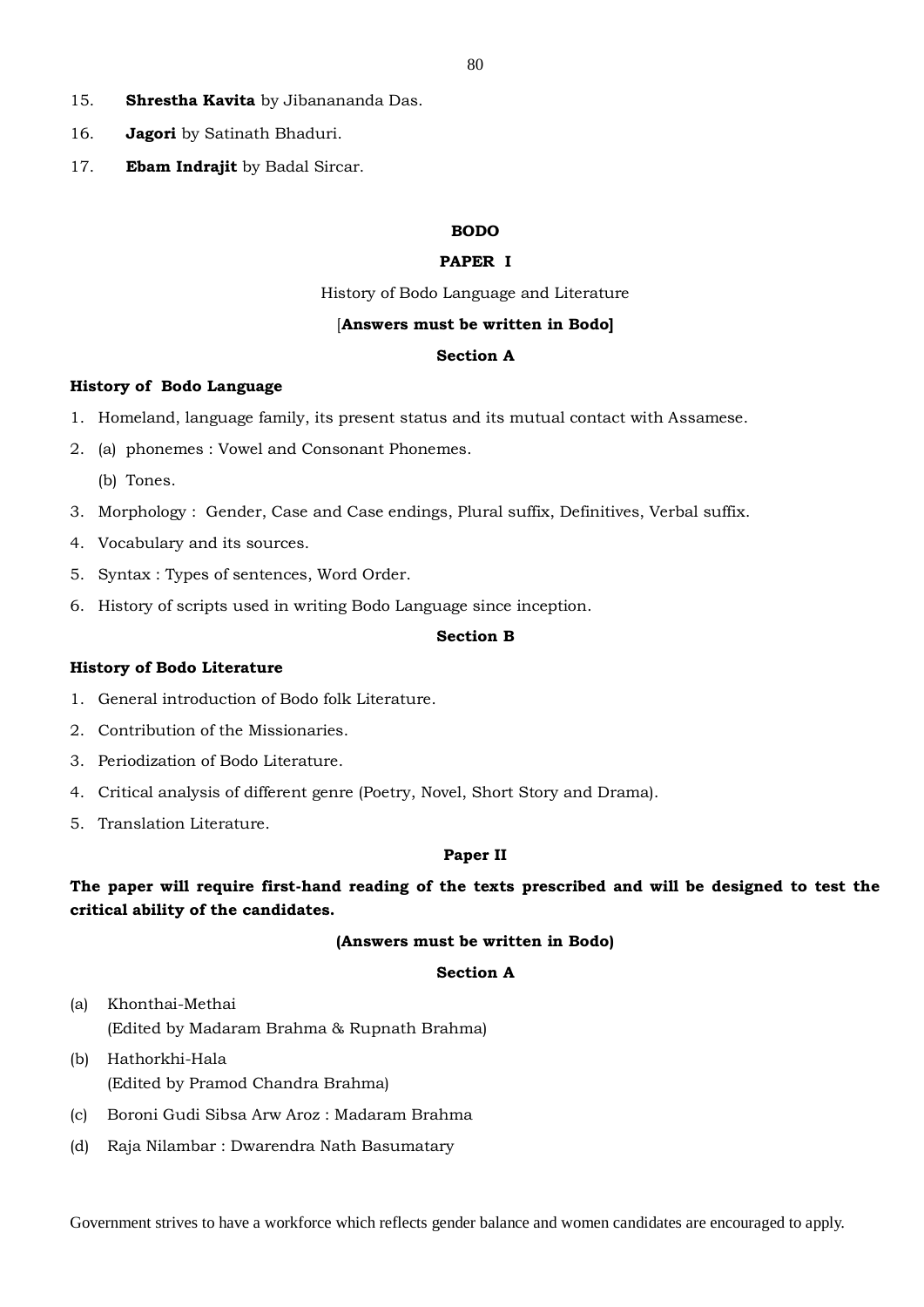15. **Shrestha Kavita** by Jibanananda Das.

16. **Jagori** by Satinath Bhaduri.

17. **Ebam Indrajit** by Badal Sircar.

## BODO

### PAPER I

History of Bodo Language and Literature

[**Answers must be written in Bodo]**

**Section A**

**History of Bodo Language**

1. Homeland, language family, its present status and its mutual contact with Assamese.
2. (a) phonemes : Vowel and Consonant Phonemes.
   (b) Tones.
3. Morphology : Gender, Case and Case endings, Plural suffix, Definitives, Verbal suffix.
4. Vocabulary and its sources.
5. Syntax : Types of sentences, Word Order.
6. History of scripts used in writing Bodo Language since inception.

**Section B**

**History of Bodo Literature**

1. General introduction of Bodo folk Literature.
2. Contribution of the Missionaries.
3. Periodization of Bodo Literature.
4. Critical analysis of different genre (Poetry, Novel, Short Story and Drama).
5. Translation Literature.

### Paper II

**The paper will require first-hand reading of the texts prescribed and will be designed to test the critical ability of the candidates.**

**(Answers must be written in Bodo)**

**Section A**

(a) Khonthai-Methai
(Edited by Madaram Brahma & Rupnath Brahma)

(b) Hathorkhi-Hala
(Edited by Pramod Chandra Brahma)

(c) Boroni Gudi Sibsa Arw Aroz : Madaram Brahma

(d) Raja Nilambar : Dwarendra Nath Basumatary

Government strives to have a workforce which reflects gender balance and women candidates are encouraged to apply.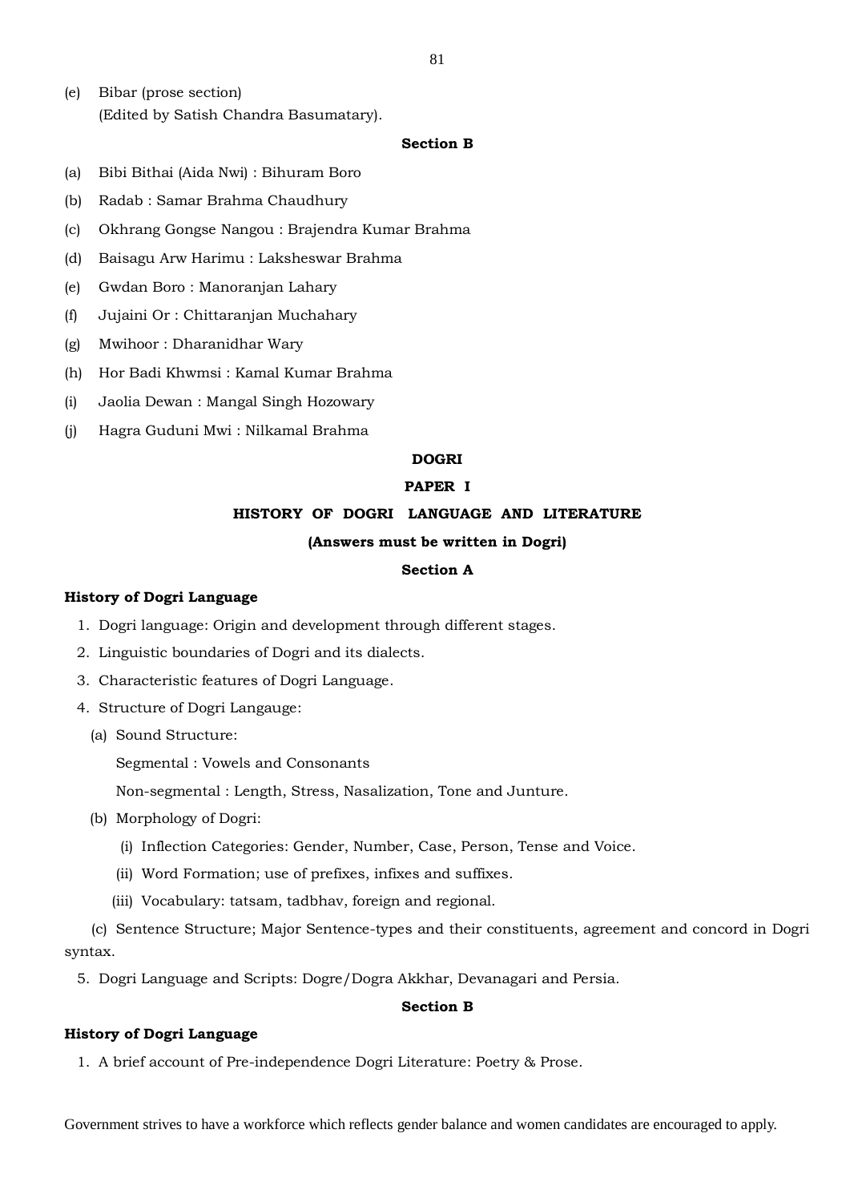(e) Bibar (prose section)
(Edited by Satish Chandra Basumatary).

**Section B**

(a) Bibi Bithai (Aida Nwi) : Bihuram Boro

(b) Radab : Samar Brahma Chaudhury

(c) Okhrang Gongse Nangou : Brajendra Kumar Brahma

(d) Baisagu Arw Harimu : Laksheswar Brahma

(e) Gwdan Boro : Manoranjan Lahary

(f) Jujaini Or : Chittaranjan Muchahary

(g) Mwihoor : Dharanidhar Wary

(h) Hor Badi Khwmsi : Kamal Kumar Brahma

(i) Jaolia Dewan : Mangal Singh Hozowary

(j) Hagra Guduni Mwi : Nilkamal Brahma

## DOGRI

## PAPER I

## HISTORY OF DOGRI LANGUAGE AND LITERATURE

**(Answers must be written in Dogri)**

**Section A**

**History of Dogri Language**

1. Dogri language: Origin and development through different stages.
2. Linguistic boundaries of Dogri and its dialects.
3. Characteristic features of Dogri Language.
4. Structure of Dogri Langauge:

   (a) Sound Structure:

   Segmental : Vowels and Consonants

   Non-segmental : Length, Stress, Nasalization, Tone and Junture.

   (b) Morphology of Dogri:

   (i) Inflection Categories: Gender, Number, Case, Person, Tense and Voice.

   (ii) Word Formation; use of prefixes, infixes and suffixes.

   (iii) Vocabulary: tatsam, tadbhav, foreign and regional.

   (c) Sentence Structure; Major Sentence-types and their constituents, agreement and concord in Dogri syntax.

5. Dogri Language and Scripts: Dogre/Dogra Akkhar, Devanagari and Persia.

**Section B**

**History of Dogri Language**

1. A brief account of Pre-independence Dogri Literature: Poetry & Prose.

Government strives to have a workforce which reflects gender balance and women candidates are encouraged to apply.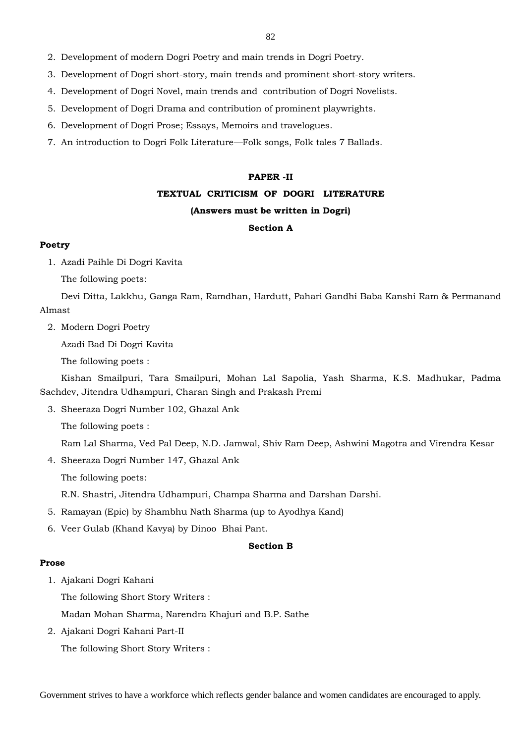2. Development of modern Dogri Poetry and main trends in Dogri Poetry.
3. Development of Dogri short-story, main trends and prominent short-story writers.
4. Development of Dogri Novel, main trends and contribution of Dogri Novelists.
5. Development of Dogri Drama and contribution of prominent playwrights.
6. Development of Dogri Prose; Essays, Memoirs and travelogues.
7. An introduction to Dogri Folk Literature—Folk songs, Folk tales 7 Ballads.

**PAPER -II**

**TEXTUAL CRITICISM OF DOGRI LITERATURE**

**(Answers must be written in Dogri)**

**Section A**

**Poetry**

1. Azadi Paihle Di Dogri Kavita

   The following poets:

   Devi Ditta, Lakkhu, Ganga Ram, Ramdhan, Hardutt, Pahari Gandhi Baba Kanshi Ram & Permanand Almast

2. Modern Dogri Poetry

   Azadi Bad Di Dogri Kavita

   The following poets :

   Kishan Smailpuri, Tara Smailpuri, Mohan Lal Sapolia, Yash Sharma, K.S. Madhukar, Padma Sachdev, Jitendra Udhampuri, Charan Singh and Prakash Premi

3. Sheeraza Dogri Number 102, Ghazal Ank

   The following poets :

   Ram Lal Sharma, Ved Pal Deep, N.D. Jamwal, Shiv Ram Deep, Ashwini Magotra and Virendra Kesar

4. Sheeraza Dogri Number 147, Ghazal Ank

   The following poets:

   R.N. Shastri, Jitendra Udhampuri, Champa Sharma and Darshan Darshi.

5. Ramayan (Epic) by Shambhu Nath Sharma (up to Ayodhya Kand)
6. Veer Gulab (Khand Kavya) by Dinoo Bhai Pant.

**Section B**

**Prose**

1. Ajakani Dogri Kahani

   The following Short Story Writers :

   Madan Mohan Sharma, Narendra Khajuri and B.P. Sathe

2. Ajakani Dogri Kahani Part-II

   The following Short Story Writers :

Government strives to have a workforce which reflects gender balance and women candidates are encouraged to apply.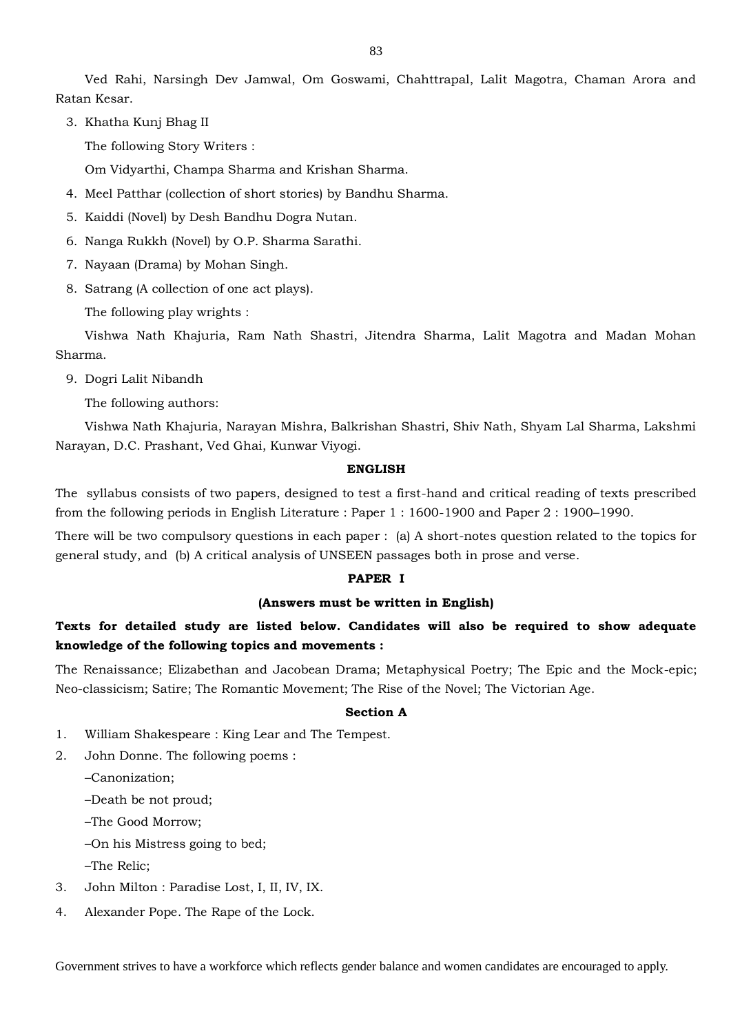Ved Rahi, Narsingh Dev Jamwal, Om Goswami, Chahttrapal, Lalit Magotra, Chaman Arora and Ratan Kesar.

3. Khatha Kunj Bhag II

   The following Story Writers :

   Om Vidyarthi, Champa Sharma and Krishan Sharma.

4. Meel Patthar (collection of short stories) by Bandhu Sharma.
5. Kaiddi (Novel) by Desh Bandhu Dogra Nutan.
6. Nanga Rukkh (Novel) by O.P. Sharma Sarathi.
7. Nayaan (Drama) by Mohan Singh.
8. Satrang (A collection of one act plays).

   The following play wrights :

   Vishwa Nath Khajuria, Ram Nath Shastri, Jitendra Sharma, Lalit Magotra and Madan Mohan Sharma.

9. Dogri Lalit Nibandh

   The following authors:

   Vishwa Nath Khajuria, Narayan Mishra, Balkrishan Shastri, Shiv Nath, Shyam Lal Sharma, Lakshmi Narayan, D.C. Prashant, Ved Ghai, Kunwar Viyogi.

## ENGLISH

The syllabus consists of two papers, designed to test a first-hand and critical reading of texts prescribed from the following periods in English Literature : Paper 1 : 1600-1900 and Paper 2 : 1900–1990.

There will be two compulsory questions in each paper : (a) A short-notes question related to the topics for general study, and (b) A critical analysis of UNSEEN passages both in prose and verse.

### PAPER I

**(Answers must be written in English)**

**Texts for detailed study are listed below. Candidates will also be required to show adequate knowledge of the following topics and movements :**

The Renaissance; Elizabethan and Jacobean Drama; Metaphysical Poetry; The Epic and the Mock-epic; Neo-classicism; Satire; The Romantic Movement; The Rise of the Novel; The Victorian Age.

#### Section A

1. William Shakespeare : King Lear and The Tempest.
2. John Donne. The following poems :

   –Canonization;

   –Death be not proud;

   –The Good Morrow;

   –On his Mistress going to bed;

   –The Relic;

3. John Milton : Paradise Lost, I, II, IV, IX.
4. Alexander Pope. The Rape of the Lock.

Government strives to have a workforce which reflects gender balance and women candidates are encouraged to apply.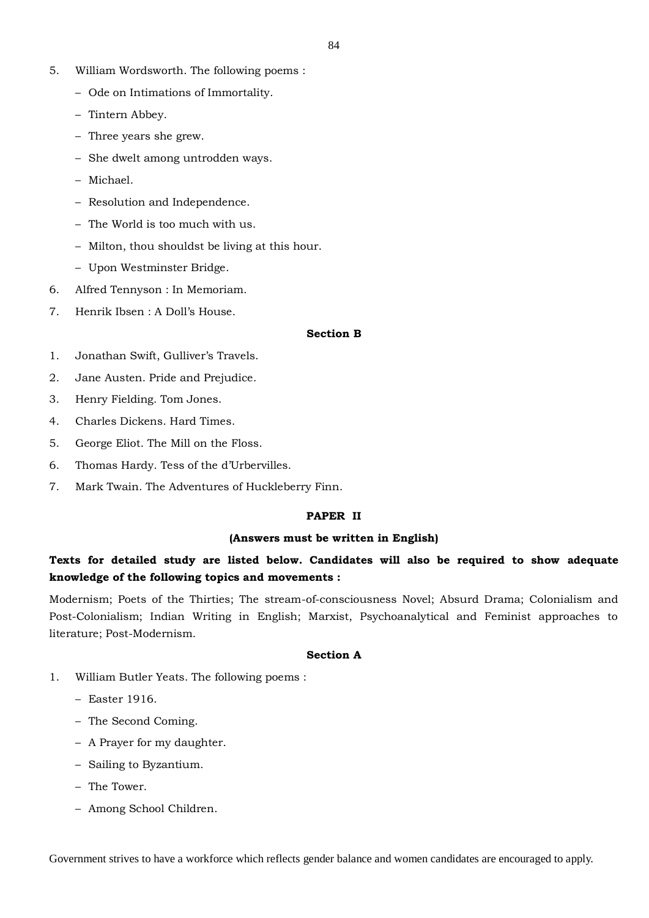5. William Wordsworth. The following poems :
   - Ode on Intimations of Immortality.
   - Tintern Abbey.
   - Three years she grew.
   - She dwelt among untrodden ways.
   - Michael.
   - Resolution and Independence.
   - The World is too much with us.
   - Milton, thou shouldst be living at this hour.
   - Upon Westminster Bridge.
6. Alfred Tennyson : In Memoriam.
7. Henrik Ibsen : A Doll's House.

**Section B**

1. Jonathan Swift, Gulliver's Travels.
2. Jane Austen. Pride and Prejudice.
3. Henry Fielding. Tom Jones.
4. Charles Dickens. Hard Times.
5. George Eliot. The Mill on the Floss.
6. Thomas Hardy. Tess of the d'Urbervilles.
7. Mark Twain. The Adventures of Huckleberry Finn.

**PAPER II**

**(Answers must be written in English)**

**Texts for detailed study are listed below. Candidates will also be required to show adequate knowledge of the following topics and movements :**

Modernism; Poets of the Thirties; The stream-of-consciousness Novel; Absurd Drama; Colonialism and Post-Colonialism; Indian Writing in English; Marxist, Psychoanalytical and Feminist approaches to literature; Post-Modernism.

**Section A**

1. William Butler Yeats. The following poems :
   - Easter 1916.
   - The Second Coming.
   - A Prayer for my daughter.
   - Sailing to Byzantium.
   - The Tower.
   - Among School Children.

Government strives to have a workforce which reflects gender balance and women candidates are encouraged to apply.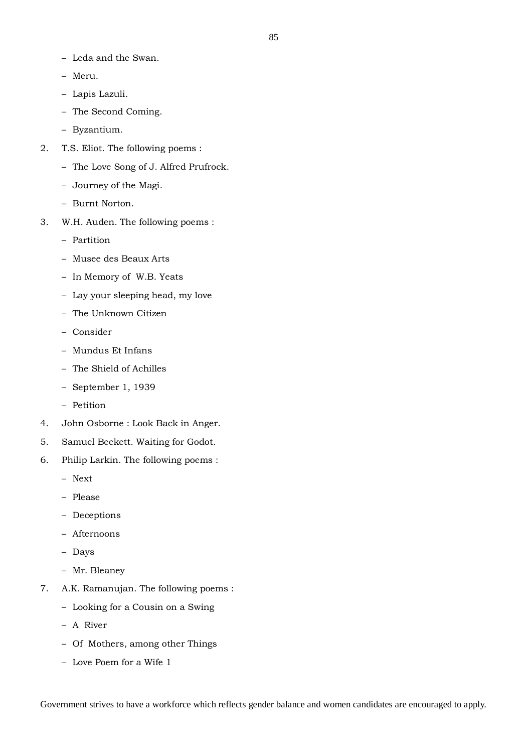- Leda and the Swan.
- Meru.
- Lapis Lazuli.
- The Second Coming.
- Byzantium.

2. T.S. Eliot. The following poems :
   - The Love Song of J. Alfred Prufrock.
   - Journey of the Magi.
   - Burnt Norton.

3. W.H. Auden. The following poems :
   - Partition
   - Musee des Beaux Arts
   - In Memory of W.B. Yeats
   - Lay your sleeping head, my love
   - The Unknown Citizen
   - Consider
   - Mundus Et Infans
   - The Shield of Achilles
   - September 1, 1939
   - Petition

4. John Osborne : Look Back in Anger.

5. Samuel Beckett. Waiting for Godot.

6. Philip Larkin. The following poems :
   - Next
   - Please
   - Deceptions
   - Afternoons
   - Days
   - Mr. Bleaney

7. A.K. Ramanujan. The following poems :
   - Looking for a Cousin on a Swing
   - A River
   - Of Mothers, among other Things
   - Love Poem for a Wife 1

Government strives to have a workforce which reflects gender balance and women candidates are encouraged to apply.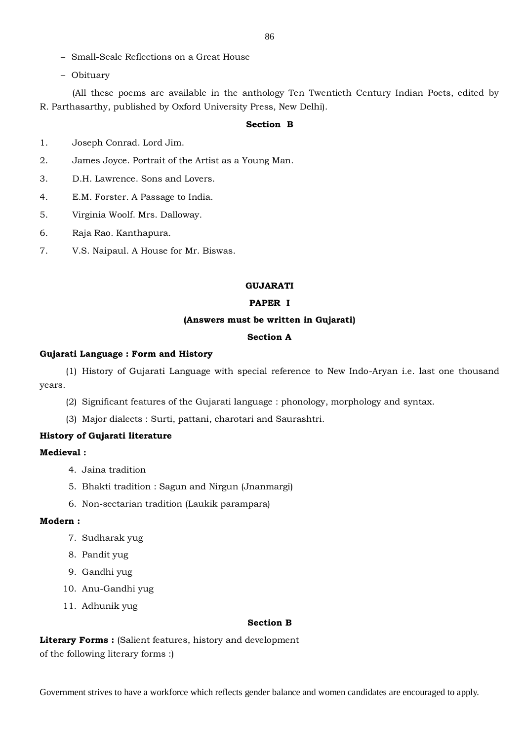– Small-Scale Reflections on a Great House

– Obituary

(All these poems are available in the anthology Ten Twentieth Century Indian Poets, edited by R. Parthasarthy, published by Oxford University Press, New Delhi).

**Section B**

1. Joseph Conrad. Lord Jim.
2. James Joyce. Portrait of the Artist as a Young Man.
3. D.H. Lawrence. Sons and Lovers.
4. E.M. Forster. A Passage to India.
5. Virginia Woolf. Mrs. Dalloway.
6. Raja Rao. Kanthapura.
7. V.S. Naipaul. A House for Mr. Biswas.

## GUJARATI

### PAPER I

**(Answers must be written in Gujarati)**

**Section A**

**Gujarati Language : Form and History**

(1) History of Gujarati Language with special reference to New Indo-Aryan i.e. last one thousand years.

(2) Significant features of the Gujarati language : phonology, morphology and syntax.

(3) Major dialects : Surti, pattani, charotari and Saurashtri.

**History of Gujarati literature**

**Medieval :**

4. Jaina tradition
5. Bhakti tradition : Sagun and Nirgun (Jnanmargi)
6. Non-sectarian tradition (Laukik parampara)

**Modern :**

7. Sudharak yug
8. Pandit yug
9. Gandhi yug
10. Anu-Gandhi yug
11. Adhunik yug

**Section B**

**Literary Forms :** (Salient features, history and development of the following literary forms :)

Government strives to have a workforce which reflects gender balance and women candidates are encouraged to apply.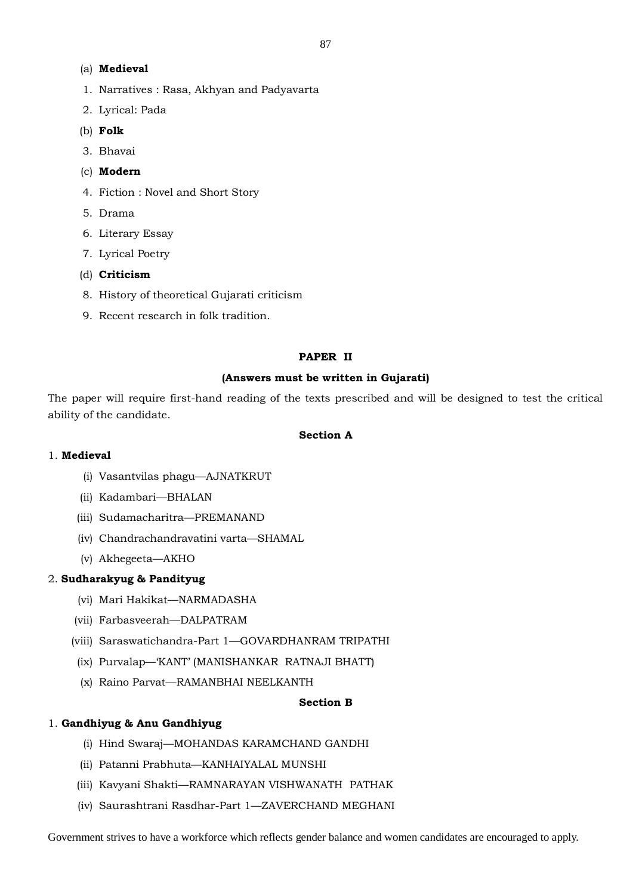(a) **Medieval**

1. Narratives : Rasa, Akhyan and Padyavarta
2. Lyrical: Pada

(b) **Folk**

3. Bhavai

(c) **Modern**

4. Fiction : Novel and Short Story
5. Drama
6. Literary Essay
7. Lyrical Poetry

(d) **Criticism**

8. History of theoretical Gujarati criticism
9. Recent research in folk tradition.

**PAPER II**

**(Answers must be written in Gujarati)**

The paper will require first-hand reading of the texts prescribed and will be designed to test the critical ability of the candidate.

**Section A**

1. **Medieval**

(i) Vasantvilas phagu—AJNATKRUT

(ii) Kadambari—BHALAN

(iii) Sudamacharitra—PREMANAND

(iv) Chandrachandravatini varta—SHAMAL

(v) Akhegeeta—AKHO

2. **Sudharakyug & Pandityug**

(vi) Mari Hakikat—NARMADASHA

(vii) Farbasveerah—DALPATRAM

(viii) Saraswatichandra-Part 1—GOVARDHANRAM TRIPATHI

(ix) Purvalap—'KANT' (MANISHANKAR RATNAJI BHATT)

(x) Raino Parvat—RAMANBHAI NEELKANTH

**Section B**

1. **Gandhiyug & Anu Gandhiyug**

(i) Hind Swaraj—MOHANDAS KARAMCHAND GANDHI

(ii) Patanni Prabhuta—KANHAIYALAL MUNSHI

(iii) Kavyani Shakti—RAMNARAYAN VISHWANATH PATHAK

(iv) Saurashtrani Rasdhar-Part 1—ZAVERCHAND MEGHANI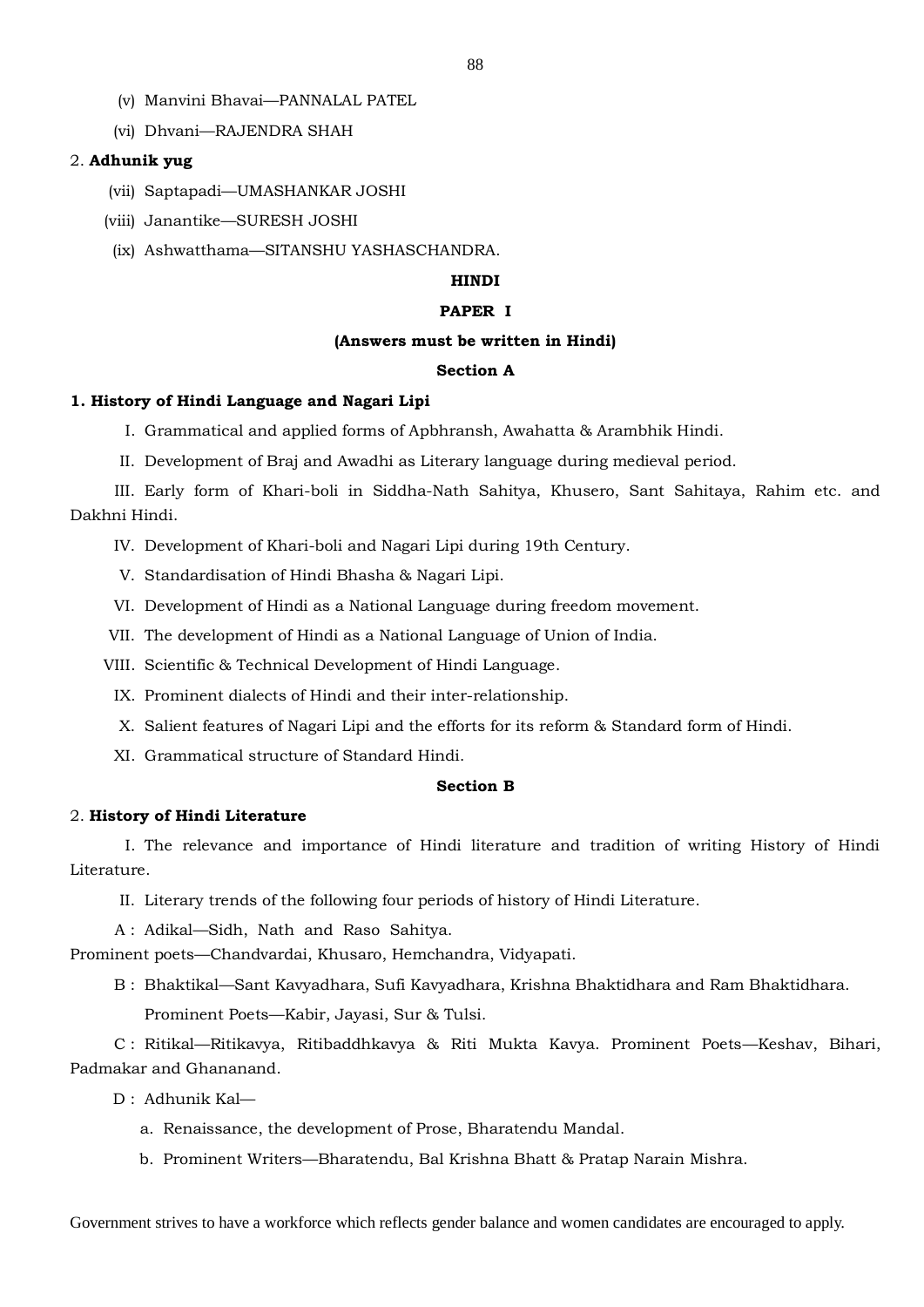(v) Manvini Bhavai—PANNALAL PATEL

(vi) Dhvani—RAJENDRA SHAH

2. **Adhunik yug**

(vii) Saptapadi—UMASHANKAR JOSHI

(viii) Janantike—SURESH JOSHI

(ix) Ashwatthama—SITANSHU YASHASCHANDRA.

## HINDI

### PAPER I

**(Answers must be written in Hindi)**

#### Section A

**1. History of Hindi Language and Nagari Lipi**

I. Grammatical and applied forms of Apbhransh, Awahatta & Arambhik Hindi.

II. Development of Braj and Awadhi as Literary language during medieval period.

III. Early form of Khari-boli in Siddha-Nath Sahitya, Khusero, Sant Sahitaya, Rahim etc. and Dakhni Hindi.

IV. Development of Khari-boli and Nagari Lipi during 19th Century.

V. Standardisation of Hindi Bhasha & Nagari Lipi.

VI. Development of Hindi as a National Language during freedom movement.

VII. The development of Hindi as a National Language of Union of India.

VIII. Scientific & Technical Development of Hindi Language.

IX. Prominent dialects of Hindi and their inter-relationship.

X. Salient features of Nagari Lipi and the efforts for its reform & Standard form of Hindi.

XI. Grammatical structure of Standard Hindi.

#### Section B

2. **History of Hindi Literature**

I. The relevance and importance of Hindi literature and tradition of writing History of Hindi Literature.

II. Literary trends of the following four periods of history of Hindi Literature.

A : Adikal—Sidh, Nath and Raso Sahitya.
Prominent poets—Chandvardai, Khusaro, Hemchandra, Vidyapati.

B : Bhaktikal—Sant Kavyadhara, Sufi Kavyadhara, Krishna Bhaktidhara and Ram Bhaktidhara.
Prominent Poets—Kabir, Jayasi, Sur & Tulsi.

C : Ritikal—Ritikavya, Ritibaddhkavya & Riti Mukta Kavya. Prominent Poets—Keshav, Bihari, Padmakar and Ghananand.

D : Adhunik Kal—

a. Renaissance, the development of Prose, Bharatendu Mandal.

b. Prominent Writers—Bharatendu, Bal Krishna Bhatt & Pratap Narain Mishra.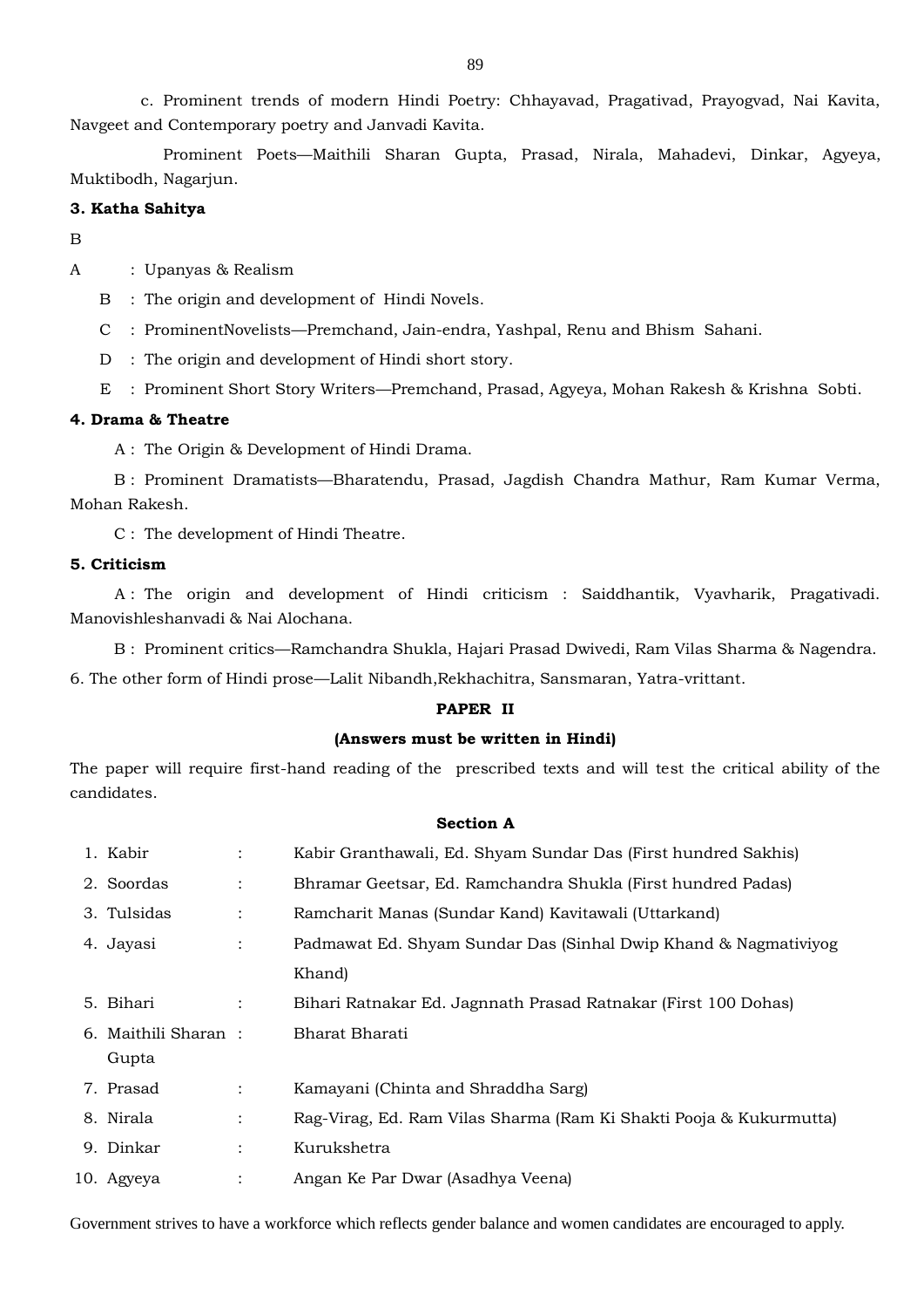c. Prominent trends of modern Hindi Poetry: Chhayavad, Pragativad, Prayogvad, Nai Kavita, Navgeet and Contemporary poetry and Janvadi Kavita.

Prominent Poets—Maithili Sharan Gupta, Prasad, Nirala, Mahadevi, Dinkar, Agyeya, Muktibodh, Nagarjun.

**3. Katha Sahitya**

B

A : Upanyas & Realism

B : The origin and development of Hindi Novels.

C : ProminentNovelists—Premchand, Jain-endra, Yashpal, Renu and Bhism Sahani.

D : The origin and development of Hindi short story.

E : Prominent Short Story Writers—Premchand, Prasad, Agyeya, Mohan Rakesh & Krishna Sobti.

**4. Drama & Theatre**

A : The Origin & Development of Hindi Drama.

B : Prominent Dramatists—Bharatendu, Prasad, Jagdish Chandra Mathur, Ram Kumar Verma, Mohan Rakesh.

C : The development of Hindi Theatre.

**5. Criticism**

A : The origin and development of Hindi criticism : Saiddhantik, Vyavharik, Pragativadi. Manovishleshanvadi & Nai Alochana.

B : Prominent critics—Ramchandra Shukla, Hajari Prasad Dwivedi, Ram Vilas Sharma & Nagendra.

6. The other form of Hindi prose—Lalit Nibandh,Rekhachitra, Sansmaran, Yatra-vrittant.

**PAPER II**

**(Answers must be written in Hindi)**

The paper will require first-hand reading of the prescribed texts and will test the critical ability of the candidates.

**Section A**

| | | |
|---|---|---|
| 1. Kabir | : | Kabir Granthawali, Ed. Shyam Sundar Das (First hundred Sakhis) |
| 2. Soordas | : | Bhramar Geetsar, Ed. Ramchandra Shukla (First hundred Padas) |
| 3. Tulsidas | : | Ramcharit Manas (Sundar Kand) Kavitawali (Uttarkand) |
| 4. Jayasi | : | Padmawat Ed. Shyam Sundar Das (Sinhal Dwip Khand & Nagmativiyog Khand) |
| 5. Bihari | : | Bihari Ratnakar Ed. Jagnnath Prasad Ratnakar (First 100 Dohas) |
| 6. Maithili Sharan Gupta | : | Bharat Bharati |
| 7. Prasad | : | Kamayani (Chinta and Shraddha Sarg) |
| 8. Nirala | : | Rag-Virag, Ed. Ram Vilas Sharma (Ram Ki Shakti Pooja & Kukurmutta) |
| 9. Dinkar | : | Kurukshetra |
| 10. Agyeya | : | Angan Ke Par Dwar (Asadhya Veena) |

Government strives to have a workforce which reflects gender balance and women candidates are encouraged to apply.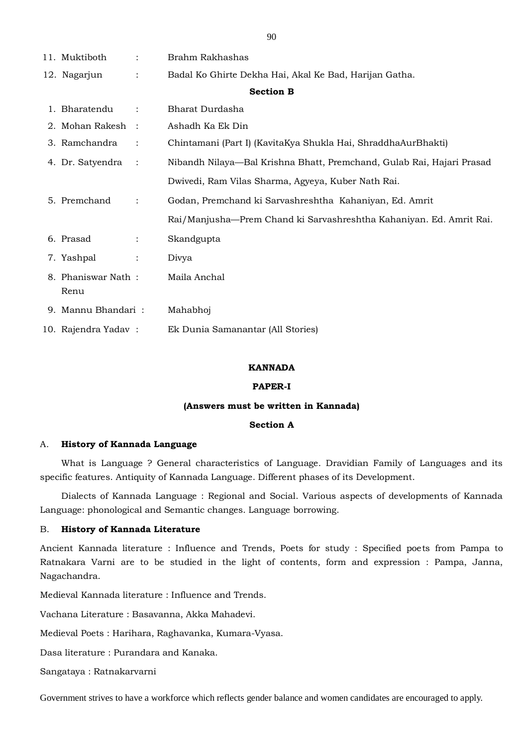11. Muktiboth : Brahm Rakhashas
12. Nagarjun : Badal Ko Ghirte Dekha Hai, Akal Ke Bad, Harijan Gatha.

**Section B**

1. Bharatendu : Bharat Durdasha
2. Mohan Rakesh : Ashadh Ka Ek Din
3. Ramchandra : Chintamani (Part I) (KavitaKya Shukla Hai, ShraddhaAurBhakti)
4. Dr. Satyendra : Nibandh Nilaya—Bal Krishna Bhatt, Premchand, Gulab Rai, Hajari Prasad Dwivedi, Ram Vilas Sharma, Agyeya, Kuber Nath Rai.
5. Premchand : Godan, Premchand ki Sarvashreshtha Kahaniyan, Ed. Amrit Rai/Manjusha—Prem Chand ki Sarvashreshtha Kahaniyan. Ed. Amrit Rai.
6. Prasad : Skandgupta
7. Yashpal : Divya
8. Phaniswar Nath Renu : Maila Anchal
9. Mannu Bhandari : Mahabhoj
10. Rajendra Yadav : Ek Dunia Samanantar (All Stories)

## KANNADA

### PAPER-I

**(Answers must be written in Kannada)**

**Section A**

A. **History of Kannada Language**

What is Language ? General characteristics of Language. Dravidian Family of Languages and its specific features. Antiquity of Kannada Language. Different phases of its Development.

Dialects of Kannada Language : Regional and Social. Various aspects of developments of Kannada Language: phonological and Semantic changes. Language borrowing.

B. **History of Kannada Literature**

Ancient Kannada literature : Influence and Trends, Poets for study : Specified poets from Pampa to Ratnakara Varni are to be studied in the light of contents, form and expression : Pampa, Janna, Nagachandra.

Medieval Kannada literature : Influence and Trends.

Vachana Literature : Basavanna, Akka Mahadevi.

Medieval Poets : Harihara, Raghavanka, Kumara-Vyasa.

Dasa literature : Purandara and Kanaka.

Sangataya : Ratnakarvarni

Government strives to have a workforce which reflects gender balance and women candidates are encouraged to apply.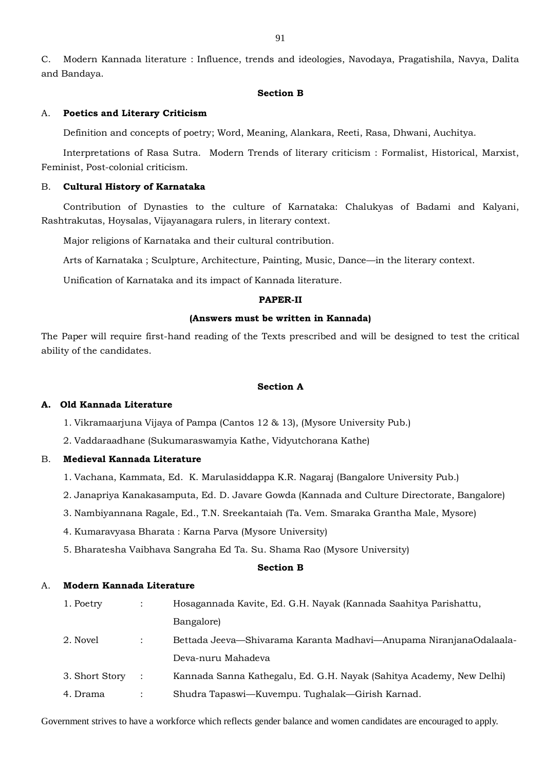C. Modern Kannada literature : Influence, trends and ideologies, Navodaya, Pragatishila, Navya, Dalita and Bandaya.

**Section B**

A. **Poetics and Literary Criticism**

Definition and concepts of poetry; Word, Meaning, Alankara, Reeti, Rasa, Dhwani, Auchitya.

Interpretations of Rasa Sutra. Modern Trends of literary criticism : Formalist, Historical, Marxist, Feminist, Post-colonial criticism.

B. **Cultural History of Karnataka**

Contribution of Dynasties to the culture of Karnataka: Chalukyas of Badami and Kalyani, Rashtrakutas, Hoysalas, Vijayanagara rulers, in literary context.

Major religions of Karnataka and their cultural contribution.

Arts of Karnataka ; Sculpture, Architecture, Painting, Music, Dance—in the literary context.

Unification of Karnataka and its impact of Kannada literature.

**PAPER-II**

**(Answers must be written in Kannada)**

The Paper will require first-hand reading of the Texts prescribed and will be designed to test the critical ability of the candidates.

**Section A**

**A. Old Kannada Literature**

1. Vikramaarjuna Vijaya of Pampa (Cantos 12 & 13), (Mysore University Pub.)
2. Vaddaraadhane (Sukumaraswamyia Kathe, Vidyutchorana Kathe)

B. **Medieval Kannada Literature**

1. Vachana, Kammata, Ed. K. Marulasiddappa K.R. Nagaraj (Bangalore University Pub.)
2. Janapriya Kanakasamputa, Ed. D. Javare Gowda (Kannada and Culture Directorate, Bangalore)
3. Nambiyannana Ragale, Ed., T.N. Sreekantaiah (Ta. Vem. Smaraka Grantha Male, Mysore)
4. Kumaravyasa Bharata : Karna Parva (Mysore University)
5. Bharatesha Vaibhava Sangraha Ed Ta. Su. Shama Rao (Mysore University)

**Section B**

A. **Modern Kannada Literature**

| | | |
|---|---|---|
| 1. Poetry | : | Hosagannada Kavite, Ed. G.H. Nayak (Kannada Saahitya Parishattu, Bangalore) |
| 2. Novel | : | Bettada Jeeva—Shivarama Karanta Madhavi—Anupama NiranjanaOdalaala-Deva-nuru Mahadeva |
| 3. Short Story | : | Kannada Sanna Kathegalu, Ed. G.H. Nayak (Sahitya Academy, New Delhi) |
| 4. Drama | : | Shudra Tapaswi—Kuvempu. Tughalak—Girish Karnad. |

Government strives to have a workforce which reflects gender balance and women candidates are encouraged to apply.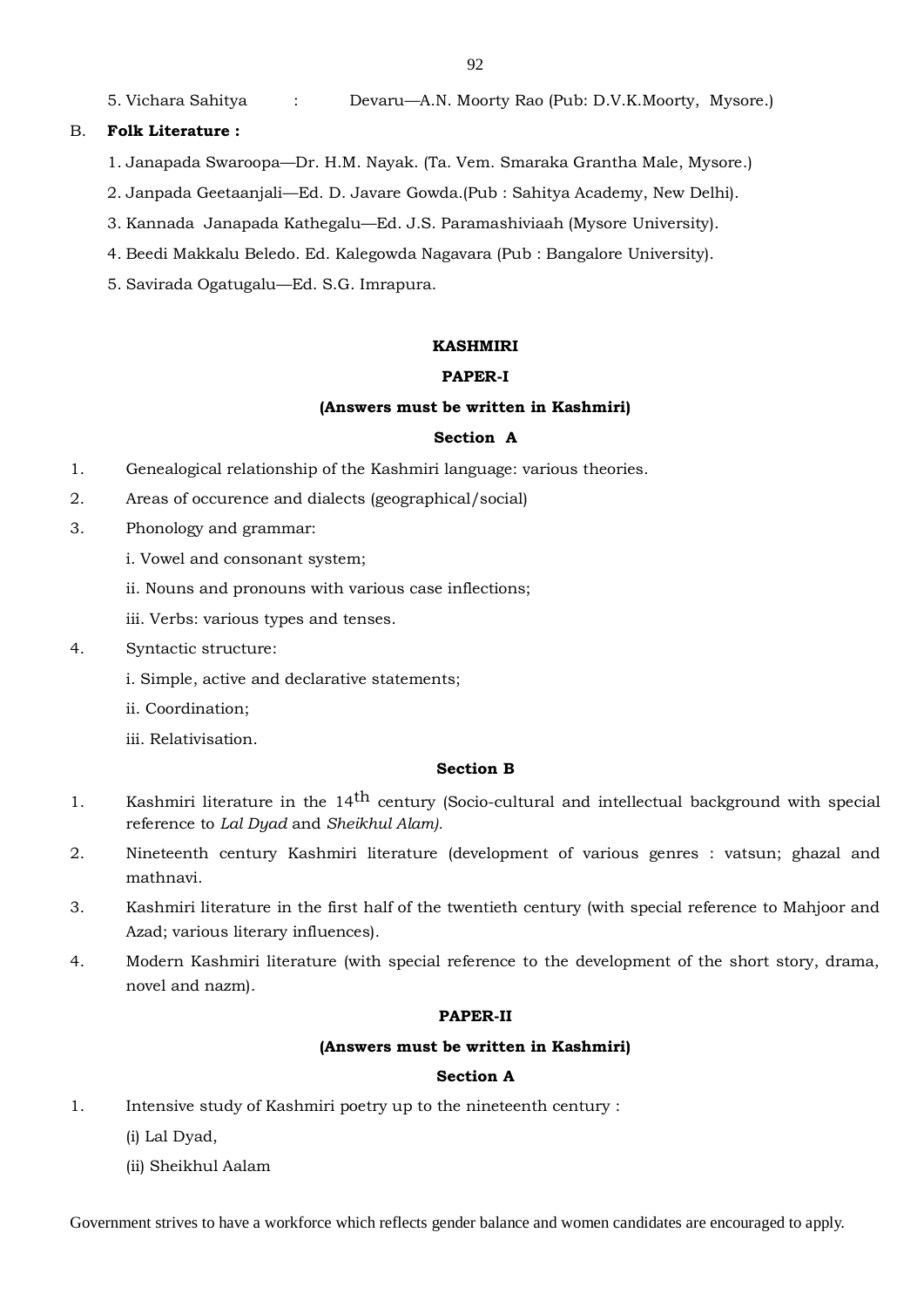5. Vichara Sahitya : Devaru—A.N. Moorty Rao (Pub: D.V.K.Moorty, Mysore.)

B. **Folk Literature :**

1. Janapada Swaroopa—Dr. H.M. Nayak. (Ta. Vem. Smaraka Grantha Male, Mysore.)
2. Janpada Geetaanjali—Ed. D. Javare Gowda.(Pub : Sahitya Academy, New Delhi).
3. Kannada Janapada Kathegalu—Ed. J.S. Paramashiviaah (Mysore University).
4. Beedi Makkalu Beledo. Ed. Kalegowda Nagavara (Pub : Bangalore University).
5. Savirada Ogatugalu—Ed. S.G. Imrapura.

## KASHMIRI

### PAPER-I

**(Answers must be written in Kashmiri)**

**Section A**

1. Genealogical relationship of the Kashmiri language: various theories.
2. Areas of occurence and dialects (geographical/social)
3. Phonology and grammar:
   i. Vowel and consonant system;
   ii. Nouns and pronouns with various case inflections;
   iii. Verbs: various types and tenses.
4. Syntactic structure:
   i. Simple, active and declarative statements;
   ii. Coordination;
   iii. Relativisation.

**Section B**

1. Kashmiri literature in the 14th century (Socio-cultural and intellectual background with special reference to *Lal Dyad* and *Sheikhul Alam).*
2. Nineteenth century Kashmiri literature (development of various genres : vatsun; ghazal and mathnavi.
3. Kashmiri literature in the first half of the twentieth century (with special reference to Mahjoor and Azad; various literary influences).
4. Modern Kashmiri literature (with special reference to the development of the short story, drama, novel and nazm).

### PAPER-II

**(Answers must be written in Kashmiri)**

**Section A**

1. Intensive study of Kashmiri poetry up to the nineteenth century :
   (i) Lal Dyad,
   (ii) Sheikhul Aalam

Government strives to have a workforce which reflects gender balance and women candidates are encouraged to apply.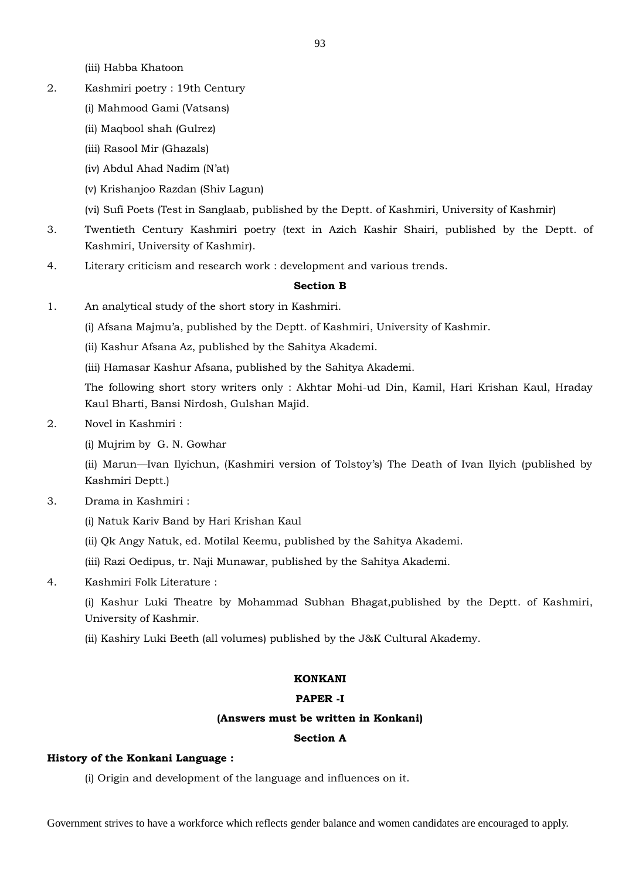(iii) Habba Khatoon

2. Kashmiri poetry : 19th Century

   (i) Mahmood Gami (Vatsans)

   (ii) Maqbool shah (Gulrez)

   (iii) Rasool Mir (Ghazals)

   (iv) Abdul Ahad Nadim (N'at)

   (v) Krishanjoo Razdan (Shiv Lagun)

   (vi) Sufi Poets (Test in Sanglaab, published by the Deptt. of Kashmiri, University of Kashmir)

3. Twentieth Century Kashmiri poetry (text in Azich Kashir Shairi, published by the Deptt. of Kashmiri, University of Kashmir).

4. Literary criticism and research work : development and various trends.

**Section B**

1. An analytical study of the short story in Kashmiri.

   (i) Afsana Majmu'a, published by the Deptt. of Kashmiri, University of Kashmir.

   (ii) Kashur Afsana Az, published by the Sahitya Akademi.

   (iii) Hamasar Kashur Afsana, published by the Sahitya Akademi.

   The following short story writers only : Akhtar Mohi-ud Din, Kamil, Hari Krishan Kaul, Hraday Kaul Bharti, Bansi Nirdosh, Gulshan Majid.

2. Novel in Kashmiri :

   (i) Mujrim by G. N. Gowhar

   (ii) Marun—Ivan Ilyichun, (Kashmiri version of Tolstoy's) The Death of Ivan Ilyich (published by Kashmiri Deptt.)

3. Drama in Kashmiri :

   (i) Natuk Kariv Band by Hari Krishan Kaul

   (ii) Qk Angy Natuk, ed. Motilal Keemu, published by the Sahitya Akademi.

   (iii) Razi Oedipus, tr. Naji Munawar, published by the Sahitya Akademi.

4. Kashmiri Folk Literature :

   (i) Kashur Luki Theatre by Mohammad Subhan Bhagat,published by the Deptt. of Kashmiri, University of Kashmir.

   (ii) Kashiry Luki Beeth (all volumes) published by the J&K Cultural Akademy.

## KONKANI

### PAPER -I

**(Answers must be written in Konkani)**

**Section A**

**History of the Konkani Language :**

(i) Origin and development of the language and influences on it.

Government strives to have a workforce which reflects gender balance and women candidates are encouraged to apply.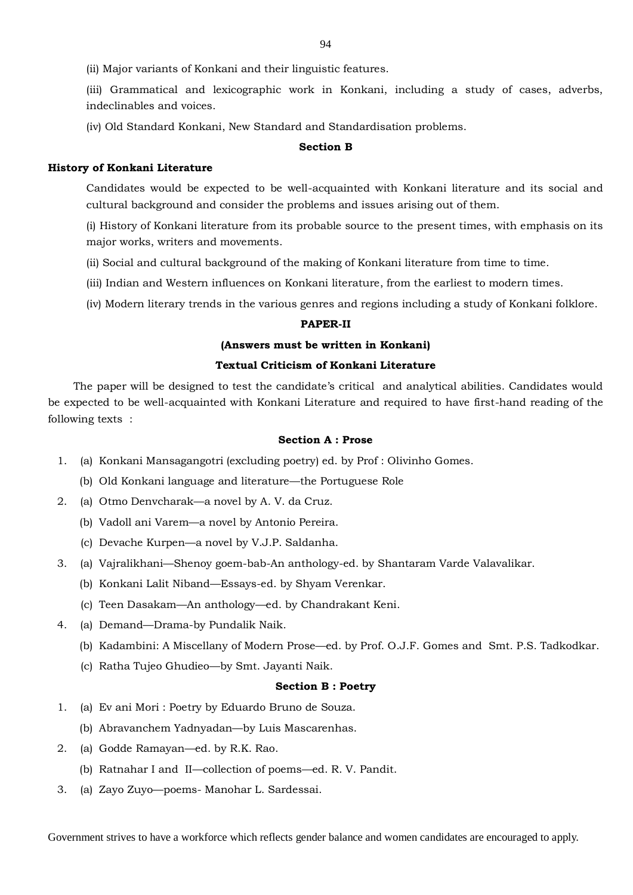(ii) Major variants of Konkani and their linguistic features.

(iii) Grammatical and lexicographic work in Konkani, including a study of cases, adverbs, indeclinables and voices.

(iv) Old Standard Konkani, New Standard and Standardisation problems.

**Section B**

**History of Konkani Literature**

Candidates would be expected to be well-acquainted with Konkani literature and its social and cultural background and consider the problems and issues arising out of them.

(i) History of Konkani literature from its probable source to the present times, with emphasis on its major works, writers and movements.

(ii) Social and cultural background of the making of Konkani literature from time to time.

(iii) Indian and Western influences on Konkani literature, from the earliest to modern times.

(iv) Modern literary trends in the various genres and regions including a study of Konkani folklore.

**PAPER-II**

**(Answers must be written in Konkani)**

**Textual Criticism of Konkani Literature**

The paper will be designed to test the candidate's critical and analytical abilities. Candidates would be expected to be well-acquainted with Konkani Literature and required to have first-hand reading of the following texts :

**Section A : Prose**

1. (a) Konkani Mansagangotri (excluding poetry) ed. by Prof : Olivinho Gomes.
   (b) Old Konkani language and literature—the Portuguese Role
2. (a) Otmo Denvcharak—a novel by A. V. da Cruz.
   (b) Vadoll ani Varem—a novel by Antonio Pereira.
   (c) Devache Kurpen—a novel by V.J.P. Saldanha.
3. (a) Vajralikhani—Shenoy goem-bab-An anthology-ed. by Shantaram Varde Valavalikar.
   (b) Konkani Lalit Niband—Essays-ed. by Shyam Verenkar.
   (c) Teen Dasakam—An anthology—ed. by Chandrakant Keni.
4. (a) Demand—Drama-by Pundalik Naik.
   (b) Kadambini: A Miscellany of Modern Prose—ed. by Prof. O.J.F. Gomes and Smt. P.S. Tadkodkar.
   (c) Ratha Tujeo Ghudieo—by Smt. Jayanti Naik.

**Section B : Poetry**

1. (a) Ev ani Mori : Poetry by Eduardo Bruno de Souza.
   (b) Abravanchem Yadnyadan—by Luis Mascarenhas.
2. (a) Godde Ramayan—ed. by R.K. Rao.
   (b) Ratnahar I and II—collection of poems—ed. R. V. Pandit.
3. (a) Zayo Zuyo—poems- Manohar L. Sardessai.

Government strives to have a workforce which reflects gender balance and women candidates are encouraged to apply.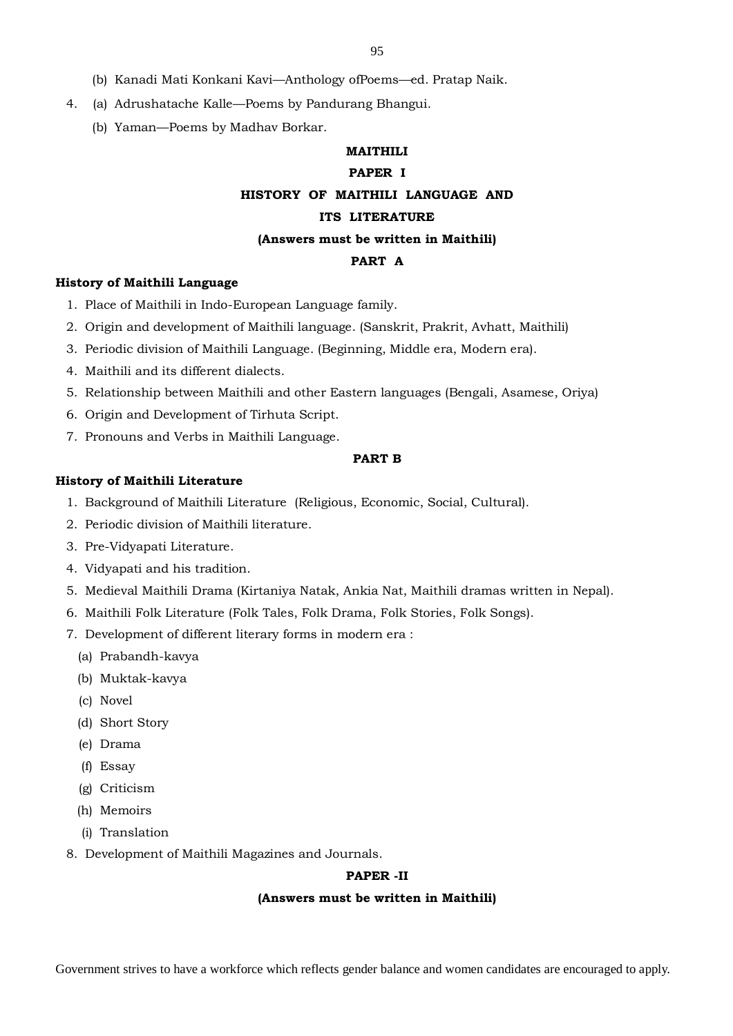(b) Kanadi Mati Konkani Kavi—Anthology ofPoems—ed. Pratap Naik.

4. (a) Adrushatache Kalle—Poems by Pandurang Bhangui.

   (b) Yaman—Poems by Madhav Borkar.

## MAITHILI

### PAPER I

### HISTORY OF MAITHILI LANGUAGE AND ITS LITERATURE

**(Answers must be written in Maithili)**

### PART A

**History of Maithili Language**

1. Place of Maithili in Indo-European Language family.
2. Origin and development of Maithili language. (Sanskrit, Prakrit, Avhatt, Maithili)
3. Periodic division of Maithili Language. (Beginning, Middle era, Modern era).
4. Maithili and its different dialects.
5. Relationship between Maithili and other Eastern languages (Bengali, Asamese, Oriya)
6. Origin and Development of Tirhuta Script.
7. Pronouns and Verbs in Maithili Language.

### PART B

**History of Maithili Literature**

1. Background of Maithili Literature (Religious, Economic, Social, Cultural).
2. Periodic division of Maithili literature.
3. Pre-Vidyapati Literature.
4. Vidyapati and his tradition.
5. Medieval Maithili Drama (Kirtaniya Natak, Ankia Nat, Maithili dramas written in Nepal).
6. Maithili Folk Literature (Folk Tales, Folk Drama, Folk Stories, Folk Songs).
7. Development of different literary forms in modern era :
   (a) Prabandh-kavya
   (b) Muktak-kavya
   (c) Novel
   (d) Short Story
   (e) Drama
   (f) Essay
   (g) Criticism
   (h) Memoirs
   (i) Translation
8. Development of Maithili Magazines and Journals.

### PAPER -II

**(Answers must be written in Maithili)**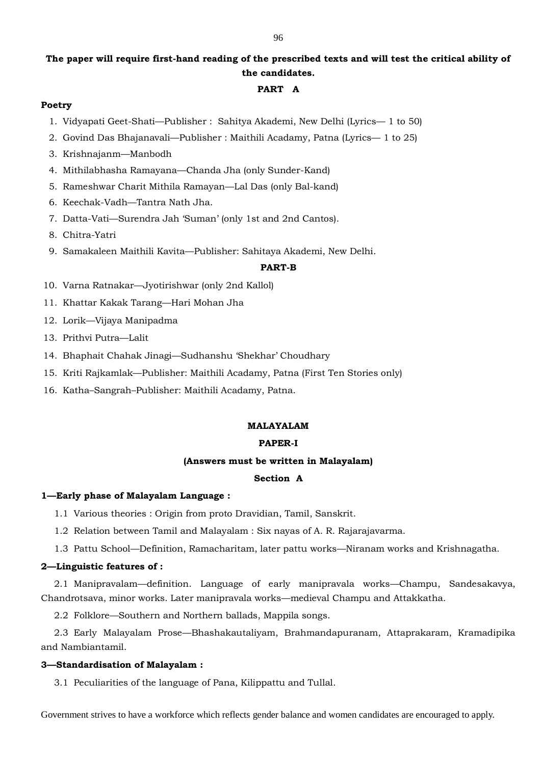**The paper will require first-hand reading of the prescribed texts and will test the critical ability of the candidates.**

**PART A**

**Poetry**

1. Vidyapati Geet-Shati—Publisher : Sahitya Akademi, New Delhi (Lyrics— 1 to 50)
2. Govind Das Bhajanavali—Publisher : Maithili Acadamy, Patna (Lyrics— 1 to 25)
3. Krishnajanm—Manbodh
4. Mithilabhasha Ramayana—Chanda Jha (only Sunder-Kand)
5. Rameshwar Charit Mithila Ramayan—Lal Das (only Bal-kand)
6. Keechak-Vadh—Tantra Nath Jha.
7. Datta-Vati—Surendra Jah 'Suman' (only 1st and 2nd Cantos).
8. Chitra-Yatri
9. Samakaleen Maithili Kavita—Publisher: Sahitaya Akademi, New Delhi.

**PART-B**

10. Varna Ratnakar—Jyotirishwar (only 2nd Kallol)
11. Khattar Kakak Tarang—Hari Mohan Jha
12. Lorik—Vijaya Manipadma
13. Prithvi Putra—Lalit
14. Bhaphait Chahak Jinagi—Sudhanshu 'Shekhar' Choudhary
15. Kriti Rajkamlak—Publisher: Maithili Acadamy, Patna (First Ten Stories only)
16. Katha–Sangrah–Publisher: Maithili Acadamy, Patna.

## MALAYALAM

### PAPER-I

**(Answers must be written in Malayalam)**

**Section A**

**1—Early phase of Malayalam Language :**

1.1 Various theories : Origin from proto Dravidian, Tamil, Sanskrit.

1.2 Relation between Tamil and Malayalam : Six nayas of A. R. Rajarajavarma.

1.3 Pattu School—Definition, Ramacharitam, later pattu works—Niranam works and Krishnagatha.

**2—Linguistic features of :**

2.1 Manipravalam—definition. Language of early manipravala works—Champu, Sandesakavya, Chandrotsava, minor works. Later manipravala works—medieval Champu and Attakkatha.

2.2 Folklore—Southern and Northern ballads, Mappila songs.

2.3 Early Malayalam Prose—Bhashakautaliyam, Brahmandapuranam, Attaprakaram, Kramadipika and Nambiantamil.

**3—Standardisation of Malayalam :**

3.1 Peculiarities of the language of Pana, Kilippattu and Tullal.

Government strives to have a workforce which reflects gender balance and women candidates are encouraged to apply.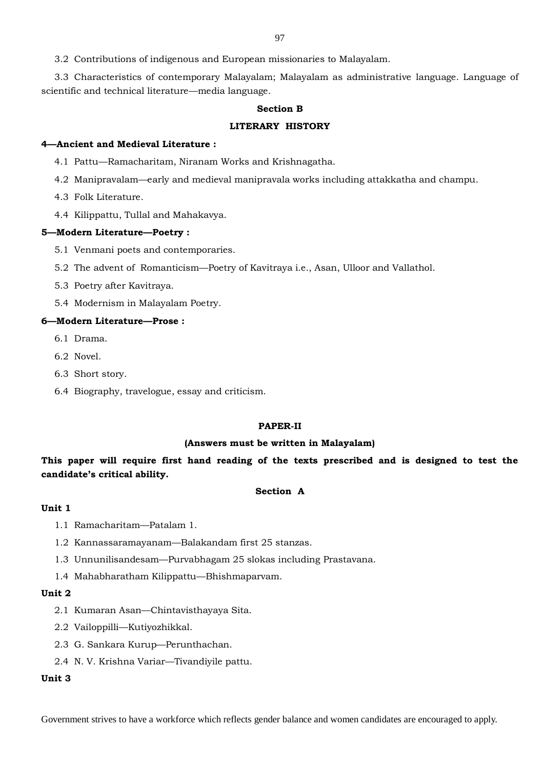3.2 Contributions of indigenous and European missionaries to Malayalam.

3.3 Characteristics of contemporary Malayalam; Malayalam as administrative language. Language of scientific and technical literature—media language.

### Section B

### LITERARY HISTORY

**4—Ancient and Medieval Literature :**

4.1 Pattu—Ramacharitam, Niranam Works and Krishnagatha.

4.2 Manipravalam—early and medieval manipravala works including attakkatha and champu.

4.3 Folk Literature.

4.4 Kilippattu, Tullal and Mahakavya.

**5—Modern Literature—Poetry :**

5.1 Venmani poets and contemporaries.

5.2 The advent of Romanticism—Poetry of Kavitraya i.e., Asan, Ulloor and Vallathol.

5.3 Poetry after Kavitraya.

5.4 Modernism in Malayalam Poetry.

**6—Modern Literature—Prose :**

6.1 Drama.

6.2 Novel.

6.3 Short story.

6.4 Biography, travelogue, essay and criticism.

## PAPER-II

**(Answers must be written in Malayalam)**

**This paper will require first hand reading of the texts prescribed and is designed to test the candidate's critical ability.**

### Section A

**Unit 1**

1.1 Ramacharitam—Patalam 1.

1.2 Kannassaramayanam—Balakandam first 25 stanzas.

1.3 Unnunilisandesam—Purvabhagam 25 slokas including Prastavana.

1.4 Mahabharatham Kilippattu—Bhishmaparvam.

**Unit 2**

2.1 Kumaran Asan—Chintavisthayaya Sita.

2.2 Vailoppilli—Kutiyozhikkal.

2.3 G. Sankara Kurup—Perunthachan.

2.4 N. V. Krishna Variar—Tivandiyile pattu.

**Unit 3**

Government strives to have a workforce which reflects gender balance and women candidates are encouraged to apply.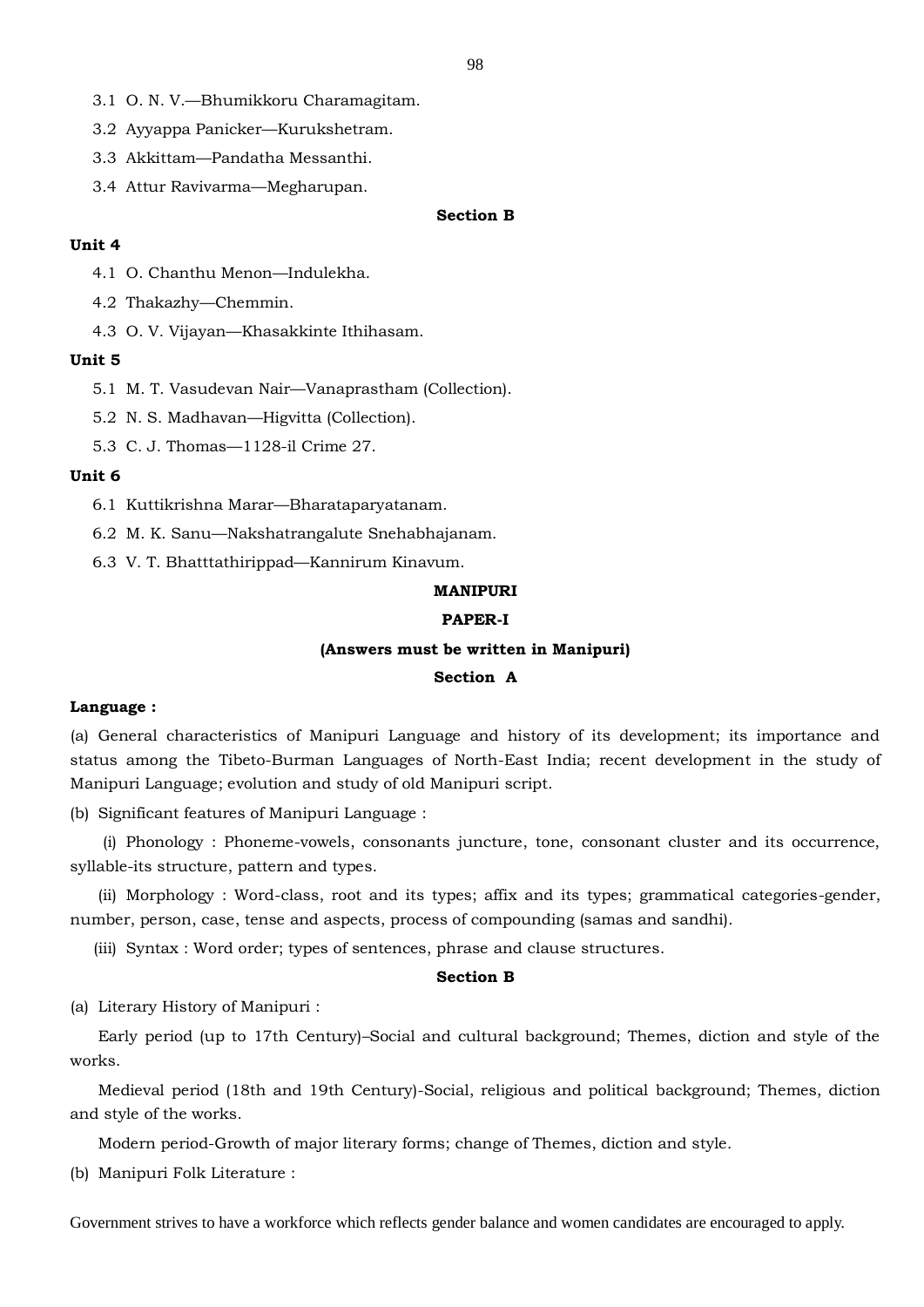3.1 O. N. V.—Bhumikkoru Charamagitam.

3.2 Ayyappa Panicker—Kurukshetram.

3.3 Akkittam—Pandatha Messanthi.

3.4 Attur Ravivarma—Megharupan.

**Section B**

**Unit 4**

4.1 O. Chanthu Menon—Indulekha.

4.2 Thakazhy—Chemmin.

4.3 O. V. Vijayan—Khasakkinte Ithihasam.

**Unit 5**

5.1 M. T. Vasudevan Nair—Vanaprastham (Collection).

5.2 N. S. Madhavan—Higvitta (Collection).

5.3 C. J. Thomas—1128-il Crime 27.

**Unit 6**

6.1 Kuttikrishna Marar—Bharataparyatanam.

6.2 M. K. Sanu—Nakshatrangalute Snehabhajanam.

6.3 V. T. Bhatttathirippad—Kannirum Kinavum.

## MANIPURI

### PAPER-I

**(Answers must be written in Manipuri)**

**Section A**

**Language :**

(a) General characteristics of Manipuri Language and history of its development; its importance and status among the Tibeto-Burman Languages of North-East India; recent development in the study of Manipuri Language; evolution and study of old Manipuri script.

(b) Significant features of Manipuri Language :

(i) Phonology : Phoneme-vowels, consonants juncture, tone, consonant cluster and its occurrence, syllable-its structure, pattern and types.

(ii) Morphology : Word-class, root and its types; affix and its types; grammatical categories-gender, number, person, case, tense and aspects, process of compounding (samas and sandhi).

(iii) Syntax : Word order; types of sentences, phrase and clause structures.

**Section B**

(a) Literary History of Manipuri :

Early period (up to 17th Century)–Social and cultural background; Themes, diction and style of the works.

Medieval period (18th and 19th Century)-Social, religious and political background; Themes, diction and style of the works.

Modern period-Growth of major literary forms; change of Themes, diction and style.

(b) Manipuri Folk Literature :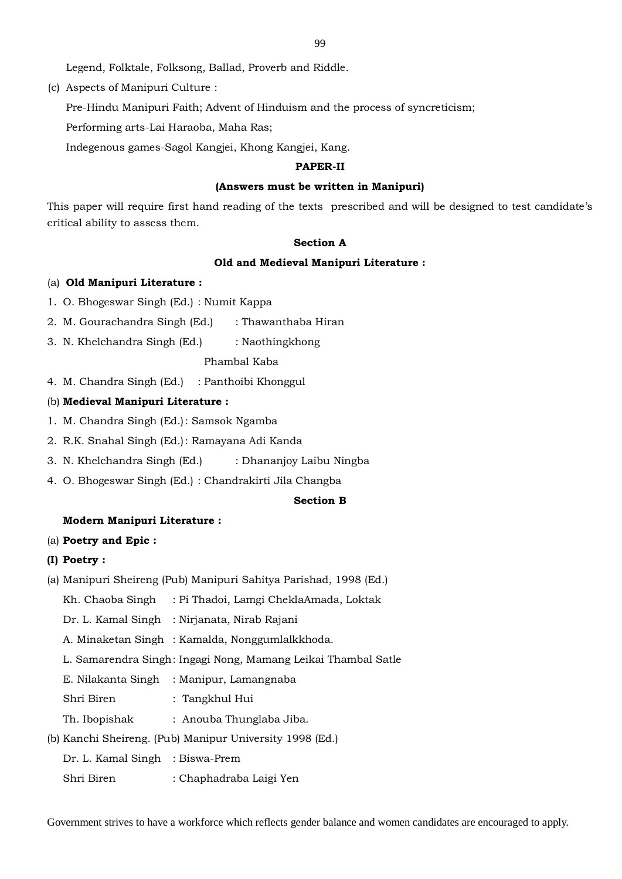Legend, Folktale, Folksong, Ballad, Proverb and Riddle.

(c) Aspects of Manipuri Culture :

Pre-Hindu Manipuri Faith; Advent of Hinduism and the process of syncreticism;

Performing arts-Lai Haraoba, Maha Ras;

Indegenous games-Sagol Kangjei, Khong Kangjei, Kang.

## PAPER-II

**(Answers must be written in Manipuri)**

This paper will require first hand reading of the texts prescribed and will be designed to test candidate's critical ability to assess them.

### Section A

**Old and Medieval Manipuri Literature :**

(a) **Old Manipuri Literature :**

1. O. Bhogeswar Singh (Ed.) : Numit Kappa
2. M. Gourachandra Singh (Ed.) : Thawanthaba Hiran
3. N. Khelchandra Singh (Ed.) : Naothingkhong Phambal Kaba
4. M. Chandra Singh (Ed.) : Panthoibi Khonggul

(b) **Medieval Manipuri Literature :**

1. M. Chandra Singh (Ed.): Samsok Ngamba
2. R.K. Snahal Singh (Ed.): Ramayana Adi Kanda
3. N. Khelchandra Singh (Ed.) : Dhananjoy Laibu Ningba
4. O. Bhogeswar Singh (Ed.) : Chandrakirti Jila Changba

### Section B

**Modern Manipuri Literature :**

(a) **Poetry and Epic :**

**(I) Poetry :**

(a) Manipuri Sheireng (Pub) Manipuri Sahitya Parishad, 1998 (Ed.)

Kh. Chaoba Singh : Pi Thadoi, Lamgi CheklaAmada, Loktak

Dr. L. Kamal Singh : Nirjanata, Nirab Rajani

A. Minaketan Singh : Kamalda, Nonggumlalkkhoda.

L. Samarendra Singh: Ingagi Nong, Mamang Leikai Thambal Satle

E. Nilakanta Singh : Manipur, Lamangnaba

Shri Biren : Tangkhul Hui

Th. Ibopishak : Anouba Thunglaba Jiba.

(b) Kanchi Sheireng. (Pub) Manipur University 1998 (Ed.)

Dr. L. Kamal Singh : Biswa-Prem

Shri Biren : Chaphadraba Laigi Yen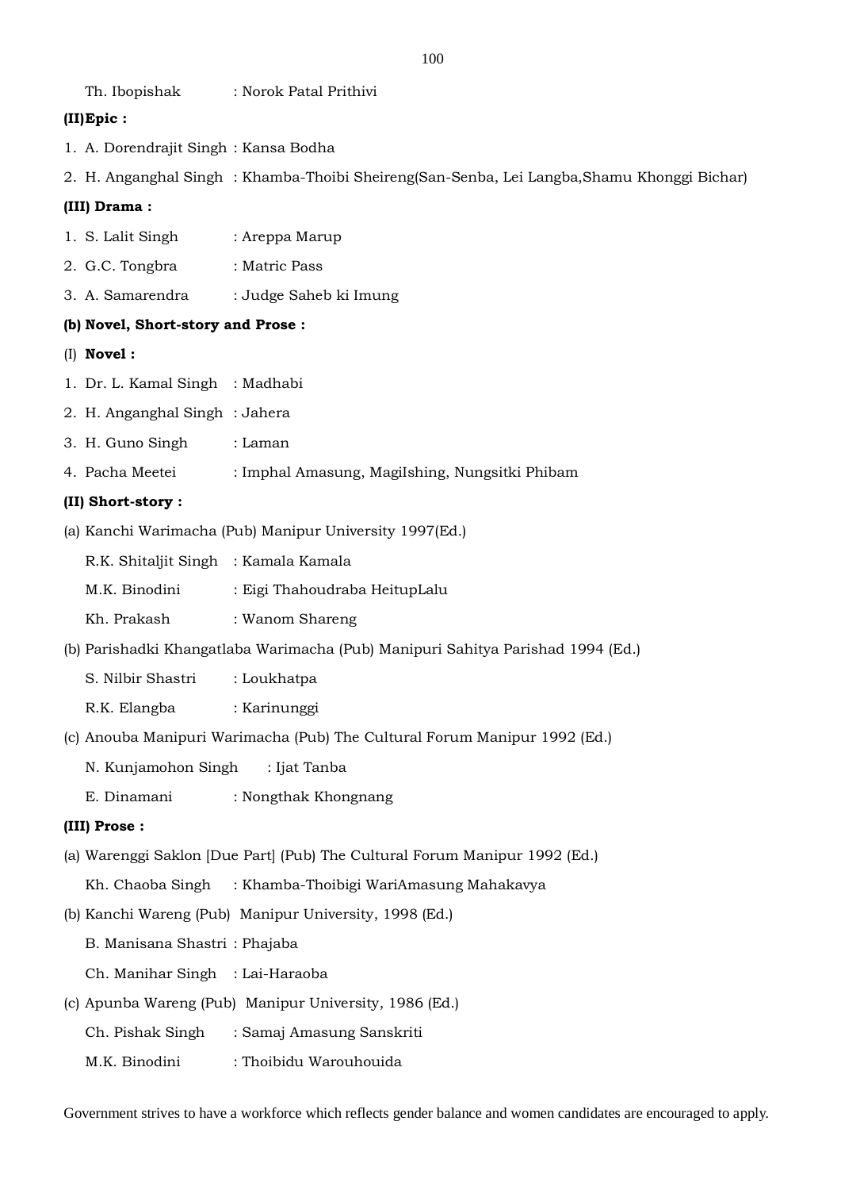Th. Ibopishak : Norok Patal Prithivi

**(II)Epic :**

1. A. Dorendrajit Singh : Kansa Bodha
2. H. Anganghal Singh : Khamba-Thoibi Sheireng(San-Senba, Lei Langba,Shamu Khonggi Bichar)

**(III) Drama :**

1. S. Lalit Singh : Areppa Marup
2. G.C. Tongbra : Matric Pass
3. A. Samarendra : Judge Saheb ki Imung

**(b) Novel, Short-story and Prose :**

(I) **Novel :**

1. Dr. L. Kamal Singh : Madhabi
2. H. Anganghal Singh : Jahera
3. H. Guno Singh : Laman
4. Pacha Meetei : Imphal Amasung, MagiIshing, Nungsitki Phibam

**(II) Short-story :**

(a) Kanchi Warimacha (Pub) Manipur University 1997(Ed.)

R.K. Shitaljit Singh : Kamala Kamala

M.K. Binodini : Eigi Thahoudraba HeitupLalu

Kh. Prakash : Wanom Shareng

(b) Parishadki Khangatlaba Warimacha (Pub) Manipuri Sahitya Parishad 1994 (Ed.)

S. Nilbir Shastri : Loukhatpa

R.K. Elangba : Karinunggi

(c) Anouba Manipuri Warimacha (Pub) The Cultural Forum Manipur 1992 (Ed.)

N. Kunjamohon Singh : Ijat Tanba

E. Dinamani : Nongthak Khongnang

**(III) Prose :**

(a) Warenggi Saklon [Due Part] (Pub) The Cultural Forum Manipur 1992 (Ed.)

Kh. Chaoba Singh : Khamba-Thoibigi WariAmasung Mahakavya

(b) Kanchi Wareng (Pub) Manipur University, 1998 (Ed.)

B. Manisana Shastri : Phajaba

Ch. Manihar Singh : Lai-Haraoba

(c) Apunba Wareng (Pub) Manipur University, 1986 (Ed.)

Ch. Pishak Singh : Samaj Amasung Sanskriti

M.K. Binodini : Thoibidu Warouhouida

Government strives to have a workforce which reflects gender balance and women candidates are encouraged to apply.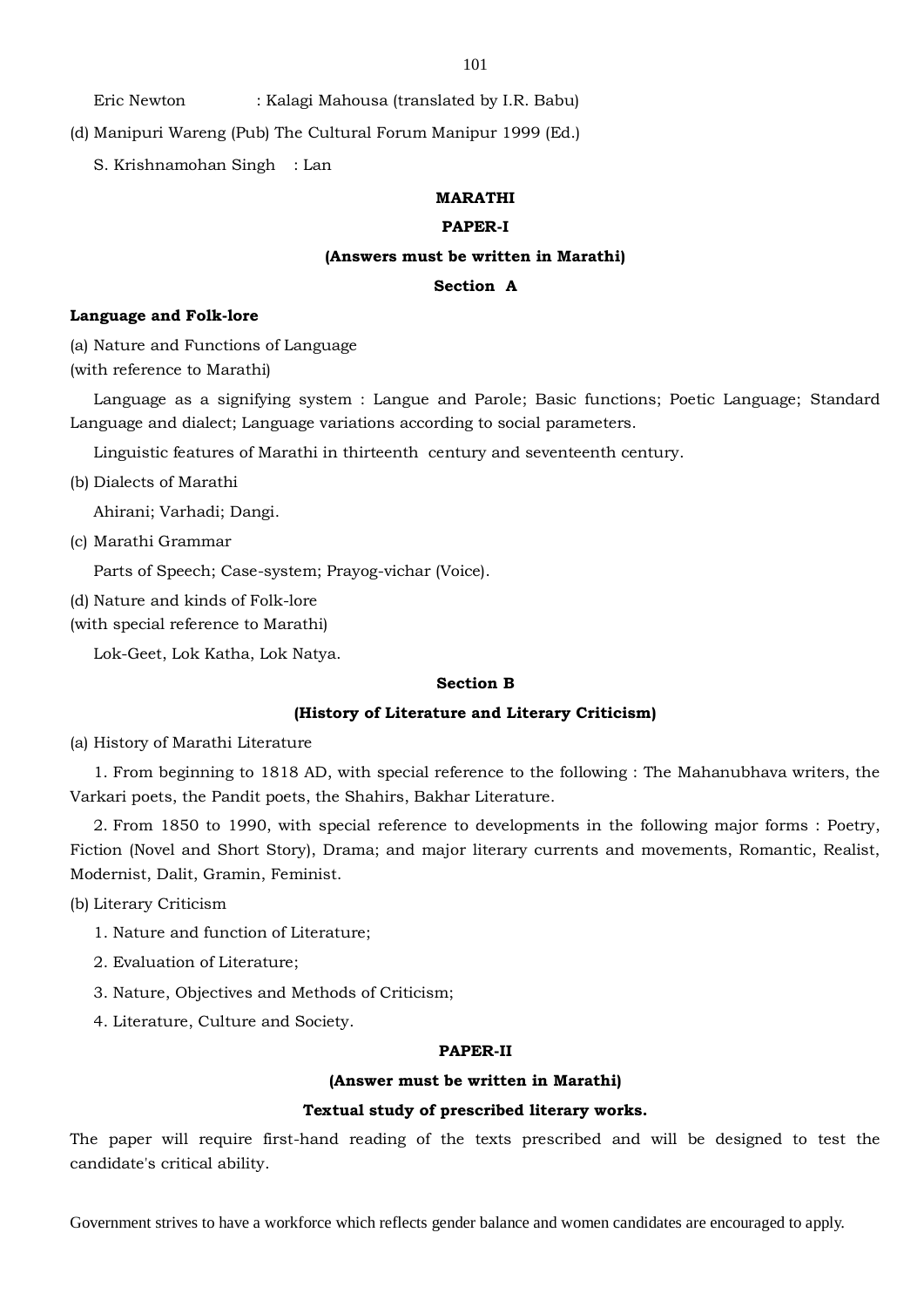Eric Newton : Kalagi Mahousa (translated by I.R. Babu)

(d) Manipuri Wareng (Pub) The Cultural Forum Manipur 1999 (Ed.)

S. Krishnamohan Singh : Lan

## MARATHI

### PAPER-I

**(Answers must be written in Marathi)**

**Section A**

**Language and Folk-lore**

(a) Nature and Functions of Language
(with reference to Marathi)

Language as a signifying system : Langue and Parole; Basic functions; Poetic Language; Standard Language and dialect; Language variations according to social parameters.

Linguistic features of Marathi in thirteenth century and seventeenth century.

(b) Dialects of Marathi

Ahirani; Varhadi; Dangi.

(c) Marathi Grammar

Parts of Speech; Case-system; Prayog-vichar (Voice).

(d) Nature and kinds of Folk-lore
(with special reference to Marathi)

Lok-Geet, Lok Katha, Lok Natya.

**Section B**

**(History of Literature and Literary Criticism)**

(a) History of Marathi Literature

1. From beginning to 1818 AD, with special reference to the following : The Mahanubhava writers, the Varkari poets, the Pandit poets, the Shahirs, Bakhar Literature.

2. From 1850 to 1990, with special reference to developments in the following major forms : Poetry, Fiction (Novel and Short Story), Drama; and major literary currents and movements, Romantic, Realist, Modernist, Dalit, Gramin, Feminist.

(b) Literary Criticism

1. Nature and function of Literature;
2. Evaluation of Literature;
3. Nature, Objectives and Methods of Criticism;
4. Literature, Culture and Society.

### PAPER-II

**(Answer must be written in Marathi)**

**Textual study of prescribed literary works.**

The paper will require first-hand reading of the texts prescribed and will be designed to test the candidate's critical ability.

Government strives to have a workforce which reflects gender balance and women candidates are encouraged to apply.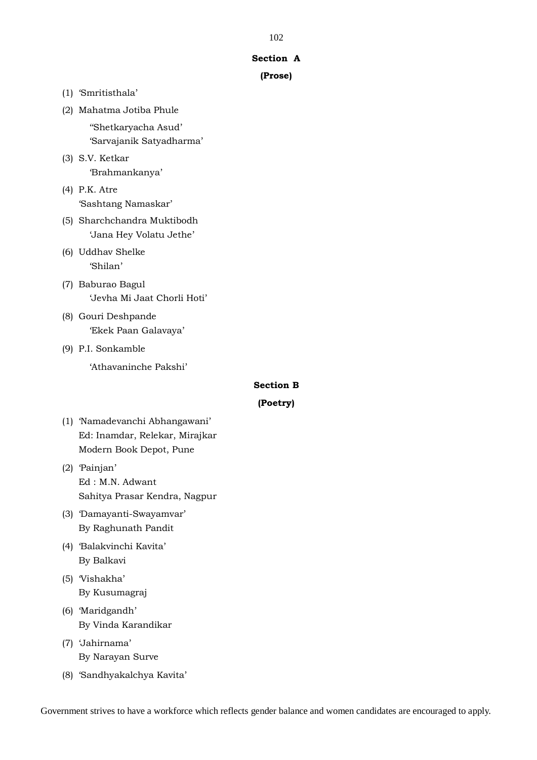### Section A

**(Prose)**

(1) 'Smritisthala'

(2) Mahatma Jotiba Phule
    "Shetkaryacha Asud'
    'Sarvajanik Satyadharma'

(3) S.V. Ketkar
    'Brahmankanya'

(4) P.K. Atre
    'Sashtang Namaskar'

(5) Sharchchandra Muktibodh
    'Jana Hey Volatu Jethe'

(6) Uddhav Shelke
    'Shilan'

(7) Baburao Bagul
    'Jevha Mi Jaat Chorli Hoti'

(8) Gouri Deshpande
    'Ekek Paan Galavaya'

(9) P.I. Sonkamble
    'Athavaninche Pakshi'

### Section B

**(Poetry)**

(1) 'Namadevanchi Abhangawani'
    Ed: Inamdar, Relekar, Mirajkar
    Modern Book Depot, Pune

(2) 'Painjan'
    Ed : M.N. Adwant
    Sahitya Prasar Kendra, Nagpur

(3) 'Damayanti-Swayamvar'
    By Raghunath Pandit

(4) 'Balakvinchi Kavita'
    By Balkavi

(5) 'Vishakha'
    By Kusumagraj

(6) 'Maridgandh'
    By Vinda Karandikar

(7) 'Jahirnama'
    By Narayan Surve

(8) 'Sandhyakalchya Kavita'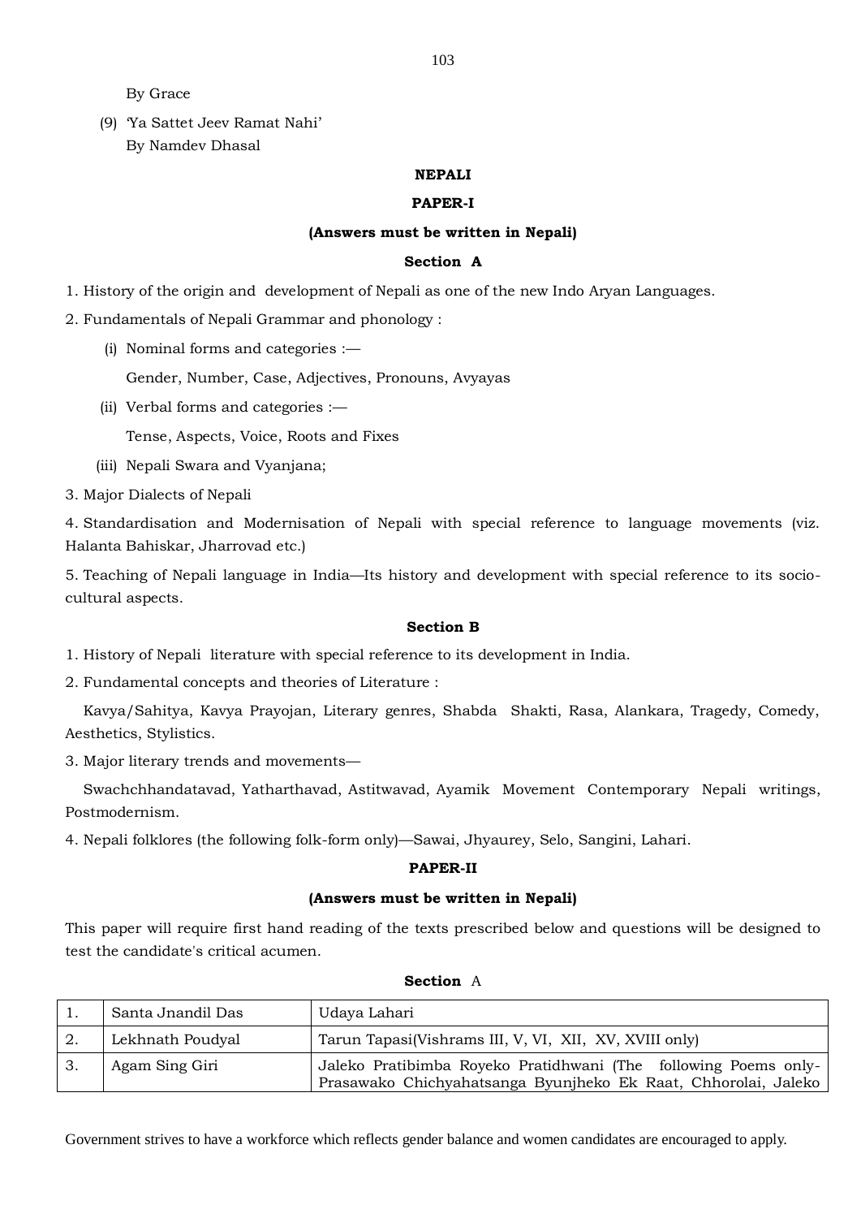By Grace

(9) 'Ya Sattet Jeev Ramat Nahi'
By Namdev Dhasal

**NEPALI**

**PAPER-I**

**(Answers must be written in Nepali)**

**Section A**

1. History of the origin and development of Nepali as one of the new Indo Aryan Languages.

2. Fundamentals of Nepali Grammar and phonology :

   (i) Nominal forms and categories :—

   Gender, Number, Case, Adjectives, Pronouns, Avyayas

   (ii) Verbal forms and categories :—

   Tense, Aspects, Voice, Roots and Fixes

   (iii) Nepali Swara and Vyanjana;

3. Major Dialects of Nepali

4. Standardisation and Modernisation of Nepali with special reference to language movements (viz. Halanta Bahiskar, Jharrovad etc.)

5. Teaching of Nepali language in India—Its history and development with special reference to its socio-cultural aspects.

**Section B**

1. History of Nepali literature with special reference to its development in India.

2. Fundamental concepts and theories of Literature :

   Kavya/Sahitya, Kavya Prayojan, Literary genres, Shabda Shakti, Rasa, Alankara, Tragedy, Comedy, Aesthetics, Stylistics.

3. Major literary trends and movements—

   Swachchhandatavad, Yatharthavad, Astitwavad, Ayamik Movement Contemporary Nepali writings, Postmodernism.

4. Nepali folklores (the following folk-form only)—Sawai, Jhyaurey, Selo, Sangini, Lahari.

**PAPER-II**

**(Answers must be written in Nepali)**

This paper will require first hand reading of the texts prescribed below and questions will be designed to test the candidate's critical acumen.

**Section** A

| | | |
|---|---|---|
| 1. | Santa Jnandil Das | Udaya Lahari |
| 2. | Lekhnath Poudyal | Tarun Tapasi(Vishrams III, V, VI, XII, XV, XVIII only) |
| 3. | Agam Sing Giri | Jaleko Pratibimba Royeko Pratidhwani (The following Poems only-Prasawako Chichyahatsanga Byunjheko Ek Raat, Chhorolai, Jaleko |

Government strives to have a workforce which reflects gender balance and women candidates are encouraged to apply.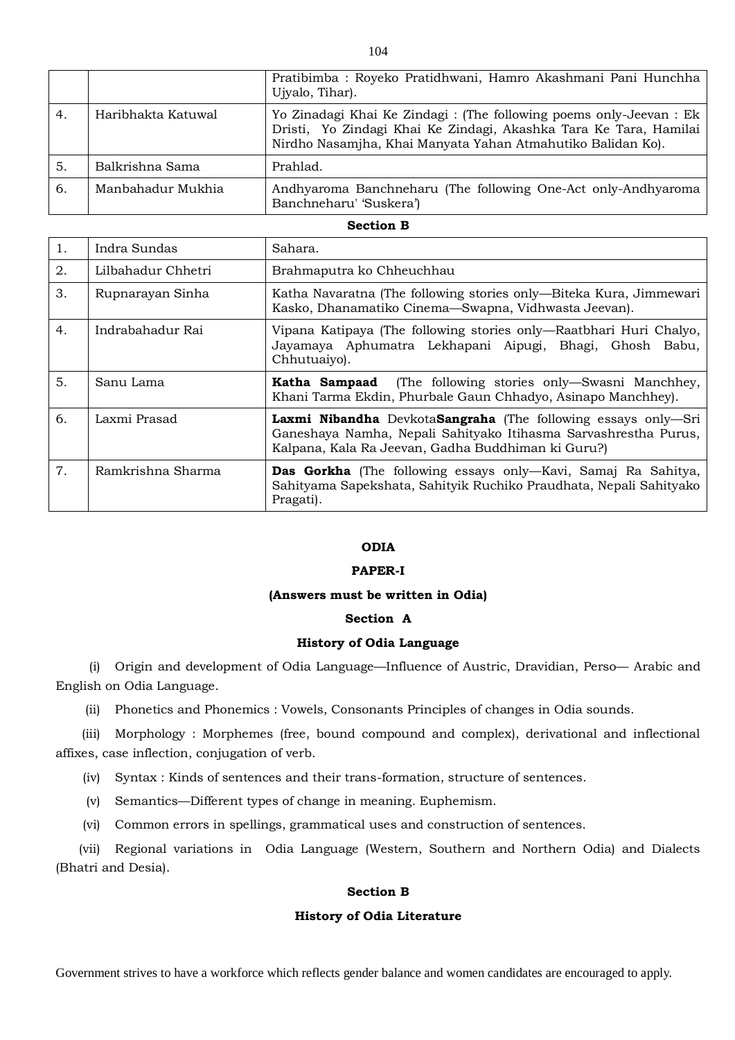|  |  | Pratibimba : Royeko Pratidhwani, Hamro Akashmani Pani Hunchha Ujyalo, Tihar). |
|---|---|---|
| 4. | Haribhakta Katuwal | Yo Zinadagi Khai Ke Zindagi : (The following poems only-Jeevan : Ek Dristi, Yo Zindagi Khai Ke Zindagi, Akashka Tara Ke Tara, Hamilai Nirdho Nasamjha, Khai Manyata Yahan Atmahutiko Balidan Ko). |
| 5. | Balkrishna Sama | Prahlad. |
| 6. | Manbahadur Mukhia | Andhyaroma Banchneharu (The following One-Act only-Andhyaroma Banchneharu' 'Suskera') |

**Section B**

| 1. | Indra Sundas | Sahara. |
|---|---|---|
| 2. | Lilbahadur Chhetri | Brahmaputra ko Chheuchhau |
| 3. | Rupnarayan Sinha | Katha Navaratna (The following stories only—Biteka Kura, Jimmewari Kasko, Dhanamatiko Cinema—Swapna, Vidhwasta Jeevan). |
| 4. | Indrabahadur Rai | Vipana Katipaya (The following stories only—Raatbhari Huri Chalyo, Jayamaya Aphumatra Lekhapani Aipugi, Bhagi, Ghosh Babu, Chhutuaiyo). |
| 5. | Sanu Lama | **Katha Sampaad** (The following stories only—Swasni Manchhey, Khani Tarma Ekdin, Phurbale Gaun Chhadyo, Asinapo Manchhey). |
| 6. | Laxmi Prasad | **Laxmi Nibandha** Devkota**Sangraha** (The following essays only—Sri Ganeshaya Namha, Nepali Sahityako Itihasma Sarvashrestha Purus, Kalpana, Kala Ra Jeevan, Gadha Buddhiman ki Guru?) |
| 7. | Ramkrishna Sharma | **Das Gorkha** (The following essays only—Kavi, Samaj Ra Sahitya, Sahityama Sapekshata, Sahityik Ruchiko Praudhata, Nepali Sahityako Pragati). |

## ODIA

### PAPER-I

**(Answers must be written in Odia)**

### Section A

### History of Odia Language

(i) Origin and development of Odia Language—Influence of Austric, Dravidian, Perso— Arabic and English on Odia Language.

(ii) Phonetics and Phonemics : Vowels, Consonants Principles of changes in Odia sounds.

(iii) Morphology : Morphemes (free, bound compound and complex), derivational and inflectional affixes, case inflection, conjugation of verb.

(iv) Syntax : Kinds of sentences and their trans-formation, structure of sentences.

(v) Semantics—Different types of change in meaning. Euphemism.

(vi) Common errors in spellings, grammatical uses and construction of sentences.

(vii) Regional variations in Odia Language (Western, Southern and Northern Odia) and Dialects (Bhatri and Desia).

### Section B

### History of Odia Literature

Government strives to have a workforce which reflects gender balance and women candidates are encouraged to apply.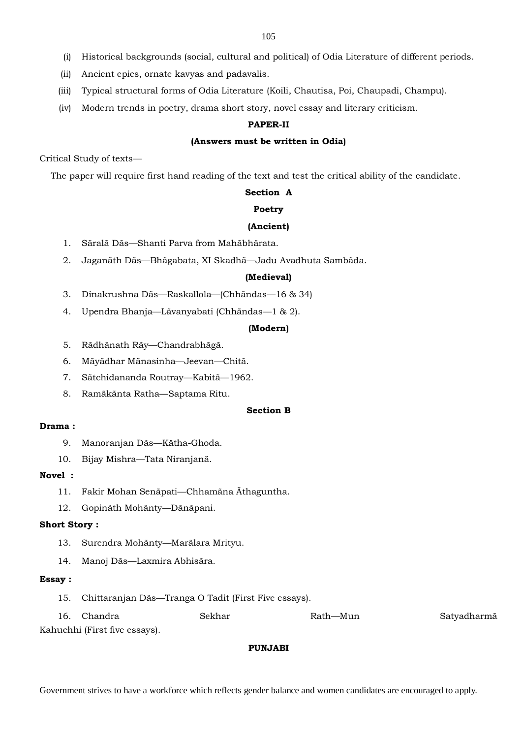(i) Historical backgrounds (social, cultural and political) of Odia Literature of different periods.

(ii) Ancient epics, ornate kavyas and padavalis.

(iii) Typical structural forms of Odia Literature (Koili, Chautisa, Poi, Chaupadi, Champu).

(iv) Modern trends in poetry, drama short story, novel essay and literary criticism.

**PAPER-II**

**(Answers must be written in Odia)**

Critical Study of texts—

The paper will require first hand reading of the text and test the critical ability of the candidate.

**Section A**

**Poetry**

**(Ancient)**

1. Sāralā Dās—Shanti Parva from Mahābhārata.
2. Jaganāth Dās—Bhāgabata, XI Skadhā—Jadu Avadhuta Sambāda.

**(Medieval)**

3. Dinakrushna Dās—Raskallola—(Chhāndas—16 & 34)
4. Upendra Bhanja—Lāvanyabati (Chhāndas—1 & 2).

**(Modern)**

5. Rādhānath Rāy—Chandrabhāgā.
6. Māyādhar Mānasinha—Jeevan—Chitā.
7. Sātchidananda Routray—Kabitā—1962.
8. Ramākānta Ratha—Saptama Ritu.

**Section B**

**Drama :**

9. Manoranjan Dās—Kātha-Ghoda.
10. Bijay Mishra—Tata Niranjanā.

**Novel :**

11. Fakir Mohan Senāpati—Chhamāna Āthaguntha.
12. Gopināth Mohānty—Dānāpani.

**Short Story :**

13. Surendra Mohānty—Marālara Mrityu.
14. Manoj Dās—Laxmira Abhisāra.

**Essay :**

15. Chittaranjan Dās—Tranga O Tadit (First Five essays).
16. Chandra Sekhar Rath—Mun Satyadharmā Kahuchhi (First five essays).

**PUNJABI**

Government strives to have a workforce which reflects gender balance and women candidates are encouraged to apply.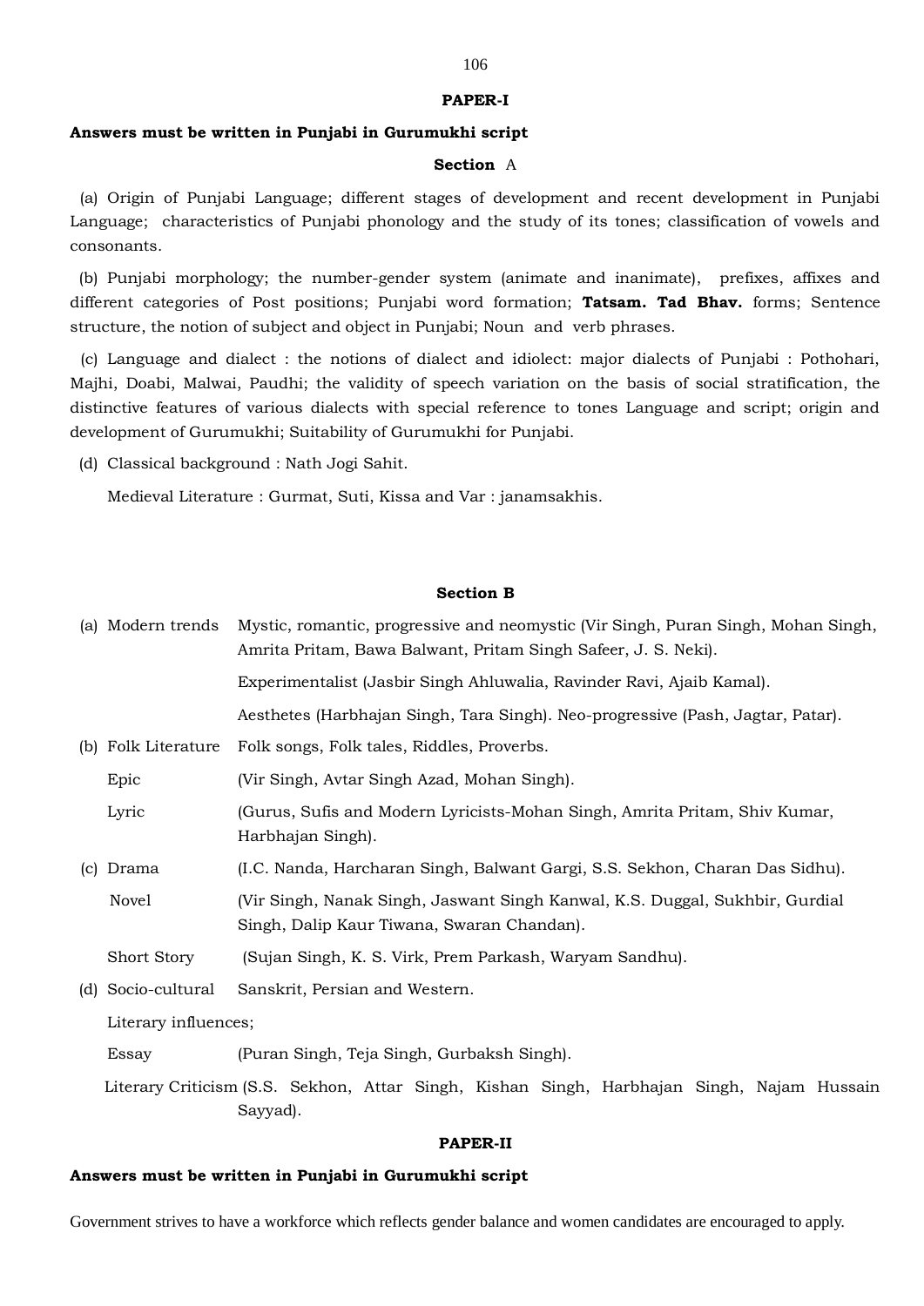## PAPER-I

**Answers must be written in Punjabi in Gurumukhi script**

### Section A

(a) Origin of Punjabi Language; different stages of development and recent development in Punjabi Language; characteristics of Punjabi phonology and the study of its tones; classification of vowels and consonants.

(b) Punjabi morphology; the number-gender system (animate and inanimate), prefixes, affixes and different categories of Post positions; Punjabi word formation; **Tatsam. Tad Bhav.** forms; Sentence structure, the notion of subject and object in Punjabi; Noun and verb phrases.

(c) Language and dialect : the notions of dialect and idiolect: major dialects of Punjabi : Pothohari, Majhi, Doabi, Malwai, Paudhi; the validity of speech variation on the basis of social stratification, the distinctive features of various dialects with special reference to tones Language and script; origin and development of Gurumukhi; Suitability of Gurumukhi for Punjabi.

(d) Classical background : Nath Jogi Sahit.

Medieval Literature : Gurmat, Suti, Kissa and Var : janamsakhis.

### Section B

(a) Modern trends — Mystic, romantic, progressive and neomystic (Vir Singh, Puran Singh, Mohan Singh, Amrita Pritam, Bawa Balwant, Pritam Singh Safeer, J. S. Neki).

Experimentalist (Jasbir Singh Ahluwalia, Ravinder Ravi, Ajaib Kamal).

Aesthetes (Harbhajan Singh, Tara Singh). Neo-progressive (Pash, Jagtar, Patar).

(b) Folk Literature — Folk songs, Folk tales, Riddles, Proverbs.

Epic — (Vir Singh, Avtar Singh Azad, Mohan Singh).

Lyric — (Gurus, Sufis and Modern Lyricists-Mohan Singh, Amrita Pritam, Shiv Kumar, Harbhajan Singh).

(c) Drama — (I.C. Nanda, Harcharan Singh, Balwant Gargi, S.S. Sekhon, Charan Das Sidhu).

Novel — (Vir Singh, Nanak Singh, Jaswant Singh Kanwal, K.S. Duggal, Sukhbir, Gurdial Singh, Dalip Kaur Tiwana, Swaran Chandan).

Short Story — (Sujan Singh, K. S. Virk, Prem Parkash, Waryam Sandhu).

(d) Socio-cultural — Sanskrit, Persian and Western.

Literary influences;

Essay — (Puran Singh, Teja Singh, Gurbaksh Singh).

Literary Criticism — (S.S. Sekhon, Attar Singh, Kishan Singh, Harbhajan Singh, Najam Hussain Sayyad).

## PAPER-II

**Answers must be written in Punjabi in Gurumukhi script**

Government strives to have a workforce which reflects gender balance and women candidates are encouraged to apply.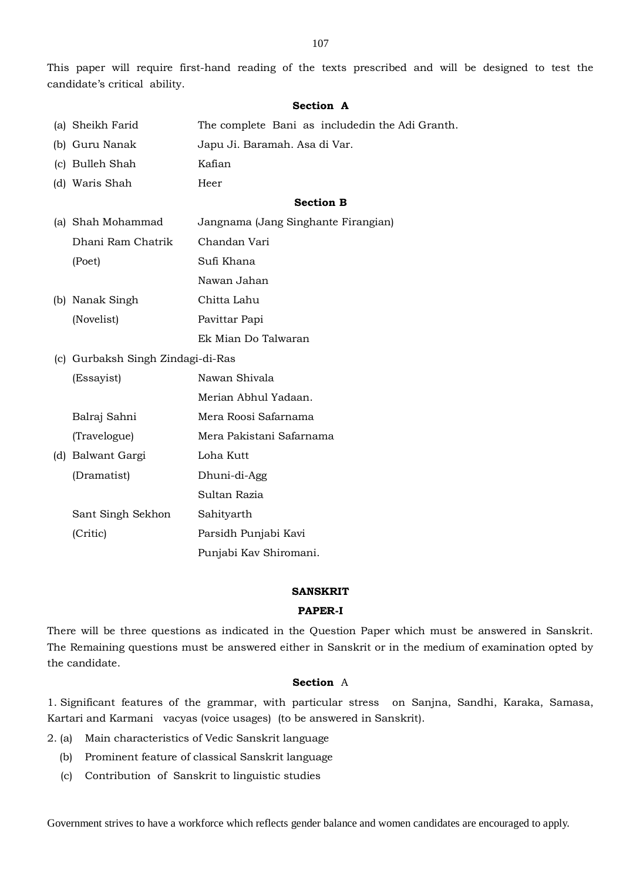This paper will require first-hand reading of the texts prescribed and will be designed to test the candidate's critical ability.

**Section A**

| | |
|---|---|
| (a) Sheikh Farid | The complete Bani as includedin the Adi Granth. |
| (b) Guru Nanak | Japu Ji. Baramah. Asa di Var. |
| (c) Bulleh Shah | Kafian |
| (d) Waris Shah | Heer |

**Section B**

| | |
|---|---|
| (a) Shah Mohammad | Jangnama (Jang Singhante Firangian) |
| Dhani Ram Chatrik | Chandan Vari |
| (Poet) | Sufi Khana |
| | Nawan Jahan |
| (b) Nanak Singh | Chitta Lahu |
| (Novelist) | Pavittar Papi |
| | Ek Mian Do Talwaran |
| (c) Gurbaksh Singh | Zindagi-di-Ras |
| (Essayist) | Nawan Shivala |
| | Merian Abhul Yadaan. |
| Balraj Sahni | Mera Roosi Safarnama |
| (Travelogue) | Mera Pakistani Safarnama |
| (d) Balwant Gargi | Loha Kutt |
| (Dramatist) | Dhuni-di-Agg |
| | Sultan Razia |
| Sant Singh Sekhon | Sahityarth |
| (Critic) | Parsidh Punjabi Kavi |
| | Punjabi Kav Shiromani. |

## SANSKRIT

### PAPER-I

There will be three questions as indicated in the Question Paper which must be answered in Sanskrit. The Remaining questions must be answered either in Sanskrit or in the medium of examination opted by the candidate.

**Section** A

1. Significant features of the grammar, with particular stress on Sanjna, Sandhi, Karaka, Samasa, Kartari and Karmani vacyas (voice usages) (to be answered in Sanskrit).

2. (a) Main characteristics of Vedic Sanskrit language
   (b) Prominent feature of classical Sanskrit language
   (c) Contribution of Sanskrit to linguistic studies

Government strives to have a workforce which reflects gender balance and women candidates are encouraged to apply.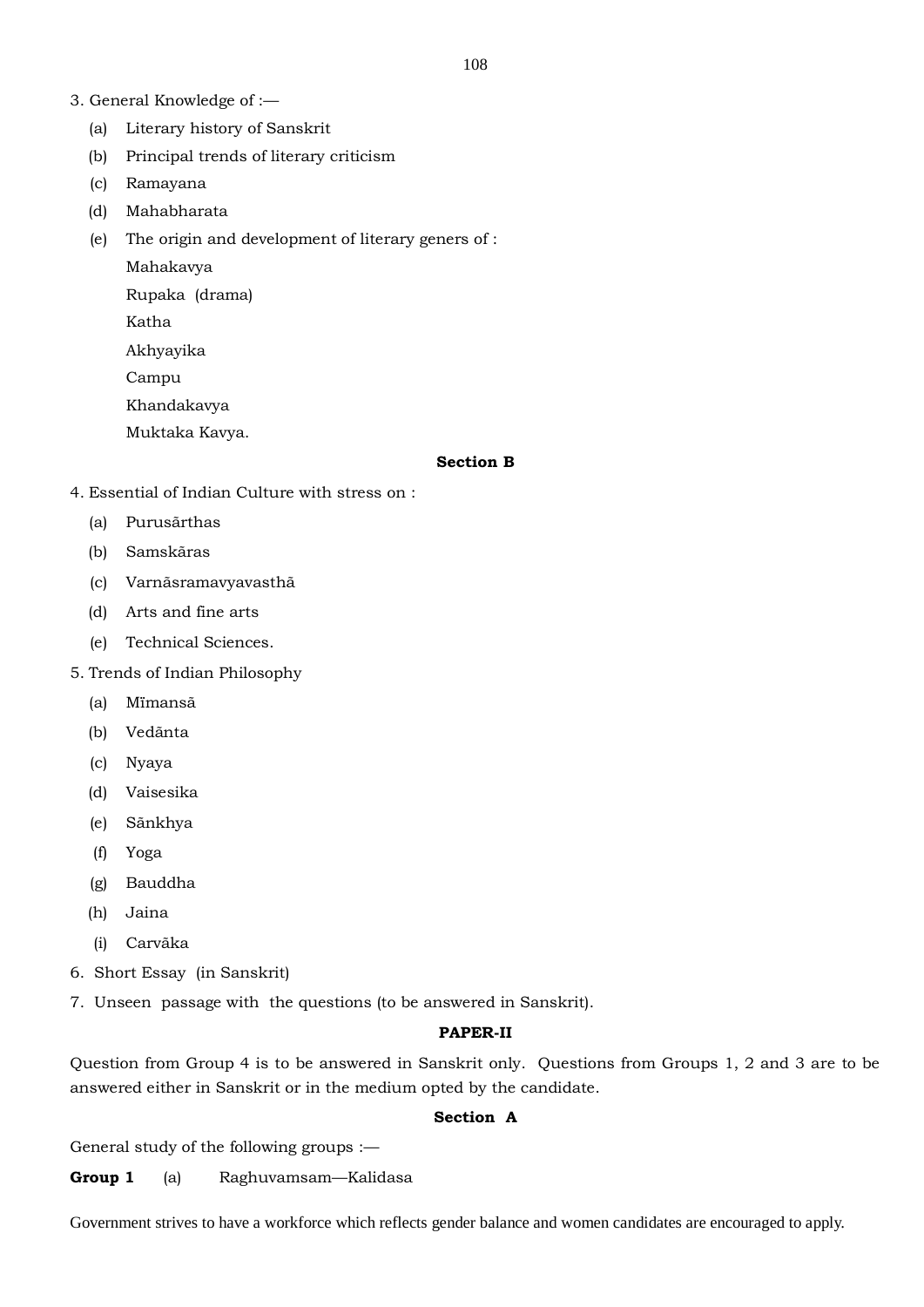3. General Knowledge of :—

   (a) Literary history of Sanskrit

   (b) Principal trends of literary criticism

   (c) Ramayana

   (d) Mahabharata

   (e) The origin and development of literary geners of :

   Mahakavya

   Rupaka (drama)

   Katha

   Akhyayika

   Campu

   Khandakavya

   Muktaka Kavya.

**Section B**

4. Essential of Indian Culture with stress on :

   (a) Purusãrthas

   (b) Samskãras

   (c) Varnãsramavyavasthã

   (d) Arts and fine arts

   (e) Technical Sciences.

5. Trends of Indian Philosophy

   (a) Mĭmansã

   (b) Vedãnta

   (c) Nyaya

   (d) Vaisesika

   (e) Sãnkhya

   (f) Yoga

   (g) Bauddha

   (h) Jaina

   (i) Carvãka

6. Short Essay (in Sanskrit)

7. Unseen passage with the questions (to be answered in Sanskrit).

**PAPER-II**

Question from Group 4 is to be answered in Sanskrit only. Questions from Groups 1, 2 and 3 are to be answered either in Sanskrit or in the medium opted by the candidate.

**Section A**

General study of the following groups :—

**Group 1** (a) Raghuvamsam—Kalidasa

Government strives to have a workforce which reflects gender balance and women candidates are encouraged to apply.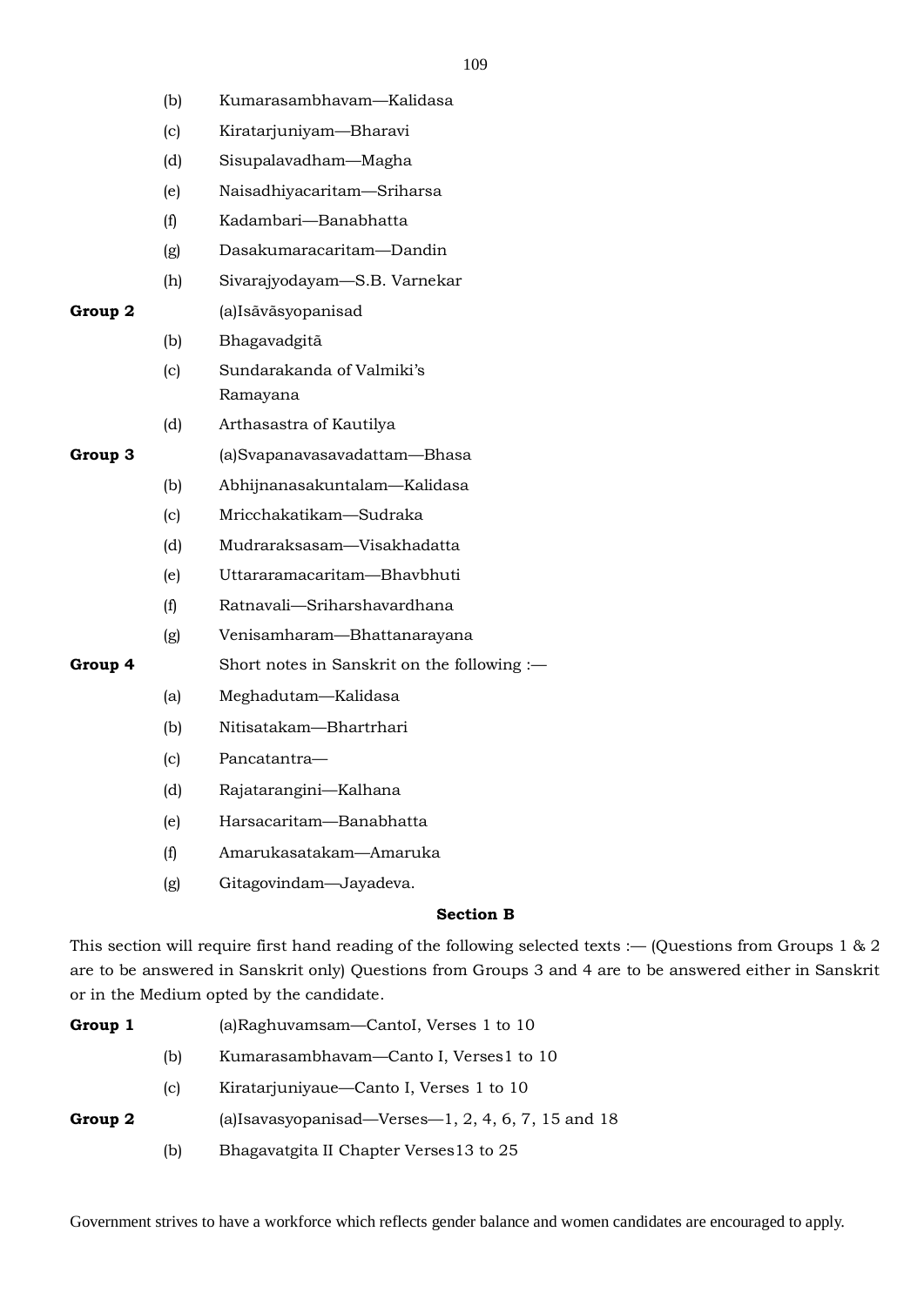(b) Kumarasambhavam—Kalidasa

(c) Kiratarjuniyam—Bharavi

(d) Sisupalavadham—Magha

(e) Naisadhiyacaritam—Sriharsa

(f) Kadambari—Banabhatta

(g) Dasakumaracaritam—Dandin

(h) Sivarajyodayam—S.B. Varnekar

**Group 2** (a)Isāvāsyopanisad

(b) Bhagavadgitā

(c) Sundarakanda of Valmiki's Ramayana

(d) Arthasastra of Kautilya

**Group 3** (a)Svapanavasavadattam—Bhasa

(b) Abhijnanasakuntalam—Kalidasa

(c) Mricchakatikam—Sudraka

(d) Mudraraksasam—Visakhadatta

(e) Uttararamacaritam—Bhavbhuti

(f) Ratnavali—Sriharshavardhana

(g) Venisamharam—Bhattanarayana

**Group 4** Short notes in Sanskrit on the following :—

(a) Meghadutam—Kalidasa

(b) Nitisatakam—Bhartrhari

(c) Pancatantra—

(d) Rajatarangini—Kalhana

(e) Harsacaritam—Banabhatta

(f) Amarukasatakam—Amaruka

(g) Gitagovindam—Jayadeva.

**Section B**

This section will require first hand reading of the following selected texts :— (Questions from Groups 1 & 2 are to be answered in Sanskrit only) Questions from Groups 3 and 4 are to be answered either in Sanskrit or in the Medium opted by the candidate.

**Group 1** (a)Raghuvamsam—CantoI, Verses 1 to 10

(b) Kumarasambhavam—Canto I, Verses1 to 10

(c) Kiratarjuniyaue—Canto I, Verses 1 to 10

**Group 2** (a)Isavasyopanisad—Verses—1, 2, 4, 6, 7, 15 and 18

(b) Bhagavatgita II Chapter Verses13 to 25

Government strives to have a workforce which reflects gender balance and women candidates are encouraged to apply.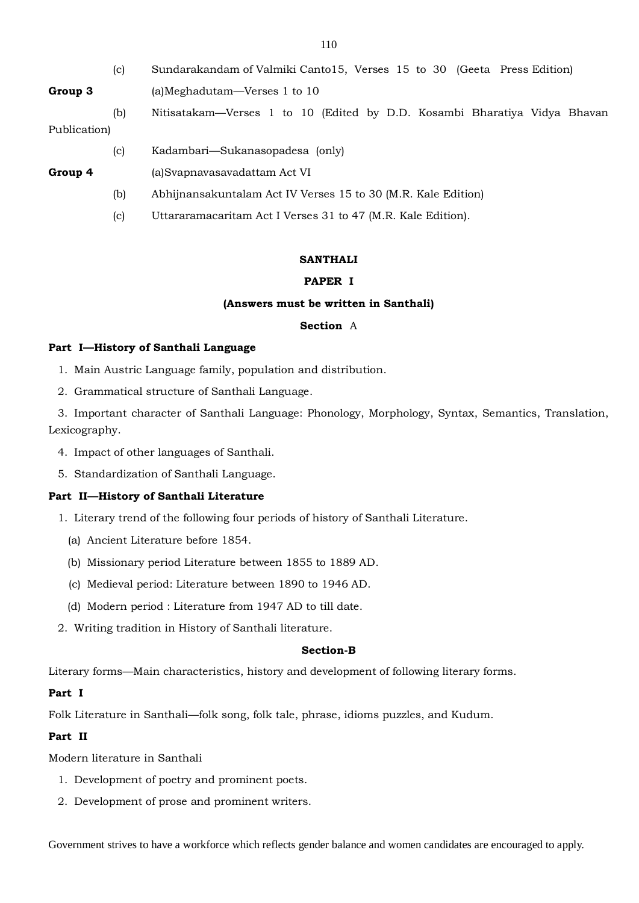(c) Sundarakandam of Valmiki Canto15, Verses 15 to 30 (Geeta Press Edition)

**Group 3** (a)Meghadutam—Verses 1 to 10

(b) Nitisatakam—Verses 1 to 10 (Edited by D.D. Kosambi Bharatiya Vidya Bhavan Publication)

(c) Kadambari—Sukanasopadesa (only)

**Group 4** (a)Svapnavasavadattam Act VI

(b) Abhijnansakuntalam Act IV Verses 15 to 30 (M.R. Kale Edition)

(c) Uttararamacaritam Act I Verses 31 to 47 (M.R. Kale Edition).

## SANTHALI

### PAPER I

**(Answers must be written in Santhali)**

**Section** A

**Part I—History of Santhali Language**

1. Main Austric Language family, population and distribution.
2. Grammatical structure of Santhali Language.
3. Important character of Santhali Language: Phonology, Morphology, Syntax, Semantics, Translation, Lexicography.
4. Impact of other languages of Santhali.
5. Standardization of Santhali Language.

**Part II—History of Santhali Literature**

1. Literary trend of the following four periods of history of Santhali Literature.
   - (a) Ancient Literature before 1854.
   - (b) Missionary period Literature between 1855 to 1889 AD.
   - (c) Medieval period: Literature between 1890 to 1946 AD.
   - (d) Modern period : Literature from 1947 AD to till date.
2. Writing tradition in History of Santhali literature.

**Section-B**

Literary forms—Main characteristics, history and development of following literary forms.

**Part I**

Folk Literature in Santhali—folk song, folk tale, phrase, idioms puzzles, and Kudum.

**Part II**

Modern literature in Santhali

1. Development of poetry and prominent poets.
2. Development of prose and prominent writers.

Government strives to have a workforce which reflects gender balance and women candidates are encouraged to apply.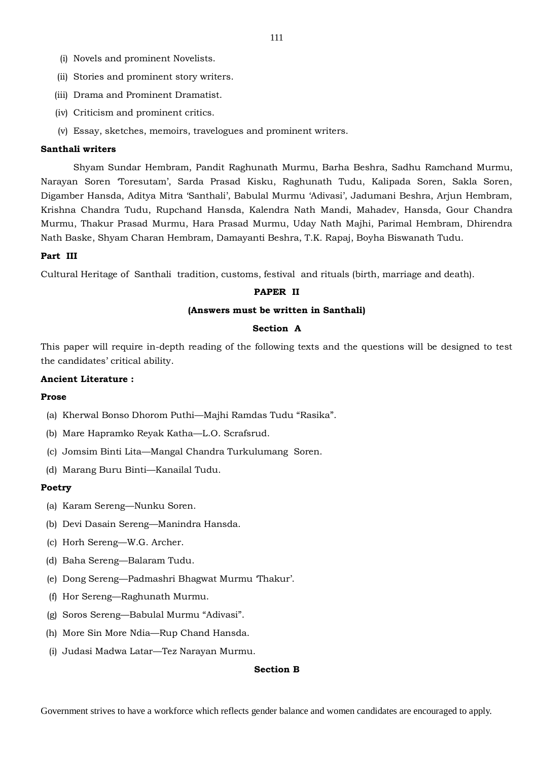(i) Novels and prominent Novelists.

(ii) Stories and prominent story writers.

(iii) Drama and Prominent Dramatist.

(iv) Criticism and prominent critics.

(v) Essay, sketches, memoirs, travelogues and prominent writers.

**Santhali writers**

Shyam Sundar Hembram, Pandit Raghunath Murmu, Barha Beshra, Sadhu Ramchand Murmu, Narayan Soren 'Toresutam', Sarda Prasad Kisku, Raghunath Tudu, Kalipada Soren, Sakla Soren, Digamber Hansda, Aditya Mitra 'Santhali', Babulal Murmu 'Adivasi', Jadumani Beshra, Arjun Hembram, Krishna Chandra Tudu, Rupchand Hansda, Kalendra Nath Mandi, Mahadev, Hansda, Gour Chandra Murmu, Thakur Prasad Murmu, Hara Prasad Murmu, Uday Nath Majhi, Parimal Hembram, Dhirendra Nath Baske, Shyam Charan Hembram, Damayanti Beshra, T.K. Rapaj, Boyha Biswanath Tudu.

**Part III**

Cultural Heritage of Santhali tradition, customs, festival and rituals (birth, marriage and death).

**PAPER II**

**(Answers must be written in Santhali)**

**Section A**

This paper will require in-depth reading of the following texts and the questions will be designed to test the candidates' critical ability.

**Ancient Literature :**

**Prose**

(a) Kherwal Bonso Dhorom Puthi—Majhi Ramdas Tudu "Rasika".

(b) Mare Hapramko Reyak Katha—L.O. Scrafsrud.

(c) Jomsim Binti Lita—Mangal Chandra Turkulumang Soren.

(d) Marang Buru Binti—Kanailal Tudu.

**Poetry**

(a) Karam Sereng—Nunku Soren.

(b) Devi Dasain Sereng—Manindra Hansda.

(c) Horh Sereng—W.G. Archer.

(d) Baha Sereng—Balaram Tudu.

(e) Dong Sereng—Padmashri Bhagwat Murmu 'Thakur'.

(f) Hor Sereng—Raghunath Murmu.

(g) Soros Sereng—Babulal Murmu "Adivasi".

(h) More Sin More Ndia—Rup Chand Hansda.

(i) Judasi Madwa Latar—Tez Narayan Murmu.

**Section B**

Government strives to have a workforce which reflects gender balance and women candidates are encouraged to apply.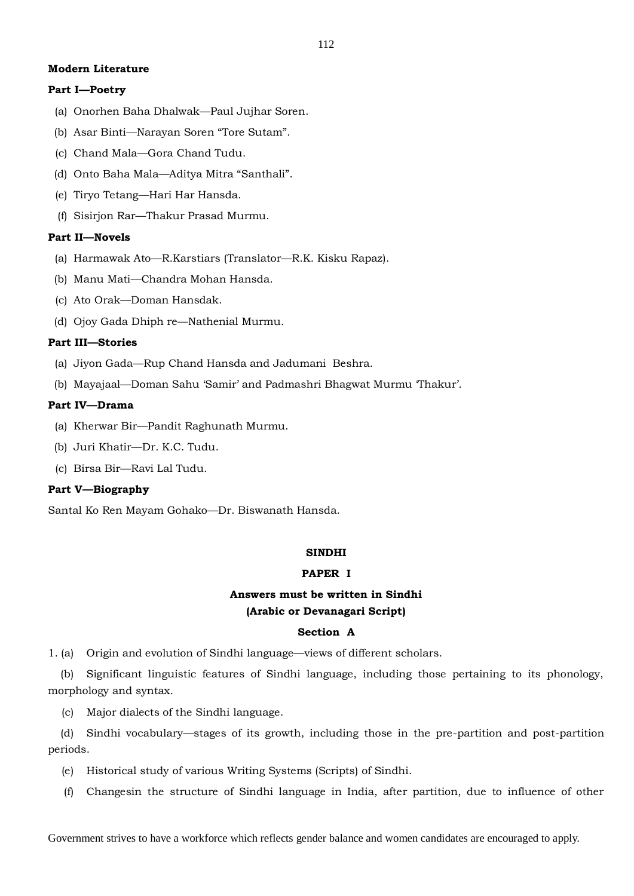**Modern Literature**

**Part I—Poetry**

(a) Onorhen Baha Dhalwak—Paul Jujhar Soren.

(b) Asar Binti—Narayan Soren "Tore Sutam".

(c) Chand Mala—Gora Chand Tudu.

(d) Onto Baha Mala—Aditya Mitra "Santhali".

(e) Tiryo Tetang—Hari Har Hansda.

(f) Sisirjon Rar—Thakur Prasad Murmu.

**Part II—Novels**

(a) Harmawak Ato—R.Karstiars (Translator—R.K. Kisku Rapaz).

(b) Manu Mati—Chandra Mohan Hansda.

(c) Ato Orak—Doman Hansdak.

(d) Ojoy Gada Dhiph re—Nathenial Murmu.

**Part III—Stories**

(a) Jiyon Gada—Rup Chand Hansda and Jadumani Beshra.

(b) Mayajaal—Doman Sahu 'Samir' and Padmashri Bhagwat Murmu 'Thakur'.

**Part IV—Drama**

(a) Kherwar Bir—Pandit Raghunath Murmu.

(b) Juri Khatir—Dr. K.C. Tudu.

(c) Birsa Bir—Ravi Lal Tudu.

**Part V—Biography**

Santal Ko Ren Mayam Gohako—Dr. Biswanath Hansda.

## SINDHI

### PAPER I

**Answers must be written in Sindhi (Arabic or Devanagari Script)**

### Section A

1. (a) Origin and evolution of Sindhi language—views of different scholars.

(b) Significant linguistic features of Sindhi language, including those pertaining to its phonology, morphology and syntax.

(c) Major dialects of the Sindhi language.

(d) Sindhi vocabulary—stages of its growth, including those in the pre-partition and post-partition periods.

(e) Historical study of various Writing Systems (Scripts) of Sindhi.

(f) Changesin the structure of Sindhi language in India, after partition, due to influence of other

Government strives to have a workforce which reflects gender balance and women candidates are encouraged to apply.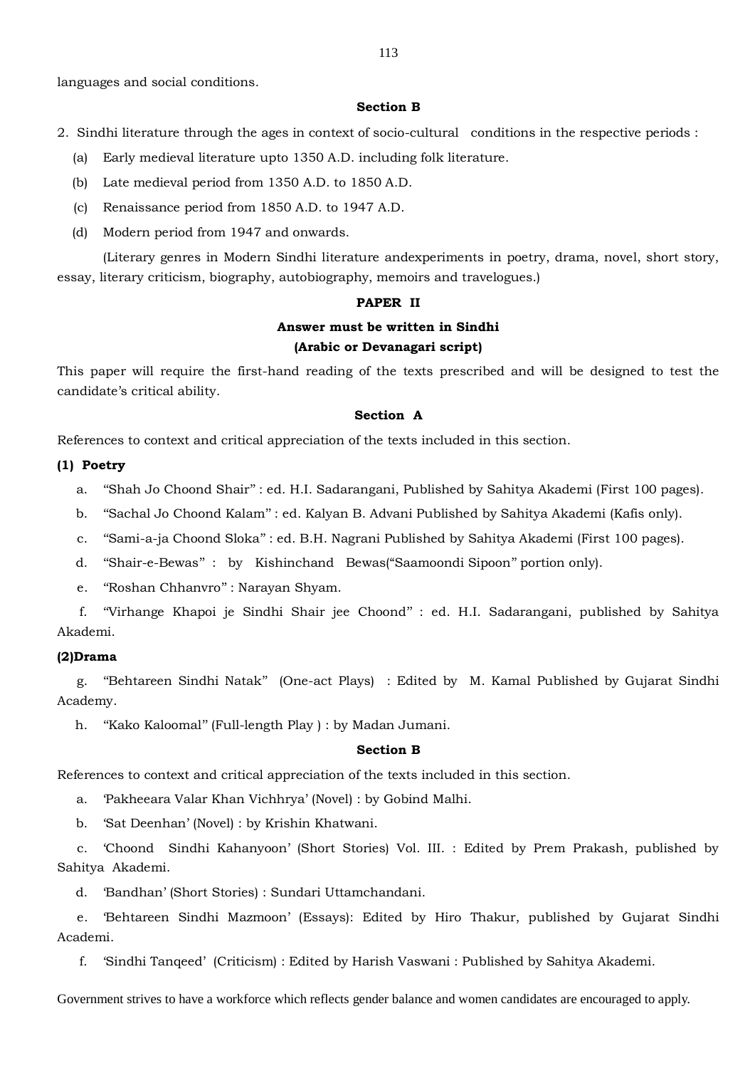languages and social conditions.

**Section B**

2. Sindhi literature through the ages in context of socio-cultural conditions in the respective periods :

(a) Early medieval literature upto 1350 A.D. including folk literature.

(b) Late medieval period from 1350 A.D. to 1850 A.D.

(c) Renaissance period from 1850 A.D. to 1947 A.D.

(d) Modern period from 1947 and onwards.

(Literary genres in Modern Sindhi literature andexperiments in poetry, drama, novel, short story, essay, literary criticism, biography, autobiography, memoirs and travelogues.)

**PAPER II**

**Answer must be written in Sindhi**
**(Arabic or Devanagari script)**

This paper will require the first-hand reading of the texts prescribed and will be designed to test the candidate's critical ability.

**Section A**

References to context and critical appreciation of the texts included in this section.

**(1) Poetry**

a. "Shah Jo Choond Shair" : ed. H.I. Sadarangani, Published by Sahitya Akademi (First 100 pages).

b. "Sachal Jo Choond Kalam" : ed. Kalyan B. Advani Published by Sahitya Akademi (Kafis only).

c. "Sami-a-ja Choond Sloka" : ed. B.H. Nagrani Published by Sahitya Akademi (First 100 pages).

d. "Shair-e-Bewas" : by Kishinchand Bewas("Saamoondi Sipoon" portion only).

e. "Roshan Chhanvro" : Narayan Shyam.

f. "Virhange Khapoi je Sindhi Shair jee Choond" : ed. H.I. Sadarangani, published by Sahitya Akademi.

**(2)Drama**

g. "Behtareen Sindhi Natak" (One-act Plays) : Edited by M. Kamal Published by Gujarat Sindhi Academy.

h. "Kako Kaloomal" (Full-length Play ) : by Madan Jumani.

**Section B**

References to context and critical appreciation of the texts included in this section.

a. 'Pakheeara Valar Khan Vichhrya' (Novel) : by Gobind Malhi.

b. 'Sat Deenhan' (Novel) : by Krishin Khatwani.

c. 'Choond Sindhi Kahanyoon' (Short Stories) Vol. III. : Edited by Prem Prakash, published by Sahitya Akademi.

d. 'Bandhan' (Short Stories) : Sundari Uttamchandani.

e. 'Behtareen Sindhi Mazmoon' (Essays): Edited by Hiro Thakur, published by Gujarat Sindhi Academi.

f. 'Sindhi Tanqeed' (Criticism) : Edited by Harish Vaswani : Published by Sahitya Akademi.

Government strives to have a workforce which reflects gender balance and women candidates are encouraged to apply.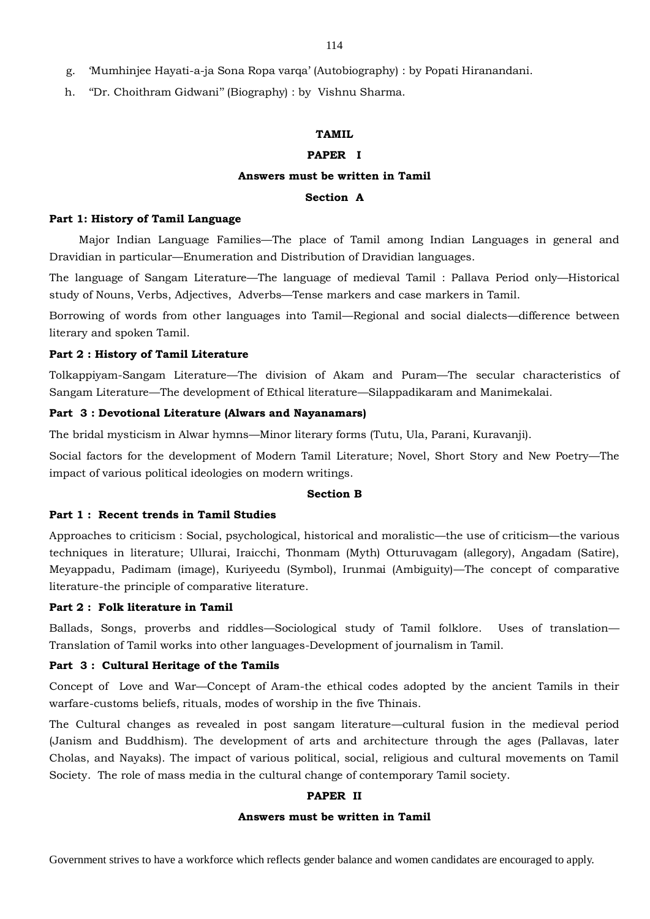g. 'Mumhinjee Hayati-a-ja Sona Ropa varqa' (Autobiography) : by Popati Hiranandani.

h. "Dr. Choithram Gidwani" (Biography) : by Vishnu Sharma.

## TAMIL

### PAPER I

**Answers must be written in Tamil**

#### Section A

**Part 1: History of Tamil Language**

Major Indian Language Families—The place of Tamil among Indian Languages in general and Dravidian in particular—Enumeration and Distribution of Dravidian languages.

The language of Sangam Literature—The language of medieval Tamil : Pallava Period only—Historical study of Nouns, Verbs, Adjectives, Adverbs—Tense markers and case markers in Tamil.

Borrowing of words from other languages into Tamil—Regional and social dialects—difference between literary and spoken Tamil.

**Part 2 : History of Tamil Literature**

Tolkappiyam-Sangam Literature—The division of Akam and Puram—The secular characteristics of Sangam Literature—The development of Ethical literature—Silappadikaram and Manimekalai.

**Part 3 : Devotional Literature (Alwars and Nayanamars)**

The bridal mysticism in Alwar hymns—Minor literary forms (Tutu, Ula, Parani, Kuravanji).

Social factors for the development of Modern Tamil Literature; Novel, Short Story and New Poetry—The impact of various political ideologies on modern writings.

#### Section B

**Part 1 : Recent trends in Tamil Studies**

Approaches to criticism : Social, psychological, historical and moralistic—the use of criticism—the various techniques in literature; Ullurai, Iraicchi, Thonmam (Myth) Otturuvagam (allegory), Angadam (Satire), Meyappadu, Padimam (image), Kuriyeedu (Symbol), Irunmai (Ambiguity)—The concept of comparative literature-the principle of comparative literature.

**Part 2 : Folk literature in Tamil**

Ballads, Songs, proverbs and riddles—Sociological study of Tamil folklore. Uses of translation—Translation of Tamil works into other languages-Development of journalism in Tamil.

**Part 3 : Cultural Heritage of the Tamils**

Concept of Love and War—Concept of Aram-the ethical codes adopted by the ancient Tamils in their warfare-customs beliefs, rituals, modes of worship in the five Thinais.

The Cultural changes as revealed in post sangam literature—cultural fusion in the medieval period (Janism and Buddhism). The development of arts and architecture through the ages (Pallavas, later Cholas, and Nayaks). The impact of various political, social, religious and cultural movements on Tamil Society. The role of mass media in the cultural change of contemporary Tamil society.

### PAPER II

**Answers must be written in Tamil**

Government strives to have a workforce which reflects gender balance and women candidates are encouraged to apply.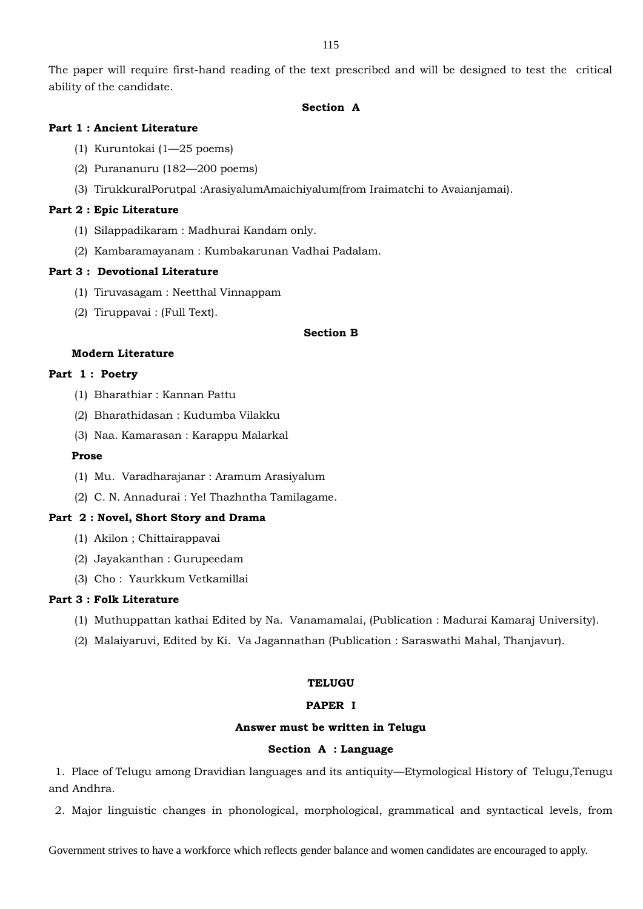The paper will require first-hand reading of the text prescribed and will be designed to test the critical ability of the candidate.

**Section A**

**Part 1 : Ancient Literature**

(1) Kuruntokai (1—25 poems)

(2) Purananuru (182—200 poems)

(3) TirukkuralPorutpal :ArasiyalumAmaichiyalum(from Iraimatchi to Avaianjamai).

**Part 2 : Epic Literature**

(1) Silappadikaram : Madhurai Kandam only.

(2) Kambaramayanam : Kumbakarunan Vadhai Padalam.

**Part 3 : Devotional Literature**

(1) Tiruvasagam : Neetthal Vinnappam

(2) Tiruppavai : (Full Text).

**Section B**

**Modern Literature**

**Part 1 : Poetry**

(1) Bharathiar : Kannan Pattu

(2) Bharathidasan : Kudumba Vilakku

(3) Naa. Kamarasan : Karappu Malarkal

**Prose**

(1) Mu. Varadharajanar : Aramum Arasiyalum

(2) C. N. Annadurai : Ye! Thazhntha Tamilagame.

**Part 2 : Novel, Short Story and Drama**

(1) Akilon ; Chittairappavai

(2) Jayakanthan : Gurupeedam

(3) Cho : Yaurkkum Vetkamillai

**Part 3 : Folk Literature**

(1) Muthuppattan kathai Edited by Na. Vanamamalai, (Publication : Madurai Kamaraj University).

(2) Malaiyaruvi, Edited by Ki. Va Jagannathan (Publication : Saraswathi Mahal, Thanjavur).

## TELUGU

### PAPER I

**Answer must be written in Telugu**

**Section A : Language**

1. Place of Telugu among Dravidian languages and its antiquity—Etymological History of Telugu,Tenugu and Andhra.

2. Major linguistic changes in phonological, morphological, grammatical and syntactical levels, from

Government strives to have a workforce which reflects gender balance and women candidates are encouraged to apply.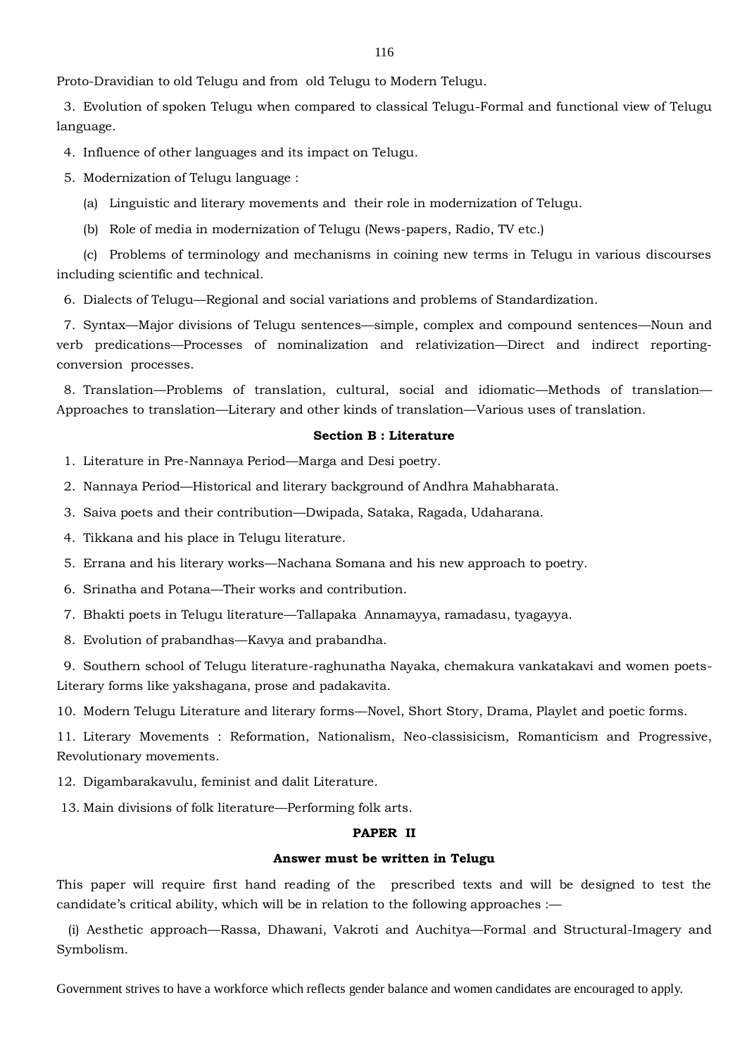Proto-Dravidian to old Telugu and from old Telugu to Modern Telugu.

3. Evolution of spoken Telugu when compared to classical Telugu-Formal and functional view of Telugu language.

4. Influence of other languages and its impact on Telugu.

5. Modernization of Telugu language :

(a) Linguistic and literary movements and their role in modernization of Telugu.

(b) Role of media in modernization of Telugu (News-papers, Radio, TV etc.)

(c) Problems of terminology and mechanisms in coining new terms in Telugu in various discourses including scientific and technical.

6. Dialects of Telugu—Regional and social variations and problems of Standardization.

7. Syntax—Major divisions of Telugu sentences—simple, complex and compound sentences—Noun and verb predications—Processes of nominalization and relativization—Direct and indirect reporting-conversion processes.

8. Translation—Problems of translation, cultural, social and idiomatic—Methods of translation—Approaches to translation—Literary and other kinds of translation—Various uses of translation.

**Section B : Literature**

1. Literature in Pre-Nannaya Period—Marga and Desi poetry.

2. Nannaya Period—Historical and literary background of Andhra Mahabharata.

3. Saiva poets and their contribution—Dwipada, Sataka, Ragada, Udaharana.

4. Tikkana and his place in Telugu literature.

5. Errana and his literary works—Nachana Somana and his new approach to poetry.

6. Srinatha and Potana—Their works and contribution.

7. Bhakti poets in Telugu literature—Tallapaka Annamayya, ramadasu, tyagayya.

8. Evolution of prabandhas—Kavya and prabandha.

9. Southern school of Telugu literature-raghunatha Nayaka, chemakura vankatakavi and women poets-Literary forms like yakshagana, prose and padakavita.

10. Modern Telugu Literature and literary forms—Novel, Short Story, Drama, Playlet and poetic forms.

11. Literary Movements : Reformation, Nationalism, Neo-classisicism, Romanticism and Progressive, Revolutionary movements.

12. Digambarakavulu, feminist and dalit Literature.

13. Main divisions of folk literature—Performing folk arts.

**PAPER II**

**Answer must be written in Telugu**

This paper will require first hand reading of the prescribed texts and will be designed to test the candidate's critical ability, which will be in relation to the following approaches :—

(i) Aesthetic approach—Rassa, Dhawani, Vakroti and Auchitya—Formal and Structural-Imagery and Symbolism.

Government strives to have a workforce which reflects gender balance and women candidates are encouraged to apply.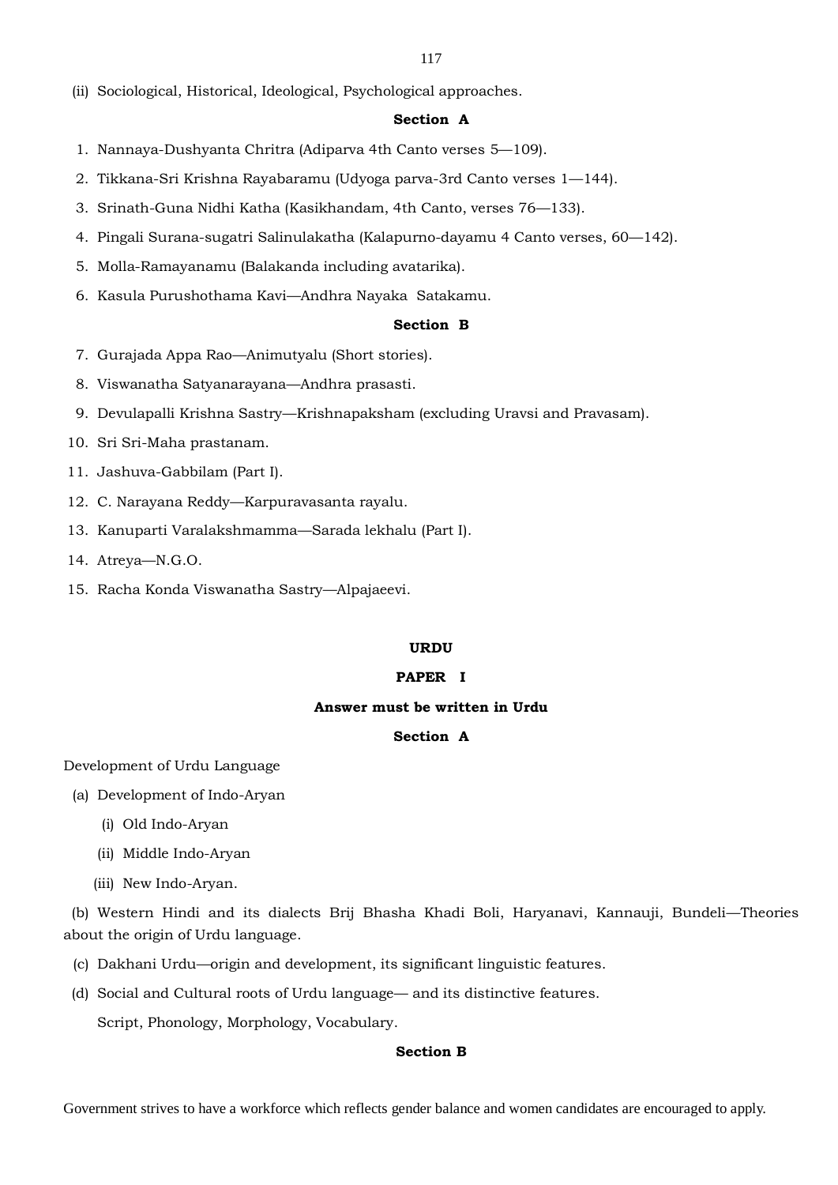(ii) Sociological, Historical, Ideological, Psychological approaches.

**Section A**

1. Nannaya-Dushyanta Chritra (Adiparva 4th Canto verses 5—109).
2. Tikkana-Sri Krishna Rayabaramu (Udyoga parva-3rd Canto verses 1—144).
3. Srinath-Guna Nidhi Katha (Kasikhandam, 4th Canto, verses 76—133).
4. Pingali Surana-sugatri Salinulakatha (Kalapurno-dayamu 4 Canto verses, 60—142).
5. Molla-Ramayanamu (Balakanda including avatarika).
6. Kasula Purushothama Kavi—Andhra Nayaka Satakamu.

**Section B**

7. Gurajada Appa Rao—Animutyalu (Short stories).
8. Viswanatha Satyanarayana—Andhra prasasti.
9. Devulapalli Krishna Sastry—Krishnapaksham (excluding Uravsi and Pravasam).
10. Sri Sri-Maha prastanam.
11. Jashuva-Gabbilam (Part I).
12. C. Narayana Reddy—Karpuravasanta rayalu.
13. Kanuparti Varalakshmamma—Sarada lekhalu (Part I).
14. Atreya—N.G.O.
15. Racha Konda Viswanatha Sastry—Alpajaeevi.

## URDU

### PAPER I

**Answer must be written in Urdu**

**Section A**

Development of Urdu Language

(a) Development of Indo-Aryan

(i) Old Indo-Aryan

(ii) Middle Indo-Aryan

(iii) New Indo-Aryan.

(b) Western Hindi and its dialects Brij Bhasha Khadi Boli, Haryanavi, Kannauji, Bundeli—Theories about the origin of Urdu language.

(c) Dakhani Urdu—origin and development, its significant linguistic features.

(d) Social and Cultural roots of Urdu language— and its distinctive features.

Script, Phonology, Morphology, Vocabulary.

**Section B**

Government strives to have a workforce which reflects gender balance and women candidates are encouraged to apply.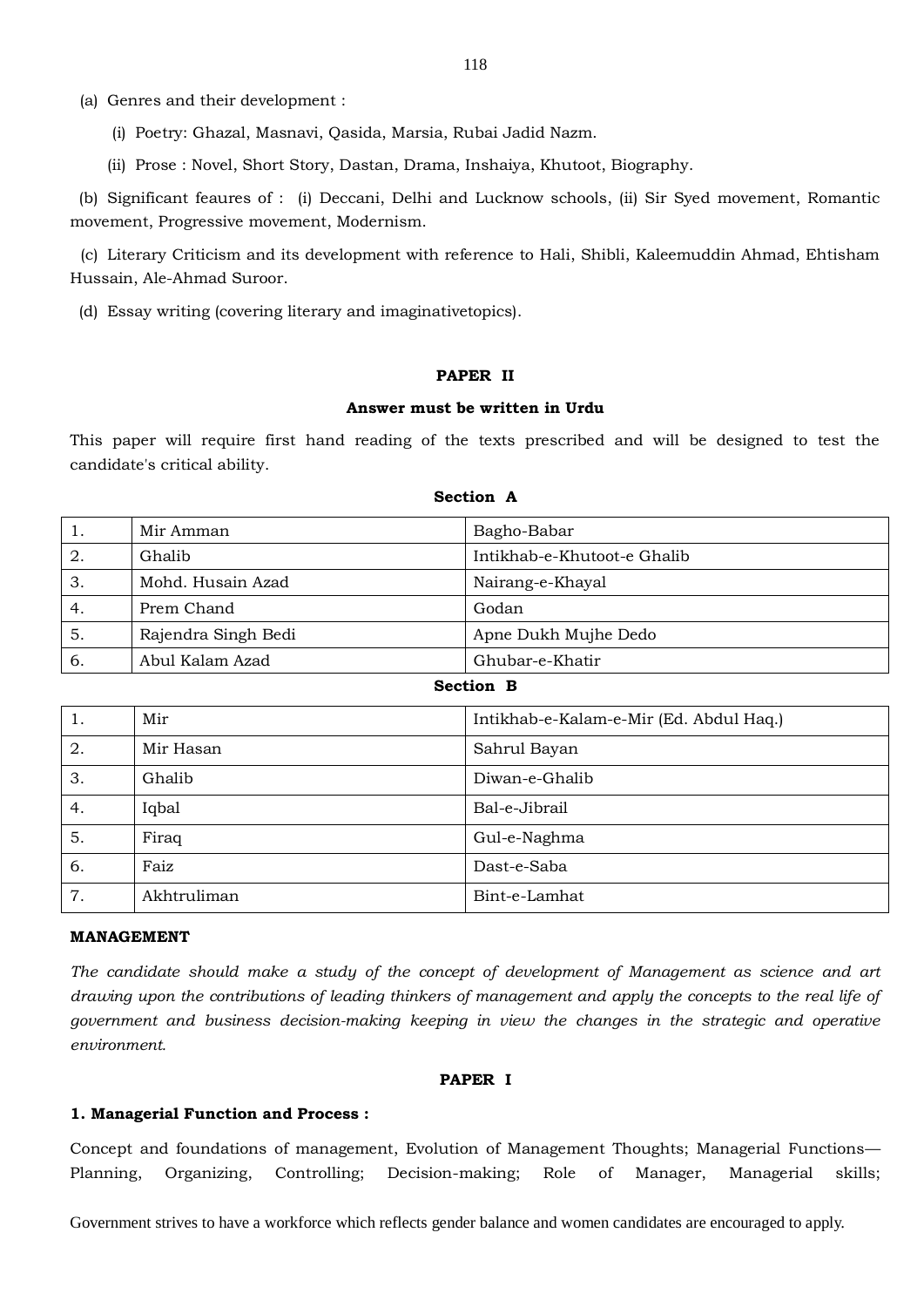(a) Genres and their development :

(i) Poetry: Ghazal, Masnavi, Qasida, Marsia, Rubai Jadid Nazm.

(ii) Prose : Novel, Short Story, Dastan, Drama, Inshaiya, Khutoot, Biography.

(b) Significant feaures of : (i) Deccani, Delhi and Lucknow schools, (ii) Sir Syed movement, Romantic movement, Progressive movement, Modernism.

(c) Literary Criticism and its development with reference to Hali, Shibli, Kaleemuddin Ahmad, Ehtisham Hussain, Ale-Ahmad Suroor.

(d) Essay writing (covering literary and imaginativetopics).

**PAPER II**

**Answer must be written in Urdu**

This paper will require first hand reading of the texts prescribed and will be designed to test the candidate's critical ability.

**Section A**

| | | |
|---|---|---|
| 1. | Mir Amman | Bagho-Babar |
| 2. | Ghalib | Intikhab-e-Khutoot-e Ghalib |
| 3. | Mohd. Husain Azad | Nairang-e-Khayal |
| 4. | Prem Chand | Godan |
| 5. | Rajendra Singh Bedi | Apne Dukh Mujhe Dedo |
| 6. | Abul Kalam Azad | Ghubar-e-Khatir |

**Section B**

| | | |
|---|---|---|
| 1. | Mir | Intikhab-e-Kalam-e-Mir (Ed. Abdul Haq.) |
| 2. | Mir Hasan | Sahrul Bayan |
| 3. | Ghalib | Diwan-e-Ghalib |
| 4. | Iqbal | Bal-e-Jibrail |
| 5. | Firaq | Gul-e-Naghma |
| 6. | Faiz | Dast-e-Saba |
| 7. | Akhtruliman | Bint-e-Lamhat |

## MANAGEMENT

*The candidate should make a study of the concept of development of Management as science and art drawing upon the contributions of leading thinkers of management and apply the concepts to the real life of government and business decision-making keeping in view the changes in the strategic and operative environment.*

**PAPER I**

**1. Managerial Function and Process :**

Concept and foundations of management, Evolution of Management Thoughts; Managerial Functions—Planning, Organizing, Controlling; Decision-making; Role of Manager, Managerial skills;

Government strives to have a workforce which reflects gender balance and women candidates are encouraged to apply.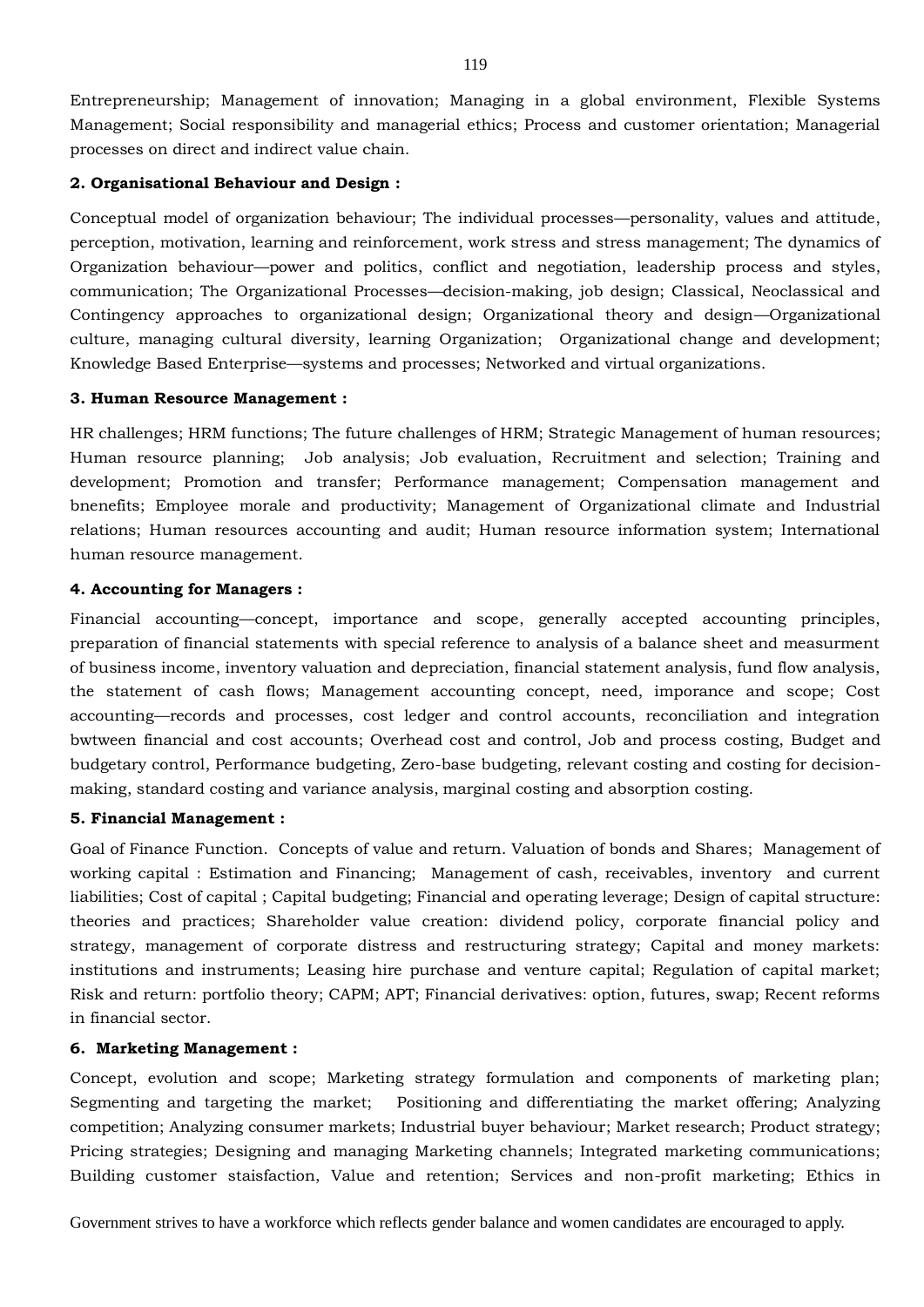Entrepreneurship; Management of innovation; Managing in a global environment, Flexible Systems Management; Social responsibility and managerial ethics; Process and customer orientation; Managerial processes on direct and indirect value chain.

**2. Organisational Behaviour and Design :**

Conceptual model of organization behaviour; The individual processes—personality, values and attitude, perception, motivation, learning and reinforcement, work stress and stress management; The dynamics of Organization behaviour—power and politics, conflict and negotiation, leadership process and styles, communication; The Organizational Processes—decision-making, job design; Classical, Neoclassical and Contingency approaches to organizational design; Organizational theory and design—Organizational culture, managing cultural diversity, learning Organization; Organizational change and development; Knowledge Based Enterprise—systems and processes; Networked and virtual organizations.

**3. Human Resource Management :**

HR challenges; HRM functions; The future challenges of HRM; Strategic Management of human resources; Human resource planning; Job analysis; Job evaluation, Recruitment and selection; Training and development; Promotion and transfer; Performance management; Compensation management and bnenefits; Employee morale and productivity; Management of Organizational climate and Industrial relations; Human resources accounting and audit; Human resource information system; International human resource management.

**4. Accounting for Managers :**

Financial accounting—concept, importance and scope, generally accepted accounting principles, preparation of financial statements with special reference to analysis of a balance sheet and measurment of business income, inventory valuation and depreciation, financial statement analysis, fund flow analysis, the statement of cash flows; Management accounting concept, need, imporance and scope; Cost accounting—records and processes, cost ledger and control accounts, reconciliation and integration bwtween financial and cost accounts; Overhead cost and control, Job and process costing, Budget and budgetary control, Performance budgeting, Zero-base budgeting, relevant costing and costing for decision-making, standard costing and variance analysis, marginal costing and absorption costing.

**5. Financial Management :**

Goal of Finance Function. Concepts of value and return. Valuation of bonds and Shares; Management of working capital : Estimation and Financing; Management of cash, receivables, inventory and current liabilities; Cost of capital ; Capital budgeting; Financial and operating leverage; Design of capital structure: theories and practices; Shareholder value creation: dividend policy, corporate financial policy and strategy, management of corporate distress and restructuring strategy; Capital and money markets: institutions and instruments; Leasing hire purchase and venture capital; Regulation of capital market; Risk and return: portfolio theory; CAPM; APT; Financial derivatives: option, futures, swap; Recent reforms in financial sector.

**6. Marketing Management :**

Concept, evolution and scope; Marketing strategy formulation and components of marketing plan; Segmenting and targeting the market; Positioning and differentiating the market offering; Analyzing competition; Analyzing consumer markets; Industrial buyer behaviour; Market research; Product strategy; Pricing strategies; Designing and managing Marketing channels; Integrated marketing communications; Building customer staisfaction, Value and retention; Services and non-profit marketing; Ethics in

Government strives to have a workforce which reflects gender balance and women candidates are encouraged to apply.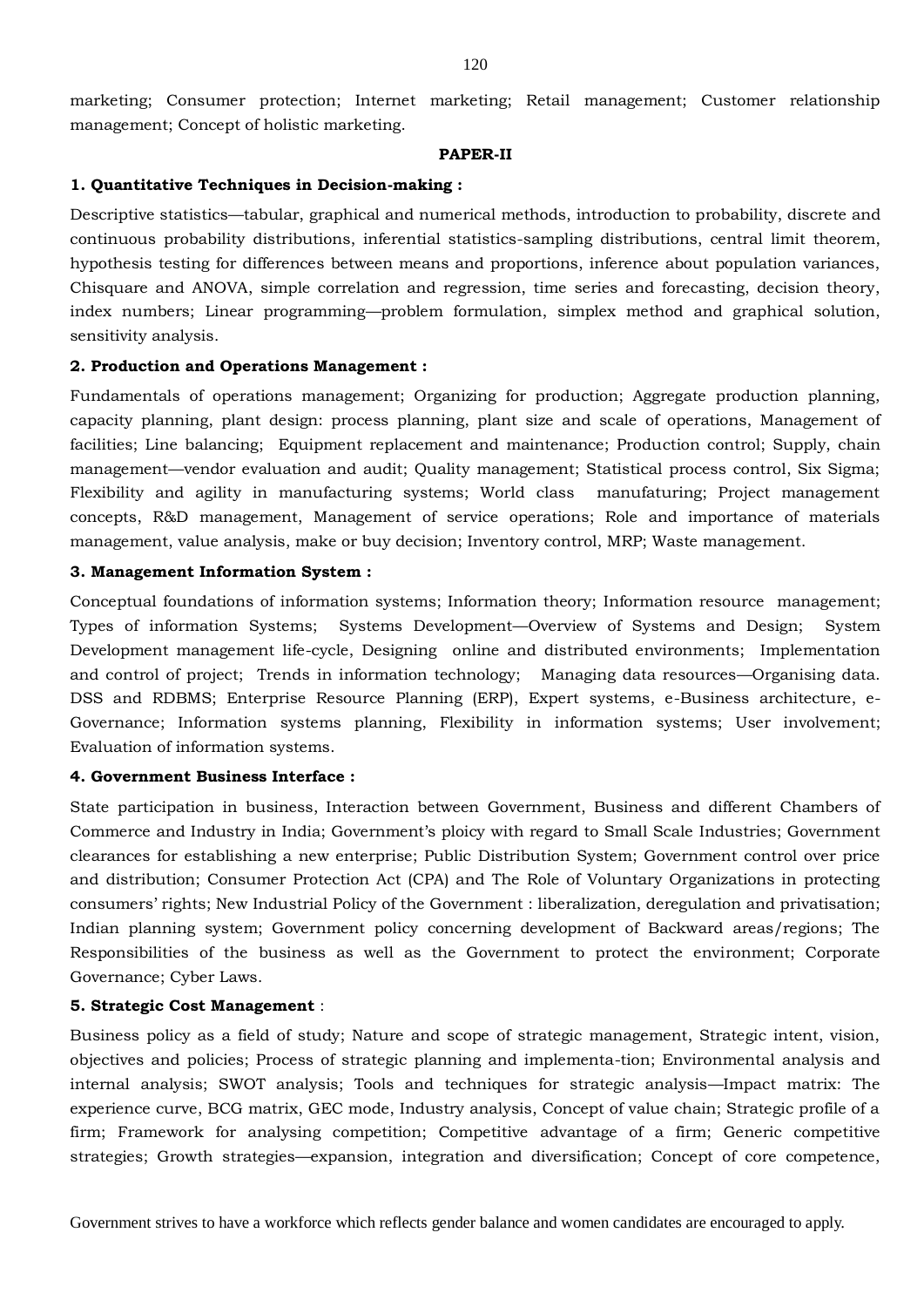marketing; Consumer protection; Internet marketing; Retail management; Customer relationship management; Concept of holistic marketing.

**PAPER-II**

**1. Quantitative Techniques in Decision-making :**

Descriptive statistics—tabular, graphical and numerical methods, introduction to probability, discrete and continuous probability distributions, inferential statistics-sampling distributions, central limit theorem, hypothesis testing for differences between means and proportions, inference about population variances, Chisquare and ANOVA, simple correlation and regression, time series and forecasting, decision theory, index numbers; Linear programming—problem formulation, simplex method and graphical solution, sensitivity analysis.

**2. Production and Operations Management :**

Fundamentals of operations management; Organizing for production; Aggregate production planning, capacity planning, plant design: process planning, plant size and scale of operations, Management of facilities; Line balancing; Equipment replacement and maintenance; Production control; Supply, chain management—vendor evaluation and audit; Quality management; Statistical process control, Six Sigma; Flexibility and agility in manufacturing systems; World class manufaturing; Project management concepts, R&D management, Management of service operations; Role and importance of materials management, value analysis, make or buy decision; Inventory control, MRP; Waste management.

**3. Management Information System :**

Conceptual foundations of information systems; Information theory; Information resource management; Types of information Systems; Systems Development—Overview of Systems and Design; System Development management life-cycle, Designing online and distributed environments; Implementation and control of project; Trends in information technology; Managing data resources—Organising data. DSS and RDBMS; Enterprise Resource Planning (ERP), Expert systems, e-Business architecture, e-Governance; Information systems planning, Flexibility in information systems; User involvement; Evaluation of information systems.

**4. Government Business Interface :**

State participation in business, Interaction between Government, Business and different Chambers of Commerce and Industry in India; Government's ploicy with regard to Small Scale Industries; Government clearances for establishing a new enterprise; Public Distribution System; Government control over price and distribution; Consumer Protection Act (CPA) and The Role of Voluntary Organizations in protecting consumers' rights; New Industrial Policy of the Government : liberalization, deregulation and privatisation; Indian planning system; Government policy concerning development of Backward areas/regions; The Responsibilities of the business as well as the Government to protect the environment; Corporate Governance; Cyber Laws.

**5. Strategic Cost Management** :

Business policy as a field of study; Nature and scope of strategic management, Strategic intent, vision, objectives and policies; Process of strategic planning and implementa-tion; Environmental analysis and internal analysis; SWOT analysis; Tools and techniques for strategic analysis—Impact matrix: The experience curve, BCG matrix, GEC mode, Industry analysis, Concept of value chain; Strategic profile of a firm; Framework for analysing competition; Competitive advantage of a firm; Generic competitive strategies; Growth strategies—expansion, integration and diversification; Concept of core competence,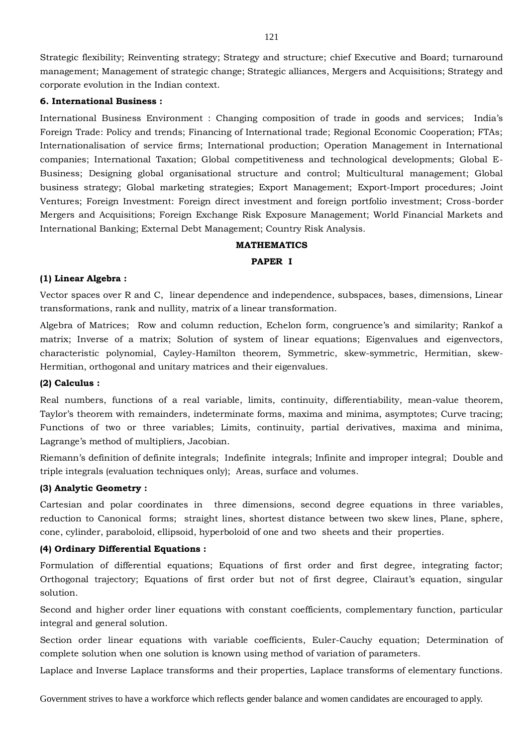Strategic flexibility; Reinventing strategy; Strategy and structure; chief Executive and Board; turnaround management; Management of strategic change; Strategic alliances, Mergers and Acquisitions; Strategy and corporate evolution in the Indian context.

**6. International Business :**

International Business Environment : Changing composition of trade in goods and services; India's Foreign Trade: Policy and trends; Financing of International trade; Regional Economic Cooperation; FTAs; Internationalisation of service firms; International production; Operation Management in International companies; International Taxation; Global competitiveness and technological developments; Global E-Business; Designing global organisational structure and control; Multicultural management; Global business strategy; Global marketing strategies; Export Management; Export-Import procedures; Joint Ventures; Foreign Investment: Foreign direct investment and foreign portfolio investment; Cross-border Mergers and Acquisitions; Foreign Exchange Risk Exposure Management; World Financial Markets and International Banking; External Debt Management; Country Risk Analysis.

## MATHEMATICS

### PAPER I

**(1) Linear Algebra :**

Vector spaces over R and C, linear dependence and independence, subspaces, bases, dimensions, Linear transformations, rank and nullity, matrix of a linear transformation.

Algebra of Matrices; Row and column reduction, Echelon form, congruence's and similarity; Rankof a matrix; Inverse of a matrix; Solution of system of linear equations; Eigenvalues and eigenvectors, characteristic polynomial, Cayley-Hamilton theorem, Symmetric, skew-symmetric, Hermitian, skew-Hermitian, orthogonal and unitary matrices and their eigenvalues.

**(2) Calculus :**

Real numbers, functions of a real variable, limits, continuity, differentiability, mean-value theorem, Taylor's theorem with remainders, indeterminate forms, maxima and minima, asymptotes; Curve tracing; Functions of two or three variables; Limits, continuity, partial derivatives, maxima and minima, Lagrange's method of multipliers, Jacobian.

Riemann's definition of definite integrals; Indefinite integrals; Infinite and improper integral; Double and triple integrals (evaluation techniques only); Areas, surface and volumes.

**(3) Analytic Geometry :**

Cartesian and polar coordinates in three dimensions, second degree equations in three variables, reduction to Canonical forms; straight lines, shortest distance between two skew lines, Plane, sphere, cone, cylinder, paraboloid, ellipsoid, hyperboloid of one and two sheets and their properties.

**(4) Ordinary Differential Equations :**

Formulation of differential equations; Equations of first order and first degree, integrating factor; Orthogonal trajectory; Equations of first order but not of first degree, Clairaut's equation, singular solution.

Second and higher order liner equations with constant coefficients, complementary function, particular integral and general solution.

Section order linear equations with variable coefficients, Euler-Cauchy equation; Determination of complete solution when one solution is known using method of variation of parameters.

Laplace and Inverse Laplace transforms and their properties, Laplace transforms of elementary functions.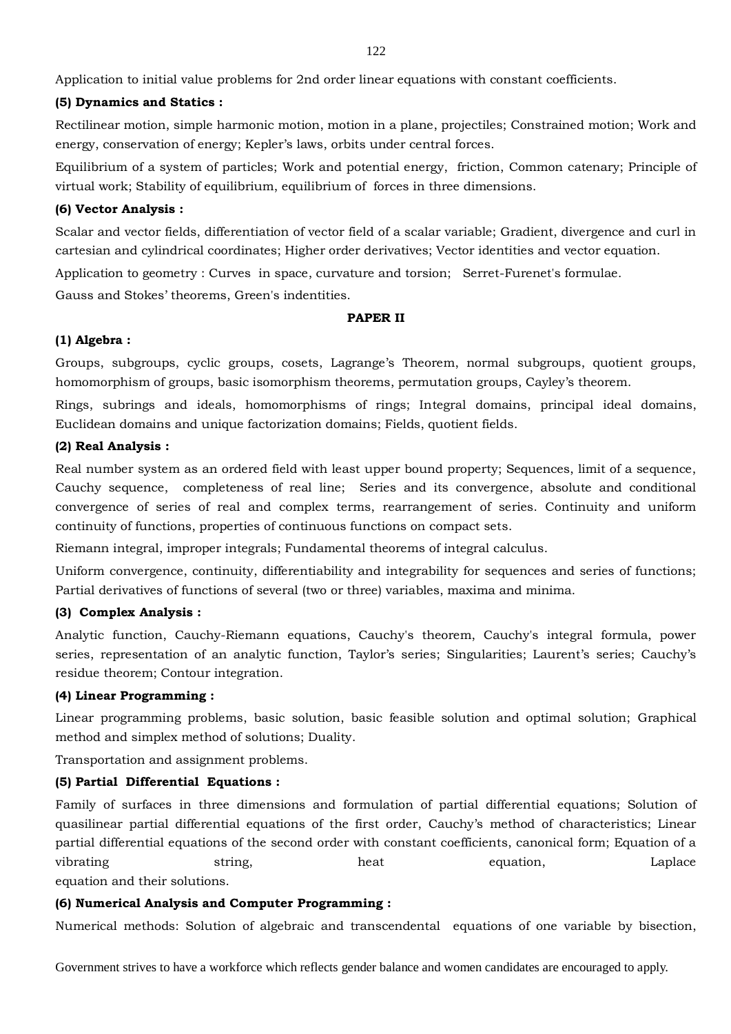Application to initial value problems for 2nd order linear equations with constant coefficients.

**(5) Dynamics and Statics :**

Rectilinear motion, simple harmonic motion, motion in a plane, projectiles; Constrained motion; Work and energy, conservation of energy; Kepler's laws, orbits under central forces.

Equilibrium of a system of particles; Work and potential energy, friction, Common catenary; Principle of virtual work; Stability of equilibrium, equilibrium of forces in three dimensions.

**(6) Vector Analysis :**

Scalar and vector fields, differentiation of vector field of a scalar variable; Gradient, divergence and curl in cartesian and cylindrical coordinates; Higher order derivatives; Vector identities and vector equation.

Application to geometry : Curves in space, curvature and torsion; Serret-Furenet's formulae.

Gauss and Stokes' theorems, Green's indentities.

**PAPER II**

**(1) Algebra :**

Groups, subgroups, cyclic groups, cosets, Lagrange's Theorem, normal subgroups, quotient groups, homomorphism of groups, basic isomorphism theorems, permutation groups, Cayley's theorem.

Rings, subrings and ideals, homomorphisms of rings; Integral domains, principal ideal domains, Euclidean domains and unique factorization domains; Fields, quotient fields.

**(2) Real Analysis :**

Real number system as an ordered field with least upper bound property; Sequences, limit of a sequence, Cauchy sequence, completeness of real line; Series and its convergence, absolute and conditional convergence of series of real and complex terms, rearrangement of series. Continuity and uniform continuity of functions, properties of continuous functions on compact sets.

Riemann integral, improper integrals; Fundamental theorems of integral calculus.

Uniform convergence, continuity, differentiability and integrability for sequences and series of functions; Partial derivatives of functions of several (two or three) variables, maxima and minima.

**(3) Complex Analysis :**

Analytic function, Cauchy-Riemann equations, Cauchy's theorem, Cauchy's integral formula, power series, representation of an analytic function, Taylor's series; Singularities; Laurent's series; Cauchy's residue theorem; Contour integration.

**(4) Linear Programming :**

Linear programming problems, basic solution, basic feasible solution and optimal solution; Graphical method and simplex method of solutions; Duality.

Transportation and assignment problems.

**(5) Partial Differential Equations :**

Family of surfaces in three dimensions and formulation of partial differential equations; Solution of quasilinear partial differential equations of the first order, Cauchy's method of characteristics; Linear partial differential equations of the second order with constant coefficients, canonical form; Equation of a vibrating string, heat equation, Laplace equation and their solutions.

**(6) Numerical Analysis and Computer Programming :**

Numerical methods: Solution of algebraic and transcendental equations of one variable by bisection,

Government strives to have a workforce which reflects gender balance and women candidates are encouraged to apply.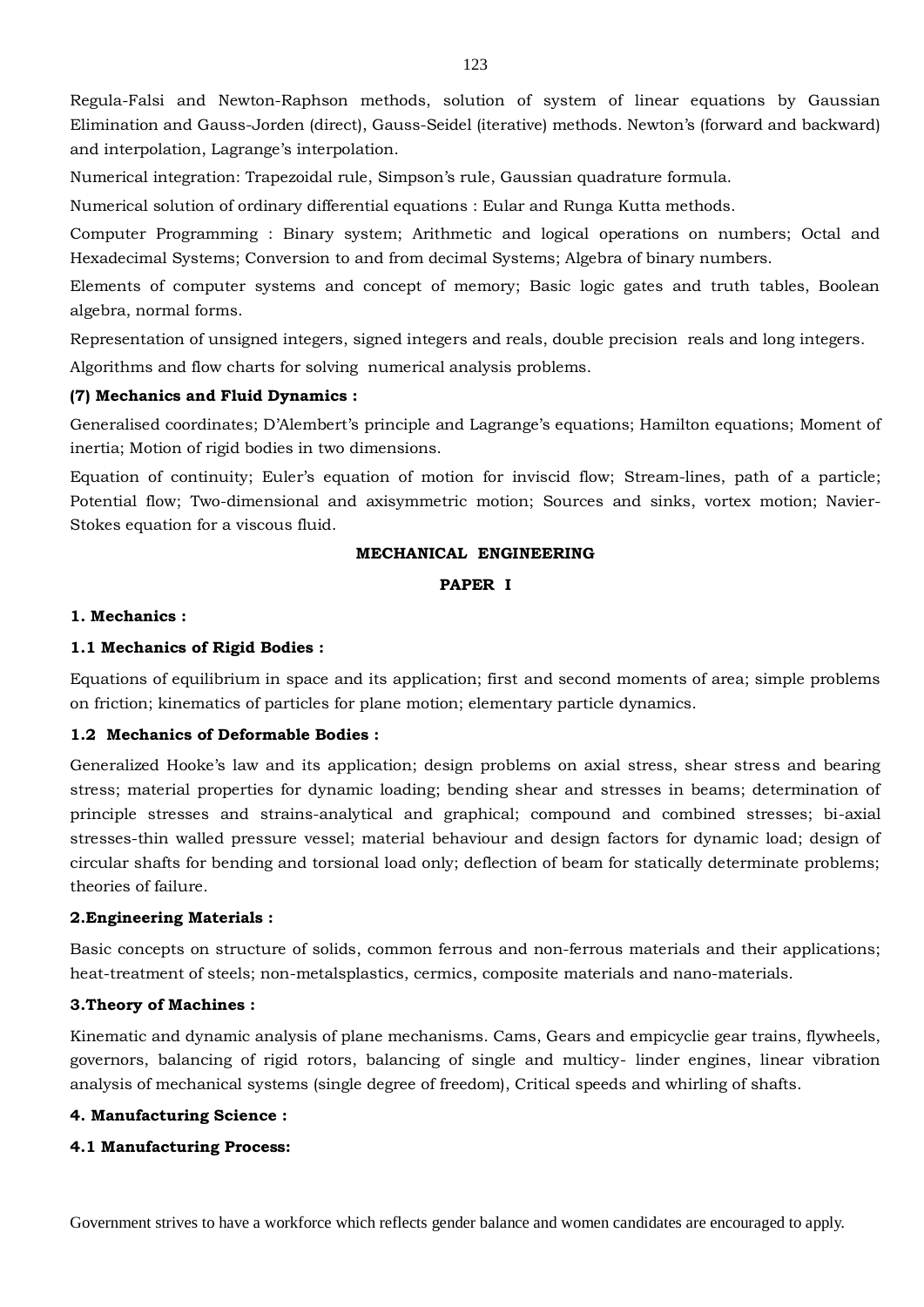Regula-Falsi and Newton-Raphson methods, solution of system of linear equations by Gaussian Elimination and Gauss-Jorden (direct), Gauss-Seidel (iterative) methods. Newton's (forward and backward) and interpolation, Lagrange's interpolation.

Numerical integration: Trapezoidal rule, Simpson's rule, Gaussian quadrature formula.

Numerical solution of ordinary differential equations : Eular and Runga Kutta methods.

Computer Programming : Binary system; Arithmetic and logical operations on numbers; Octal and Hexadecimal Systems; Conversion to and from decimal Systems; Algebra of binary numbers.

Elements of computer systems and concept of memory; Basic logic gates and truth tables, Boolean algebra, normal forms.

Representation of unsigned integers, signed integers and reals, double precision reals and long integers.

Algorithms and flow charts for solving numerical analysis problems.

**(7) Mechanics and Fluid Dynamics :**

Generalised coordinates; D'Alembert's principle and Lagrange's equations; Hamilton equations; Moment of inertia; Motion of rigid bodies in two dimensions.

Equation of continuity; Euler's equation of motion for inviscid flow; Stream-lines, path of a particle; Potential flow; Two-dimensional and axisymmetric motion; Sources and sinks, vortex motion; Navier-Stokes equation for a viscous fluid.

## MECHANICAL ENGINEERING

### PAPER I

**1. Mechanics :**

**1.1 Mechanics of Rigid Bodies :**

Equations of equilibrium in space and its application; first and second moments of area; simple problems on friction; kinematics of particles for plane motion; elementary particle dynamics.

**1.2 Mechanics of Deformable Bodies :**

Generalized Hooke's law and its application; design problems on axial stress, shear stress and bearing stress; material properties for dynamic loading; bending shear and stresses in beams; determination of principle stresses and strains-analytical and graphical; compound and combined stresses; bi-axial stresses-thin walled pressure vessel; material behaviour and design factors for dynamic load; design of circular shafts for bending and torsional load only; deflection of beam for statically determinate problems; theories of failure.

**2.Engineering Materials :**

Basic concepts on structure of solids, common ferrous and non-ferrous materials and their applications; heat-treatment of steels; non-metalsplastics, cermics, composite materials and nano-materials.

**3.Theory of Machines :**

Kinematic and dynamic analysis of plane mechanisms. Cams, Gears and empicyclie gear trains, flywheels, governors, balancing of rigid rotors, balancing of single and multicy- linder engines, linear vibration analysis of mechanical systems (single degree of freedom), Critical speeds and whirling of shafts.

**4. Manufacturing Science :**

**4.1 Manufacturing Process:**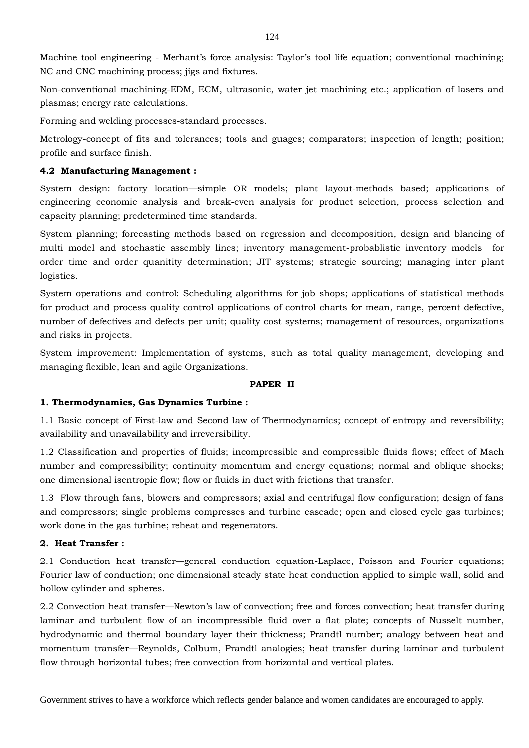Machine tool engineering - Merhant's force analysis: Taylor's tool life equation; conventional machining; NC and CNC machining process; jigs and fixtures.

Non-conventional machining-EDM, ECM, ultrasonic, water jet machining etc.; application of lasers and plasmas; energy rate calculations.

Forming and welding processes-standard processes.

Metrology-concept of fits and tolerances; tools and guages; comparators; inspection of length; position; profile and surface finish.

**4.2 Manufacturing Management :**

System design: factory location—simple OR models; plant layout-methods based; applications of engineering economic analysis and break-even analysis for product selection, process selection and capacity planning; predetermined time standards.

System planning; forecasting methods based on regression and decomposition, design and blancing of multi model and stochastic assembly lines; inventory management-probablistic inventory models for order time and order quanitity determination; JIT systems; strategic sourcing; managing inter plant logistics.

System operations and control: Scheduling algorithms for job shops; applications of statistical methods for product and process quality control applications of control charts for mean, range, percent defective, number of defectives and defects per unit; quality cost systems; management of resources, organizations and risks in projects.

System improvement: Implementation of systems, such as total quality management, developing and managing flexible, lean and agile Organizations.

## PAPER II

**1. Thermodynamics, Gas Dynamics Turbine :**

1.1 Basic concept of First-law and Second law of Thermodynamics; concept of entropy and reversibility; availability and unavailability and irreversibility.

1.2 Classification and properties of fluids; incompressible and compressible fluids flows; effect of Mach number and compressibility; continuity momentum and energy equations; normal and oblique shocks; one dimensional isentropic flow; flow or fluids in duct with frictions that transfer.

1.3 Flow through fans, blowers and compressors; axial and centrifugal flow configuration; design of fans and compressors; single problems compresses and turbine cascade; open and closed cycle gas turbines; work done in the gas turbine; reheat and regenerators.

**2. Heat Transfer :**

2.1 Conduction heat transfer—general conduction equation-Laplace, Poisson and Fourier equations; Fourier law of conduction; one dimensional steady state heat conduction applied to simple wall, solid and hollow cylinder and spheres.

2.2 Convection heat transfer—Newton's law of convection; free and forces convection; heat transfer during laminar and turbulent flow of an incompressible fluid over a flat plate; concepts of Nusselt number, hydrodynamic and thermal boundary layer their thickness; Prandtl number; analogy between heat and momentum transfer—Reynolds, Colbum, Prandtl analogies; heat transfer during laminar and turbulent flow through horizontal tubes; free convection from horizontal and vertical plates.

Government strives to have a workforce which reflects gender balance and women candidates are encouraged to apply.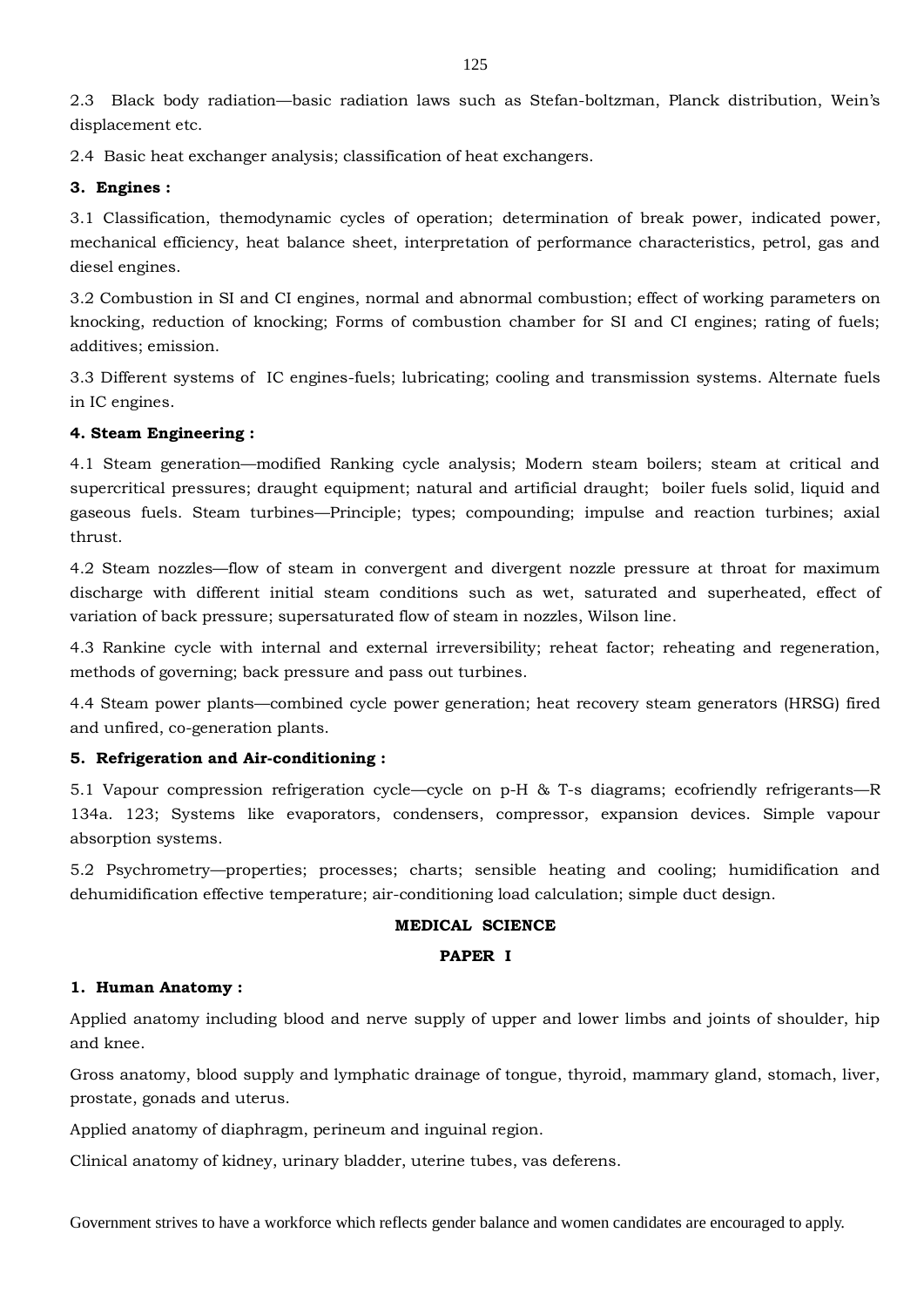2.3 Black body radiation—basic radiation laws such as Stefan-boltzman, Planck distribution, Wein's displacement etc.

2.4 Basic heat exchanger analysis; classification of heat exchangers.

**3. Engines :**

3.1 Classification, themodynamic cycles of operation; determination of break power, indicated power, mechanical efficiency, heat balance sheet, interpretation of performance characteristics, petrol, gas and diesel engines.

3.2 Combustion in SI and CI engines, normal and abnormal combustion; effect of working parameters on knocking, reduction of knocking; Forms of combustion chamber for SI and CI engines; rating of fuels; additives; emission.

3.3 Different systems of IC engines-fuels; lubricating; cooling and transmission systems. Alternate fuels in IC engines.

**4. Steam Engineering :**

4.1 Steam generation—modified Ranking cycle analysis; Modern steam boilers; steam at critical and supercritical pressures; draught equipment; natural and artificial draught; boiler fuels solid, liquid and gaseous fuels. Steam turbines—Principle; types; compounding; impulse and reaction turbines; axial thrust.

4.2 Steam nozzles—flow of steam in convergent and divergent nozzle pressure at throat for maximum discharge with different initial steam conditions such as wet, saturated and superheated, effect of variation of back pressure; supersaturated flow of steam in nozzles, Wilson line.

4.3 Rankine cycle with internal and external irreversibility; reheat factor; reheating and regeneration, methods of governing; back pressure and pass out turbines.

4.4 Steam power plants—combined cycle power generation; heat recovery steam generators (HRSG) fired and unfired, co-generation plants.

**5. Refrigeration and Air-conditioning :**

5.1 Vapour compression refrigeration cycle—cycle on p-H & T-s diagrams; ecofriendly refrigerants—R 134a. 123; Systems like evaporators, condensers, compressor, expansion devices. Simple vapour absorption systems.

5.2 Psychrometry—properties; processes; charts; sensible heating and cooling; humidification and dehumidification effective temperature; air-conditioning load calculation; simple duct design.

## MEDICAL SCIENCE

### PAPER I

**1. Human Anatomy :**

Applied anatomy including blood and nerve supply of upper and lower limbs and joints of shoulder, hip and knee.

Gross anatomy, blood supply and lymphatic drainage of tongue, thyroid, mammary gland, stomach, liver, prostate, gonads and uterus.

Applied anatomy of diaphragm, perineum and inguinal region.

Clinical anatomy of kidney, urinary bladder, uterine tubes, vas deferens.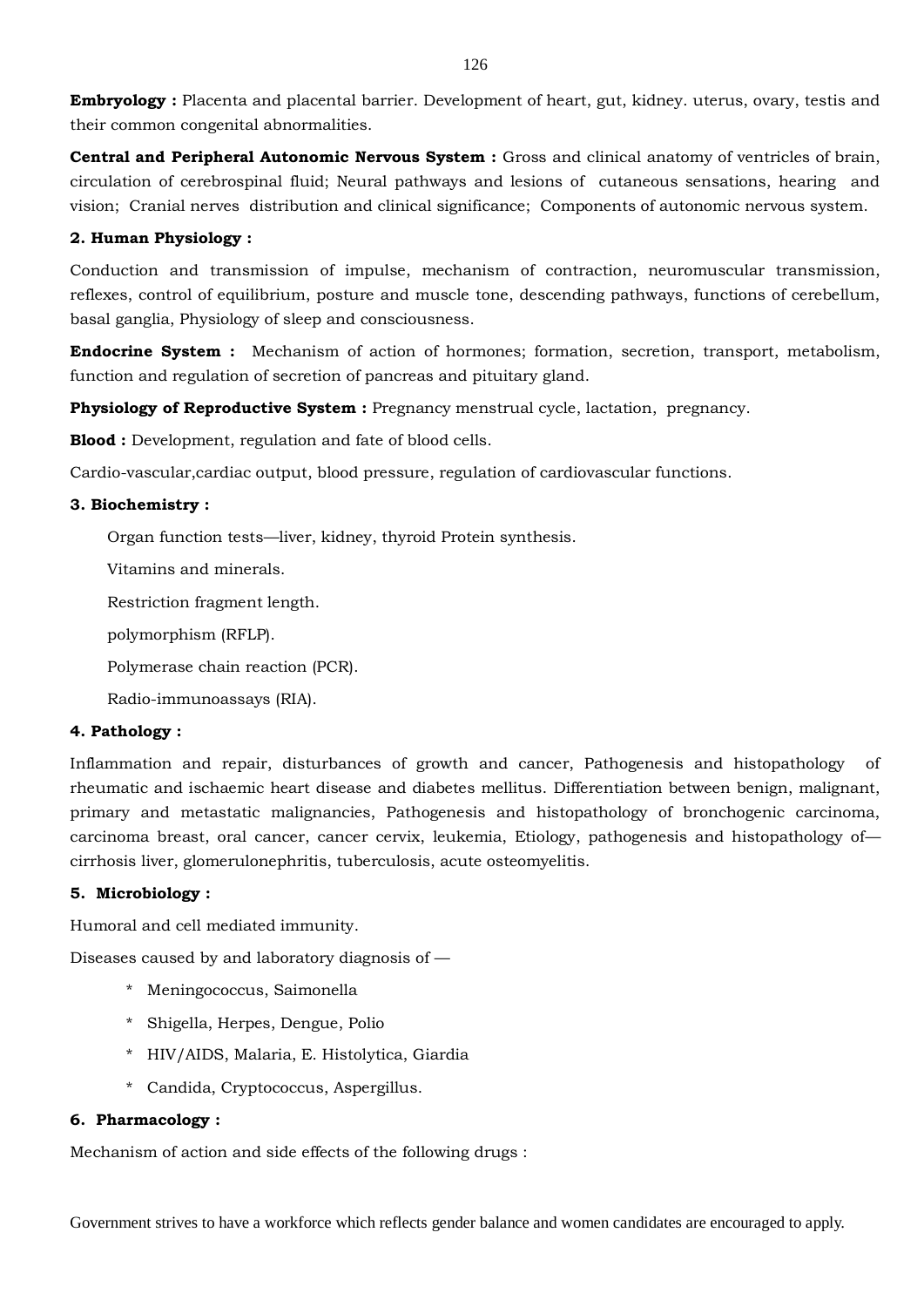**Embryology :** Placenta and placental barrier. Development of heart, gut, kidney. uterus, ovary, testis and their common congenital abnormalities.

**Central and Peripheral Autonomic Nervous System :** Gross and clinical anatomy of ventricles of brain, circulation of cerebrospinal fluid; Neural pathways and lesions of cutaneous sensations, hearing and vision; Cranial nerves distribution and clinical significance; Components of autonomic nervous system.

**2. Human Physiology :**

Conduction and transmission of impulse, mechanism of contraction, neuromuscular transmission, reflexes, control of equilibrium, posture and muscle tone, descending pathways, functions of cerebellum, basal ganglia, Physiology of sleep and consciousness.

**Endocrine System :** Mechanism of action of hormones; formation, secretion, transport, metabolism, function and regulation of secretion of pancreas and pituitary gland.

**Physiology of Reproductive System :** Pregnancy menstrual cycle, lactation, pregnancy.

**Blood :** Development, regulation and fate of blood cells.

Cardio-vascular,cardiac output, blood pressure, regulation of cardiovascular functions.

**3. Biochemistry :**

Organ function tests—liver, kidney, thyroid Protein synthesis.

Vitamins and minerals.

Restriction fragment length.

polymorphism (RFLP).

Polymerase chain reaction (PCR).

Radio-immunoassays (RIA).

**4. Pathology :**

Inflammation and repair, disturbances of growth and cancer, Pathogenesis and histopathology of rheumatic and ischaemic heart disease and diabetes mellitus. Differentiation between benign, malignant, primary and metastatic malignancies, Pathogenesis and histopathology of bronchogenic carcinoma, carcinoma breast, oral cancer, cancer cervix, leukemia, Etiology, pathogenesis and histopathology of—cirrhosis liver, glomerulonephritis, tuberculosis, acute osteomyelitis.

**5. Microbiology :**

Humoral and cell mediated immunity.

Diseases caused by and laboratory diagnosis of —

* Meningococcus, Saimonella
* Shigella, Herpes, Dengue, Polio
* HIV/AIDS, Malaria, E. Histolytica, Giardia
* Candida, Cryptococcus, Aspergillus.

**6. Pharmacology :**

Mechanism of action and side effects of the following drugs :

Government strives to have a workforce which reflects gender balance and women candidates are encouraged to apply.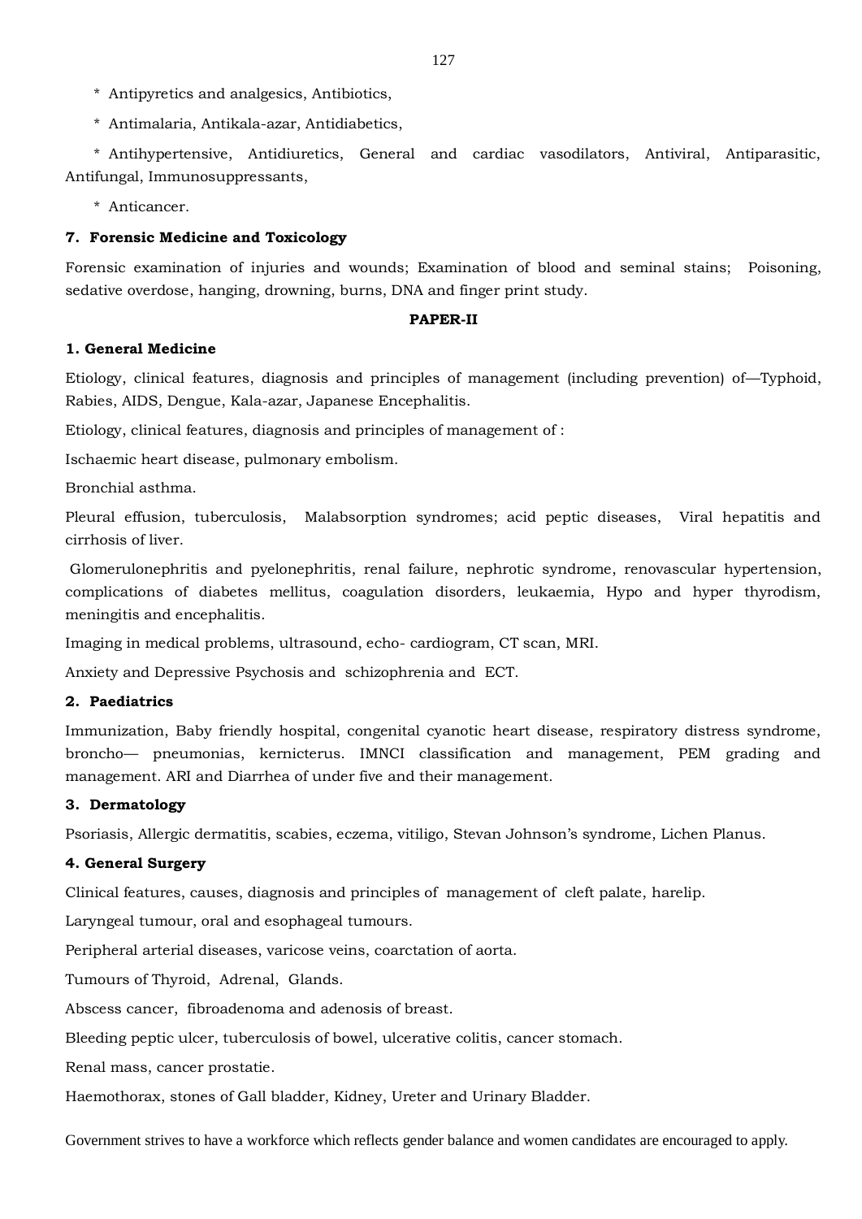* Antipyretics and analgesics, Antibiotics,
* Antimalaria, Antikala-azar, Antidiabetics,
* Antihypertensive, Antidiuretics, General and cardiac vasodilators, Antiviral, Antiparasitic, Antifungal, Immunosuppressants,
* Anticancer.

**7. Forensic Medicine and Toxicology**

Forensic examination of injuries and wounds; Examination of blood and seminal stains; Poisoning, sedative overdose, hanging, drowning, burns, DNA and finger print study.

**PAPER-II**

**1. General Medicine**

Etiology, clinical features, diagnosis and principles of management (including prevention) of—Typhoid, Rabies, AIDS, Dengue, Kala-azar, Japanese Encephalitis.

Etiology, clinical features, diagnosis and principles of management of :

Ischaemic heart disease, pulmonary embolism.

Bronchial asthma.

Pleural effusion, tuberculosis, Malabsorption syndromes; acid peptic diseases, Viral hepatitis and cirrhosis of liver.

Glomerulonephritis and pyelonephritis, renal failure, nephrotic syndrome, renovascular hypertension, complications of diabetes mellitus, coagulation disorders, leukaemia, Hypo and hyper thyrodism, meningitis and encephalitis.

Imaging in medical problems, ultrasound, echo- cardiogram, CT scan, MRI.

Anxiety and Depressive Psychosis and schizophrenia and ECT.

**2. Paediatrics**

Immunization, Baby friendly hospital, congenital cyanotic heart disease, respiratory distress syndrome, broncho— pneumonias, kernicterus. IMNCI classification and management, PEM grading and management. ARI and Diarrhea of under five and their management.

**3. Dermatology**

Psoriasis, Allergic dermatitis, scabies, eczema, vitiligo, Stevan Johnson's syndrome, Lichen Planus.

**4. General Surgery**

Clinical features, causes, diagnosis and principles of management of cleft palate, harelip.

Laryngeal tumour, oral and esophageal tumours.

Peripheral arterial diseases, varicose veins, coarctation of aorta.

Tumours of Thyroid, Adrenal, Glands.

Abscess cancer, fibroadenoma and adenosis of breast.

Bleeding peptic ulcer, tuberculosis of bowel, ulcerative colitis, cancer stomach.

Renal mass, cancer prostatie.

Haemothorax, stones of Gall bladder, Kidney, Ureter and Urinary Bladder.

Government strives to have a workforce which reflects gender balance and women candidates are encouraged to apply.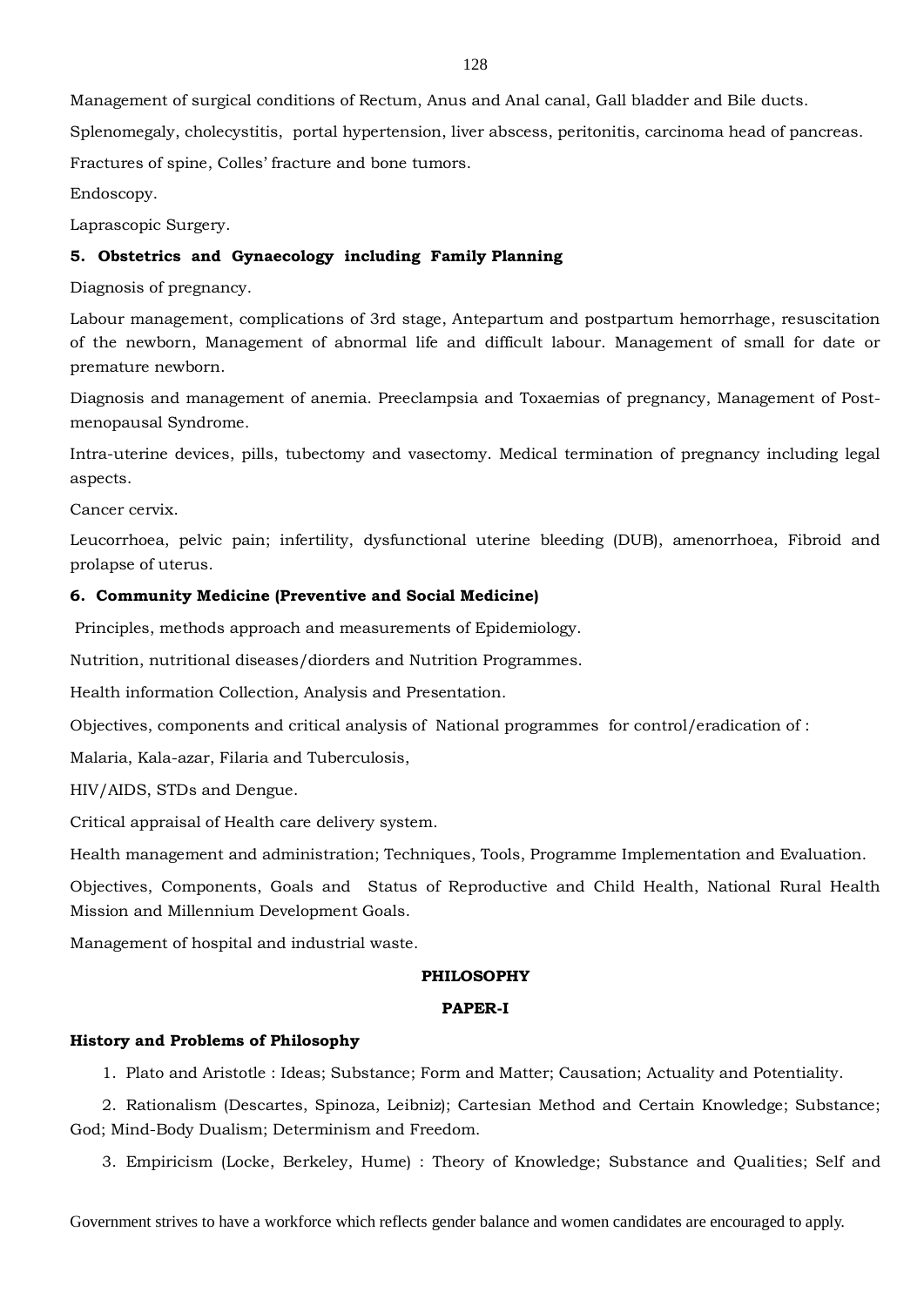Management of surgical conditions of Rectum, Anus and Anal canal, Gall bladder and Bile ducts.

Splenomegaly, cholecystitis, portal hypertension, liver abscess, peritonitis, carcinoma head of pancreas.

Fractures of spine, Colles' fracture and bone tumors.

Endoscopy.

Laprascopic Surgery.

**5. Obstetrics and Gynaecology including Family Planning**

Diagnosis of pregnancy.

Labour management, complications of 3rd stage, Antepartum and postpartum hemorrhage, resuscitation of the newborn, Management of abnormal life and difficult labour. Management of small for date or premature newborn.

Diagnosis and management of anemia. Preeclampsia and Toxaemias of pregnancy, Management of Post-menopausal Syndrome.

Intra-uterine devices, pills, tubectomy and vasectomy. Medical termination of pregnancy including legal aspects.

Cancer cervix.

Leucorrhoea, pelvic pain; infertility, dysfunctional uterine bleeding (DUB), amenorrhoea, Fibroid and prolapse of uterus.

**6. Community Medicine (Preventive and Social Medicine)**

Principles, methods approach and measurements of Epidemiology.

Nutrition, nutritional diseases/diorders and Nutrition Programmes.

Health information Collection, Analysis and Presentation.

Objectives, components and critical analysis of National programmes for control/eradication of :

Malaria, Kala-azar, Filaria and Tuberculosis,

HIV/AIDS, STDs and Dengue.

Critical appraisal of Health care delivery system.

Health management and administration; Techniques, Tools, Programme Implementation and Evaluation.

Objectives, Components, Goals and Status of Reproductive and Child Health, National Rural Health Mission and Millennium Development Goals.

Management of hospital and industrial waste.

## PHILOSOPHY

### PAPER-I

**History and Problems of Philosophy**

1. Plato and Aristotle : Ideas; Substance; Form and Matter; Causation; Actuality and Potentiality.

2. Rationalism (Descartes, Spinoza, Leibniz); Cartesian Method and Certain Knowledge; Substance; God; Mind-Body Dualism; Determinism and Freedom.

3. Empiricism (Locke, Berkeley, Hume) : Theory of Knowledge; Substance and Qualities; Self and

Government strives to have a workforce which reflects gender balance and women candidates are encouraged to apply.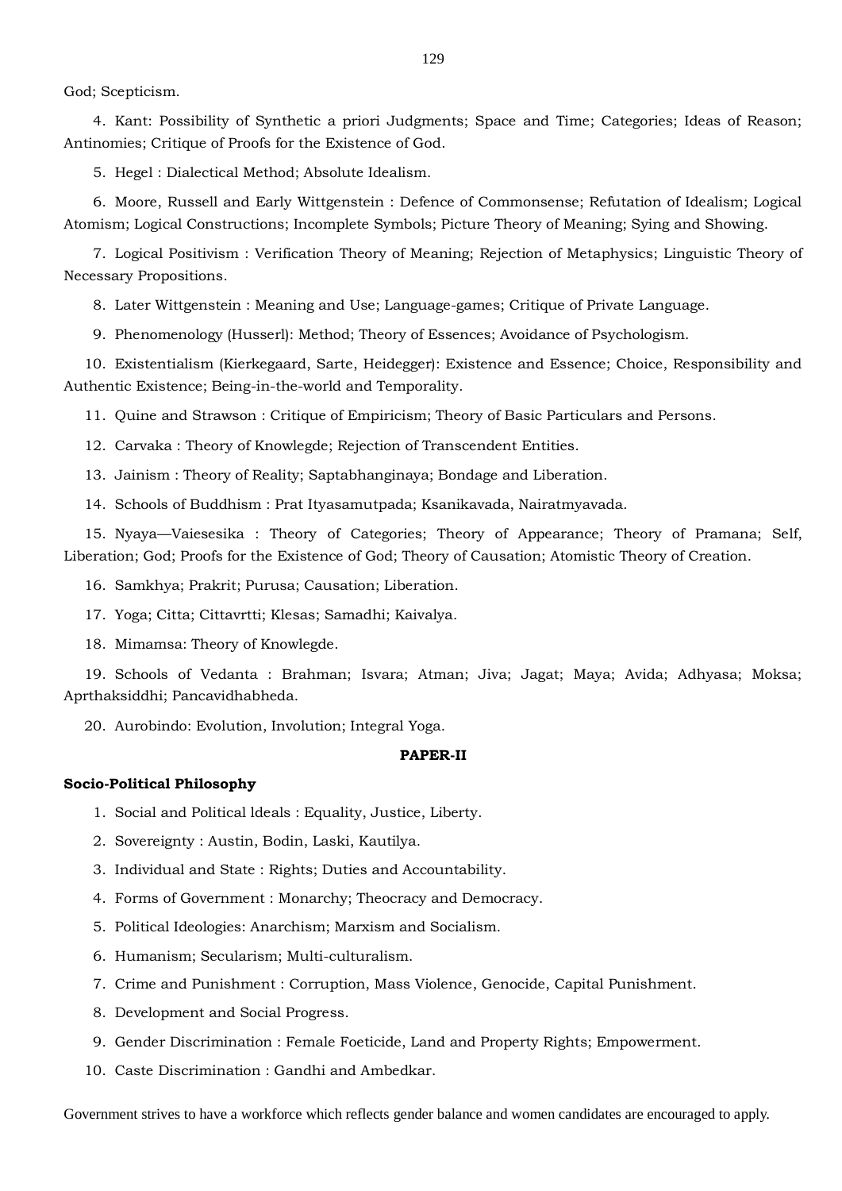God; Scepticism.

4. Kant: Possibility of Synthetic a priori Judgments; Space and Time; Categories; Ideas of Reason; Antinomies; Critique of Proofs for the Existence of God.

5. Hegel : Dialectical Method; Absolute Idealism.

6. Moore, Russell and Early Wittgenstein : Defence of Commonsense; Refutation of Idealism; Logical Atomism; Logical Constructions; Incomplete Symbols; Picture Theory of Meaning; Sying and Showing.

7. Logical Positivism : Verification Theory of Meaning; Rejection of Metaphysics; Linguistic Theory of Necessary Propositions.

8. Later Wittgenstein : Meaning and Use; Language-games; Critique of Private Language.

9. Phenomenology (Husserl): Method; Theory of Essences; Avoidance of Psychologism.

10. Existentialism (Kierkegaard, Sarte, Heidegger): Existence and Essence; Choice, Responsibility and Authentic Existence; Being-in-the-world and Temporality.

11. Quine and Strawson : Critique of Empiricism; Theory of Basic Particulars and Persons.

12. Carvaka : Theory of Knowlegde; Rejection of Transcendent Entities.

13. Jainism : Theory of Reality; Saptabhanginaya; Bondage and Liberation.

14. Schools of Buddhism : Prat Ityasamutpada; Ksanikavada, Nairatmyavada.

15. Nyaya—Vaiesesika : Theory of Categories; Theory of Appearance; Theory of Pramana; Self, Liberation; God; Proofs for the Existence of God; Theory of Causation; Atomistic Theory of Creation.

16. Samkhya; Prakrit; Purusa; Causation; Liberation.

17. Yoga; Citta; Cittavrtti; Klesas; Samadhi; Kaivalya.

18. Mimamsa: Theory of Knowlegde.

19. Schools of Vedanta : Brahman; Isvara; Atman; Jiva; Jagat; Maya; Avida; Adhyasa; Moksa; Aprthaksiddhi; Pancavidhabheda.

20. Aurobindo: Evolution, Involution; Integral Yoga.

## PAPER-II

### Socio-Political Philosophy

1. Social and Political ldeals : Equality, Justice, Liberty.
2. Sovereignty : Austin, Bodin, Laski, Kautilya.
3. Individual and State : Rights; Duties and Accountability.
4. Forms of Government : Monarchy; Theocracy and Democracy.
5. Political Ideologies: Anarchism; Marxism and Socialism.
6. Humanism; Secularism; Multi-culturalism.
7. Crime and Punishment : Corruption, Mass Violence, Genocide, Capital Punishment.
8. Development and Social Progress.
9. Gender Discrimination : Female Foeticide, Land and Property Rights; Empowerment.
10. Caste Discrimination : Gandhi and Ambedkar.

Government strives to have a workforce which reflects gender balance and women candidates are encouraged to apply.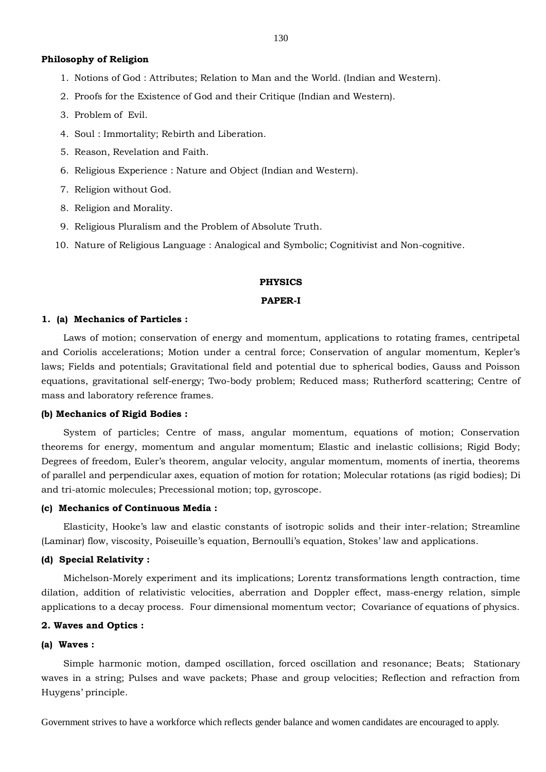**Philosophy of Religion**

1. Notions of God : Attributes; Relation to Man and the World. (Indian and Western).
2. Proofs for the Existence of God and their Critique (Indian and Western).
3. Problem of Evil.
4. Soul : Immortality; Rebirth and Liberation.
5. Reason, Revelation and Faith.
6. Religious Experience : Nature and Object (Indian and Western).
7. Religion without God.
8. Religion and Morality.
9. Religious Pluralism and the Problem of Absolute Truth.
10. Nature of Religious Language : Analogical and Symbolic; Cognitivist and Non-cognitive.

## PHYSICS

## PAPER-I

**1. (a) Mechanics of Particles :**

Laws of motion; conservation of energy and momentum, applications to rotating frames, centripetal and Coriolis accelerations; Motion under a central force; Conservation of angular momentum, Kepler's laws; Fields and potentials; Gravitational field and potential due to spherical bodies, Gauss and Poisson equations, gravitational self-energy; Two-body problem; Reduced mass; Rutherford scattering; Centre of mass and laboratory reference frames.

**(b) Mechanics of Rigid Bodies :**

System of particles; Centre of mass, angular momentum, equations of motion; Conservation theorems for energy, momentum and angular momentum; Elastic and inelastic collisions; Rigid Body; Degrees of freedom, Euler's theorem, angular velocity, angular momentum, moments of inertia, theorems of parallel and perpendicular axes, equation of motion for rotation; Molecular rotations (as rigid bodies); Di and tri-atomic molecules; Precessional motion; top, gyroscope.

**(c) Mechanics of Continuous Media :**

Elasticity, Hooke's law and elastic constants of isotropic solids and their inter-relation; Streamline (Laminar) flow, viscosity, Poiseuille's equation, Bernoulli's equation, Stokes' law and applications.

**(d) Special Relativity :**

Michelson-Morely experiment and its implications; Lorentz transformations length contraction, time dilation, addition of relativistic velocities, aberration and Doppler effect, mass-energy relation, simple applications to a decay process. Four dimensional momentum vector; Covariance of equations of physics.

**2. Waves and Optics :**

**(a) Waves :**

Simple harmonic motion, damped oscillation, forced oscillation and resonance; Beats; Stationary waves in a string; Pulses and wave packets; Phase and group velocities; Reflection and refraction from Huygens' principle.

Government strives to have a workforce which reflects gender balance and women candidates are encouraged to apply.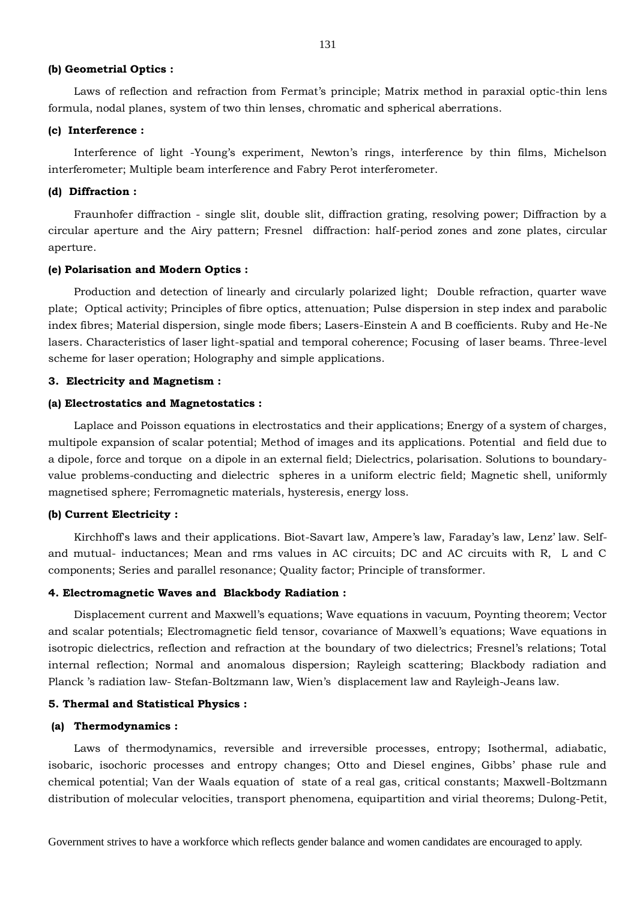#### (b) Geometrial Optics :

Laws of reflection and refraction from Fermat's principle; Matrix method in paraxial optic-thin lens formula, nodal planes, system of two thin lenses, chromatic and spherical aberrations.

#### (c) Interference :

Interference of light -Young's experiment, Newton's rings, interference by thin films, Michelson interferometer; Multiple beam interference and Fabry Perot interferometer.

#### (d) Diffraction :

Fraunhofer diffraction - single slit, double slit, diffraction grating, resolving power; Diffraction by a circular aperture and the Airy pattern; Fresnel diffraction: half-period zones and zone plates, circular aperture.

#### (e) Polarisation and Modern Optics :

Production and detection of linearly and circularly polarized light; Double refraction, quarter wave plate; Optical activity; Principles of fibre optics, attenuation; Pulse dispersion in step index and parabolic index fibres; Material dispersion, single mode fibers; Lasers-Einstein A and B coefficients. Ruby and He-Ne lasers. Characteristics of laser light-spatial and temporal coherence; Focusing of laser beams. Three-level scheme for laser operation; Holography and simple applications.

### 3. Electricity and Magnetism :

#### (a) Electrostatics and Magnetostatics :

Laplace and Poisson equations in electrostatics and their applications; Energy of a system of charges, multipole expansion of scalar potential; Method of images and its applications. Potential and field due to a dipole, force and torque on a dipole in an external field; Dielectrics, polarisation. Solutions to boundary-value problems-conducting and dielectric spheres in a uniform electric field; Magnetic shell, uniformly magnetised sphere; Ferromagnetic materials, hysteresis, energy loss.

#### (b) Current Electricity :

Kirchhoff's laws and their applications. Biot-Savart law, Ampere's law, Faraday's law, Lenz' law. Self- and mutual- inductances; Mean and rms values in AC circuits; DC and AC circuits with R, L and C components; Series and parallel resonance; Quality factor; Principle of transformer.

### 4. Electromagnetic Waves and Blackbody Radiation :

Displacement current and Maxwell's equations; Wave equations in vacuum, Poynting theorem; Vector and scalar potentials; Electromagnetic field tensor, covariance of Maxwell's equations; Wave equations in isotropic dielectrics, reflection and refraction at the boundary of two dielectrics; Fresnel's relations; Total internal reflection; Normal and anomalous dispersion; Rayleigh scattering; Blackbody radiation and Planck 's radiation law- Stefan-Boltzmann law, Wien's displacement law and Rayleigh-Jeans law.

### 5. Thermal and Statistical Physics :

#### (a) Thermodynamics :

Laws of thermodynamics, reversible and irreversible processes, entropy; Isothermal, adiabatic, isobaric, isochoric processes and entropy changes; Otto and Diesel engines, Gibbs' phase rule and chemical potential; Van der Waals equation of state of a real gas, critical constants; Maxwell-Boltzmann distribution of molecular velocities, transport phenomena, equipartition and virial theorems; Dulong-Petit,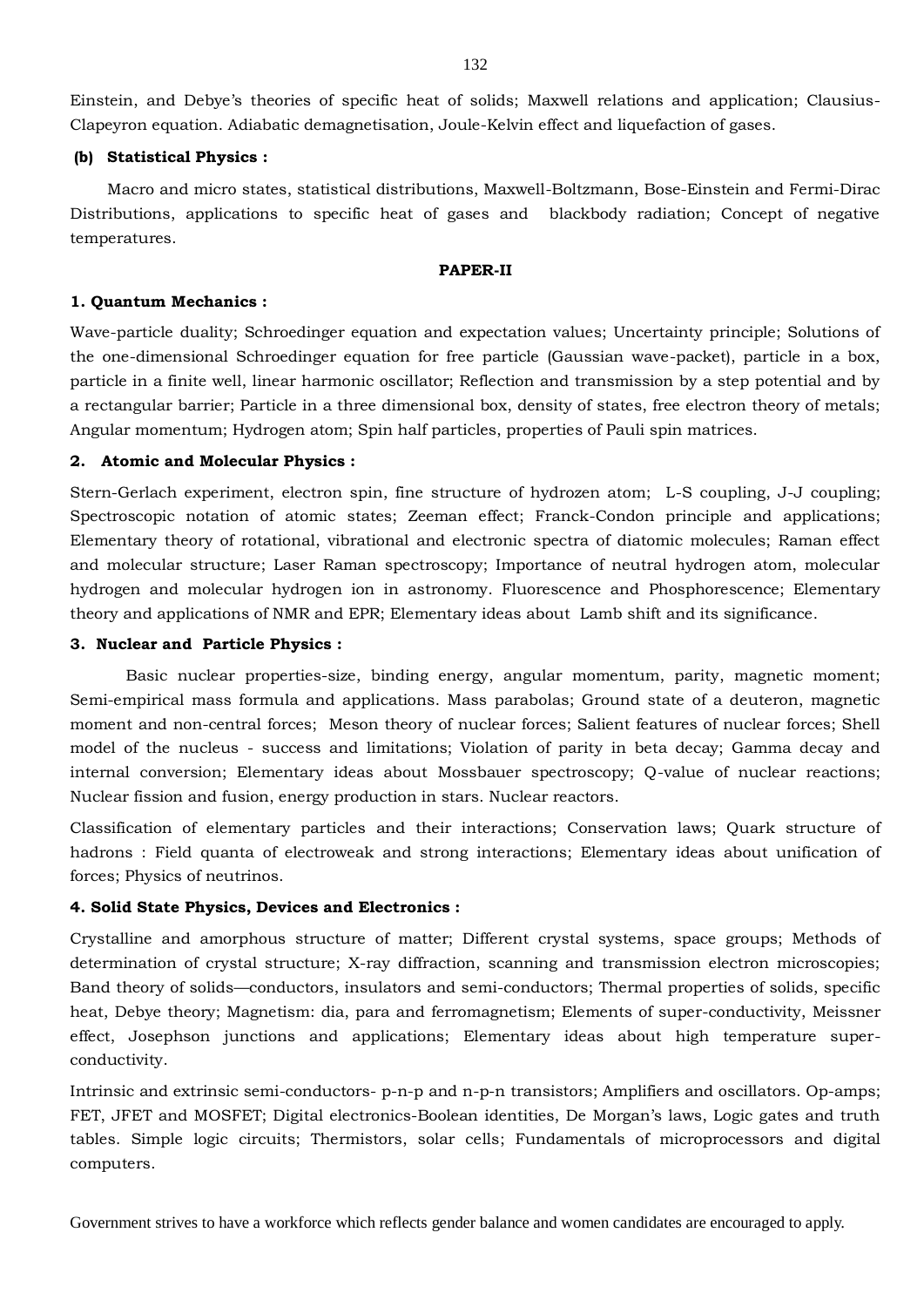Einstein, and Debye's theories of specific heat of solids; Maxwell relations and application; Clausius-Clapeyron equation. Adiabatic demagnetisation, Joule-Kelvin effect and liquefaction of gases.

**(b) Statistical Physics :**

Macro and micro states, statistical distributions, Maxwell-Boltzmann, Bose-Einstein and Fermi-Dirac Distributions, applications to specific heat of gases and blackbody radiation; Concept of negative temperatures.

## PAPER-II

### 1. Quantum Mechanics :

Wave-particle duality; Schroedinger equation and expectation values; Uncertainty principle; Solutions of the one-dimensional Schroedinger equation for free particle (Gaussian wave-packet), particle in a box, particle in a finite well, linear harmonic oscillator; Reflection and transmission by a step potential and by a rectangular barrier; Particle in a three dimensional box, density of states, free electron theory of metals; Angular momentum; Hydrogen atom; Spin half particles, properties of Pauli spin matrices.

### 2. Atomic and Molecular Physics :

Stern-Gerlach experiment, electron spin, fine structure of hydrozen atom; L-S coupling, J-J coupling; Spectroscopic notation of atomic states; Zeeman effect; Franck-Condon principle and applications; Elementary theory of rotational, vibrational and electronic spectra of diatomic molecules; Raman effect and molecular structure; Laser Raman spectroscopy; Importance of neutral hydrogen atom, molecular hydrogen and molecular hydrogen ion in astronomy. Fluorescence and Phosphorescence; Elementary theory and applications of NMR and EPR; Elementary ideas about Lamb shift and its significance.

### 3. Nuclear and Particle Physics :

Basic nuclear properties-size, binding energy, angular momentum, parity, magnetic moment; Semi-empirical mass formula and applications. Mass parabolas; Ground state of a deuteron, magnetic moment and non-central forces; Meson theory of nuclear forces; Salient features of nuclear forces; Shell model of the nucleus - success and limitations; Violation of parity in beta decay; Gamma decay and internal conversion; Elementary ideas about Mossbauer spectroscopy; Q-value of nuclear reactions; Nuclear fission and fusion, energy production in stars. Nuclear reactors.

Classification of elementary particles and their interactions; Conservation laws; Quark structure of hadrons : Field quanta of electroweak and strong interactions; Elementary ideas about unification of forces; Physics of neutrinos.

### 4. Solid State Physics, Devices and Electronics :

Crystalline and amorphous structure of matter; Different crystal systems, space groups; Methods of determination of crystal structure; X-ray diffraction, scanning and transmission electron microscopies; Band theory of solids—conductors, insulators and semi-conductors; Thermal properties of solids, specific heat, Debye theory; Magnetism: dia, para and ferromagnetism; Elements of super-conductivity, Meissner effect, Josephson junctions and applications; Elementary ideas about high temperature super-conductivity.

Intrinsic and extrinsic semi-conductors- p-n-p and n-p-n transistors; Amplifiers and oscillators. Op-amps; FET, JFET and MOSFET; Digital electronics-Boolean identities, De Morgan's laws, Logic gates and truth tables. Simple logic circuits; Thermistors, solar cells; Fundamentals of microprocessors and digital computers.

Government strives to have a workforce which reflects gender balance and women candidates are encouraged to apply.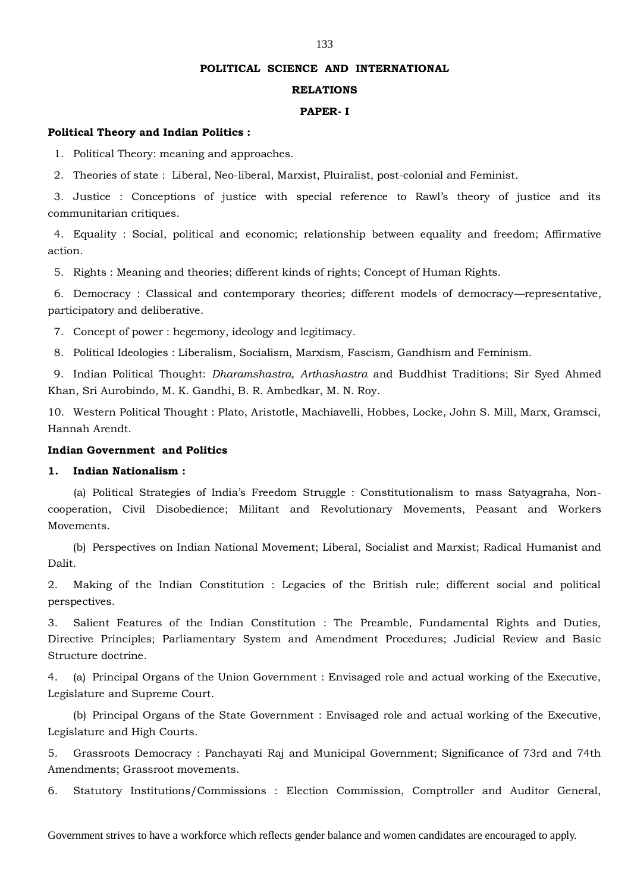## POLITICAL SCIENCE AND INTERNATIONAL RELATIONS

### PAPER- I

**Political Theory and Indian Politics :**

1. Political Theory: meaning and approaches.
2. Theories of state : Liberal, Neo-liberal, Marxist, Pluiralist, post-colonial and Feminist.
3. Justice : Conceptions of justice with special reference to Rawl's theory of justice and its communitarian critiques.
4. Equality : Social, political and economic; relationship between equality and freedom; Affirmative action.
5. Rights : Meaning and theories; different kinds of rights; Concept of Human Rights.
6. Democracy : Classical and contemporary theories; different models of democracy—representative, participatory and deliberative.
7. Concept of power : hegemony, ideology and legitimacy.
8. Political Ideologies : Liberalism, Socialism, Marxism, Fascism, Gandhism and Feminism.
9. Indian Political Thought: *Dharamshastra, Arthashastra* and Buddhist Traditions; Sir Syed Ahmed Khan, Sri Aurobindo, M. K. Gandhi, B. R. Ambedkar, M. N. Roy.
10. Western Political Thought : Plato, Aristotle, Machiavelli, Hobbes, Locke, John S. Mill, Marx, Gramsci, Hannah Arendt.

**Indian Government and Politics**

**1. Indian Nationalism :**

(a) Political Strategies of India's Freedom Struggle : Constitutionalism to mass Satyagraha, Non-cooperation, Civil Disobedience; Militant and Revolutionary Movements, Peasant and Workers Movements.

(b) Perspectives on Indian National Movement; Liberal, Socialist and Marxist; Radical Humanist and Dalit.

2. Making of the Indian Constitution : Legacies of the British rule; different social and political perspectives.

3. Salient Features of the Indian Constitution : The Preamble, Fundamental Rights and Duties, Directive Principles; Parliamentary System and Amendment Procedures; Judicial Review and Basic Structure doctrine.

4. (a) Principal Organs of the Union Government : Envisaged role and actual working of the Executive, Legislature and Supreme Court.

(b) Principal Organs of the State Government : Envisaged role and actual working of the Executive, Legislature and High Courts.

5. Grassroots Democracy : Panchayati Raj and Municipal Government; Significance of 73rd and 74th Amendments; Grassroot movements.

6. Statutory Institutions/Commissions : Election Commission, Comptroller and Auditor General,

Government strives to have a workforce which reflects gender balance and women candidates are encouraged to apply.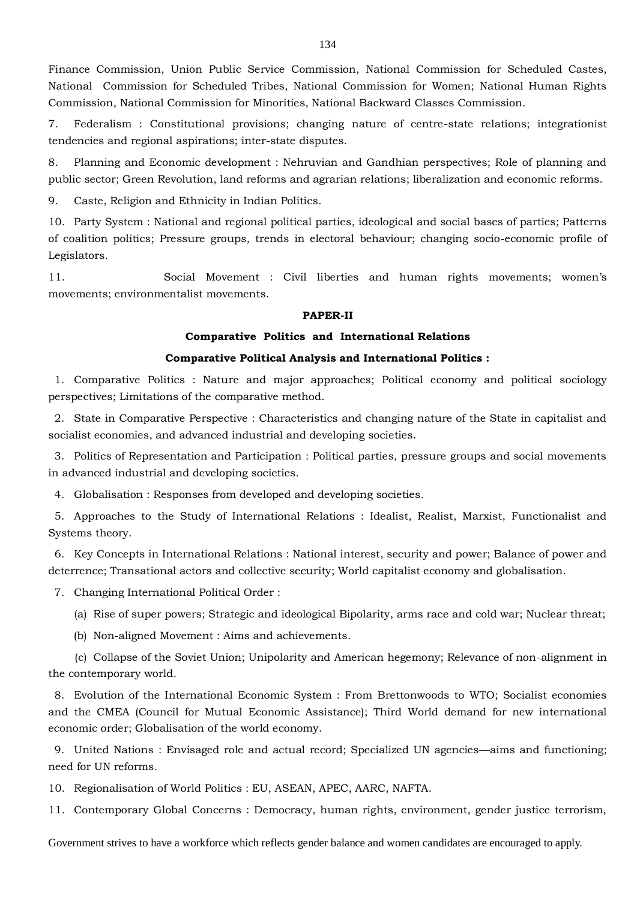Finance Commission, Union Public Service Commission, National Commission for Scheduled Castes, National Commission for Scheduled Tribes, National Commission for Women; National Human Rights Commission, National Commission for Minorities, National Backward Classes Commission.

7. Federalism : Constitutional provisions; changing nature of centre-state relations; integrationist tendencies and regional aspirations; inter-state disputes.

8. Planning and Economic development : Nehruvian and Gandhian perspectives; Role of planning and public sector; Green Revolution, land reforms and agrarian relations; liberalization and economic reforms.

9. Caste, Religion and Ethnicity in Indian Politics.

10. Party System : National and regional political parties, ideological and social bases of parties; Patterns of coalition politics; Pressure groups, trends in electoral behaviour; changing socio-economic profile of Legislators.

11. Social Movement : Civil liberties and human rights movements; women's movements; environmentalist movements.

**PAPER-II**

**Comparative Politics and International Relations**

**Comparative Political Analysis and International Politics :**

1. Comparative Politics : Nature and major approaches; Political economy and political sociology perspectives; Limitations of the comparative method.

2. State in Comparative Perspective : Characteristics and changing nature of the State in capitalist and socialist economies, and advanced industrial and developing societies.

3. Politics of Representation and Participation : Political parties, pressure groups and social movements in advanced industrial and developing societies.

4. Globalisation : Responses from developed and developing societies.

5. Approaches to the Study of International Relations : Idealist, Realist, Marxist, Functionalist and Systems theory.

6. Key Concepts in International Relations : National interest, security and power; Balance of power and deterrence; Transational actors and collective security; World capitalist economy and globalisation.

7. Changing International Political Order :

   (a) Rise of super powers; Strategic and ideological Bipolarity, arms race and cold war; Nuclear threat;

   (b) Non-aligned Movement : Aims and achievements.

   (c) Collapse of the Soviet Union; Unipolarity and American hegemony; Relevance of non-alignment in the contemporary world.

8. Evolution of the International Economic System : From Brettonwoods to WTO; Socialist economies and the CMEA (Council for Mutual Economic Assistance); Third World demand for new international economic order; Globalisation of the world economy.

9. United Nations : Envisaged role and actual record; Specialized UN agencies—aims and functioning; need for UN reforms.

10. Regionalisation of World Politics : EU, ASEAN, APEC, AARC, NAFTA.

11. Contemporary Global Concerns : Democracy, human rights, environment, gender justice terrorism,

Government strives to have a workforce which reflects gender balance and women candidates are encouraged to apply.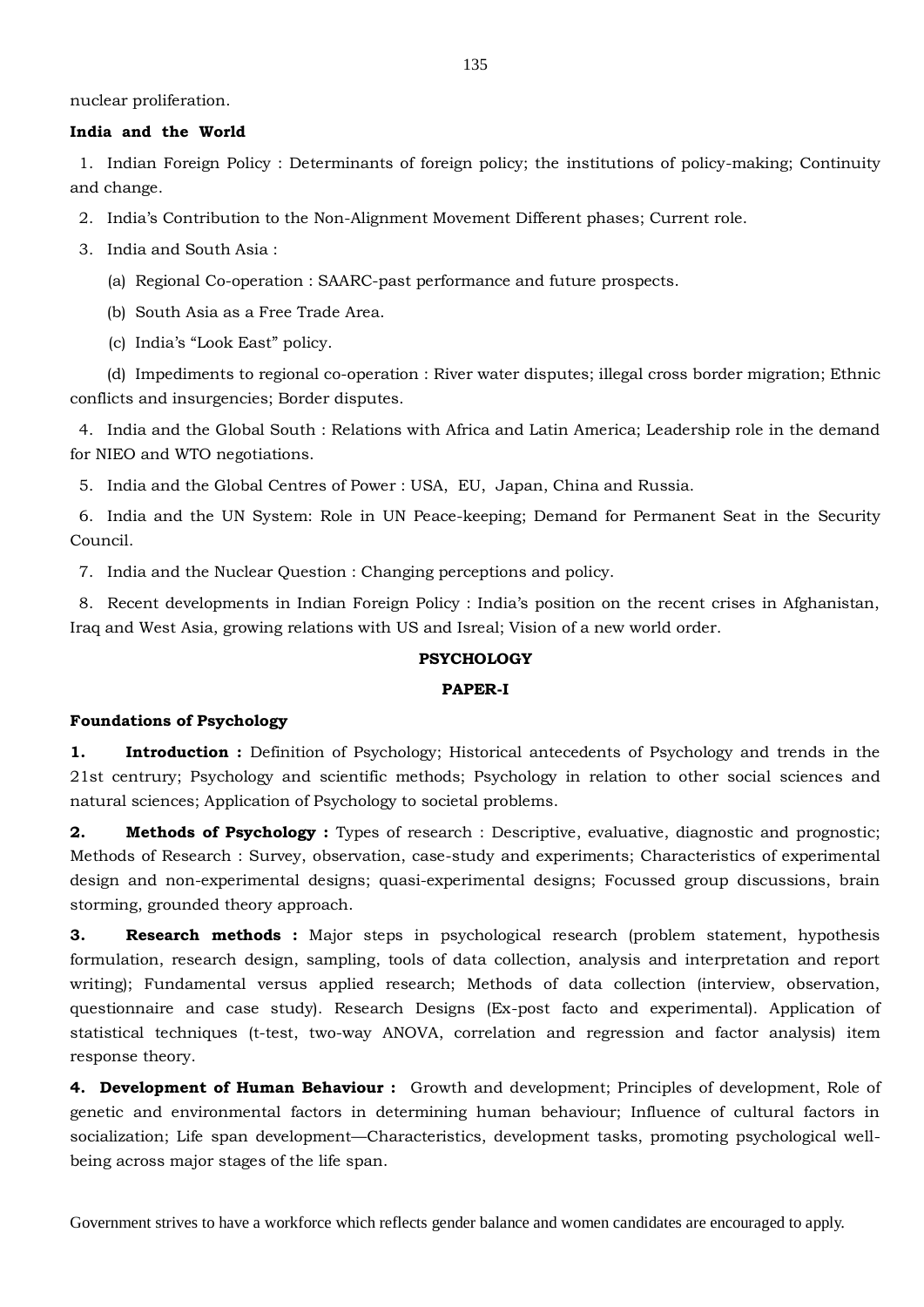nuclear proliferation.

**India and the World**

1. Indian Foreign Policy : Determinants of foreign policy; the institutions of policy-making; Continuity and change.

2. India's Contribution to the Non-Alignment Movement Different phases; Current role.

3. India and South Asia :

   (a) Regional Co-operation : SAARC-past performance and future prospects.

   (b) South Asia as a Free Trade Area.

   (c) India's "Look East" policy.

   (d) Impediments to regional co-operation : River water disputes; illegal cross border migration; Ethnic conflicts and insurgencies; Border disputes.

4. India and the Global South : Relations with Africa and Latin America; Leadership role in the demand for NIEO and WTO negotiations.

5. India and the Global Centres of Power : USA, EU, Japan, China and Russia.

6. India and the UN System: Role in UN Peace-keeping; Demand for Permanent Seat in the Security Council.

7. India and the Nuclear Question : Changing perceptions and policy.

8. Recent developments in Indian Foreign Policy : India's position on the recent crises in Afghanistan, Iraq and West Asia, growing relations with US and Isreal; Vision of a new world order.

## PSYCHOLOGY

### PAPER-I

**Foundations of Psychology**

**1. Introduction :** Definition of Psychology; Historical antecedents of Psychology and trends in the 21st centrury; Psychology and scientific methods; Psychology in relation to other social sciences and natural sciences; Application of Psychology to societal problems.

**2. Methods of Psychology :** Types of research : Descriptive, evaluative, diagnostic and prognostic; Methods of Research : Survey, observation, case-study and experiments; Characteristics of experimental design and non-experimental designs; quasi-experimental designs; Focussed group discussions, brain storming, grounded theory approach.

**3. Research methods :** Major steps in psychological research (problem statement, hypothesis formulation, research design, sampling, tools of data collection, analysis and interpretation and report writing); Fundamental versus applied research; Methods of data collection (interview, observation, questionnaire and case study). Research Designs (Ex-post facto and experimental). Application of statistical techniques (t-test, two-way ANOVA, correlation and regression and factor analysis) item response theory.

**4. Development of Human Behaviour :** Growth and development; Principles of development, Role of genetic and environmental factors in determining human behaviour; Influence of cultural factors in socialization; Life span development—Characteristics, development tasks, promoting psychological well-being across major stages of the life span.

Government strives to have a workforce which reflects gender balance and women candidates are encouraged to apply.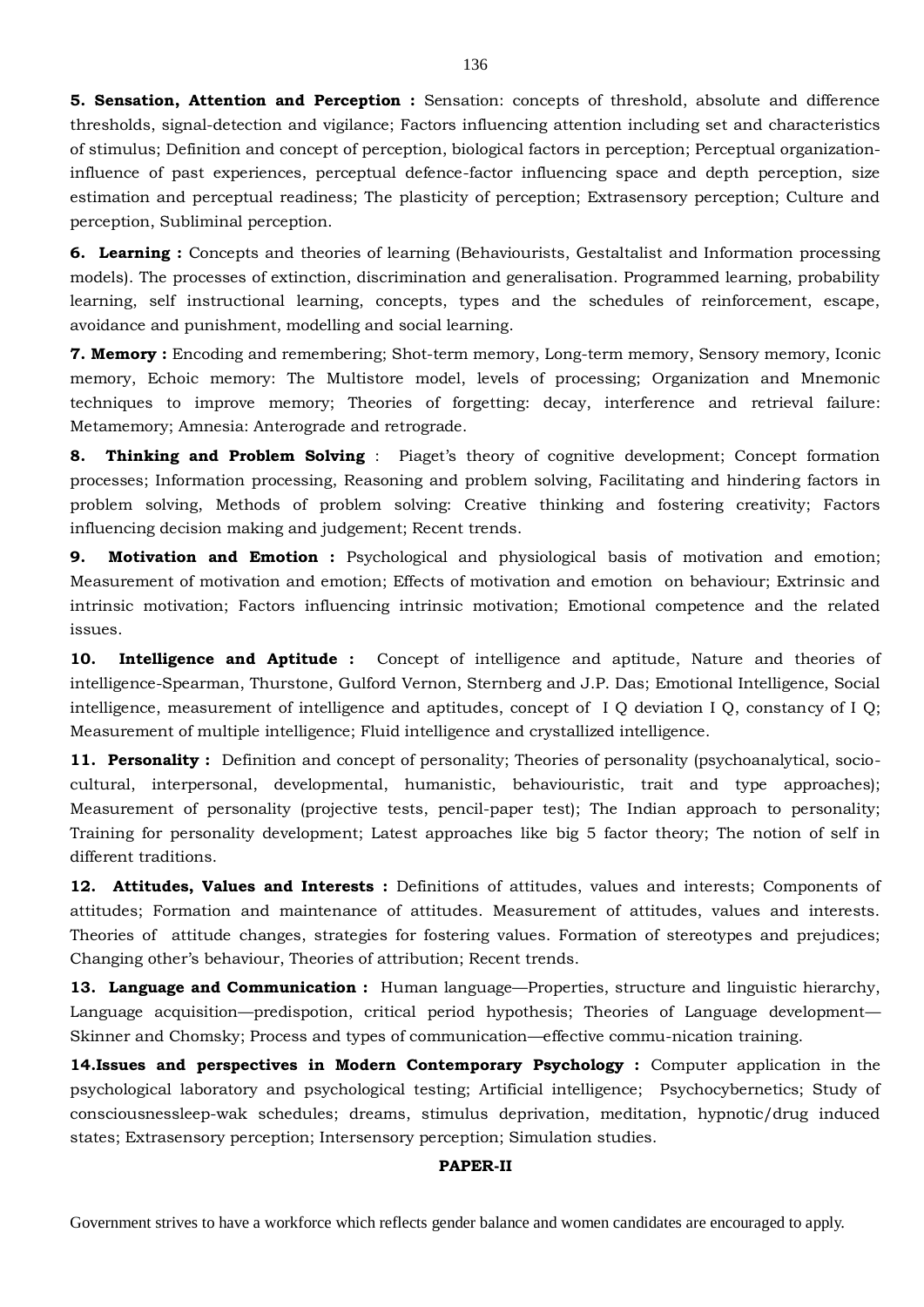**5. Sensation, Attention and Perception :** Sensation: concepts of threshold, absolute and difference thresholds, signal-detection and vigilance; Factors influencing attention including set and characteristics of stimulus; Definition and concept of perception, biological factors in perception; Perceptual organization-influence of past experiences, perceptual defence-factor influencing space and depth perception, size estimation and perceptual readiness; The plasticity of perception; Extrasensory perception; Culture and perception, Subliminal perception.

**6. Learning :** Concepts and theories of learning (Behaviourists, Gestaltalist and Information processing models). The processes of extinction, discrimination and generalisation. Programmed learning, probability learning, self instructional learning, concepts, types and the schedules of reinforcement, escape, avoidance and punishment, modelling and social learning.

**7. Memory :** Encoding and remembering; Shot-term memory, Long-term memory, Sensory memory, Iconic memory, Echoic memory: The Multistore model, levels of processing; Organization and Mnemonic techniques to improve memory; Theories of forgetting: decay, interference and retrieval failure: Metamemory; Amnesia: Anterograde and retrograde.

**8. Thinking and Problem Solving** : Piaget's theory of cognitive development; Concept formation processes; Information processing, Reasoning and problem solving, Facilitating and hindering factors in problem solving, Methods of problem solving: Creative thinking and fostering creativity; Factors influencing decision making and judgement; Recent trends.

**9. Motivation and Emotion :** Psychological and physiological basis of motivation and emotion; Measurement of motivation and emotion; Effects of motivation and emotion on behaviour; Extrinsic and intrinsic motivation; Factors influencing intrinsic motivation; Emotional competence and the related issues.

**10. Intelligence and Aptitude :** Concept of intelligence and aptitude, Nature and theories of intelligence-Spearman, Thurstone, Gulford Vernon, Sternberg and J.P. Das; Emotional Intelligence, Social intelligence, measurement of intelligence and aptitudes, concept of I Q deviation I Q, constancy of I Q; Measurement of multiple intelligence; Fluid intelligence and crystallized intelligence.

**11. Personality :** Definition and concept of personality; Theories of personality (psychoanalytical, socio-cultural, interpersonal, developmental, humanistic, behaviouristic, trait and type approaches); Measurement of personality (projective tests, pencil-paper test); The Indian approach to personality; Training for personality development; Latest approaches like big 5 factor theory; The notion of self in different traditions.

**12. Attitudes, Values and Interests :** Definitions of attitudes, values and interests; Components of attitudes; Formation and maintenance of attitudes. Measurement of attitudes, values and interests. Theories of attitude changes, strategies for fostering values. Formation of stereotypes and prejudices; Changing other's behaviour, Theories of attribution; Recent trends.

**13. Language and Communication :** Human language—Properties, structure and linguistic hierarchy, Language acquisition—predispotion, critical period hypothesis; Theories of Language development—Skinner and Chomsky; Process and types of communication—effective commu-nication training.

**14.Issues and perspectives in Modern Contemporary Psychology :** Computer application in the psychological laboratory and psychological testing; Artificial intelligence; Psychocybernetics; Study of consciousnessleep-wak schedules; dreams, stimulus deprivation, meditation, hypnotic/drug induced states; Extrasensory perception; Intersensory perception; Simulation studies.

**PAPER-II**

Government strives to have a workforce which reflects gender balance and women candidates are encouraged to apply.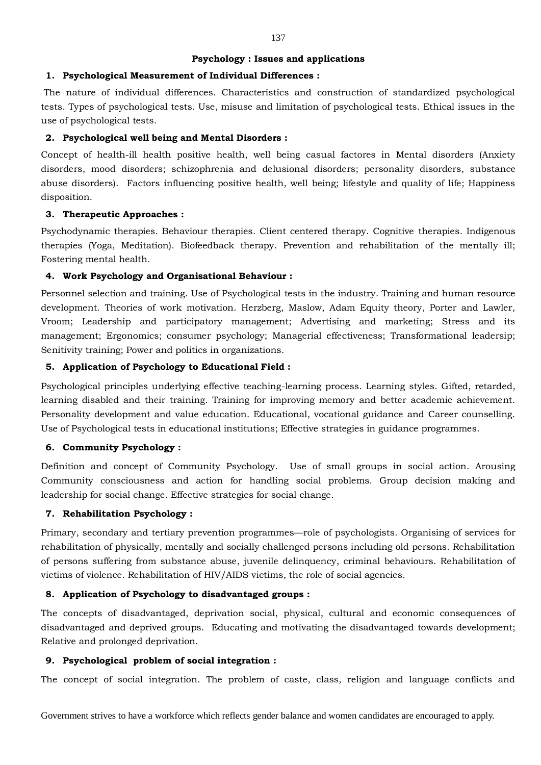## Psychology : Issues and applications

### 1. Psychological Measurement of Individual Differences :

The nature of individual differences. Characteristics and construction of standardized psychological tests. Types of psychological tests. Use, misuse and limitation of psychological tests. Ethical issues in the use of psychological tests.

### 2. Psychological well being and Mental Disorders :

Concept of health-ill health positive health, well being casual factores in Mental disorders (Anxiety disorders, mood disorders; schizophrenia and delusional disorders; personality disorders, substance abuse disorders). Factors influencing positive health, well being; lifestyle and quality of life; Happiness disposition.

### 3. Therapeutic Approaches :

Psychodynamic therapies. Behaviour therapies. Client centered therapy. Cognitive therapies. Indigenous therapies (Yoga, Meditation). Biofeedback therapy. Prevention and rehabilitation of the mentally ill; Fostering mental health.

### 4. Work Psychology and Organisational Behaviour :

Personnel selection and training. Use of Psychological tests in the industry. Training and human resource development. Theories of work motivation. Herzberg, Maslow, Adam Equity theory, Porter and Lawler, Vroom; Leadership and participatory management; Advertising and marketing; Stress and its management; Ergonomics; consumer psychology; Managerial effectiveness; Transformational leadersip; Senitivity training; Power and politics in organizations.

### 5. Application of Psychology to Educational Field :

Psychological principles underlying effective teaching-learning process. Learning styles. Gifted, retarded, learning disabled and their training. Training for improving memory and better academic achievement. Personality development and value education. Educational, vocational guidance and Career counselling. Use of Psychological tests in educational institutions; Effective strategies in guidance programmes.

### 6. Community Psychology :

Definition and concept of Community Psychology. Use of small groups in social action. Arousing Community consciousness and action for handling social problems. Group decision making and leadership for social change. Effective strategies for social change.

### 7. Rehabilitation Psychology :

Primary, secondary and tertiary prevention programmes—role of psychologists. Organising of services for rehabilitation of physically, mentally and socially challenged persons including old persons. Rehabilitation of persons suffering from substance abuse, juvenile delinquency, criminal behaviours. Rehabilitation of victims of violence. Rehabilitation of HIV/AIDS victims, the role of social agencies.

### 8. Application of Psychology to disadvantaged groups :

The concepts of disadvantaged, deprivation social, physical, cultural and economic consequences of disadvantaged and deprived groups. Educating and motivating the disadvantaged towards development; Relative and prolonged deprivation.

### 9. Psychological problem of social integration :

The concept of social integration. The problem of caste, class, religion and language conflicts and

Government strives to have a workforce which reflects gender balance and women candidates are encouraged to apply.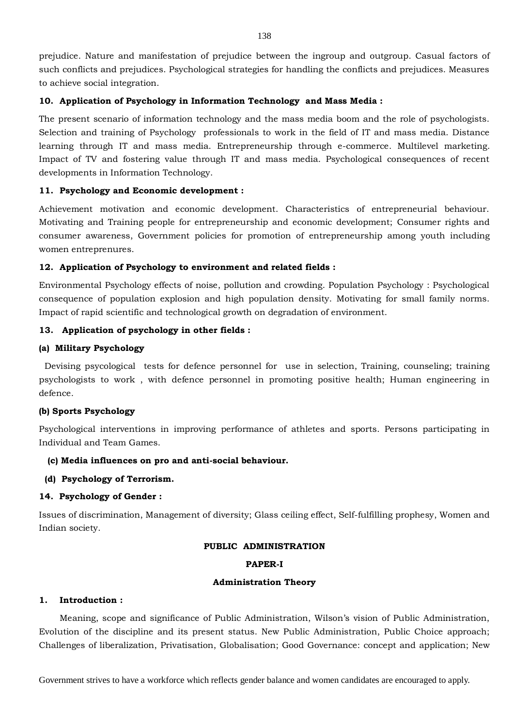prejudice. Nature and manifestation of prejudice between the ingroup and outgroup. Casual factors of such conflicts and prejudices. Psychological strategies for handling the conflicts and prejudices. Measures to achieve social integration.

**10. Application of Psychology in Information Technology and Mass Media :**

The present scenario of information technology and the mass media boom and the role of psychologists. Selection and training of Psychology professionals to work in the field of IT and mass media. Distance learning through IT and mass media. Entrepreneurship through e-commerce. Multilevel marketing. Impact of TV and fostering value through IT and mass media. Psychological consequences of recent developments in Information Technology.

**11. Psychology and Economic development :**

Achievement motivation and economic development. Characteristics of entrepreneurial behaviour. Motivating and Training people for entrepreneurship and economic development; Consumer rights and consumer awareness, Government policies for promotion of entrepreneurship among youth including women entreprenures.

**12. Application of Psychology to environment and related fields :**

Environmental Psychology effects of noise, pollution and crowding. Population Psychology : Psychological consequence of population explosion and high population density. Motivating for small family norms. Impact of rapid scientific and technological growth on degradation of environment.

**13. Application of psychology in other fields :**

**(a) Military Psychology**

Devising psycological tests for defence personnel for use in selection, Training, counseling; training psychologists to work , with defence personnel in promoting positive health; Human engineering in defence.

**(b) Sports Psychology**

Psychological interventions in improving performance of athletes and sports. Persons participating in Individual and Team Games.

**(c) Media influences on pro and anti-social behaviour.**

**(d) Psychology of Terrorism.**

**14. Psychology of Gender :**

Issues of discrimination, Management of diversity; Glass ceiling effect, Self-fulfilling prophesy, Women and Indian society.

## PUBLIC ADMINISTRATION

### PAPER-I

### Administration Theory

**1. Introduction :**

Meaning, scope and significance of Public Administration, Wilson's vision of Public Administration, Evolution of the discipline and its present status. New Public Administration, Public Choice approach; Challenges of liberalization, Privatisation, Globalisation; Good Governance: concept and application; New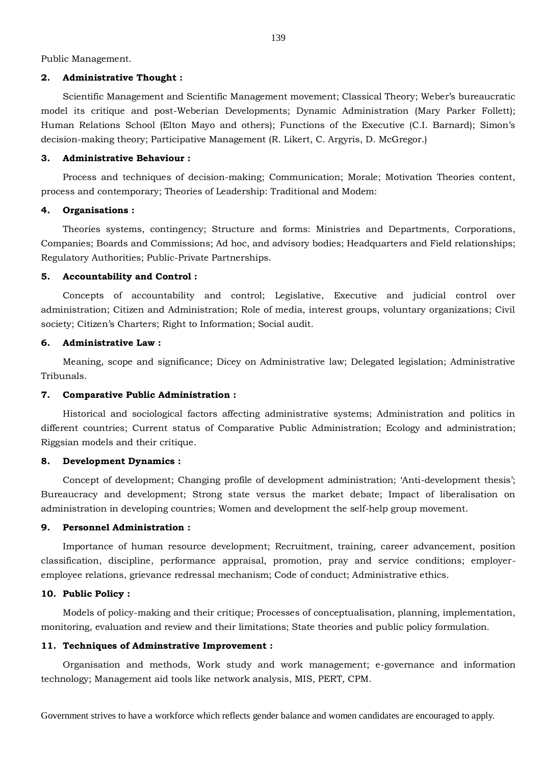Public Management.

**2. Administrative Thought :**

Scientific Management and Scientific Management movement; Classical Theory; Weber's bureaucratic model its critique and post-Weberian Developments; Dynamic Administration (Mary Parker Follett); Human Relations School (Elton Mayo and others); Functions of the Executive (C.I. Barnard); Simon's decision-making theory; Participative Management (R. Likert, C. Argyris, D. McGregor.)

**3. Administrative Behaviour :**

Process and techniques of decision-making; Communication; Morale; Motivation Theories content, process and contemporary; Theories of Leadership: Traditional and Modem:

**4. Organisations :**

Theories systems, contingency; Structure and forms: Ministries and Departments, Corporations, Companies; Boards and Commissions; Ad hoc, and advisory bodies; Headquarters and Field relationships; Regulatory Authorities; Public-Private Partnerships.

**5. Accountability and Control :**

Concepts of accountability and control; Legislative, Executive and judicial control over administration; Citizen and Administration; Role of media, interest groups, voluntary organizations; Civil society; Citizen's Charters; Right to Information; Social audit.

**6. Administrative Law :**

Meaning, scope and significance; Dicey on Administrative law; Delegated legislation; Administrative Tribunals.

**7. Comparative Public Administration :**

Historical and sociological factors affecting administrative systems; Administration and politics in different countries; Current status of Comparative Public Administration; Ecology and administration; Riggsian models and their critique.

**8. Development Dynamics :**

Concept of development; Changing profile of development administration; 'Anti-development thesis'; Bureaucracy and development; Strong state versus the market debate; Impact of liberalisation on administration in developing countries; Women and development the self-help group movement.

**9. Personnel Administration :**

Importance of human resource development; Recruitment, training, career advancement, position classification, discipline, performance appraisal, promotion, pray and service conditions; employer-employee relations, grievance redressal mechanism; Code of conduct; Administrative ethics.

**10. Public Policy :**

Models of policy-making and their critique; Processes of conceptualisation, planning, implementation, monitoring, evaluation and review and their limitations; State theories and public policy formulation.

**11. Techniques of Adminstrative Improvement :**

Organisation and methods, Work study and work management; e-governance and information technology; Management aid tools like network analysis, MIS, PERT, CPM.

Government strives to have a workforce which reflects gender balance and women candidates are encouraged to apply.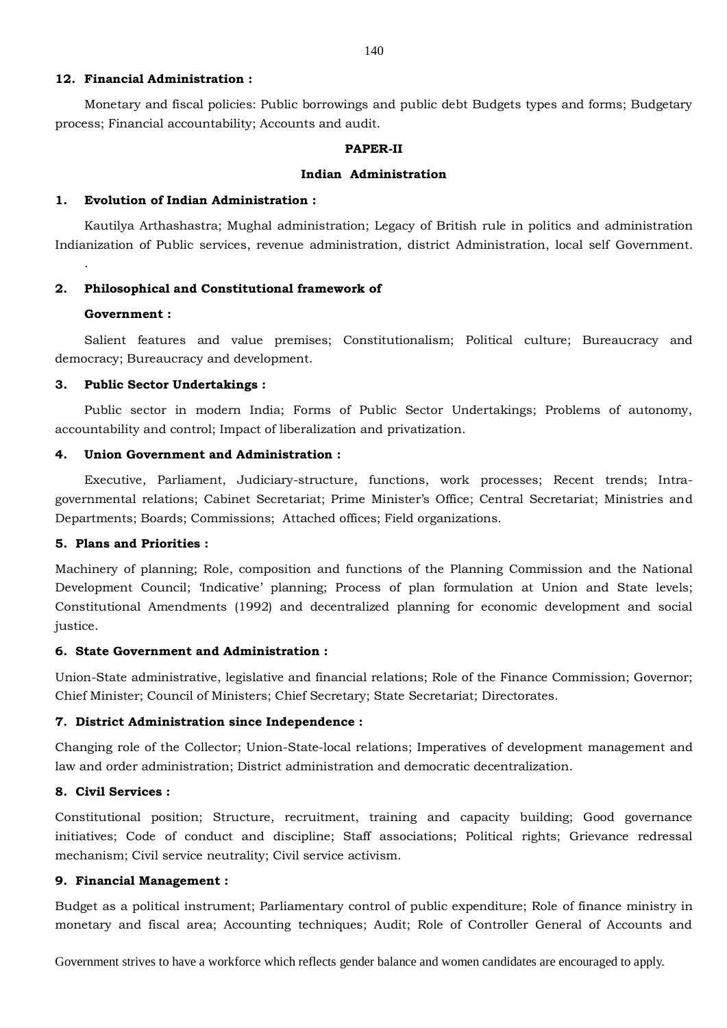**12. Financial Administration :**

Monetary and fiscal policies: Public borrowings and public debt Budgets types and forms; Budgetary process; Financial accountability; Accounts and audit.

## PAPER-II

## Indian Administration

**1. Evolution of Indian Administration :**

Kautilya Arthashastra; Mughal administration; Legacy of British rule in politics and administration Indianization of Public services, revenue administration, district Administration, local self Government.

.

**2. Philosophical and Constitutional framework of Government :**

Salient features and value premises; Constitutionalism; Political culture; Bureaucracy and democracy; Bureaucracy and development.

**3. Public Sector Undertakings :**

Public sector in modern India; Forms of Public Sector Undertakings; Problems of autonomy, accountability and control; Impact of liberalization and privatization.

**4. Union Government and Administration :**

Executive, Parliament, Judiciary-structure, functions, work processes; Recent trends; Intra-governmental relations; Cabinet Secretariat; Prime Minister's Office; Central Secretariat; Ministries and Departments; Boards; Commissions; Attached offices; Field organizations.

**5. Plans and Priorities :**

Machinery of planning; Role, composition and functions of the Planning Commission and the National Development Council; 'Indicative' planning; Process of plan formulation at Union and State levels; Constitutional Amendments (1992) and decentralized planning for economic development and social justice.

**6. State Government and Administration :**

Union-State administrative, legislative and financial relations; Role of the Finance Commission; Governor; Chief Minister; Council of Ministers; Chief Secretary; State Secretariat; Directorates.

**7. District Administration since Independence :**

Changing role of the Collector; Union-State-local relations; Imperatives of development management and law and order administration; District administration and democratic decentralization.

**8. Civil Services :**

Constitutional position; Structure, recruitment, training and capacity building; Good governance initiatives; Code of conduct and discipline; Staff associations; Political rights; Grievance redressal mechanism; Civil service neutrality; Civil service activism.

**9. Financial Management :**

Budget as a political instrument; Parliamentary control of public expenditure; Role of finance ministry in monetary and fiscal area; Accounting techniques; Audit; Role of Controller General of Accounts and

Government strives to have a workforce which reflects gender balance and women candidates are encouraged to apply.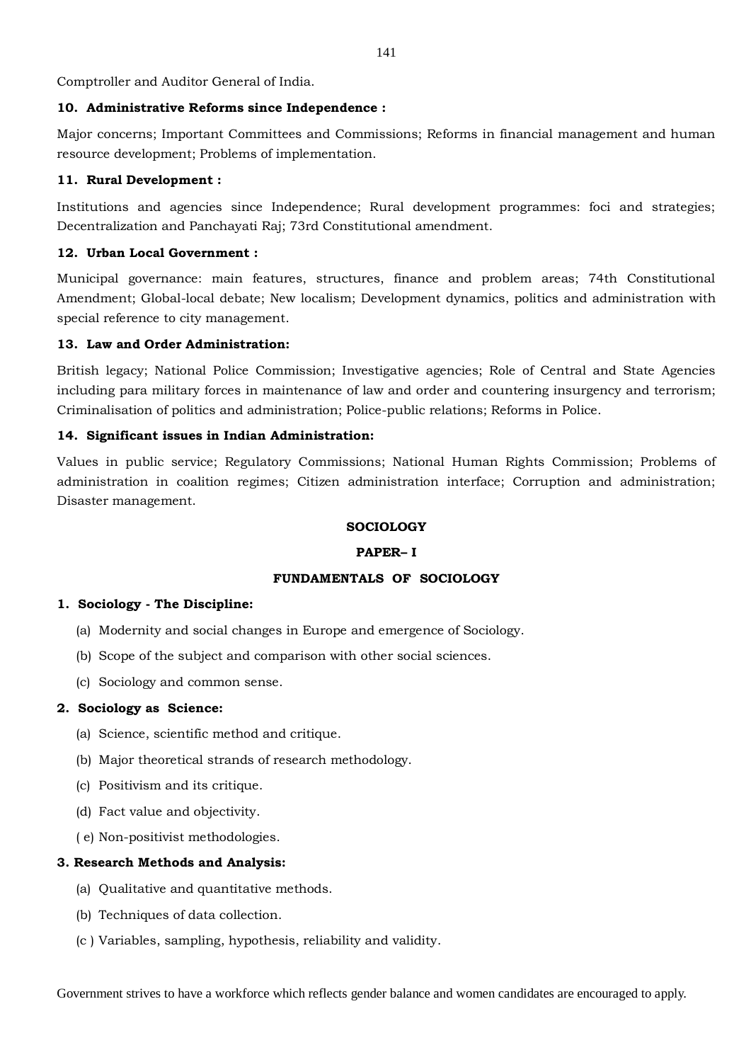Comptroller and Auditor General of India.

**10. Administrative Reforms since Independence :**

Major concerns; Important Committees and Commissions; Reforms in financial management and human resource development; Problems of implementation.

**11. Rural Development :**

Institutions and agencies since Independence; Rural development programmes: foci and strategies; Decentralization and Panchayati Raj; 73rd Constitutional amendment.

**12. Urban Local Government :**

Municipal governance: main features, structures, finance and problem areas; 74th Constitutional Amendment; Global-local debate; New localism; Development dynamics, politics and administration with special reference to city management.

**13. Law and Order Administration:**

British legacy; National Police Commission; Investigative agencies; Role of Central and State Agencies including para military forces in maintenance of law and order and countering insurgency and terrorism; Criminalisation of politics and administration; Police-public relations; Reforms in Police.

**14. Significant issues in Indian Administration:**

Values in public service; Regulatory Commissions; National Human Rights Commission; Problems of administration in coalition regimes; Citizen administration interface; Corruption and administration; Disaster management.

## SOCIOLOGY

### PAPER– I

### FUNDAMENTALS OF SOCIOLOGY

**1. Sociology - The Discipline:**

(a) Modernity and social changes in Europe and emergence of Sociology.

(b) Scope of the subject and comparison with other social sciences.

(c) Sociology and common sense.

**2. Sociology as Science:**

(a) Science, scientific method and critique.

(b) Major theoretical strands of research methodology.

(c) Positivism and its critique.

(d) Fact value and objectivity.

( e) Non-positivist methodologies.

**3. Research Methods and Analysis:**

(a) Qualitative and quantitative methods.

(b) Techniques of data collection.

(c ) Variables, sampling, hypothesis, reliability and validity.

Government strives to have a workforce which reflects gender balance and women candidates are encouraged to apply.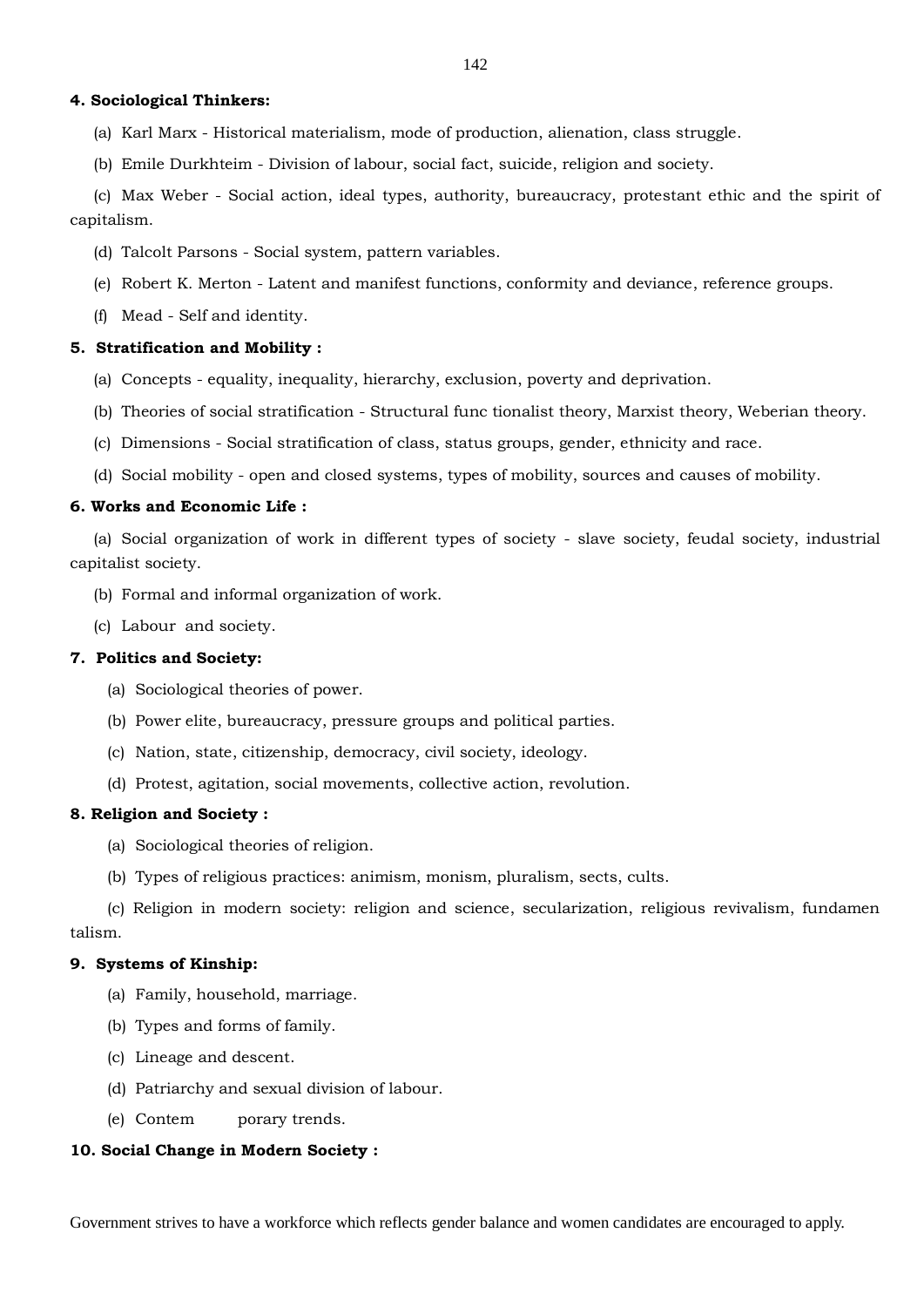**4. Sociological Thinkers:**

(a) Karl Marx - Historical materialism, mode of production, alienation, class struggle.

(b) Emile Durkhteim - Division of labour, social fact, suicide, religion and society.

(c) Max Weber - Social action, ideal types, authority, bureaucracy, protestant ethic and the spirit of capitalism.

(d) Talcolt Parsons - Social system, pattern variables.

(e) Robert K. Merton - Latent and manifest functions, conformity and deviance, reference groups.

(f) Mead - Self and identity.

**5. Stratification and Mobility :**

(a) Concepts - equality, inequality, hierarchy, exclusion, poverty and deprivation.

(b) Theories of social stratification - Structural func tionalist theory, Marxist theory, Weberian theory.

(c) Dimensions - Social stratification of class, status groups, gender, ethnicity and race.

(d) Social mobility - open and closed systems, types of mobility, sources and causes of mobility.

**6. Works and Economic Life :**

(a) Social organization of work in different types of society - slave society, feudal society, industrial capitalist society.

(b) Formal and informal organization of work.

(c) Labour and society.

**7. Politics and Society:**

(a) Sociological theories of power.

(b) Power elite, bureaucracy, pressure groups and political parties.

(c) Nation, state, citizenship, democracy, civil society, ideology.

(d) Protest, agitation, social movements, collective action, revolution.

**8. Religion and Society :**

(a) Sociological theories of religion.

(b) Types of religious practices: animism, monism, pluralism, sects, cults.

(c) Religion in modern society: religion and science, secularization, religious revivalism, fundamen talism.

**9. Systems of Kinship:**

(a) Family, household, marriage.

(b) Types and forms of family.

(c) Lineage and descent.

(d) Patriarchy and sexual division of labour.

(e) Contem porary trends.

**10. Social Change in Modern Society :**

Government strives to have a workforce which reflects gender balance and women candidates are encouraged to apply.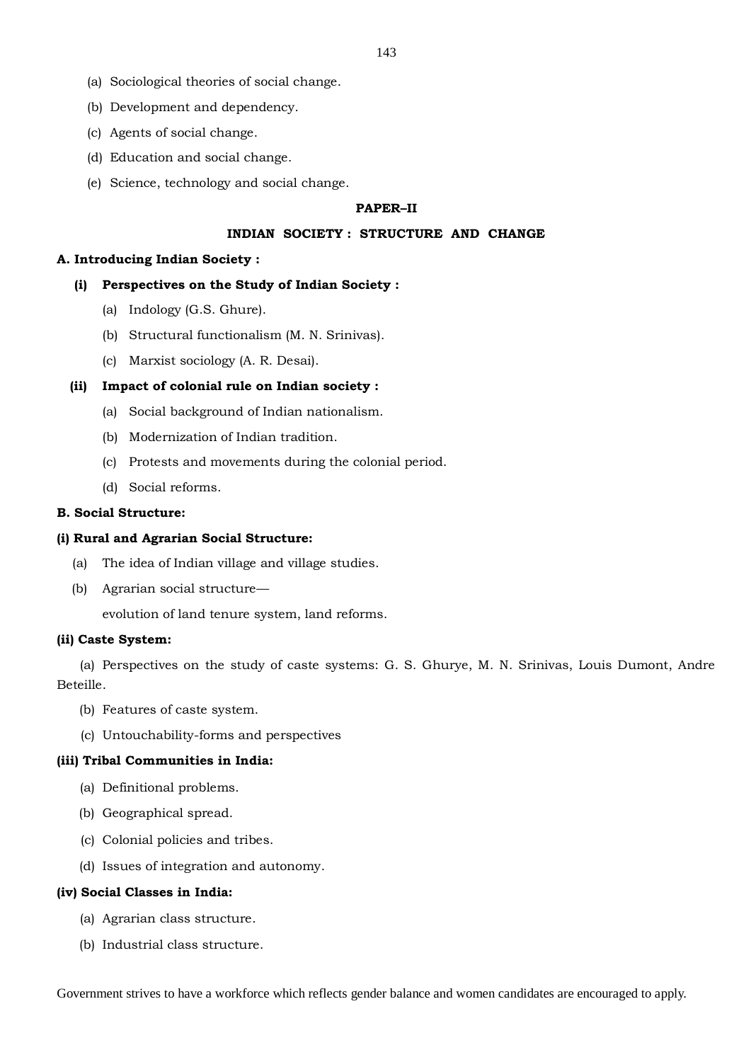(a) Sociological theories of social change.

(b) Development and dependency.

(c) Agents of social change.

(d) Education and social change.

(e) Science, technology and social change.

## PAPER–II

## INDIAN SOCIETY : STRUCTURE AND CHANGE

### A. Introducing Indian Society :

**(i) Perspectives on the Study of Indian Society :**

(a) Indology (G.S. Ghure).

(b) Structural functionalism (M. N. Srinivas).

(c) Marxist sociology (A. R. Desai).

**(ii) Impact of colonial rule on Indian society :**

(a) Social background of Indian nationalism.

(b) Modernization of Indian tradition.

(c) Protests and movements during the colonial period.

(d) Social reforms.

### B. Social Structure:

**(i) Rural and Agrarian Social Structure:**

(a) The idea of Indian village and village studies.

(b) Agrarian social structure—

evolution of land tenure system, land reforms.

**(ii) Caste System:**

(a) Perspectives on the study of caste systems: G. S. Ghurye, M. N. Srinivas, Louis Dumont, Andre Beteille.

(b) Features of caste system.

(c) Untouchability-forms and perspectives

**(iii) Tribal Communities in India:**

(a) Definitional problems.

(b) Geographical spread.

(c) Colonial policies and tribes.

(d) Issues of integration and autonomy.

**(iv) Social Classes in India:**

(a) Agrarian class structure.

(b) Industrial class structure.

Government strives to have a workforce which reflects gender balance and women candidates are encouraged to apply.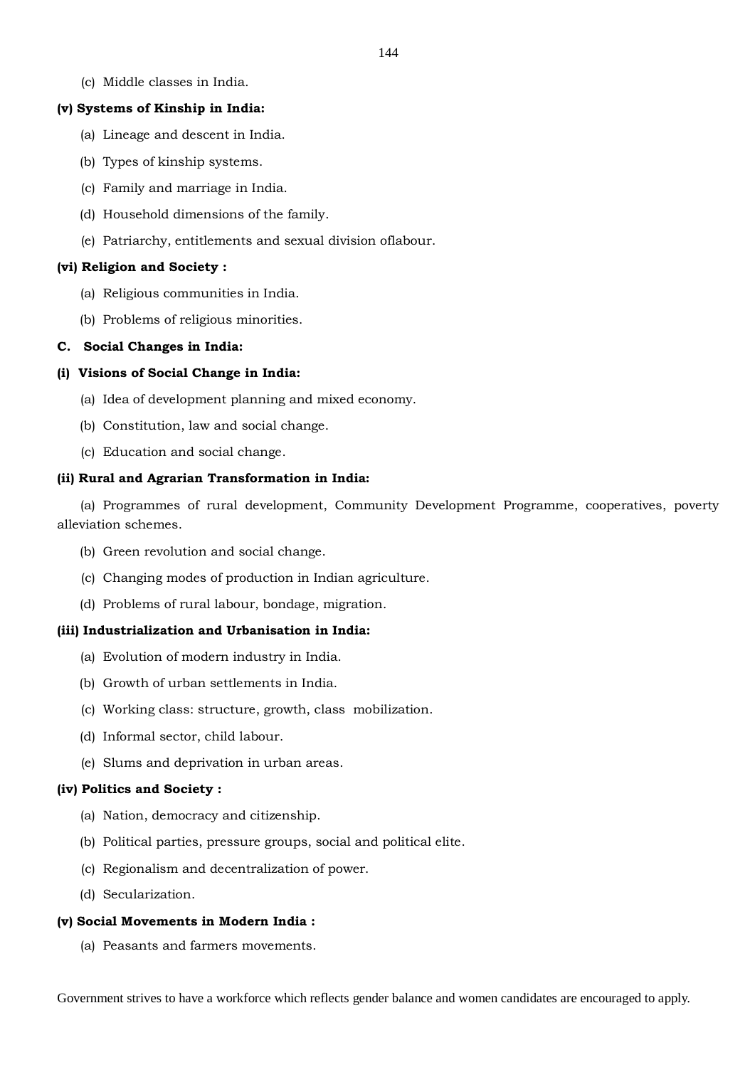(c) Middle classes in India.

**(v) Systems of Kinship in India:**

(a) Lineage and descent in India.

(b) Types of kinship systems.

(c) Family and marriage in India.

(d) Household dimensions of the family.

(e) Patriarchy, entitlements and sexual division oflabour.

**(vi) Religion and Society :**

(a) Religious communities in India.

(b) Problems of religious minorities.

**C. Social Changes in India:**

**(i) Visions of Social Change in India:**

(a) Idea of development planning and mixed economy.

(b) Constitution, law and social change.

(c) Education and social change.

**(ii) Rural and Agrarian Transformation in India:**

(a) Programmes of rural development, Community Development Programme, cooperatives, poverty alleviation schemes.

(b) Green revolution and social change.

(c) Changing modes of production in Indian agriculture.

(d) Problems of rural labour, bondage, migration.

**(iii) Industrialization and Urbanisation in India:**

(a) Evolution of modern industry in India.

(b) Growth of urban settlements in India.

(c) Working class: structure, growth, class mobilization.

(d) Informal sector, child labour.

(e) Slums and deprivation in urban areas.

**(iv) Politics and Society :**

(a) Nation, democracy and citizenship.

(b) Political parties, pressure groups, social and political elite.

(c) Regionalism and decentralization of power.

(d) Secularization.

**(v) Social Movements in Modern India :**

(a) Peasants and farmers movements.

Government strives to have a workforce which reflects gender balance and women candidates are encouraged to apply.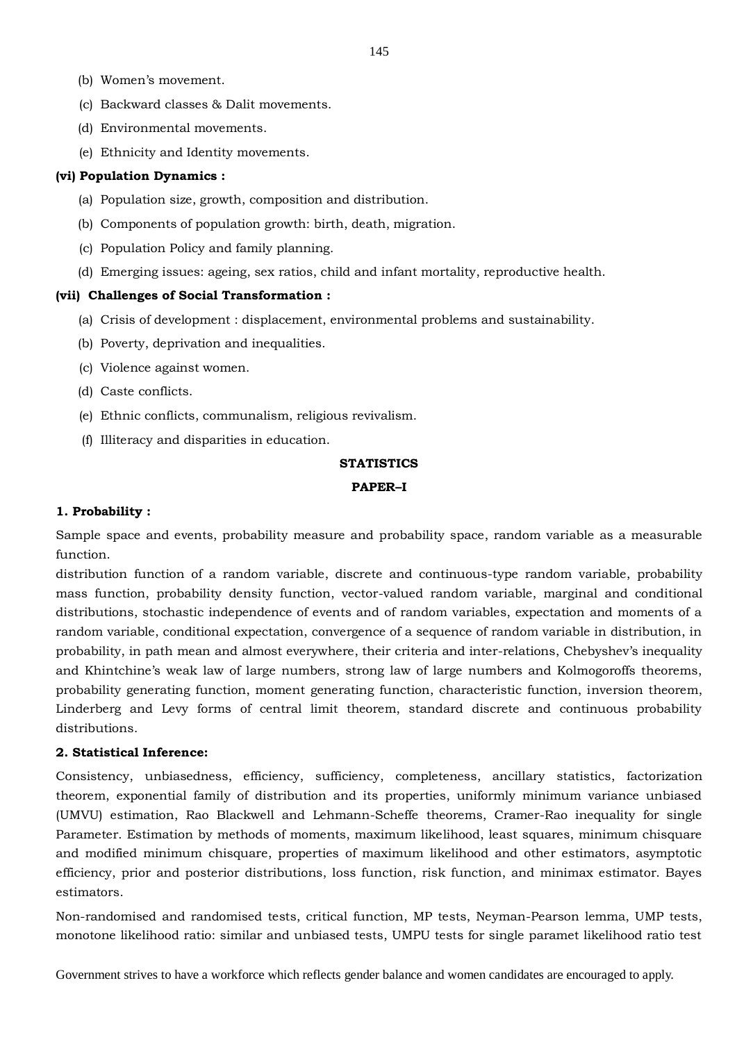(b) Women's movement.

(c) Backward classes & Dalit movements.

(d) Environmental movements.

(e) Ethnicity and Identity movements.

**(vi) Population Dynamics :**

(a) Population size, growth, composition and distribution.

(b) Components of population growth: birth, death, migration.

(c) Population Policy and family planning.

(d) Emerging issues: ageing, sex ratios, child and infant mortality, reproductive health.

**(vii) Challenges of Social Transformation :**

(a) Crisis of development : displacement, environmental problems and sustainability.

(b) Poverty, deprivation and inequalities.

(c) Violence against women.

(d) Caste conflicts.

(e) Ethnic conflicts, communalism, religious revivalism.

(f) Illiteracy and disparities in education.

## STATISTICS

### PAPER–I

**1. Probability :**

Sample space and events, probability measure and probability space, random variable as a measurable function.

distribution function of a random variable, discrete and continuous-type random variable, probability mass function, probability density function, vector-valued random variable, marginal and conditional distributions, stochastic independence of events and of random variables, expectation and moments of a random variable, conditional expectation, convergence of a sequence of random variable in distribution, in probability, in path mean and almost everywhere, their criteria and inter-relations, Chebyshev's inequality and Khintchine's weak law of large numbers, strong law of large numbers and Kolmogoroffs theorems, probability generating function, moment generating function, characteristic function, inversion theorem, Linderberg and Levy forms of central limit theorem, standard discrete and continuous probability distributions.

**2. Statistical Inference:**

Consistency, unbiasedness, efficiency, sufficiency, completeness, ancillary statistics, factorization theorem, exponential family of distribution and its properties, uniformly minimum variance unbiased (UMVU) estimation, Rao Blackwell and Lehmann-Scheffe theorems, Cramer-Rao inequality for single Parameter. Estimation by methods of moments, maximum likelihood, least squares, minimum chisquare and modified minimum chisquare, properties of maximum likelihood and other estimators, asymptotic efficiency, prior and posterior distributions, loss function, risk function, and minimax estimator. Bayes estimators.

Non-randomised and randomised tests, critical function, MP tests, Neyman-Pearson lemma, UMP tests, monotone likelihood ratio: similar and unbiased tests, UMPU tests for single paramet likelihood ratio test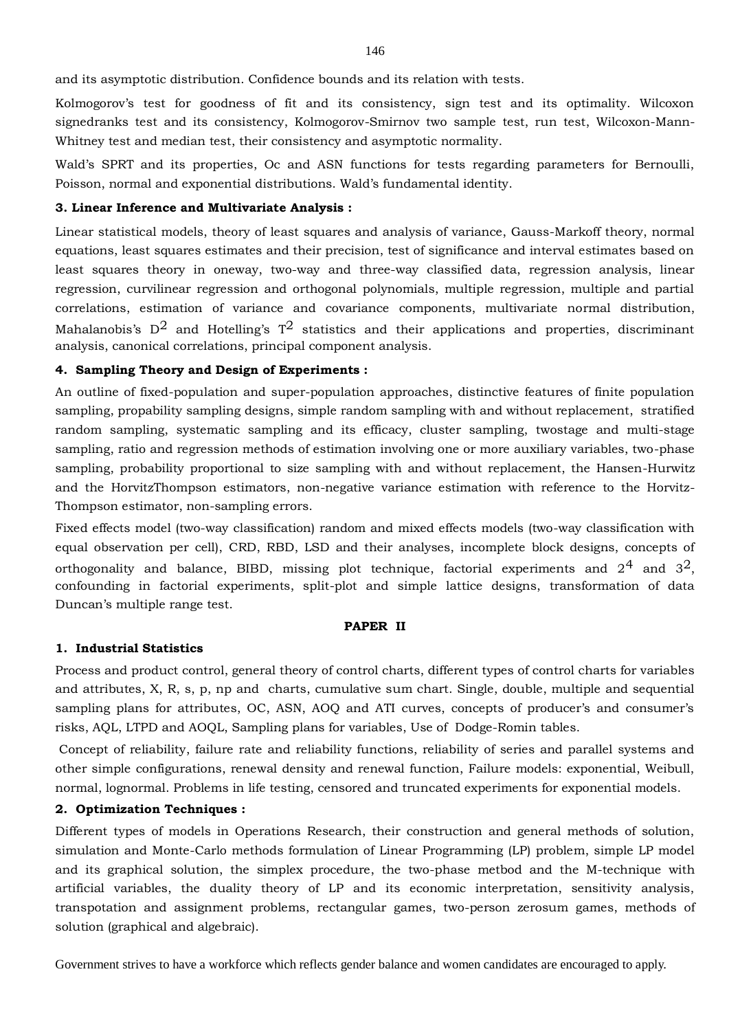and its asymptotic distribution. Confidence bounds and its relation with tests.

Kolmogorov's test for goodness of fit and its consistency, sign test and its optimality. Wilcoxon signedranks test and its consistency, Kolmogorov-Smirnov two sample test, run test, Wilcoxon-Mann-Whitney test and median test, their consistency and asymptotic normality.

Wald's SPRT and its properties, Oc and ASN functions for tests regarding parameters for Bernoulli, Poisson, normal and exponential distributions. Wald's fundamental identity.

**3. Linear Inference and Multivariate Analysis :**

Linear statistical models, theory of least squares and analysis of variance, Gauss-Markoff theory, normal equations, least squares estimates and their precision, test of significance and interval estimates based on least squares theory in oneway, two-way and three-way classified data, regression analysis, linear regression, curvilinear regression and orthogonal polynomials, multiple regression, multiple and partial correlations, estimation of variance and covariance components, multivariate normal distribution, Mahalanobis's $D^2$ and Hotelling's $T^2$ statistics and their applications and properties, discriminant analysis, canonical correlations, principal component analysis.

**4. Sampling Theory and Design of Experiments :**

An outline of fixed-population and super-population approaches, distinctive features of finite population sampling, propability sampling designs, simple random sampling with and without replacement, stratified random sampling, systematic sampling and its efficacy, cluster sampling, twostage and multi-stage sampling, ratio and regression methods of estimation involving one or more auxiliary variables, two-phase sampling, probability proportional to size sampling with and without replacement, the Hansen-Hurwitz and the HorvitzThompson estimators, non-negative variance estimation with reference to the Horvitz-Thompson estimator, non-sampling errors.

Fixed effects model (two-way classification) random and mixed effects models (two-way classification with equal observation per cell), CRD, RBD, LSD and their analyses, incomplete block designs, concepts of orthogonality and balance, BIBD, missing plot technique, factorial experiments and $2^4$ and $3^2$, confounding in factorial experiments, split-plot and simple lattice designs, transformation of data Duncan's multiple range test.

**PAPER II**

**1. Industrial Statistics**

Process and product control, general theory of control charts, different types of control charts for variables and attributes, X, R, s, p, np and charts, cumulative sum chart. Single, double, multiple and sequential sampling plans for attributes, OC, ASN, AOQ and ATI curves, concepts of producer's and consumer's risks, AQL, LTPD and AOQL, Sampling plans for variables, Use of Dodge-Romin tables.

Concept of reliability, failure rate and reliability functions, reliability of series and parallel systems and other simple configurations, renewal density and renewal function, Failure models: exponential, Weibull, normal, lognormal. Problems in life testing, censored and truncated experiments for exponential models.

**2. Optimization Techniques :**

Different types of models in Operations Research, their construction and general methods of solution, simulation and Monte-Carlo methods formulation of Linear Programming (LP) problem, simple LP model and its graphical solution, the simplex procedure, the two-phase metbod and the M-technique with artificial variables, the duality theory of LP and its economic interpretation, sensitivity analysis, transpotation and assignment problems, rectangular games, two-person zerosum games, methods of solution (graphical and algebraic).

Government strives to have a workforce which reflects gender balance and women candidates are encouraged to apply.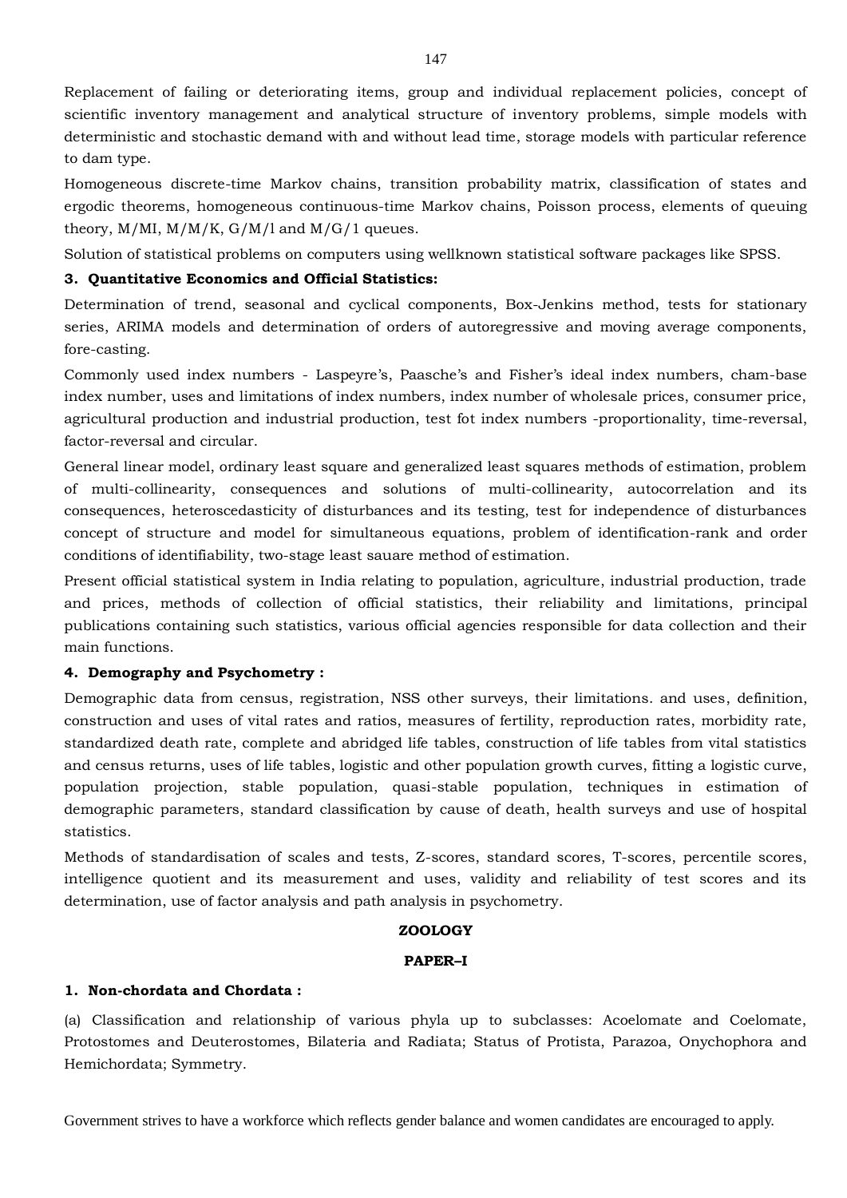Replacement of failing or deteriorating items, group and individual replacement policies, concept of scientific inventory management and analytical structure of inventory problems, simple models with deterministic and stochastic demand with and without lead time, storage models with particular reference to dam type.

Homogeneous discrete-time Markov chains, transition probability matrix, classification of states and ergodic theorems, homogeneous continuous-time Markov chains, Poisson process, elements of queuing theory, M/MI, M/M/K, G/M/l and M/G/1 queues.

Solution of statistical problems on computers using wellknown statistical software packages like SPSS.

**3. Quantitative Economics and Official Statistics:**

Determination of trend, seasonal and cyclical components, Box-Jenkins method, tests for stationary series, ARIMA models and determination of orders of autoregressive and moving average components, fore-casting.

Commonly used index numbers - Laspeyre's, Paasche's and Fisher's ideal index numbers, cham-base index number, uses and limitations of index numbers, index number of wholesale prices, consumer price, agricultural production and industrial production, test fot index numbers -proportionality, time-reversal, factor-reversal and circular.

General linear model, ordinary least square and generalized least squares methods of estimation, problem of multi-collinearity, consequences and solutions of multi-collinearity, autocorrelation and its consequences, heteroscedasticity of disturbances and its testing, test for independence of disturbances concept of structure and model for simultaneous equations, problem of identification-rank and order conditions of identifiability, two-stage least sauare method of estimation.

Present official statistical system in India relating to population, agriculture, industrial production, trade and prices, methods of collection of official statistics, their reliability and limitations, principal publications containing such statistics, various official agencies responsible for data collection and their main functions.

**4. Demography and Psychometry :**

Demographic data from census, registration, NSS other surveys, their limitations. and uses, definition, construction and uses of vital rates and ratios, measures of fertility, reproduction rates, morbidity rate, standardized death rate, complete and abridged life tables, construction of life tables from vital statistics and census returns, uses of life tables, logistic and other population growth curves, fitting a logistic curve, population projection, stable population, quasi-stable population, techniques in estimation of demographic parameters, standard classification by cause of death, health surveys and use of hospital statistics.

Methods of standardisation of scales and tests, Z-scores, standard scores, T-scores, percentile scores, intelligence quotient and its measurement and uses, validity and reliability of test scores and its determination, use of factor analysis and path analysis in psychometry.

## ZOOLOGY

### PAPER–I

**1. Non-chordata and Chordata :**

(a) Classification and relationship of various phyla up to subclasses: Acoelomate and Coelomate, Protostomes and Deuterostomes, Bilateria and Radiata; Status of Protista, Parazoa, Onychophora and Hemichordata; Symmetry.

Government strives to have a workforce which reflects gender balance and women candidates are encouraged to apply.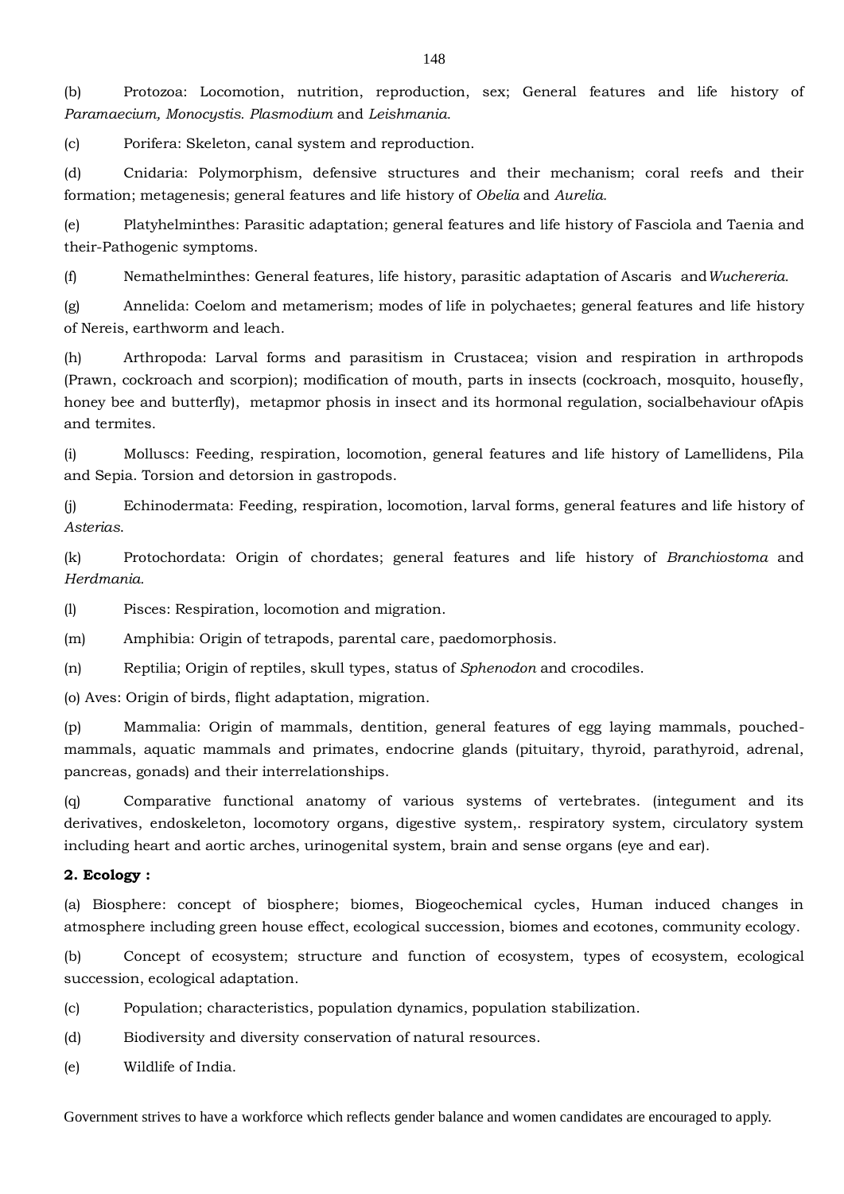(b) Protozoa: Locomotion, nutrition, reproduction, sex; General features and life history of *Paramaecium, Monocystis. Plasmodium* and *Leishmania*.

(c) Porifera: Skeleton, canal system and reproduction.

(d) Cnidaria: Polymorphism, defensive structures and their mechanism; coral reefs and their formation; metagenesis; general features and life history of *Obelia* and *Aurelia*.

(e) Platyhelminthes: Parasitic adaptation; general features and life history of Fasciola and Taenia and their-Pathogenic symptoms.

(f) Nemathelminthes: General features, life history, parasitic adaptation of Ascaris and *Wuchereria*.

(g) Annelida: Coelom and metamerism; modes of life in polychaetes; general features and life history of Nereis, earthworm and leach.

(h) Arthropoda: Larval forms and parasitism in Crustacea; vision and respiration in arthropods (Prawn, cockroach and scorpion); modification of mouth, parts in insects (cockroach, mosquito, housefly, honey bee and butterfly), metapmor phosis in insect and its hormonal regulation, socialbehaviour ofApis and termites.

(i) Molluscs: Feeding, respiration, locomotion, general features and life history of Lamellidens, Pila and Sepia. Torsion and detorsion in gastropods.

(j) Echinodermata: Feeding, respiration, locomotion, larval forms, general features and life history of *Asterias*.

(k) Protochordata: Origin of chordates; general features and life history of *Branchiostoma* and *Herdmania*.

(l) Pisces: Respiration, locomotion and migration.

(m) Amphibia: Origin of tetrapods, parental care, paedomorphosis.

(n) Reptilia; Origin of reptiles, skull types, status of *Sphenodon* and crocodiles.

(o) Aves: Origin of birds, flight adaptation, migration.

(p) Mammalia: Origin of mammals, dentition, general features of egg laying mammals, pouched-mammals, aquatic mammals and primates, endocrine glands (pituitary, thyroid, parathyroid, adrenal, pancreas, gonads) and their interrelationships.

(q) Comparative functional anatomy of various systems of vertebrates. (integument and its derivatives, endoskeleton, locomotory organs, digestive system,. respiratory system, circulatory system including heart and aortic arches, urinogenital system, brain and sense organs (eye and ear).

**2. Ecology :**

(a) Biosphere: concept of biosphere; biomes, Biogeochemical cycles, Human induced changes in atmosphere including green house effect, ecological succession, biomes and ecotones, community ecology.

(b) Concept of ecosystem; structure and function of ecosystem, types of ecosystem, ecological succession, ecological adaptation.

(c) Population; characteristics, population dynamics, population stabilization.

(d) Biodiversity and diversity conservation of natural resources.

(e) Wildlife of India.

Government strives to have a workforce which reflects gender balance and women candidates are encouraged to apply.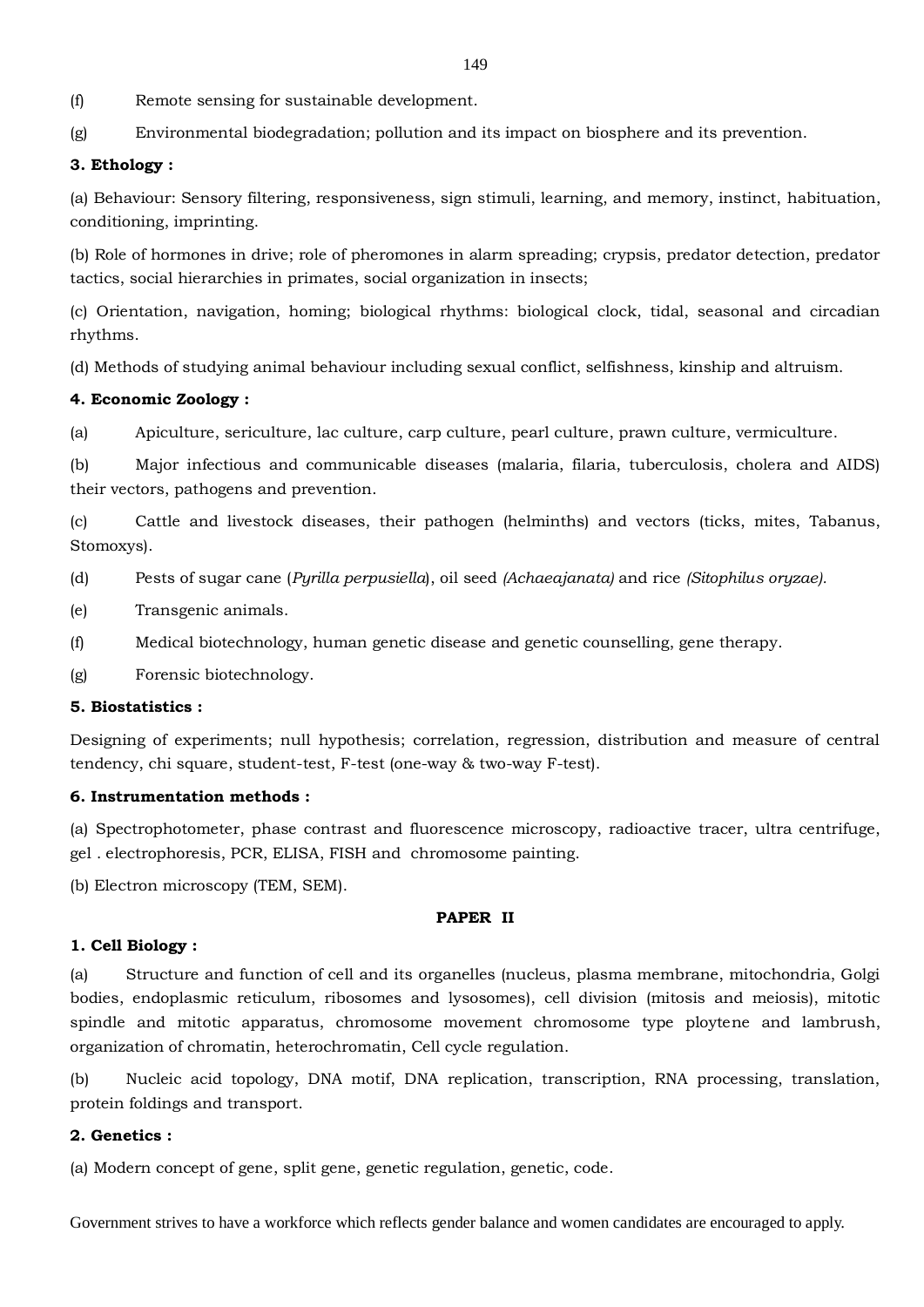(f) Remote sensing for sustainable development.

(g) Environmental biodegradation; pollution and its impact on biosphere and its prevention.

**3. Ethology :**

(a) Behaviour: Sensory filtering, responsiveness, sign stimuli, learning, and memory, instinct, habituation, conditioning, imprinting.

(b) Role of hormones in drive; role of pheromones in alarm spreading; crypsis, predator detection, predator tactics, social hierarchies in primates, social organization in insects;

(c) Orientation, navigation, homing; biological rhythms: biological clock, tidal, seasonal and circadian rhythms.

(d) Methods of studying animal behaviour including sexual conflict, selfishness, kinship and altruism.

**4. Economic Zoology :**

(a) Apiculture, sericulture, lac culture, carp culture, pearl culture, prawn culture, vermiculture.

(b) Major infectious and communicable diseases (malaria, filaria, tuberculosis, cholera and AIDS) their vectors, pathogens and prevention.

(c) Cattle and livestock diseases, their pathogen (helminths) and vectors (ticks, mites, Tabanus, Stomoxys).

(d) Pests of sugar cane (*Pyrilla perpusiella*), oil seed *(Achaeajanata)* and rice *(Sitophilus oryzae).*

(e) Transgenic animals.

(f) Medical biotechnology, human genetic disease and genetic counselling, gene therapy.

(g) Forensic biotechnology.

**5. Biostatistics :**

Designing of experiments; null hypothesis; correlation, regression, distribution and measure of central tendency, chi square, student-test, F-test (one-way & two-way F-test).

**6. Instrumentation methods :**

(a) Spectrophotometer, phase contrast and fluorescence microscopy, radioactive tracer, ultra centrifuge, gel . electrophoresis, PCR, ELISA, FISH and chromosome painting.

(b) Electron microscopy (TEM, SEM).

**PAPER II**

**1. Cell Biology :**

(a) Structure and function of cell and its organelles (nucleus, plasma membrane, mitochondria, Golgi bodies, endoplasmic reticulum, ribosomes and lysosomes), cell division (mitosis and meiosis), mitotic spindle and mitotic apparatus, chromosome movement chromosome type ploytene and lambrush, organization of chromatin, heterochromatin, Cell cycle regulation.

(b) Nucleic acid topology, DNA motif, DNA replication, transcription, RNA processing, translation, protein foldings and transport.

**2. Genetics :**

(a) Modern concept of gene, split gene, genetic regulation, genetic, code.

Government strives to have a workforce which reflects gender balance and women candidates are encouraged to apply.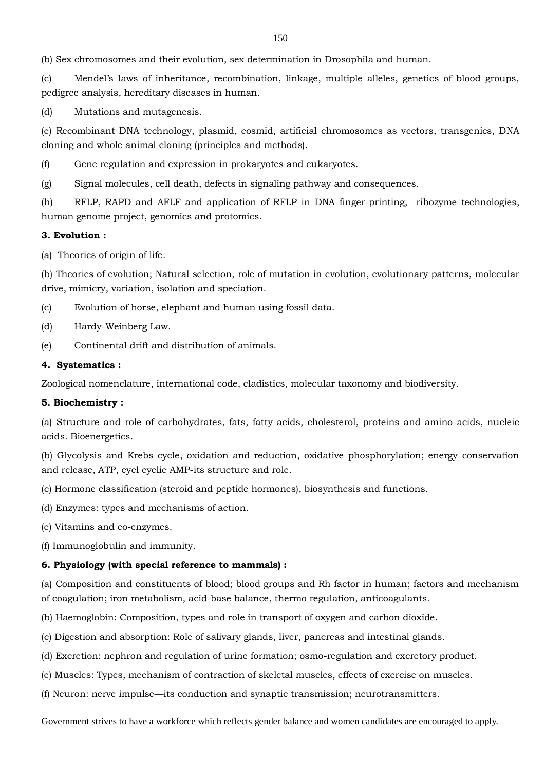(b) Sex chromosomes and their evolution, sex determination in Drosophila and human.

(c) Mendel's laws of inheritance, recombination, linkage, multiple alleles, genetics of blood groups, pedigree analysis, hereditary diseases in human.

(d) Mutations and mutagenesis.

(e) Recombinant DNA technology, plasmid, cosmid, artificial chromosomes as vectors, transgenics, DNA cloning and whole animal cloning (principles and methods).

(f) Gene regulation and expression in prokaryotes and eukaryotes.

(g) Signal molecules, cell death, defects in signaling pathway and consequences.

(h) RFLP, RAPD and AFLF and application of RFLP in DNA finger-printing, ribozyme technologies, human genome project, genomics and protomics.

**3. Evolution :**

(a) Theories of origin of life.

(b) Theories of evolution; Natural selection, role of mutation in evolution, evolutionary patterns, molecular drive, mimicry, variation, isolation and speciation.

(c) Evolution of horse, elephant and human using fossil data.

(d) Hardy-Weinberg Law.

(e) Continental drift and distribution of animals.

**4. Systematics :**

Zoological nomenclature, international code, cladistics, molecular taxonomy and biodiversity.

**5. Biochemistry :**

(a) Structure and role of carbohydrates, fats, fatty acids, cholesterol, proteins and amino-acids, nucleic acids. Bioenergetics.

(b) Glycolysis and Krebs cycle, oxidation and reduction, oxidative phosphorylation; energy conservation and release, ATP, cycl cyclic AMP-its structure and role.

(c) Hormone classification (steroid and peptide hormones), biosynthesis and functions.

(d) Enzymes: types and mechanisms of action.

(e) Vitamins and co-enzymes.

(f) Immunoglobulin and immunity.

**6. Physiology (with special reference to mammals) :**

(a) Composition and constituents of blood; blood groups and Rh factor in human; factors and mechanism of coagulation; iron metabolism, acid-base balance, thermo regulation, anticoagulants.

(b) Haemoglobin: Composition, types and role in transport of oxygen and carbon dioxide.

(c) Digestion and absorption: Role of salivary glands, liver, pancreas and intestinal glands.

(d) Excretion: nephron and regulation of urine formation; osmo-regulation and excretory product.

(e) Muscles: Types, mechanism of contraction of skeletal muscles, effects of exercise on muscles.

(f) Neuron: nerve impulse—its conduction and synaptic transmission; neurotransmitters.

Government strives to have a workforce which reflects gender balance and women candidates are encouraged to apply.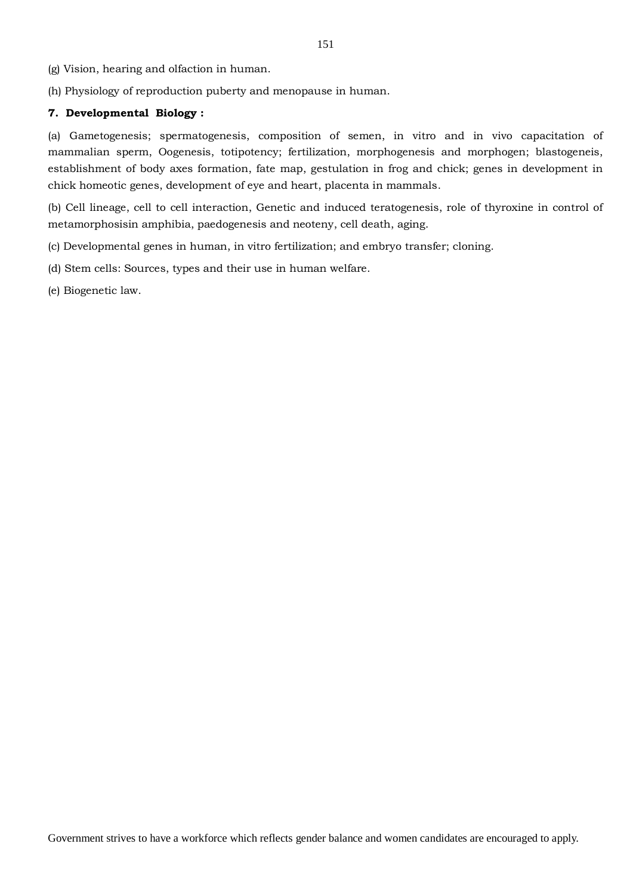(g) Vision, hearing and olfaction in human.

(h) Physiology of reproduction puberty and menopause in human.

**7. Developmental Biology :**

(a) Gametogenesis; spermatogenesis, composition of semen, in vitro and in vivo capacitation of mammalian sperm, Oogenesis, totipotency; fertilization, morphogenesis and morphogen; blastogeneis, establishment of body axes formation, fate map, gestulation in frog and chick; genes in development in chick homeotic genes, development of eye and heart, placenta in mammals.

(b) Cell lineage, cell to cell interaction, Genetic and induced teratogenesis, role of thyroxine in control of metamorphosisin amphibia, paedogenesis and neoteny, cell death, aging.

(c) Developmental genes in human, in vitro fertilization; and embryo transfer; cloning.

(d) Stem cells: Sources, types and their use in human welfare.

(e) Biogenetic law.

Government strives to have a workforce which reflects gender balance and women candidates are encouraged to apply.